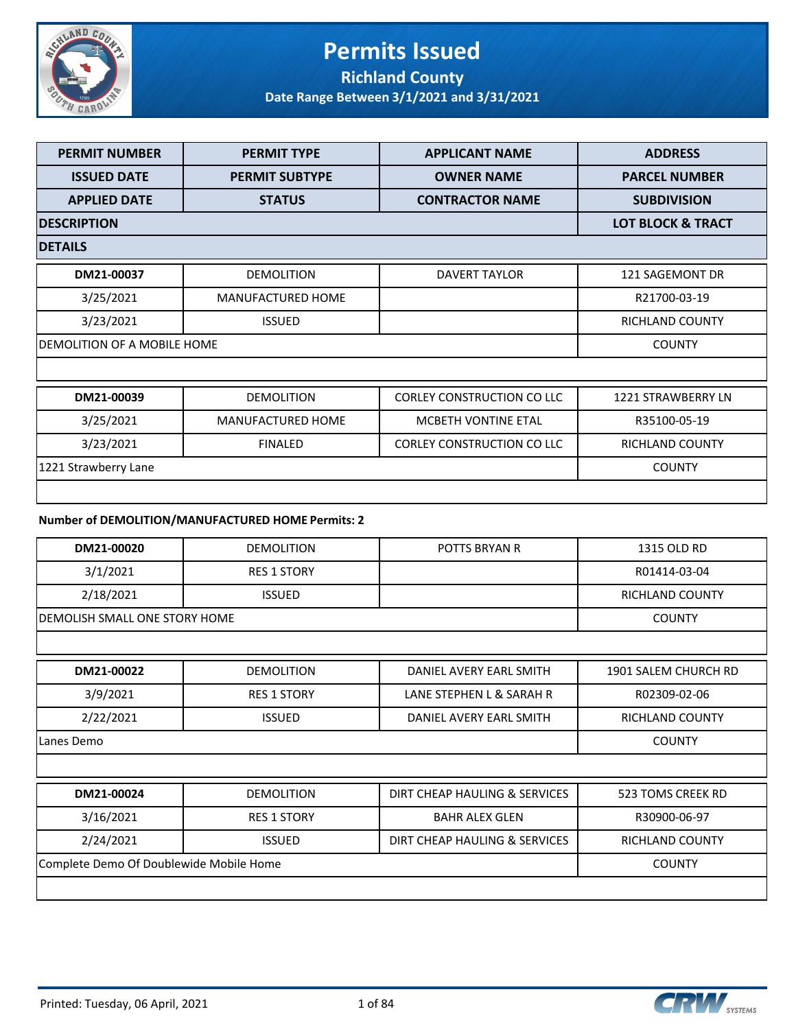# Permits Issued

## Richland County

### Date Range Between 3/1/2021 and 3/31/2021

| PERMIT NUMBER | PERMIT TYPE | APPLICANT NAME | ADDRESS |
|---|---|---|---|
| **ISSUED DATE** | **PERMIT SUBTYPE** | **OWNER NAME** | **PARCEL NUMBER** |
| **APPLIED DATE** | **STATUS** | **CONTRACTOR NAME** | **SUBDIVISION** |
| **DESCRIPTION** | | | **LOT BLOCK & TRACT** |
| **DETAILS** | | | |

| | | | |
|---|---|---|---|
| DM21-00037 | DEMOLITION | DAVERT TAYLOR | 121 SAGEMONT DR |
| 3/25/2021 | MANUFACTURED HOME | | R21700-03-19 |
| 3/23/2021 | ISSUED | | RICHLAND COUNTY |
| DEMOLITION OF A MOBILE HOME | | | COUNTY |
| | | | |

| | | | |
|---|---|---|---|
| DM21-00039 | DEMOLITION | CORLEY CONSTRUCTION CO LLC | 1221 STRAWBERRY LN |
| 3/25/2021 | MANUFACTURED HOME | MCBETH VONTINE ETAL | R35100-05-19 |
| 3/23/2021 | FINALED | CORLEY CONSTRUCTION CO LLC | RICHLAND COUNTY |
| 1221 Strawberry Lane | | | COUNTY |
| | | | |

**Number of DEMOLITION/MANUFACTURED HOME Permits: 2**

| | | | |
|---|---|---|---|
| DM21-00020 | DEMOLITION | POTTS BRYAN R | 1315 OLD RD |
| 3/1/2021 | RES 1 STORY | | R01414-03-04 |
| 2/18/2021 | ISSUED | | RICHLAND COUNTY |
| DEMOLISH SMALL ONE STORY HOME | | | COUNTY |
| | | | |

| | | | |
|---|---|---|---|
| DM21-00022 | DEMOLITION | DANIEL AVERY EARL SMITH | 1901 SALEM CHURCH RD |
| 3/9/2021 | RES 1 STORY | LANE STEPHEN L & SARAH R | R02309-02-06 |
| 2/22/2021 | ISSUED | DANIEL AVERY EARL SMITH | RICHLAND COUNTY |
| Lanes Demo | | | COUNTY |
| | | | |

| | | | |
|---|---|---|---|
| DM21-00024 | DEMOLITION | DIRT CHEAP HAULING & SERVICES | 523 TOMS CREEK RD |
| 3/16/2021 | RES 1 STORY | BAHR ALEX GLEN | R30900-06-97 |
| 2/24/2021 | ISSUED | DIRT CHEAP HAULING & SERVICES | RICHLAND COUNTY |
| Complete Demo Of Doublewide Mobile Home | | | COUNTY |
| | | | |

Printed: Tuesday, 06 April, 2021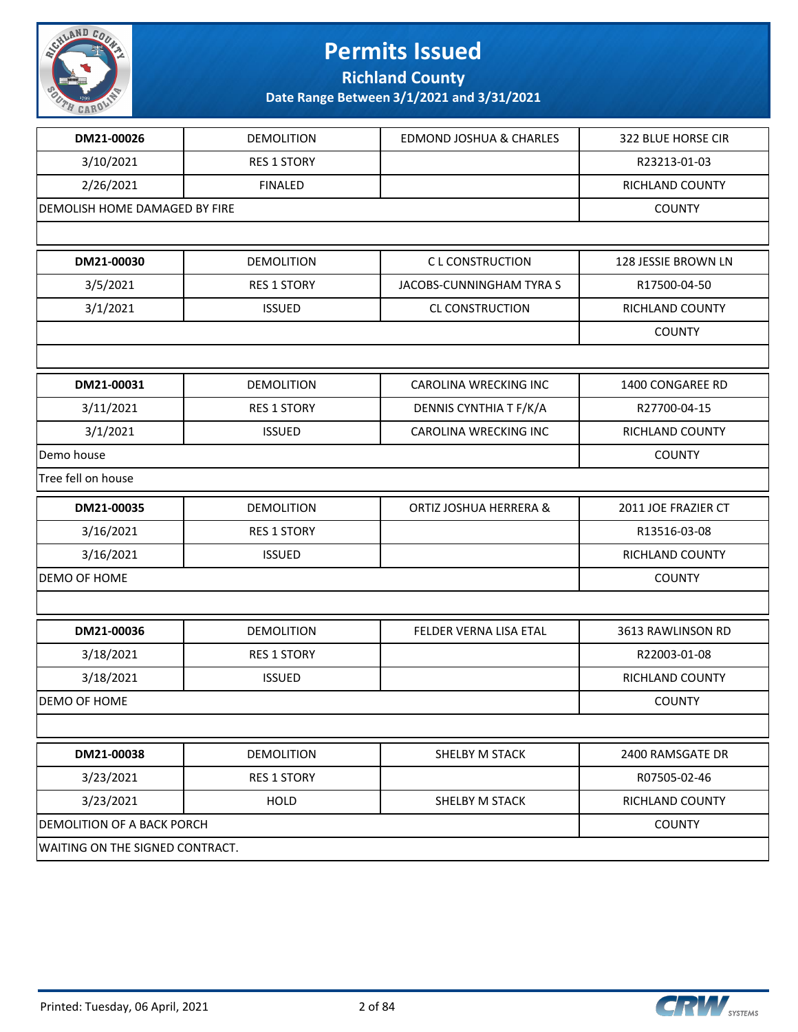# Permits Issued

## Richland County

**Date Range Between 3/1/2021 and 3/31/2021**

| DM21-00026 | DEMOLITION | EDMOND JOSHUA & CHARLES | 322 BLUE HORSE CIR |
|---|---|---|---|
| 3/10/2021 | RES 1 STORY | | R23213-01-03 |
| 2/26/2021 | FINALED | | RICHLAND COUNTY |
| DEMOLISH HOME DAMAGED BY FIRE | | | COUNTY |
| | | | |

| DM21-00030 | DEMOLITION | C L CONSTRUCTION | 128 JESSIE BROWN LN |
|---|---|---|---|
| 3/5/2021 | RES 1 STORY | JACOBS-CUNNINGHAM TYRA S | R17500-04-50 |
| 3/1/2021 | ISSUED | CL CONSTRUCTION | RICHLAND COUNTY |
| | | | COUNTY |
| | | | |

| DM21-00031 | DEMOLITION | CAROLINA WRECKING INC | 1400 CONGAREE RD |
|---|---|---|---|
| 3/11/2021 | RES 1 STORY | DENNIS CYNTHIA T F/K/A | R27700-04-15 |
| 3/1/2021 | ISSUED | CAROLINA WRECKING INC | RICHLAND COUNTY |
| Demo house | | | COUNTY |
| Tree fell on house | | | |

| DM21-00035 | DEMOLITION | ORTIZ JOSHUA HERRERA & | 2011 JOE FRAZIER CT |
|---|---|---|---|
| 3/16/2021 | RES 1 STORY | | R13516-03-08 |
| 3/16/2021 | ISSUED | | RICHLAND COUNTY |
| DEMO OF HOME | | | COUNTY |
| | | | |

| DM21-00036 | DEMOLITION | FELDER VERNA LISA ETAL | 3613 RAWLINSON RD |
|---|---|---|---|
| 3/18/2021 | RES 1 STORY | | R22003-01-08 |
| 3/18/2021 | ISSUED | | RICHLAND COUNTY |
| DEMO OF HOME | | | COUNTY |
| | | | |

| DM21-00038 | DEMOLITION | SHELBY M STACK | 2400 RAMSGATE DR |
|---|---|---|---|
| 3/23/2021 | RES 1 STORY | | R07505-02-46 |
| 3/23/2021 | HOLD | SHELBY M STACK | RICHLAND COUNTY |
| DEMOLITION OF A BACK PORCH | | | COUNTY |
| WAITING ON THE SIGNED CONTRACT. | | | |

Printed: Tuesday, 06 April, 2021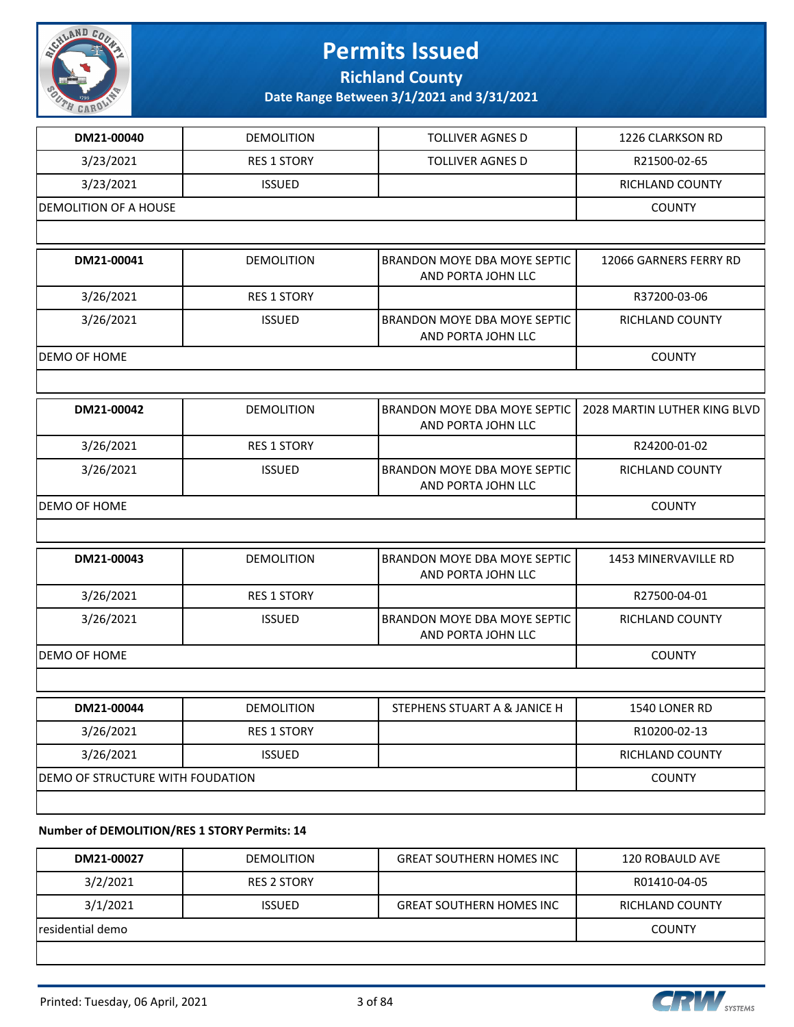| DM21-00040 | DEMOLITION | TOLLIVER AGNES D | 1226 CLARKSON RD |
|---|---|---|---|
| 3/23/2021 | RES 1 STORY | TOLLIVER AGNES D | R21500-02-65 |
| 3/23/2021 | ISSUED | | RICHLAND COUNTY |
| DEMOLITION OF A HOUSE | | | COUNTY |

| DM21-00041 | DEMOLITION | BRANDON MOYE DBA MOYE SEPTIC AND PORTA JOHN LLC | 12066 GARNERS FERRY RD |
|---|---|---|---|
| 3/26/2021 | RES 1 STORY | | R37200-03-06 |
| 3/26/2021 | ISSUED | BRANDON MOYE DBA MOYE SEPTIC AND PORTA JOHN LLC | RICHLAND COUNTY |
| DEMO OF HOME | | | COUNTY |

| DM21-00042 | DEMOLITION | BRANDON MOYE DBA MOYE SEPTIC AND PORTA JOHN LLC | 2028 MARTIN LUTHER KING BLVD |
|---|---|---|---|
| 3/26/2021 | RES 1 STORY | | R24200-01-02 |
| 3/26/2021 | ISSUED | BRANDON MOYE DBA MOYE SEPTIC AND PORTA JOHN LLC | RICHLAND COUNTY |
| DEMO OF HOME | | | COUNTY |

| DM21-00043 | DEMOLITION | BRANDON MOYE DBA MOYE SEPTIC AND PORTA JOHN LLC | 1453 MINERVAVILLE RD |
|---|---|---|---|
| 3/26/2021 | RES 1 STORY | | R27500-04-01 |
| 3/26/2021 | ISSUED | BRANDON MOYE DBA MOYE SEPTIC AND PORTA JOHN LLC | RICHLAND COUNTY |
| DEMO OF HOME | | | COUNTY |

| DM21-00044 | DEMOLITION | STEPHENS STUART A & JANICE H | 1540 LONER RD |
|---|---|---|---|
| 3/26/2021 | RES 1 STORY | | R10200-02-13 |
| 3/26/2021 | ISSUED | | RICHLAND COUNTY |
| DEMO OF STRUCTURE WITH FOUDATION | | | COUNTY |

**Number of DEMOLITION/RES 1 STORY Permits: 14**

| DM21-00027 | DEMOLITION | GREAT SOUTHERN HOMES INC | 120 ROBAULD AVE |
|---|---|---|---|
| 3/2/2021 | RES 2 STORY | | R01410-04-05 |
| 3/1/2021 | ISSUED | GREAT SOUTHERN HOMES INC | RICHLAND COUNTY |
| residential demo | | | COUNTY |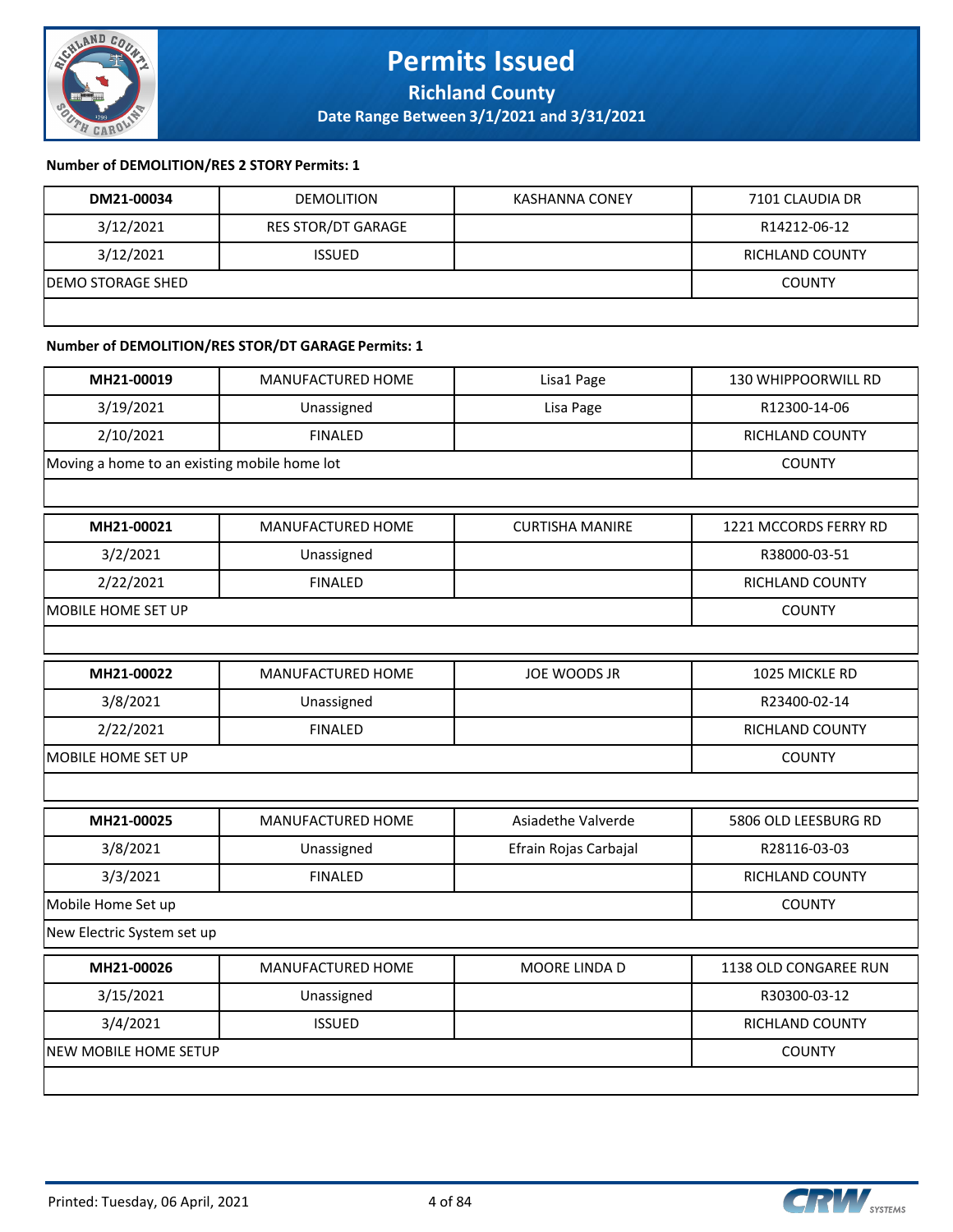**Number of DEMOLITION/RES 2 STORY Permits: 1**

| DM21-00034 | DEMOLITION | KASHANNA CONEY | 7101 CLAUDIA DR |
|---|---|---|---|
| 3/12/2021 | RES STOR/DT GARAGE | | R14212-06-12 |
| 3/12/2021 | ISSUED | | RICHLAND COUNTY |
| DEMO STORAGE SHED | | | COUNTY |
| | | | |

**Number of DEMOLITION/RES STOR/DT GARAGE Permits: 1**

| MH21-00019 | MANUFACTURED HOME | Lisa1 Page | 130 WHIPPOORWILL RD |
|---|---|---|---|
| 3/19/2021 | Unassigned | Lisa Page | R12300-14-06 |
| 2/10/2021 | FINALED | | RICHLAND COUNTY |
| Moving a home to an existing mobile home lot | | | COUNTY |
| | | | |

| MH21-00021 | MANUFACTURED HOME | CURTISHA MANIRE | 1221 MCCORDS FERRY RD |
|---|---|---|---|
| 3/2/2021 | Unassigned | | R38000-03-51 |
| 2/22/2021 | FINALED | | RICHLAND COUNTY |
| MOBILE HOME SET UP | | | COUNTY |
| | | | |

| MH21-00022 | MANUFACTURED HOME | JOE WOODS JR | 1025 MICKLE RD |
|---|---|---|---|
| 3/8/2021 | Unassigned | | R23400-02-14 |
| 2/22/2021 | FINALED | | RICHLAND COUNTY |
| MOBILE HOME SET UP | | | COUNTY |
| | | | |

| MH21-00025 | MANUFACTURED HOME | Asiadethe Valverde | 5806 OLD LEESBURG RD |
|---|---|---|---|
| 3/8/2021 | Unassigned | Efrain Rojas Carbajal | R28116-03-03 |
| 3/3/2021 | FINALED | | RICHLAND COUNTY |
| Mobile Home Set up | | | COUNTY |
| New Electric System set up | | | |

| MH21-00026 | MANUFACTURED HOME | MOORE LINDA D | 1138 OLD CONGAREE RUN |
|---|---|---|---|
| 3/15/2021 | Unassigned | | R30300-03-12 |
| 3/4/2021 | ISSUED | | RICHLAND COUNTY |
| NEW MOBILE HOME SETUP | | | COUNTY |
| | | | |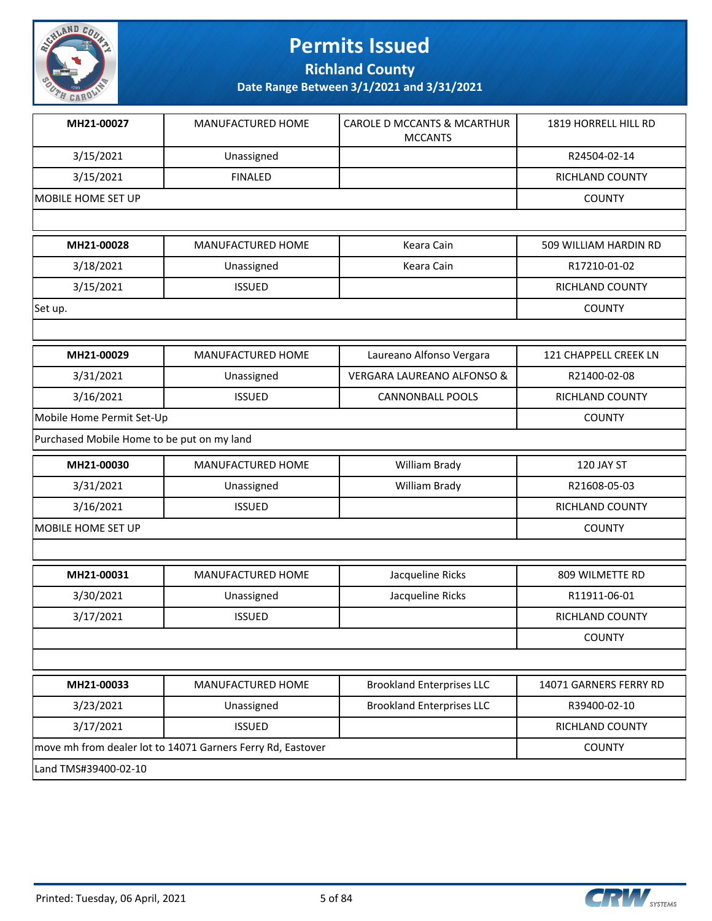# Permits Issued

## Richland County

**Date Range Between 3/1/2021 and 3/31/2021**

| MH21-00027 | MANUFACTURED HOME | CAROLE D MCCANTS & MCARTHUR MCCANTS | 1819 HORRELL HILL RD |
|---|---|---|---|
| 3/15/2021 | Unassigned | | R24504-02-14 |
| 3/15/2021 | FINALED | | RICHLAND COUNTY |
| MOBILE HOME SET UP | | | COUNTY |
| | | | |

| MH21-00028 | MANUFACTURED HOME | Keara Cain | 509 WILLIAM HARDIN RD |
|---|---|---|---|
| 3/18/2021 | Unassigned | Keara Cain | R17210-01-02 |
| 3/15/2021 | ISSUED | | RICHLAND COUNTY |
| Set up. | | | COUNTY |
| | | | |

| MH21-00029 | MANUFACTURED HOME | Laureano Alfonso Vergara | 121 CHAPPELL CREEK LN |
|---|---|---|---|
| 3/31/2021 | Unassigned | VERGARA LAUREANO ALFONSO & | R21400-02-08 |
| 3/16/2021 | ISSUED | CANNONBALL POOLS | RICHLAND COUNTY |
| Mobile Home Permit Set-Up | | | COUNTY |
| Purchased Mobile Home to be put on my land | | | |

| MH21-00030 | MANUFACTURED HOME | William Brady | 120 JAY ST |
|---|---|---|---|
| 3/31/2021 | Unassigned | William Brady | R21608-05-03 |
| 3/16/2021 | ISSUED | | RICHLAND COUNTY |
| MOBILE HOME SET UP | | | COUNTY |
| | | | |

| MH21-00031 | MANUFACTURED HOME | Jacqueline Ricks | 809 WILMETTE RD |
|---|---|---|---|
| 3/30/2021 | Unassigned | Jacqueline Ricks | R11911-06-01 |
| 3/17/2021 | ISSUED | | RICHLAND COUNTY |
| | | | COUNTY |
| | | | |

| MH21-00033 | MANUFACTURED HOME | Brookland Enterprises LLC | 14071 GARNERS FERRY RD |
|---|---|---|---|
| 3/23/2021 | Unassigned | Brookland Enterprises LLC | R39400-02-10 |
| 3/17/2021 | ISSUED | | RICHLAND COUNTY |
| move mh from dealer lot to 14071 Garners Ferry Rd, Eastover | | | COUNTY |
| Land TMS#39400-02-10 | | | |

Printed: Tuesday, 06 April, 2021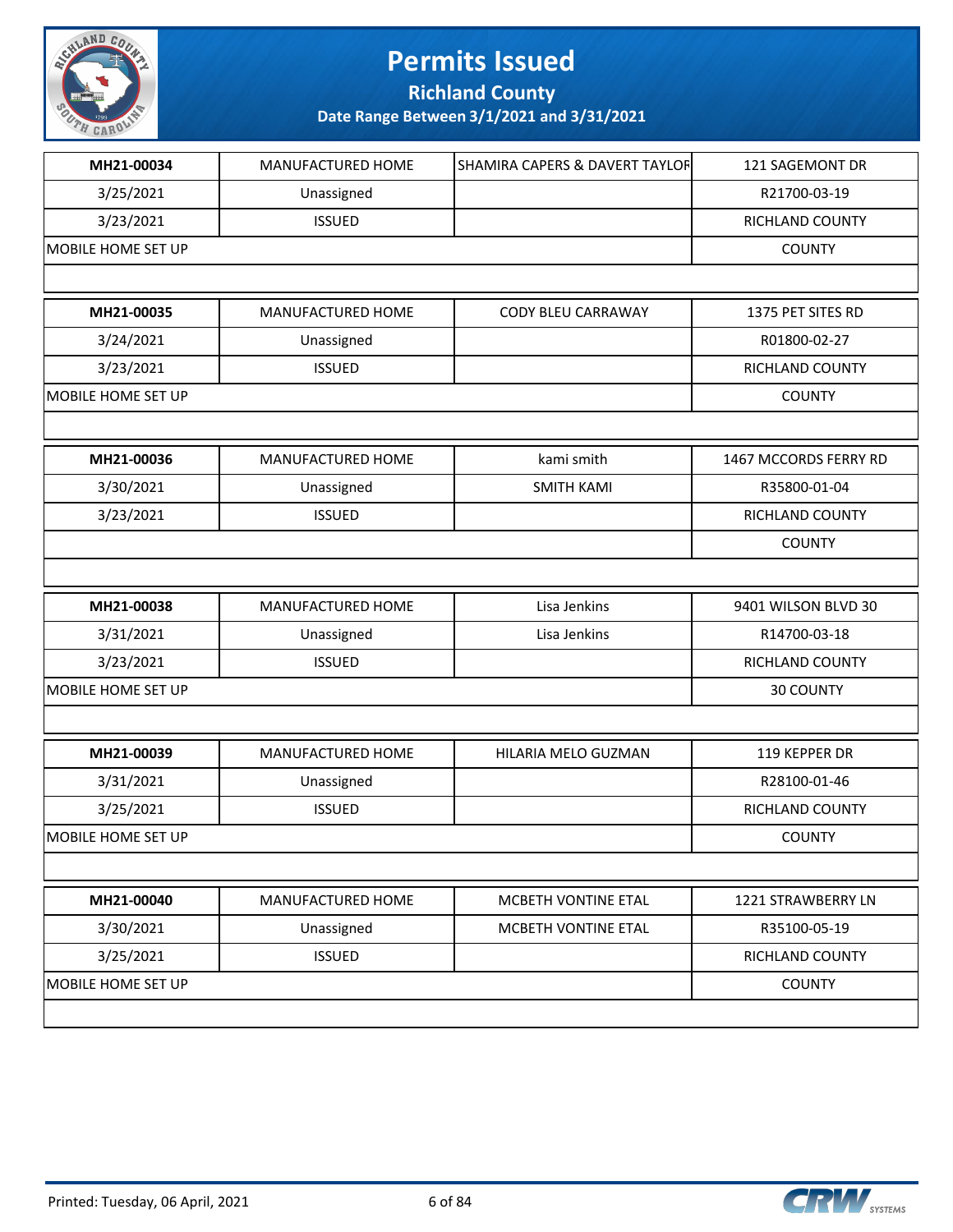# Permits Issued

## Richland County

### Date Range Between 3/1/2021 and 3/31/2021

| | | | |
|---|---|---|---|
| **MH21-00034** | MANUFACTURED HOME | SHAMIRA CAPERS & DAVERT TAYLOR | 121 SAGEMONT DR |
| 3/25/2021 | Unassigned | | R21700-03-19 |
| 3/23/2021 | ISSUED | | RICHLAND COUNTY |
| MOBILE HOME SET UP | | | COUNTY |

| | | | |
|---|---|---|---|
| **MH21-00035** | MANUFACTURED HOME | CODY BLEU CARRAWAY | 1375 PET SITES RD |
| 3/24/2021 | Unassigned | | R01800-02-27 |
| 3/23/2021 | ISSUED | | RICHLAND COUNTY |
| MOBILE HOME SET UP | | | COUNTY |

| | | | |
|---|---|---|---|
| **MH21-00036** | MANUFACTURED HOME | kami smith | 1467 MCCORDS FERRY RD |
| 3/30/2021 | Unassigned | SMITH KAMI | R35800-01-04 |
| 3/23/2021 | ISSUED | | RICHLAND COUNTY |
| | | | COUNTY |

| | | | |
|---|---|---|---|
| **MH21-00038** | MANUFACTURED HOME | Lisa Jenkins | 9401 WILSON BLVD 30 |
| 3/31/2021 | Unassigned | Lisa Jenkins | R14700-03-18 |
| 3/23/2021 | ISSUED | | RICHLAND COUNTY |
| MOBILE HOME SET UP | | | 30 COUNTY |

| | | | |
|---|---|---|---|
| **MH21-00039** | MANUFACTURED HOME | HILARIA MELO GUZMAN | 119 KEPPER DR |
| 3/31/2021 | Unassigned | | R28100-01-46 |
| 3/25/2021 | ISSUED | | RICHLAND COUNTY |
| MOBILE HOME SET UP | | | COUNTY |

| | | | |
|---|---|---|---|
| **MH21-00040** | MANUFACTURED HOME | MCBETH VONTINE ETAL | 1221 STRAWBERRY LN |
| 3/30/2021 | Unassigned | MCBETH VONTINE ETAL | R35100-05-19 |
| 3/25/2021 | ISSUED | | RICHLAND COUNTY |
| MOBILE HOME SET UP | | | COUNTY |

Printed: Tuesday, 06 April, 2021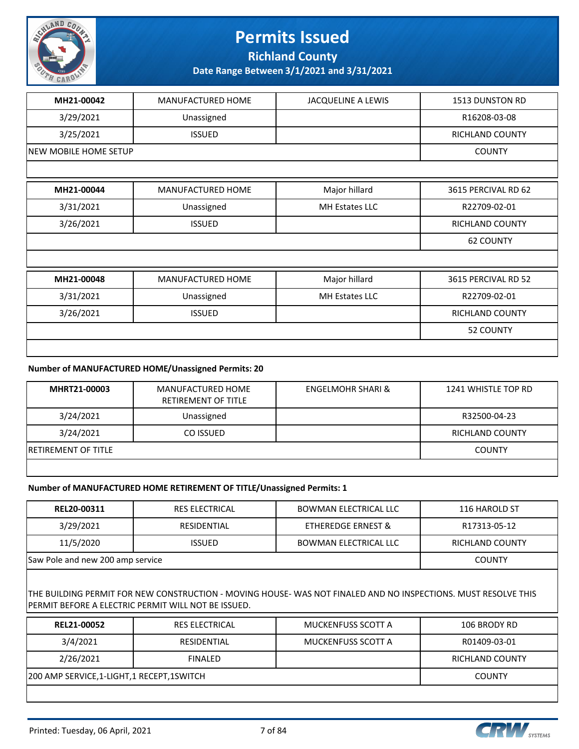# Permits Issued

## Richland County

### Date Range Between 3/1/2021 and 3/31/2021

| MH21-00042 | MANUFACTURED HOME | JACQUELINE A LEWIS | 1513 DUNSTON RD |
|---|---|---|---|
| 3/29/2021 | Unassigned | | R16208-03-08 |
| 3/25/2021 | ISSUED | | RICHLAND COUNTY |
| NEW MOBILE HOME SETUP | | | COUNTY |

| MH21-00044 | MANUFACTURED HOME | Major hillard | 3615 PERCIVAL RD 62 |
|---|---|---|---|
| 3/31/2021 | Unassigned | MH Estates LLC | R22709-02-01 |
| 3/26/2021 | ISSUED | | RICHLAND COUNTY |
| | | | 62 COUNTY |

| MH21-00048 | MANUFACTURED HOME | Major hillard | 3615 PERCIVAL RD 52 |
|---|---|---|---|
| 3/31/2021 | Unassigned | MH Estates LLC | R22709-02-01 |
| 3/26/2021 | ISSUED | | RICHLAND COUNTY |
| | | | 52 COUNTY |

**Number of MANUFACTURED HOME/Unassigned Permits: 20**

| MHRT21-00003 | MANUFACTURED HOME RETIREMENT OF TITLE | ENGELMOHR SHARI & | 1241 WHISTLE TOP RD |
|---|---|---|---|
| 3/24/2021 | Unassigned | | R32500-04-23 |
| 3/24/2021 | CO ISSUED | | RICHLAND COUNTY |
| RETIREMENT OF TITLE | | | COUNTY |

**Number of MANUFACTURED HOME RETIREMENT OF TITLE/Unassigned Permits: 1**

| REL20-00311 | RES ELECTRICAL | BOWMAN ELECTRICAL LLC | 116 HAROLD ST |
|---|---|---|---|
| 3/29/2021 | RESIDENTIAL | ETHEREDGE ERNEST & | R17313-05-12 |
| 11/5/2020 | ISSUED | BOWMAN ELECTRICAL LLC | RICHLAND COUNTY |
| Saw Pole and new 200 amp service | | | COUNTY |

THE BUILDING PERMIT FOR NEW CONSTRUCTION - MOVING HOUSE- WAS NOT FINALED AND NO INSPECTIONS. MUST RESOLVE THIS PERMIT BEFORE A ELECTRIC PERMIT WILL NOT BE ISSUED.

| REL21-00052 | RES ELECTRICAL | MUCKENFUSS SCOTT A | 106 BRODY RD |
|---|---|---|---|
| 3/4/2021 | RESIDENTIAL | MUCKENFUSS SCOTT A | R01409-03-01 |
| 2/26/2021 | FINALED | | RICHLAND COUNTY |
| 200 AMP SERVICE,1-LIGHT,1 RECEPT,1SWITCH | | | COUNTY |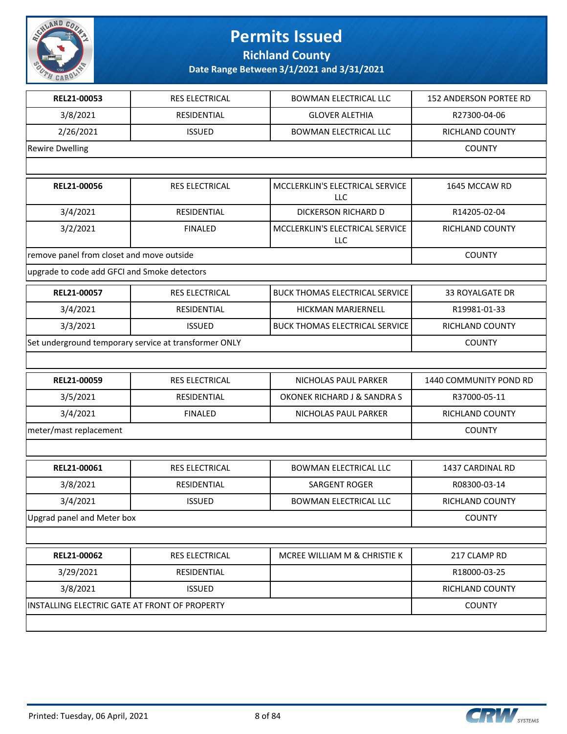# Permits Issued

**Richland County**

**Date Range Between 3/1/2021 and 3/31/2021**

| | | | |
|---|---|---|---|
| **REL21-00053** | RES ELECTRICAL | BOWMAN ELECTRICAL LLC | 152 ANDERSON PORTEE RD |
| 3/8/2021 | RESIDENTIAL | GLOVER ALETHIA | R27300-04-06 |
| 2/26/2021 | ISSUED | BOWMAN ELECTRICAL LLC | RICHLAND COUNTY |
| Rewire Dwelling | | | COUNTY |

| | | | |
|---|---|---|---|
| **REL21-00056** | RES ELECTRICAL | MCCLERKLIN'S ELECTRICAL SERVICE LLC | 1645 MCCAW RD |
| 3/4/2021 | RESIDENTIAL | DICKERSON RICHARD D | R14205-02-04 |
| 3/2/2021 | FINALED | MCCLERKLIN'S ELECTRICAL SERVICE LLC | RICHLAND COUNTY |
| remove panel from closet and move outside | | | COUNTY |
| upgrade to code add GFCI and Smoke detectors | | | |

| | | | |
|---|---|---|---|
| **REL21-00057** | RES ELECTRICAL | BUCK THOMAS ELECTRICAL SERVICE | 33 ROYALGATE DR |
| 3/4/2021 | RESIDENTIAL | HICKMAN MARJERNELL | R19981-01-33 |
| 3/3/2021 | ISSUED | BUCK THOMAS ELECTRICAL SERVICE | RICHLAND COUNTY |
| Set underground temporary service at transformer ONLY | | | COUNTY |

| | | | |
|---|---|---|---|
| **REL21-00059** | RES ELECTRICAL | NICHOLAS PAUL PARKER | 1440 COMMUNITY POND RD |
| 3/5/2021 | RESIDENTIAL | OKONEK RICHARD J & SANDRA S | R37000-05-11 |
| 3/4/2021 | FINALED | NICHOLAS PAUL PARKER | RICHLAND COUNTY |
| meter/mast replacement | | | COUNTY |

| | | | |
|---|---|---|---|
| **REL21-00061** | RES ELECTRICAL | BOWMAN ELECTRICAL LLC | 1437 CARDINAL RD |
| 3/8/2021 | RESIDENTIAL | SARGENT ROGER | R08300-03-14 |
| 3/4/2021 | ISSUED | BOWMAN ELECTRICAL LLC | RICHLAND COUNTY |
| Upgrad panel and Meter box | | | COUNTY |

| | | | |
|---|---|---|---|
| **REL21-00062** | RES ELECTRICAL | MCREE WILLIAM M & CHRISTIE K | 217 CLAMP RD |
| 3/29/2021 | RESIDENTIAL | | R18000-03-25 |
| 3/8/2021 | ISSUED | | RICHLAND COUNTY |
| INSTALLING ELECTRIC GATE AT FRONT OF PROPERTY | | | COUNTY |

Printed: Tuesday, 06 April, 2021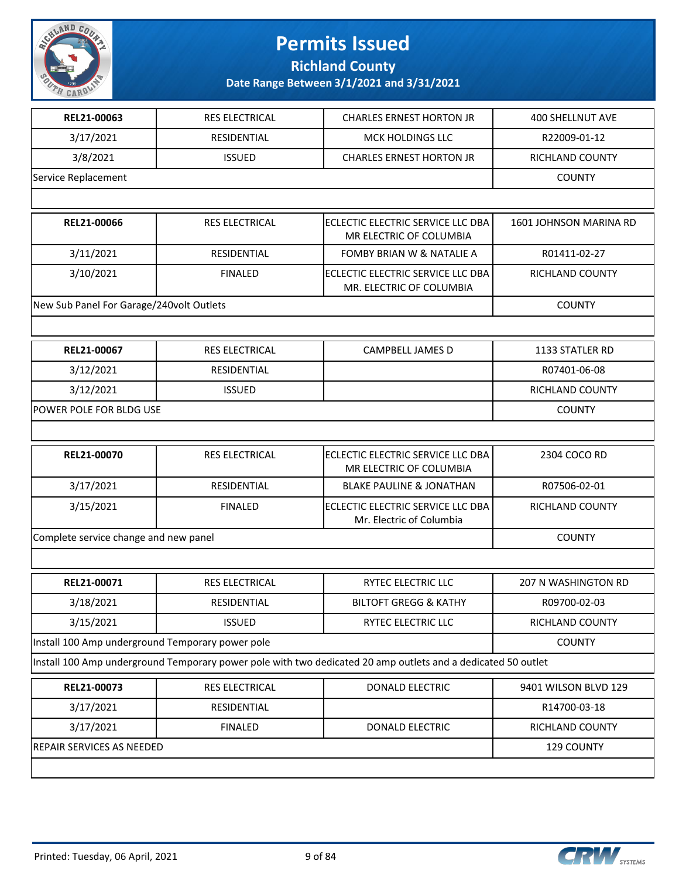# Permits Issued

**Richland County**

**Date Range Between 3/1/2021 and 3/31/2021**

| **REL21-00063** | RES ELECTRICAL | CHARLES ERNEST HORTON JR | 400 SHELLNUT AVE |
|---|---|---|---|
| 3/17/2021 | RESIDENTIAL | MCK HOLDINGS LLC | R22009-01-12 |
| 3/8/2021 | ISSUED | CHARLES ERNEST HORTON JR | RICHLAND COUNTY |
| Service Replacement | | | COUNTY |
| | | | |

| **REL21-00066** | RES ELECTRICAL | ECLECTIC ELECTRIC SERVICE LLC DBA MR ELECTRIC OF COLUMBIA | 1601 JOHNSON MARINA RD |
|---|---|---|---|
| 3/11/2021 | RESIDENTIAL | FOMBY BRIAN W & NATALIE A | R01411-02-27 |
| 3/10/2021 | FINALED | ECLECTIC ELECTRIC SERVICE LLC DBA MR. ELECTRIC OF COLUMBIA | RICHLAND COUNTY |
| New Sub Panel For Garage/240volt Outlets | | | COUNTY |
| | | | |

| **REL21-00067** | RES ELECTRICAL | CAMPBELL JAMES D | 1133 STATLER RD |
|---|---|---|---|
| 3/12/2021 | RESIDENTIAL | | R07401-06-08 |
| 3/12/2021 | ISSUED | | RICHLAND COUNTY |
| POWER POLE FOR BLDG USE | | | COUNTY |
| | | | |

| **REL21-00070** | RES ELECTRICAL | ECLECTIC ELECTRIC SERVICE LLC DBA MR ELECTRIC OF COLUMBIA | 2304 COCO RD |
|---|---|---|---|
| 3/17/2021 | RESIDENTIAL | BLAKE PAULINE & JONATHAN | R07506-02-01 |
| 3/15/2021 | FINALED | ECLECTIC ELECTRIC SERVICE LLC DBA Mr. Electric of Columbia | RICHLAND COUNTY |
| Complete service change and new panel | | | COUNTY |
| | | | |

| **REL21-00071** | RES ELECTRICAL | RYTEC ELECTRIC LLC | 207 N WASHINGTON RD |
|---|---|---|---|
| 3/18/2021 | RESIDENTIAL | BILTOFT GREGG & KATHY | R09700-02-03 |
| 3/15/2021 | ISSUED | RYTEC ELECTRIC LLC | RICHLAND COUNTY |
| Install 100 Amp underground Temporary power pole | | | COUNTY |
| Install 100 Amp underground Temporary power pole with two dedicated 20 amp outlets and a dedicated 50 outlet | | | |

| **REL21-00073** | RES ELECTRICAL | DONALD ELECTRIC | 9401 WILSON BLVD 129 |
|---|---|---|---|
| 3/17/2021 | RESIDENTIAL | | R14700-03-18 |
| 3/17/2021 | FINALED | DONALD ELECTRIC | RICHLAND COUNTY |
| REPAIR SERVICES AS NEEDED | | | 129 COUNTY |
| | | | |

Printed: Tuesday, 06 April, 2021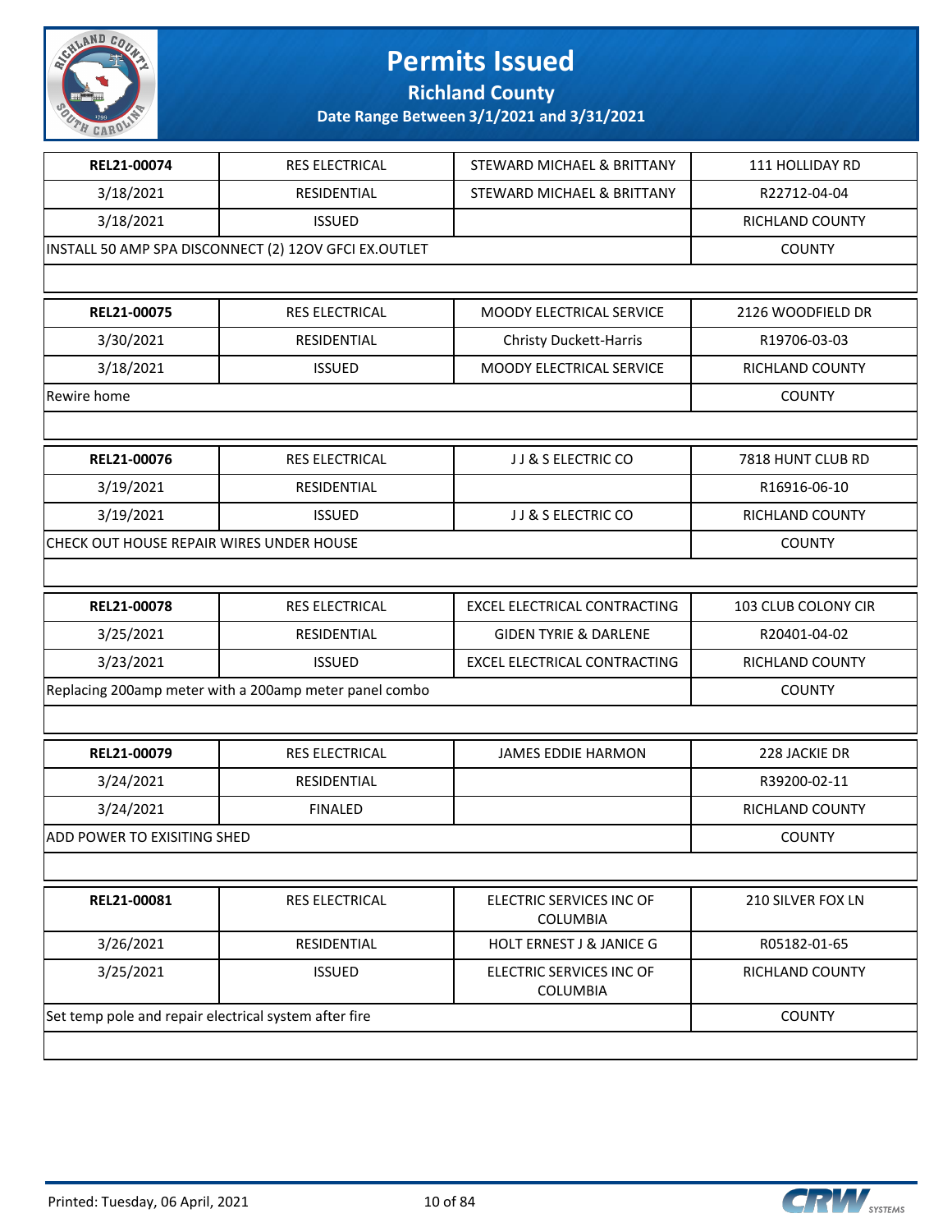# Permits Issued

## Richland County

### Date Range Between 3/1/2021 and 3/31/2021

| REL21-00074 | RES ELECTRICAL | STEWARD MICHAEL & BRITTANY | 111 HOLLIDAY RD |
|---|---|---|---|
| 3/18/2021 | RESIDENTIAL | STEWARD MICHAEL & BRITTANY | R22712-04-04 |
| 3/18/2021 | ISSUED | | RICHLAND COUNTY |
| INSTALL 50 AMP SPA DISCONNECT (2) 12OV GFCI EX.OUTLET | | | COUNTY |

| REL21-00075 | RES ELECTRICAL | MOODY ELECTRICAL SERVICE | 2126 WOODFIELD DR |
|---|---|---|---|
| 3/30/2021 | RESIDENTIAL | Christy Duckett-Harris | R19706-03-03 |
| 3/18/2021 | ISSUED | MOODY ELECTRICAL SERVICE | RICHLAND COUNTY |
| Rewire home | | | COUNTY |

| REL21-00076 | RES ELECTRICAL | J J & S ELECTRIC CO | 7818 HUNT CLUB RD |
|---|---|---|---|
| 3/19/2021 | RESIDENTIAL | | R16916-06-10 |
| 3/19/2021 | ISSUED | J J & S ELECTRIC CO | RICHLAND COUNTY |
| CHECK OUT HOUSE REPAIR WIRES UNDER HOUSE | | | COUNTY |

| REL21-00078 | RES ELECTRICAL | EXCEL ELECTRICAL CONTRACTING | 103 CLUB COLONY CIR |
|---|---|---|---|
| 3/25/2021 | RESIDENTIAL | GIDEN TYRIE & DARLENE | R20401-04-02 |
| 3/23/2021 | ISSUED | EXCEL ELECTRICAL CONTRACTING | RICHLAND COUNTY |
| Replacing 200amp meter with a 200amp meter panel combo | | | COUNTY |

| REL21-00079 | RES ELECTRICAL | JAMES EDDIE HARMON | 228 JACKIE DR |
|---|---|---|---|
| 3/24/2021 | RESIDENTIAL | | R39200-02-11 |
| 3/24/2021 | FINALED | | RICHLAND COUNTY |
| ADD POWER TO EXISITING SHED | | | COUNTY |

| REL21-00081 | RES ELECTRICAL | ELECTRIC SERVICES INC OF COLUMBIA | 210 SILVER FOX LN |
|---|---|---|---|
| 3/26/2021 | RESIDENTIAL | HOLT ERNEST J & JANICE G | R05182-01-65 |
| 3/25/2021 | ISSUED | ELECTRIC SERVICES INC OF COLUMBIA | RICHLAND COUNTY |
| Set temp pole and repair electrical system after fire | | | COUNTY |

Printed: Tuesday, 06 April, 2021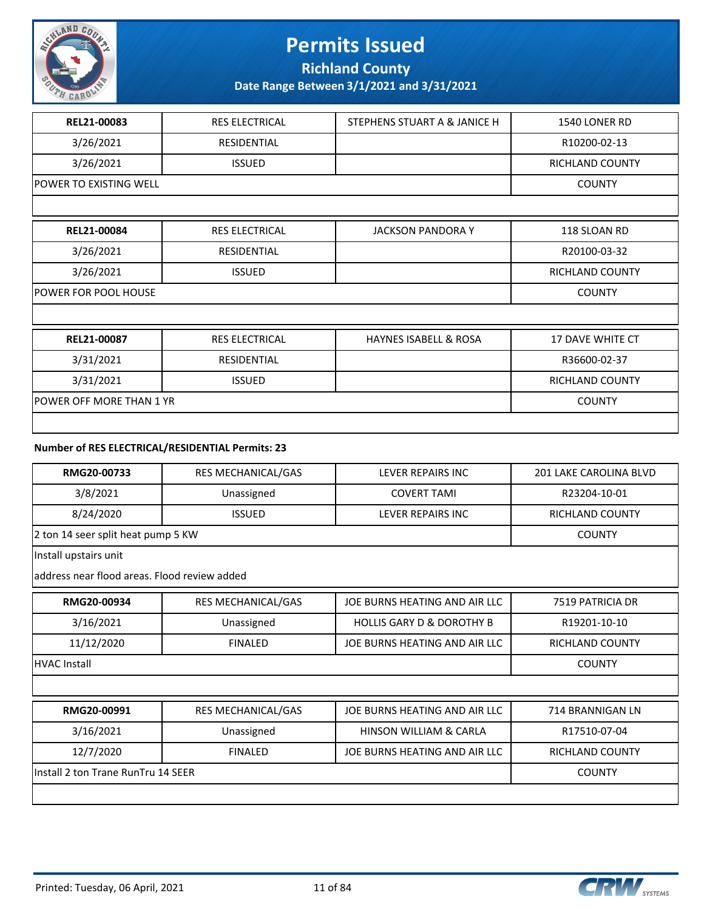# Permits Issued

**Richland County**

**Date Range Between 3/1/2021 and 3/31/2021**

| REL21-00083 | RES ELECTRICAL | STEPHENS STUART A & JANICE H | 1540 LONER RD |
|---|---|---|---|
| 3/26/2021 | RESIDENTIAL | | R10200-02-13 |
| 3/26/2021 | ISSUED | | RICHLAND COUNTY |
| POWER TO EXISTING WELL | | | COUNTY |

| REL21-00084 | RES ELECTRICAL | JACKSON PANDORA Y | 118 SLOAN RD |
|---|---|---|---|
| 3/26/2021 | RESIDENTIAL | | R20100-03-32 |
| 3/26/2021 | ISSUED | | RICHLAND COUNTY |
| POWER FOR POOL HOUSE | | | COUNTY |

| REL21-00087 | RES ELECTRICAL | HAYNES ISABELL & ROSA | 17 DAVE WHITE CT |
|---|---|---|---|
| 3/31/2021 | RESIDENTIAL | | R36600-02-37 |
| 3/31/2021 | ISSUED | | RICHLAND COUNTY |
| POWER OFF MORE THAN 1 YR | | | COUNTY |

**Number of RES ELECTRICAL/RESIDENTIAL Permits: 23**

| RMG20-00733 | RES MECHANICAL/GAS | LEVER REPAIRS INC | 201 LAKE CAROLINA BLVD |
|---|---|---|---|
| 3/8/2021 | Unassigned | COVERT TAMI | R23204-10-01 |
| 8/24/2020 | ISSUED | LEVER REPAIRS INC | RICHLAND COUNTY |
| 2 ton 14 seer split heat pump 5 KW | | | COUNTY |

Install upstairs unit

address near flood areas. Flood review added

| RMG20-00934 | RES MECHANICAL/GAS | JOE BURNS HEATING AND AIR LLC | 7519 PATRICIA DR |
|---|---|---|---|
| 3/16/2021 | Unassigned | HOLLIS GARY D & DOROTHY B | R19201-10-10 |
| 11/12/2020 | FINALED | JOE BURNS HEATING AND AIR LLC | RICHLAND COUNTY |
| HVAC Install | | | COUNTY |

| RMG20-00991 | RES MECHANICAL/GAS | JOE BURNS HEATING AND AIR LLC | 714 BRANNIGAN LN |
|---|---|---|---|
| 3/16/2021 | Unassigned | HINSON WILLIAM & CARLA | R17510-07-04 |
| 12/7/2020 | FINALED | JOE BURNS HEATING AND AIR LLC | RICHLAND COUNTY |
| Install 2 ton Trane RunTru 14 SEER | | | COUNTY |

Printed: Tuesday, 06 April, 2021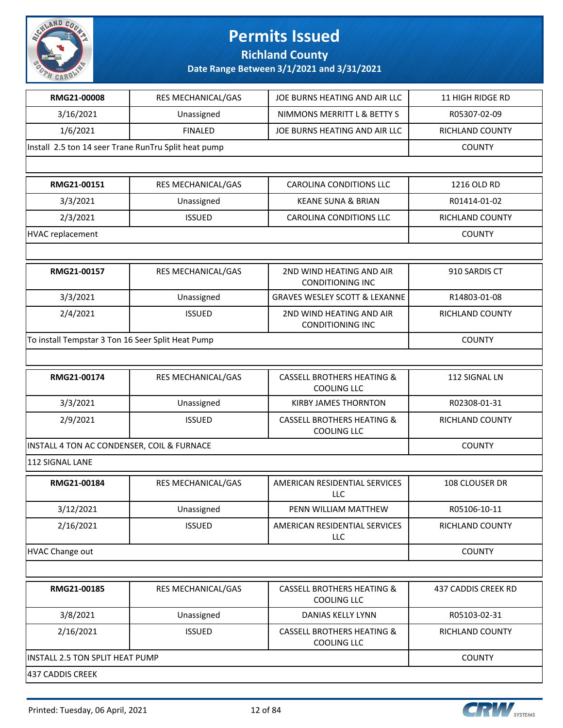# Permits Issued

## Richland County

### Date Range Between 3/1/2021 and 3/31/2021

| RMG21-00008 | RES MECHANICAL/GAS | JOE BURNS HEATING AND AIR LLC | 11 HIGH RIDGE RD |
|---|---|---|---|
| 3/16/2021 | Unassigned | NIMMONS MERRITT L & BETTY S | R05307-02-09 |
| 1/6/2021 | FINALED | JOE BURNS HEATING AND AIR LLC | RICHLAND COUNTY |
| Install 2.5 ton 14 seer Trane RunTru Split heat pump | | | COUNTY |

| RMG21-00151 | RES MECHANICAL/GAS | CAROLINA CONDITIONS LLC | 1216 OLD RD |
|---|---|---|---|
| 3/3/2021 | Unassigned | KEANE SUNA & BRIAN | R01414-01-02 |
| 2/3/2021 | ISSUED | CAROLINA CONDITIONS LLC | RICHLAND COUNTY |
| HVAC replacement | | | COUNTY |

| RMG21-00157 | RES MECHANICAL/GAS | 2ND WIND HEATING AND AIR CONDITIONING INC | 910 SARDIS CT |
|---|---|---|---|
| 3/3/2021 | Unassigned | GRAVES WESLEY SCOTT & LEXANNE | R14803-01-08 |
| 2/4/2021 | ISSUED | 2ND WIND HEATING AND AIR CONDITIONING INC | RICHLAND COUNTY |
| To install Tempstar 3 Ton 16 Seer Split Heat Pump | | | COUNTY |

| RMG21-00174 | RES MECHANICAL/GAS | CASSELL BROTHERS HEATING & COOLING LLC | 112 SIGNAL LN |
|---|---|---|---|
| 3/3/2021 | Unassigned | KIRBY JAMES THORNTON | R02308-01-31 |
| 2/9/2021 | ISSUED | CASSELL BROTHERS HEATING & COOLING LLC | RICHLAND COUNTY |
| INSTALL 4 TON AC CONDENSER, COIL & FURNACE | | | COUNTY |
| 112 SIGNAL LANE | | | |

| RMG21-00184 | RES MECHANICAL/GAS | AMERICAN RESIDENTIAL SERVICES LLC | 108 CLOUSER DR |
|---|---|---|---|
| 3/12/2021 | Unassigned | PENN WILLIAM MATTHEW | R05106-10-11 |
| 2/16/2021 | ISSUED | AMERICAN RESIDENTIAL SERVICES LLC | RICHLAND COUNTY |
| HVAC Change out | | | COUNTY |

| RMG21-00185 | RES MECHANICAL/GAS | CASSELL BROTHERS HEATING & COOLING LLC | 437 CADDIS CREEK RD |
|---|---|---|---|
| 3/8/2021 | Unassigned | DANIAS KELLY LYNN | R05103-02-31 |
| 2/16/2021 | ISSUED | CASSELL BROTHERS HEATING & COOLING LLC | RICHLAND COUNTY |
| INSTALL 2.5 TON SPLIT HEAT PUMP | | | COUNTY |
| 437 CADDIS CREEK | | | |

Printed: Tuesday, 06 April, 2021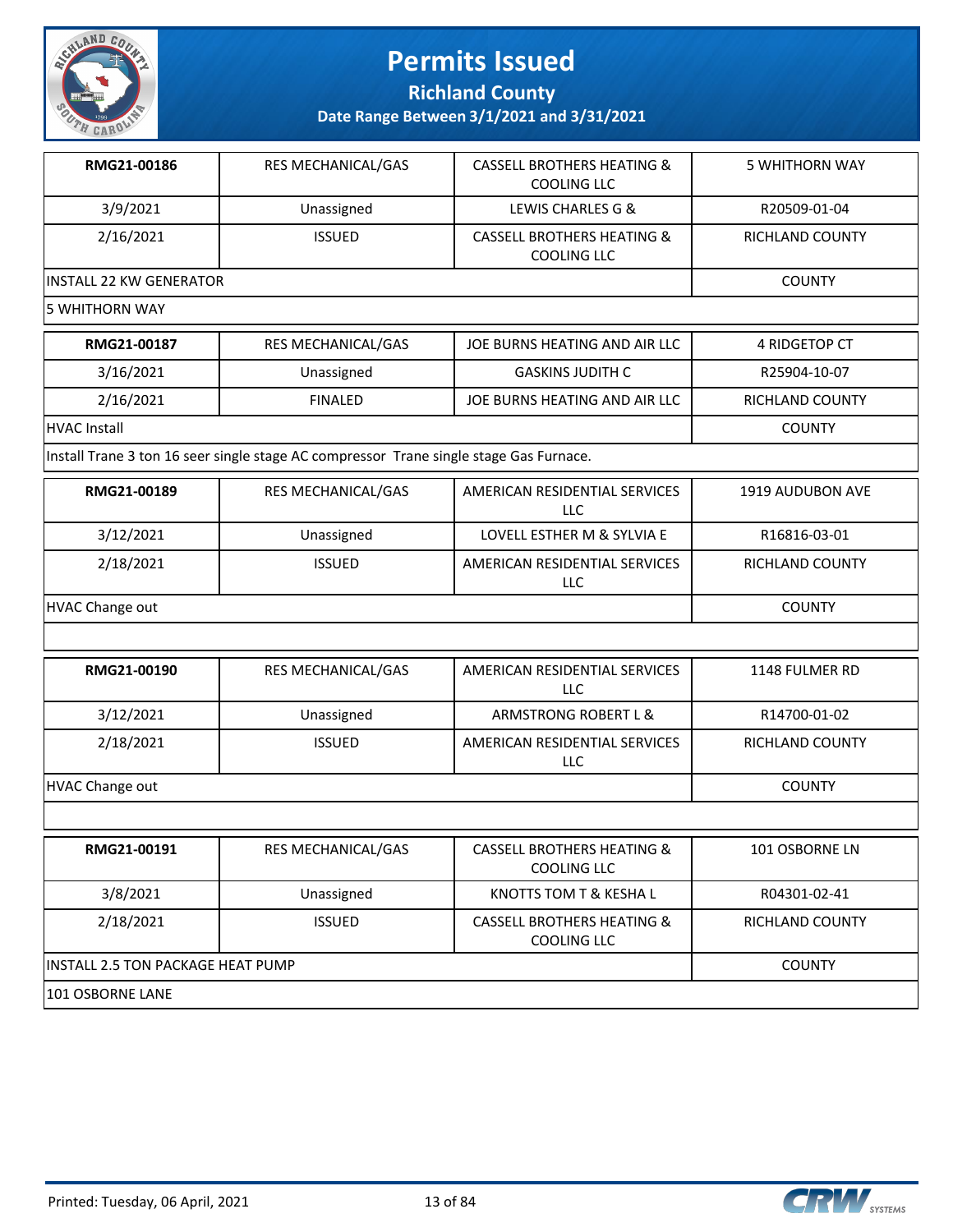# Permits Issued

**Richland County**

**Date Range Between 3/1/2021 and 3/31/2021**

| **RMG21-00186** | RES MECHANICAL/GAS | CASSELL BROTHERS HEATING & COOLING LLC | 5 WHITHORN WAY |
|---|---|---|---|
| 3/9/2021 | Unassigned | LEWIS CHARLES G & | R20509-01-04 |
| 2/16/2021 | ISSUED | CASSELL BROTHERS HEATING & COOLING LLC | RICHLAND COUNTY |
| INSTALL 22 KW GENERATOR | | | COUNTY |
| 5 WHITHORN WAY | | | |

| **RMG21-00187** | RES MECHANICAL/GAS | JOE BURNS HEATING AND AIR LLC | 4 RIDGETOP CT |
|---|---|---|---|
| 3/16/2021 | Unassigned | GASKINS JUDITH C | R25904-10-07 |
| 2/16/2021 | FINALED | JOE BURNS HEATING AND AIR LLC | RICHLAND COUNTY |
| HVAC Install | | | COUNTY |
| Install Trane 3 ton 16 seer single stage AC compressor Trane single stage Gas Furnace. | | | |

| **RMG21-00189** | RES MECHANICAL/GAS | AMERICAN RESIDENTIAL SERVICES LLC | 1919 AUDUBON AVE |
|---|---|---|---|
| 3/12/2021 | Unassigned | LOVELL ESTHER M & SYLVIA E | R16816-03-01 |
| 2/18/2021 | ISSUED | AMERICAN RESIDENTIAL SERVICES LLC | RICHLAND COUNTY |
| HVAC Change out | | | COUNTY |
| | | | |

| **RMG21-00190** | RES MECHANICAL/GAS | AMERICAN RESIDENTIAL SERVICES LLC | 1148 FULMER RD |
|---|---|---|---|
| 3/12/2021 | Unassigned | ARMSTRONG ROBERT L & | R14700-01-02 |
| 2/18/2021 | ISSUED | AMERICAN RESIDENTIAL SERVICES LLC | RICHLAND COUNTY |
| HVAC Change out | | | COUNTY |
| | | | |

| **RMG21-00191** | RES MECHANICAL/GAS | CASSELL BROTHERS HEATING & COOLING LLC | 101 OSBORNE LN |
|---|---|---|---|
| 3/8/2021 | Unassigned | KNOTTS TOM T & KESHA L | R04301-02-41 |
| 2/18/2021 | ISSUED | CASSELL BROTHERS HEATING & COOLING LLC | RICHLAND COUNTY |
| INSTALL 2.5 TON PACKAGE HEAT PUMP | | | COUNTY |
| 101 OSBORNE LANE | | | |

Printed: Tuesday, 06 April, 2021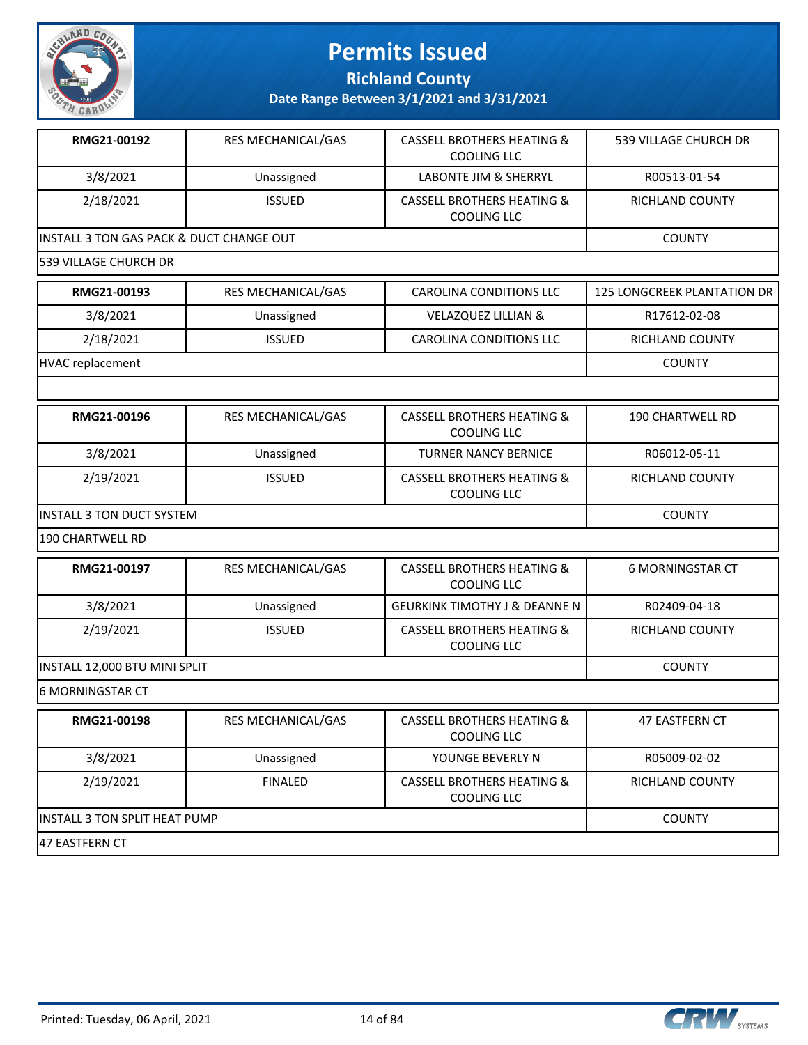# Permits Issued

## Richland County

### Date Range Between 3/1/2021 and 3/31/2021

| RMG21-00192 | RES MECHANICAL/GAS | CASSELL BROTHERS HEATING & COOLING LLC | 539 VILLAGE CHURCH DR |
|---|---|---|---|
| 3/8/2021 | Unassigned | LABONTE JIM & SHERRYL | R00513-01-54 |
| 2/18/2021 | ISSUED | CASSELL BROTHERS HEATING & COOLING LLC | RICHLAND COUNTY |
| INSTALL 3 TON GAS PACK & DUCT CHANGE OUT | | | COUNTY |
| 539 VILLAGE CHURCH DR | | | |

| RMG21-00193 | RES MECHANICAL/GAS | CAROLINA CONDITIONS LLC | 125 LONGCREEK PLANTATION DR |
|---|---|---|---|
| 3/8/2021 | Unassigned | VELAZQUEZ LILLIAN & | R17612-02-08 |
| 2/18/2021 | ISSUED | CAROLINA CONDITIONS LLC | RICHLAND COUNTY |
| HVAC replacement | | | COUNTY |
| | | | |

| RMG21-00196 | RES MECHANICAL/GAS | CASSELL BROTHERS HEATING & COOLING LLC | 190 CHARTWELL RD |
|---|---|---|---|
| 3/8/2021 | Unassigned | TURNER NANCY BERNICE | R06012-05-11 |
| 2/19/2021 | ISSUED | CASSELL BROTHERS HEATING & COOLING LLC | RICHLAND COUNTY |
| INSTALL 3 TON DUCT SYSTEM | | | COUNTY |
| 190 CHARTWELL RD | | | |

| RMG21-00197 | RES MECHANICAL/GAS | CASSELL BROTHERS HEATING & COOLING LLC | 6 MORNINGSTAR CT |
|---|---|---|---|
| 3/8/2021 | Unassigned | GEURKINK TIMOTHY J & DEANNE N | R02409-04-18 |
| 2/19/2021 | ISSUED | CASSELL BROTHERS HEATING & COOLING LLC | RICHLAND COUNTY |
| INSTALL 12,000 BTU MINI SPLIT | | | COUNTY |
| 6 MORNINGSTAR CT | | | |

| RMG21-00198 | RES MECHANICAL/GAS | CASSELL BROTHERS HEATING & COOLING LLC | 47 EASTFERN CT |
|---|---|---|---|
| 3/8/2021 | Unassigned | YOUNGE BEVERLY N | R05009-02-02 |
| 2/19/2021 | FINALED | CASSELL BROTHERS HEATING & COOLING LLC | RICHLAND COUNTY |
| INSTALL 3 TON SPLIT HEAT PUMP | | | COUNTY |
| 47 EASTFERN CT | | | |

Printed: Tuesday, 06 April, 2021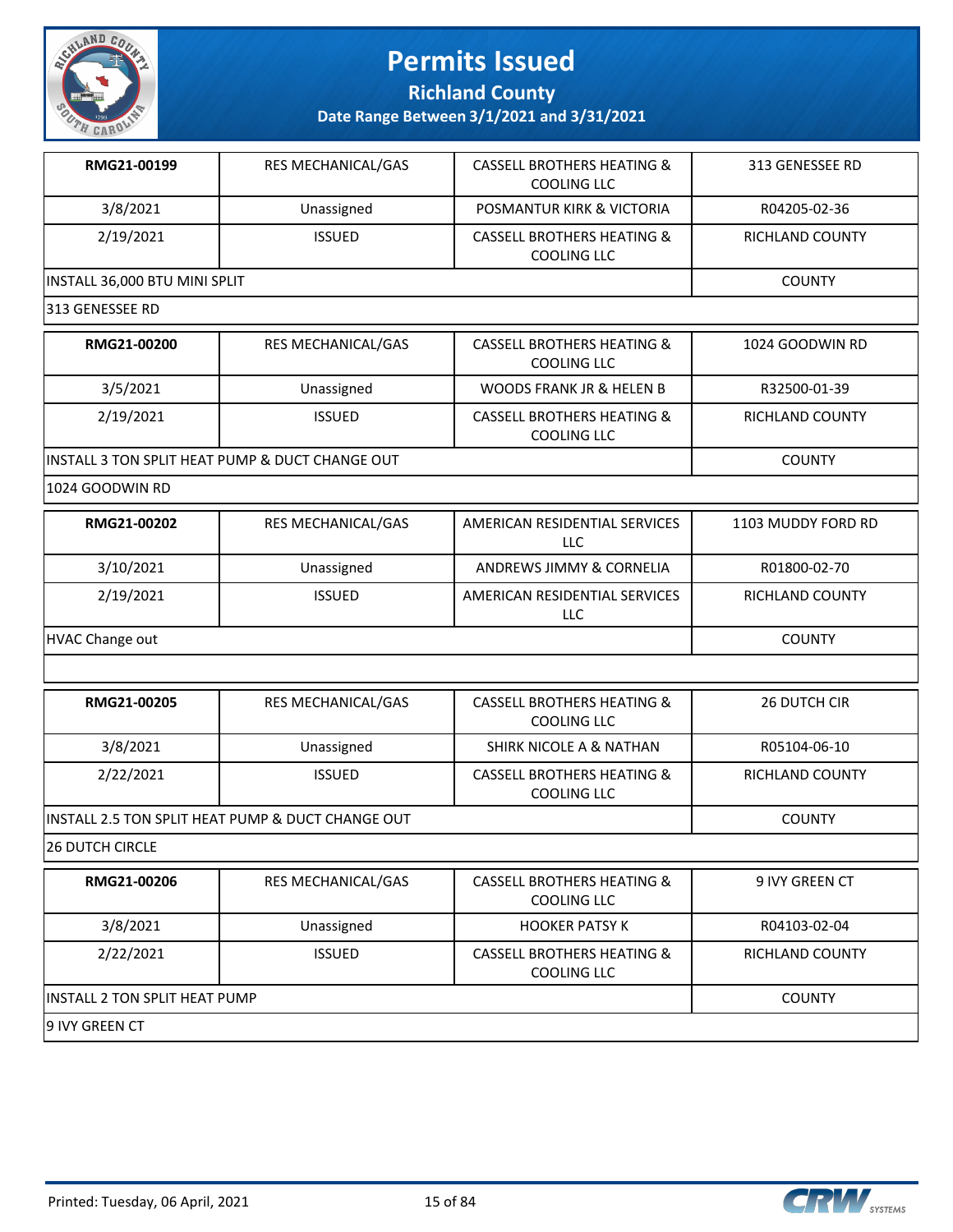# Permits Issued

## Richland County

### Date Range Between 3/1/2021 and 3/31/2021

| | | | |
|---|---|---|---|
| **RMG21-00199** | RES MECHANICAL/GAS | CASSELL BROTHERS HEATING & COOLING LLC | 313 GENESSEE RD |
| 3/8/2021 | Unassigned | POSMANTUR KIRK & VICTORIA | R04205-02-36 |
| 2/19/2021 | ISSUED | CASSELL BROTHERS HEATING & COOLING LLC | RICHLAND COUNTY |
| INSTALL 36,000 BTU MINI SPLIT | | | COUNTY |
| 313 GENESSEE RD | | | |

| | | | |
|---|---|---|---|
| **RMG21-00200** | RES MECHANICAL/GAS | CASSELL BROTHERS HEATING & COOLING LLC | 1024 GOODWIN RD |
| 3/5/2021 | Unassigned | WOODS FRANK JR & HELEN B | R32500-01-39 |
| 2/19/2021 | ISSUED | CASSELL BROTHERS HEATING & COOLING LLC | RICHLAND COUNTY |
| INSTALL 3 TON SPLIT HEAT PUMP & DUCT CHANGE OUT | | | COUNTY |
| 1024 GOODWIN RD | | | |

| | | | |
|---|---|---|---|
| **RMG21-00202** | RES MECHANICAL/GAS | AMERICAN RESIDENTIAL SERVICES LLC | 1103 MUDDY FORD RD |
| 3/10/2021 | Unassigned | ANDREWS JIMMY & CORNELIA | R01800-02-70 |
| 2/19/2021 | ISSUED | AMERICAN RESIDENTIAL SERVICES LLC | RICHLAND COUNTY |
| HVAC Change out | | | COUNTY |
| | | | |

| | | | |
|---|---|---|---|
| **RMG21-00205** | RES MECHANICAL/GAS | CASSELL BROTHERS HEATING & COOLING LLC | 26 DUTCH CIR |
| 3/8/2021 | Unassigned | SHIRK NICOLE A & NATHAN | R05104-06-10 |
| 2/22/2021 | ISSUED | CASSELL BROTHERS HEATING & COOLING LLC | RICHLAND COUNTY |
| INSTALL 2.5 TON SPLIT HEAT PUMP & DUCT CHANGE OUT | | | COUNTY |
| 26 DUTCH CIRCLE | | | |

| | | | |
|---|---|---|---|
| **RMG21-00206** | RES MECHANICAL/GAS | CASSELL BROTHERS HEATING & COOLING LLC | 9 IVY GREEN CT |
| 3/8/2021 | Unassigned | HOOKER PATSY K | R04103-02-04 |
| 2/22/2021 | ISSUED | CASSELL BROTHERS HEATING & COOLING LLC | RICHLAND COUNTY |
| INSTALL 2 TON SPLIT HEAT PUMP | | | COUNTY |
| 9 IVY GREEN CT | | | |

Printed: Tuesday, 06 April, 2021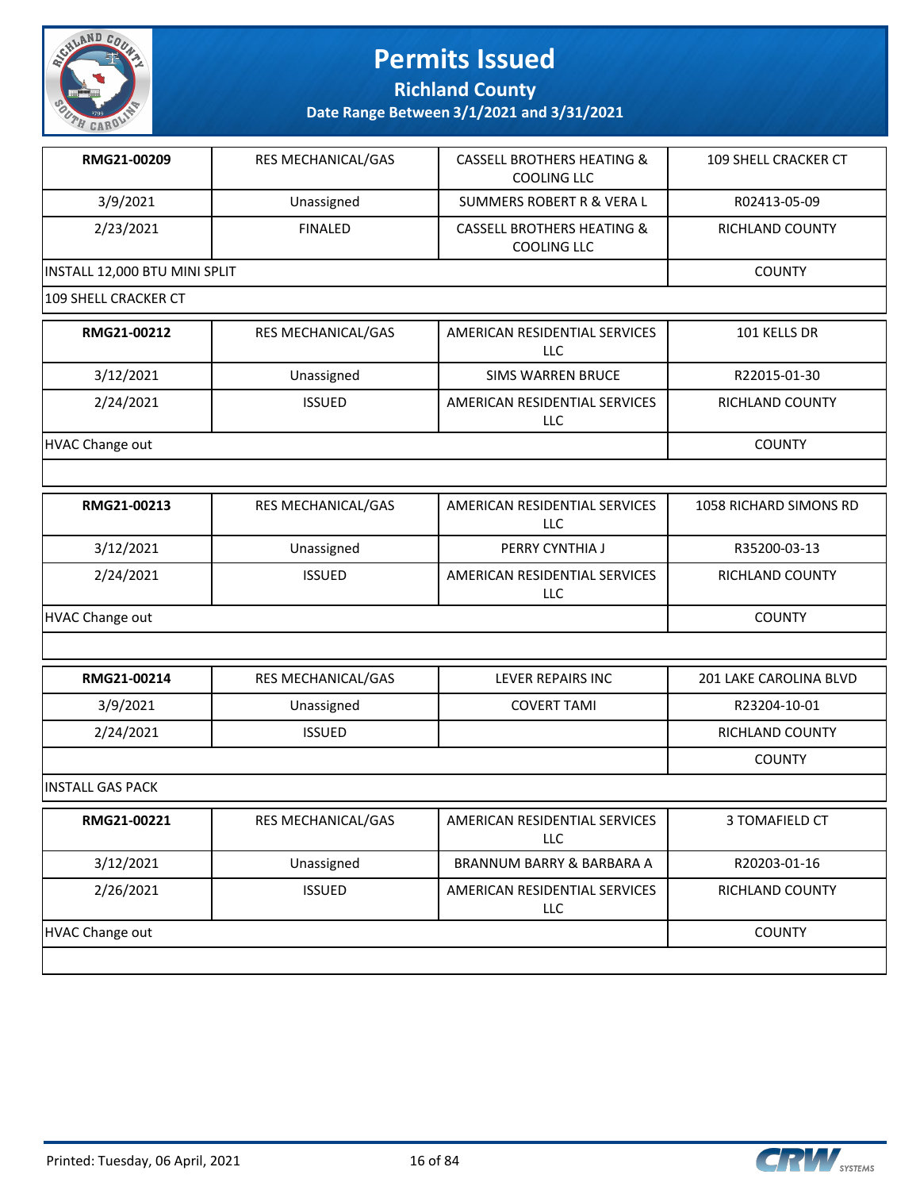# Permits Issued

## Richland County

### Date Range Between 3/1/2021 and 3/31/2021

| | | | |
|---|---|---|---|
| **RMG21-00209** | RES MECHANICAL/GAS | CASSELL BROTHERS HEATING & COOLING LLC | 109 SHELL CRACKER CT |
| 3/9/2021 | Unassigned | SUMMERS ROBERT R & VERA L | R02413-05-09 |
| 2/23/2021 | FINALED | CASSELL BROTHERS HEATING & COOLING LLC | RICHLAND COUNTY |
| INSTALL 12,000 BTU MINI SPLIT | | | COUNTY |
| 109 SHELL CRACKER CT | | | |

| | | | |
|---|---|---|---|
| **RMG21-00212** | RES MECHANICAL/GAS | AMERICAN RESIDENTIAL SERVICES LLC | 101 KELLS DR |
| 3/12/2021 | Unassigned | SIMS WARREN BRUCE | R22015-01-30 |
| 2/24/2021 | ISSUED | AMERICAN RESIDENTIAL SERVICES LLC | RICHLAND COUNTY |
| HVAC Change out | | | COUNTY |

| | | | |
|---|---|---|---|
| **RMG21-00213** | RES MECHANICAL/GAS | AMERICAN RESIDENTIAL SERVICES LLC | 1058 RICHARD SIMONS RD |
| 3/12/2021 | Unassigned | PERRY CYNTHIA J | R35200-03-13 |
| 2/24/2021 | ISSUED | AMERICAN RESIDENTIAL SERVICES LLC | RICHLAND COUNTY |
| HVAC Change out | | | COUNTY |

| | | | |
|---|---|---|---|
| **RMG21-00214** | RES MECHANICAL/GAS | LEVER REPAIRS INC | 201 LAKE CAROLINA BLVD |
| 3/9/2021 | Unassigned | COVERT TAMI | R23204-10-01 |
| 2/24/2021 | ISSUED | | RICHLAND COUNTY |
| | | | COUNTY |
| INSTALL GAS PACK | | | |

| | | | |
|---|---|---|---|
| **RMG21-00221** | RES MECHANICAL/GAS | AMERICAN RESIDENTIAL SERVICES LLC | 3 TOMAFIELD CT |
| 3/12/2021 | Unassigned | BRANNUM BARRY & BARBARA A | R20203-01-16 |
| 2/26/2021 | ISSUED | AMERICAN RESIDENTIAL SERVICES LLC | RICHLAND COUNTY |
| HVAC Change out | | | COUNTY |

Printed: Tuesday, 06 April, 2021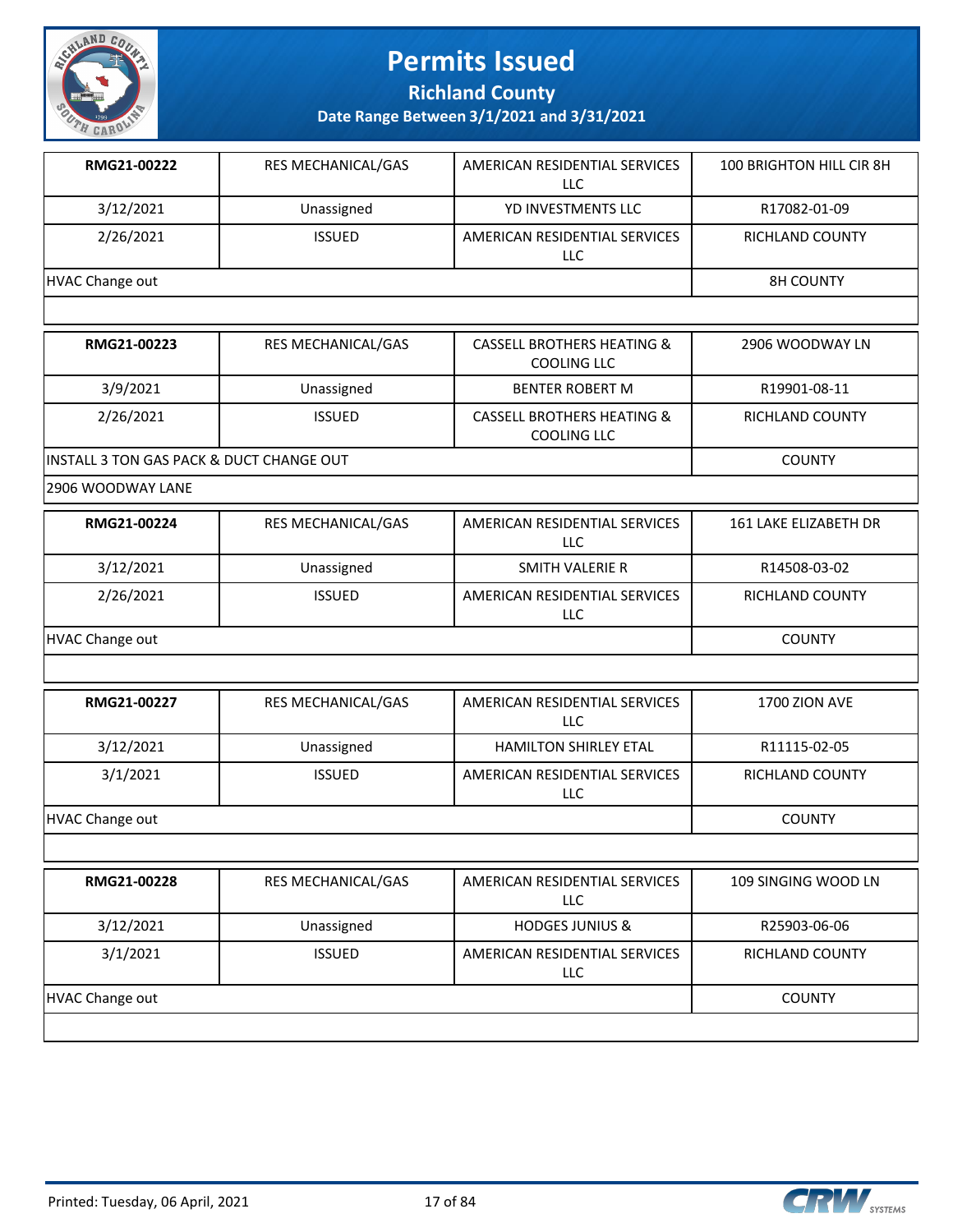# Permits Issued

## Richland County

### Date Range Between 3/1/2021 and 3/31/2021

| | | | |
|---|---|---|---|
| **RMG21-00222** | RES MECHANICAL/GAS | AMERICAN RESIDENTIAL SERVICES LLC | 100 BRIGHTON HILL CIR 8H |
| 3/12/2021 | Unassigned | YD INVESTMENTS LLC | R17082-01-09 |
| 2/26/2021 | ISSUED | AMERICAN RESIDENTIAL SERVICES LLC | RICHLAND COUNTY |
| HVAC Change out | | | 8H COUNTY |

| | | | |
|---|---|---|---|
| **RMG21-00223** | RES MECHANICAL/GAS | CASSELL BROTHERS HEATING & COOLING LLC | 2906 WOODWAY LN |
| 3/9/2021 | Unassigned | BENTER ROBERT M | R19901-08-11 |
| 2/26/2021 | ISSUED | CASSELL BROTHERS HEATING & COOLING LLC | RICHLAND COUNTY |
| INSTALL 3 TON GAS PACK & DUCT CHANGE OUT | | | COUNTY |
| 2906 WOODWAY LANE | | | |

| | | | |
|---|---|---|---|
| **RMG21-00224** | RES MECHANICAL/GAS | AMERICAN RESIDENTIAL SERVICES LLC | 161 LAKE ELIZABETH DR |
| 3/12/2021 | Unassigned | SMITH VALERIE R | R14508-03-02 |
| 2/26/2021 | ISSUED | AMERICAN RESIDENTIAL SERVICES LLC | RICHLAND COUNTY |
| HVAC Change out | | | COUNTY |

| | | | |
|---|---|---|---|
| **RMG21-00227** | RES MECHANICAL/GAS | AMERICAN RESIDENTIAL SERVICES LLC | 1700 ZION AVE |
| 3/12/2021 | Unassigned | HAMILTON SHIRLEY ETAL | R11115-02-05 |
| 3/1/2021 | ISSUED | AMERICAN RESIDENTIAL SERVICES LLC | RICHLAND COUNTY |
| HVAC Change out | | | COUNTY |

| | | | |
|---|---|---|---|
| **RMG21-00228** | RES MECHANICAL/GAS | AMERICAN RESIDENTIAL SERVICES LLC | 109 SINGING WOOD LN |
| 3/12/2021 | Unassigned | HODGES JUNIUS & | R25903-06-06 |
| 3/1/2021 | ISSUED | AMERICAN RESIDENTIAL SERVICES LLC | RICHLAND COUNTY |
| HVAC Change out | | | COUNTY |

Printed: Tuesday, 06 April, 2021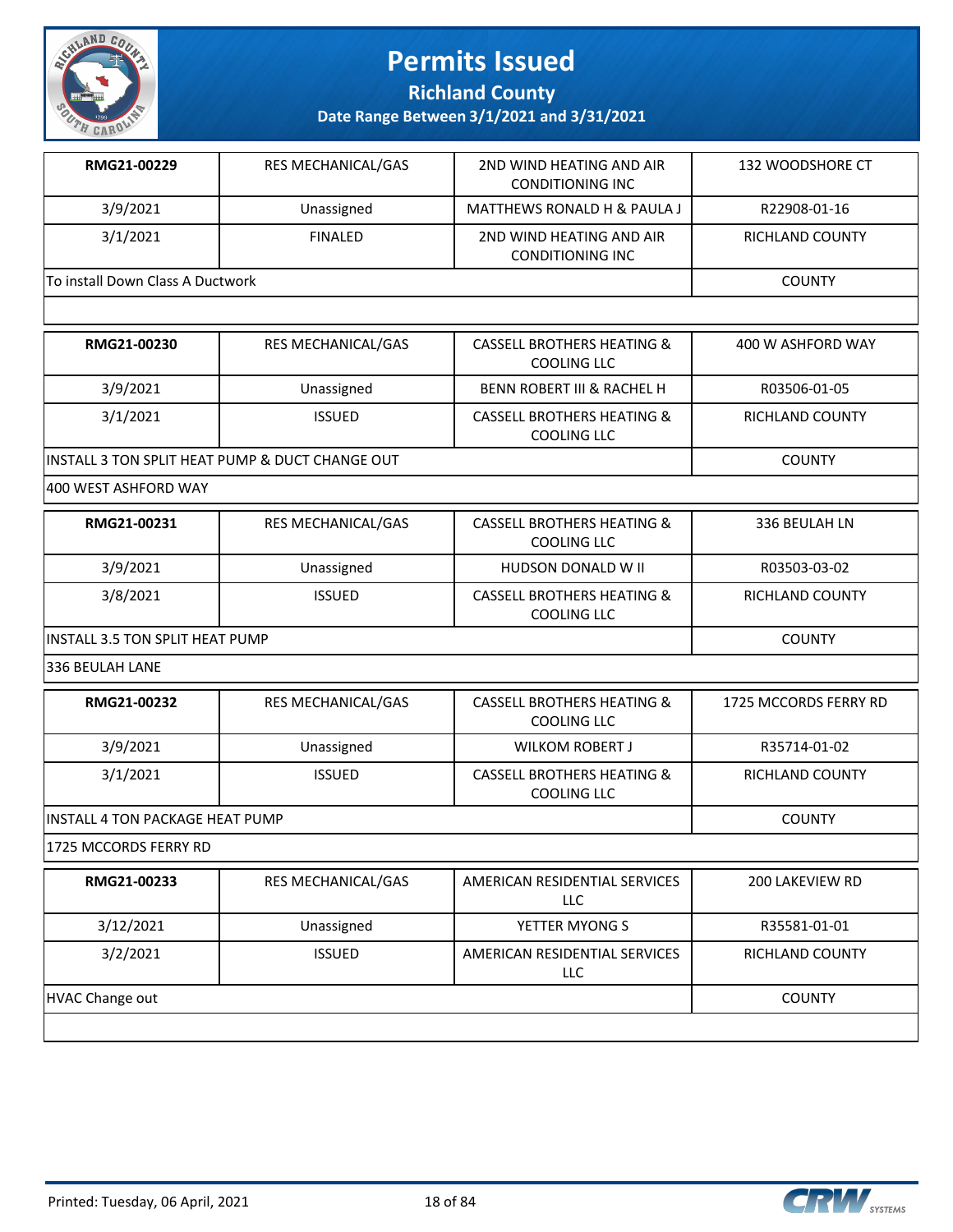# Permits Issued

## Richland County

### Date Range Between 3/1/2021 and 3/31/2021

| | | | |
|---|---|---|---|
| **RMG21-00229** | RES MECHANICAL/GAS | 2ND WIND HEATING AND AIR CONDITIONING INC | 132 WOODSHORE CT |
| 3/9/2021 | Unassigned | MATTHEWS RONALD H & PAULA J | R22908-01-16 |
| 3/1/2021 | FINALED | 2ND WIND HEATING AND AIR CONDITIONING INC | RICHLAND COUNTY |
| To install Down Class A Ductwork | | | COUNTY |
| | | | |

| | | | |
|---|---|---|---|
| **RMG21-00230** | RES MECHANICAL/GAS | CASSELL BROTHERS HEATING & COOLING LLC | 400 W ASHFORD WAY |
| 3/9/2021 | Unassigned | BENN ROBERT III & RACHEL H | R03506-01-05 |
| 3/1/2021 | ISSUED | CASSELL BROTHERS HEATING & COOLING LLC | RICHLAND COUNTY |
| INSTALL 3 TON SPLIT HEAT PUMP & DUCT CHANGE OUT | | | COUNTY |
| 400 WEST ASHFORD WAY | | | |

| | | | |
|---|---|---|---|
| **RMG21-00231** | RES MECHANICAL/GAS | CASSELL BROTHERS HEATING & COOLING LLC | 336 BEULAH LN |
| 3/9/2021 | Unassigned | HUDSON DONALD W II | R03503-03-02 |
| 3/8/2021 | ISSUED | CASSELL BROTHERS HEATING & COOLING LLC | RICHLAND COUNTY |
| INSTALL 3.5 TON SPLIT HEAT PUMP | | | COUNTY |
| 336 BEULAH LANE | | | |

| | | | |
|---|---|---|---|
| **RMG21-00232** | RES MECHANICAL/GAS | CASSELL BROTHERS HEATING & COOLING LLC | 1725 MCCORDS FERRY RD |
| 3/9/2021 | Unassigned | WILKOM ROBERT J | R35714-01-02 |
| 3/1/2021 | ISSUED | CASSELL BROTHERS HEATING & COOLING LLC | RICHLAND COUNTY |
| INSTALL 4 TON PACKAGE HEAT PUMP | | | COUNTY |
| 1725 MCCORDS FERRY RD | | | |

| | | | |
|---|---|---|---|
| **RMG21-00233** | RES MECHANICAL/GAS | AMERICAN RESIDENTIAL SERVICES LLC | 200 LAKEVIEW RD |
| 3/12/2021 | Unassigned | YETTER MYONG S | R35581-01-01 |
| 3/2/2021 | ISSUED | AMERICAN RESIDENTIAL SERVICES LLC | RICHLAND COUNTY |
| HVAC Change out | | | COUNTY |
| | | | |

Printed: Tuesday, 06 April, 2021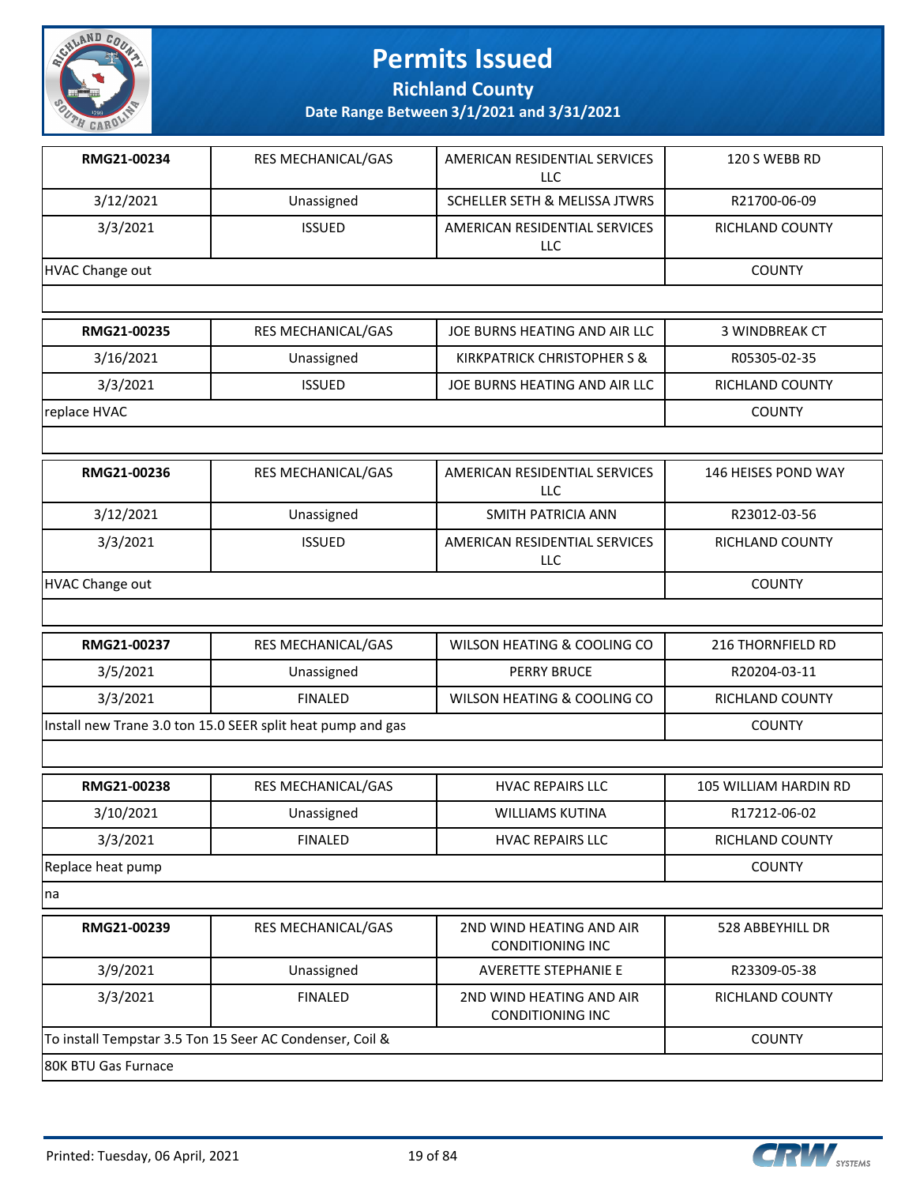# Permits Issued

## Richland County

### Date Range Between 3/1/2021 and 3/31/2021

| **RMG21-00234** | RES MECHANICAL/GAS | AMERICAN RESIDENTIAL SERVICES LLC | 120 S WEBB RD |
|---|---|---|---|
| 3/12/2021 | Unassigned | SCHELLER SETH & MELISSA JTWRS | R21700-06-09 |
| 3/3/2021 | ISSUED | AMERICAN RESIDENTIAL SERVICES LLC | RICHLAND COUNTY |
| HVAC Change out | | | COUNTY |

| **RMG21-00235** | RES MECHANICAL/GAS | JOE BURNS HEATING AND AIR LLC | 3 WINDBREAK CT |
|---|---|---|---|
| 3/16/2021 | Unassigned | KIRKPATRICK CHRISTOPHER S & | R05305-02-35 |
| 3/3/2021 | ISSUED | JOE BURNS HEATING AND AIR LLC | RICHLAND COUNTY |
| replace HVAC | | | COUNTY |

| **RMG21-00236** | RES MECHANICAL/GAS | AMERICAN RESIDENTIAL SERVICES LLC | 146 HEISES POND WAY |
|---|---|---|---|
| 3/12/2021 | Unassigned | SMITH PATRICIA ANN | R23012-03-56 |
| 3/3/2021 | ISSUED | AMERICAN RESIDENTIAL SERVICES LLC | RICHLAND COUNTY |
| HVAC Change out | | | COUNTY |

| **RMG21-00237** | RES MECHANICAL/GAS | WILSON HEATING & COOLING CO | 216 THORNFIELD RD |
|---|---|---|---|
| 3/5/2021 | Unassigned | PERRY BRUCE | R20204-03-11 |
| 3/3/2021 | FINALED | WILSON HEATING & COOLING CO | RICHLAND COUNTY |
| Install new Trane 3.0 ton 15.0 SEER split heat pump and gas | | | COUNTY |

| **RMG21-00238** | RES MECHANICAL/GAS | HVAC REPAIRS LLC | 105 WILLIAM HARDIN RD |
|---|---|---|---|
| 3/10/2021 | Unassigned | WILLIAMS KUTINA | R17212-06-02 |
| 3/3/2021 | FINALED | HVAC REPAIRS LLC | RICHLAND COUNTY |
| Replace heat pump | | | COUNTY |
| na | | | |

| **RMG21-00239** | RES MECHANICAL/GAS | 2ND WIND HEATING AND AIR CONDITIONING INC | 528 ABBEYHILL DR |
|---|---|---|---|
| 3/9/2021 | Unassigned | AVERETTE STEPHANIE E | R23309-05-38 |
| 3/3/2021 | FINALED | 2ND WIND HEATING AND AIR CONDITIONING INC | RICHLAND COUNTY |
| To install Tempstar 3.5 Ton 15 Seer AC Condenser, Coil & | | | COUNTY |
| 80K BTU Gas Furnace | | | |

Printed: Tuesday, 06 April, 2021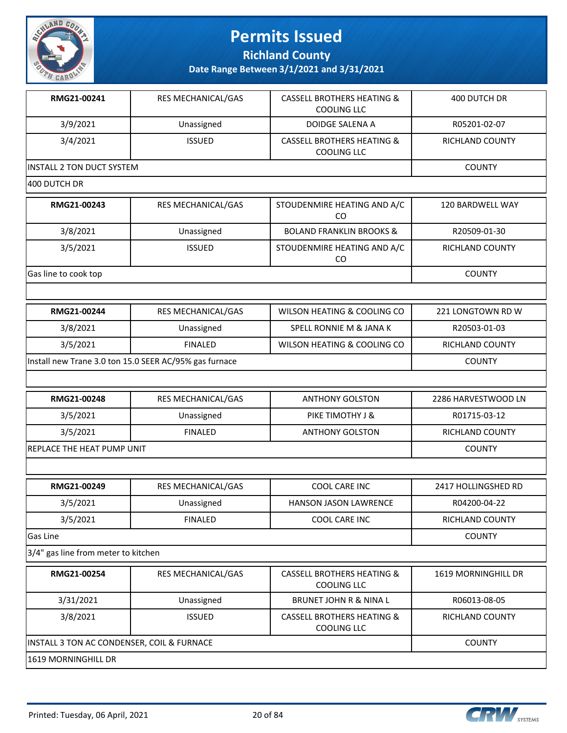# Permits Issued

## Richland County

### Date Range Between 3/1/2021 and 3/31/2021

| RMG21-00241 | RES MECHANICAL/GAS | CASSELL BROTHERS HEATING & COOLING LLC | 400 DUTCH DR |
|---|---|---|---|
| 3/9/2021 | Unassigned | DOIDGE SALENA A | R05201-02-07 |
| 3/4/2021 | ISSUED | CASSELL BROTHERS HEATING & COOLING LLC | RICHLAND COUNTY |
| INSTALL 2 TON DUCT SYSTEM | | | COUNTY |
| 400 DUTCH DR | | | |

| RMG21-00243 | RES MECHANICAL/GAS | STOUDENMIRE HEATING AND A/C CO | 120 BARDWELL WAY |
|---|---|---|---|
| 3/8/2021 | Unassigned | BOLAND FRANKLIN BROOKS & | R20509-01-30 |
| 3/5/2021 | ISSUED | STOUDENMIRE HEATING AND A/C CO | RICHLAND COUNTY |
| Gas line to cook top | | | COUNTY |
| | | | |

| RMG21-00244 | RES MECHANICAL/GAS | WILSON HEATING & COOLING CO | 221 LONGTOWN RD W |
|---|---|---|---|
| 3/8/2021 | Unassigned | SPELL RONNIE M & JANA K | R20503-01-03 |
| 3/5/2021 | FINALED | WILSON HEATING & COOLING CO | RICHLAND COUNTY |
| Install new Trane 3.0 ton 15.0 SEER AC/95% gas furnace | | | COUNTY |
| | | | |

| RMG21-00248 | RES MECHANICAL/GAS | ANTHONY GOLSTON | 2286 HARVESTWOOD LN |
|---|---|---|---|
| 3/5/2021 | Unassigned | PIKE TIMOTHY J & | R01715-03-12 |
| 3/5/2021 | FINALED | ANTHONY GOLSTON | RICHLAND COUNTY |
| REPLACE THE HEAT PUMP UNIT | | | COUNTY |
| | | | |

| RMG21-00249 | RES MECHANICAL/GAS | COOL CARE INC | 2417 HOLLINGSHED RD |
|---|---|---|---|
| 3/5/2021 | Unassigned | HANSON JASON LAWRENCE | R04200-04-22 |
| 3/5/2021 | FINALED | COOL CARE INC | RICHLAND COUNTY |
| Gas Line | | | COUNTY |
| 3/4" gas line from meter to kitchen | | | |

| RMG21-00254 | RES MECHANICAL/GAS | CASSELL BROTHERS HEATING & COOLING LLC | 1619 MORNINGHILL DR |
|---|---|---|---|
| 3/31/2021 | Unassigned | BRUNET JOHN R & NINA L | R06013-08-05 |
| 3/8/2021 | ISSUED | CASSELL BROTHERS HEATING & COOLING LLC | RICHLAND COUNTY |
| INSTALL 3 TON AC CONDENSER, COIL & FURNACE | | | COUNTY |
| 1619 MORNINGHILL DR | | | |

Printed: Tuesday, 06 April, 2021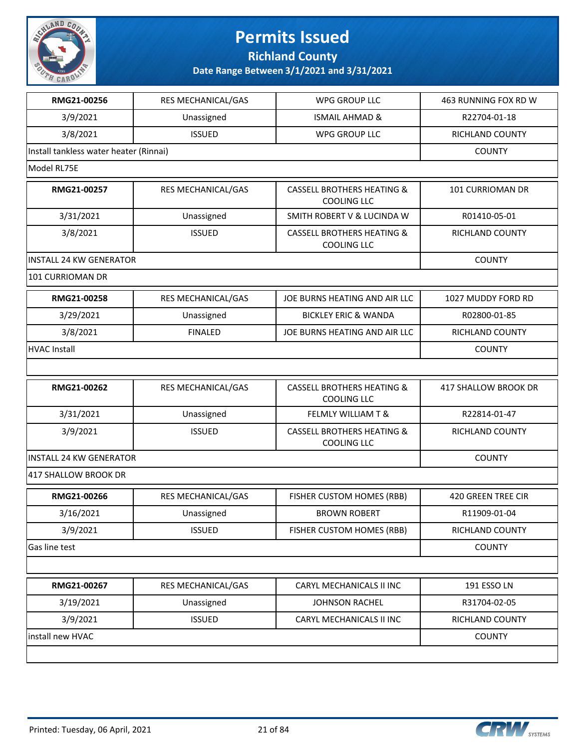# Permits Issued

## Richland County

### Date Range Between 3/1/2021 and 3/31/2021

| | | | |
|---|---|---|---|
| **RMG21-00256** | RES MECHANICAL/GAS | WPG GROUP LLC | 463 RUNNING FOX RD W |
| 3/9/2021 | Unassigned | ISMAIL AHMAD & | R22704-01-18 |
| 3/8/2021 | ISSUED | WPG GROUP LLC | RICHLAND COUNTY |
| Install tankless water heater (Rinnai) | | | COUNTY |
| Model RL75E | | | |

| | | | |
|---|---|---|---|
| **RMG21-00257** | RES MECHANICAL/GAS | CASSELL BROTHERS HEATING & COOLING LLC | 101 CURRIOMAN DR |
| 3/31/2021 | Unassigned | SMITH ROBERT V & LUCINDA W | R01410-05-01 |
| 3/8/2021 | ISSUED | CASSELL BROTHERS HEATING & COOLING LLC | RICHLAND COUNTY |
| INSTALL 24 KW GENERATOR | | | COUNTY |
| 101 CURRIOMAN DR | | | |

| | | | |
|---|---|---|---|
| **RMG21-00258** | RES MECHANICAL/GAS | JOE BURNS HEATING AND AIR LLC | 1027 MUDDY FORD RD |
| 3/29/2021 | Unassigned | BICKLEY ERIC & WANDA | R02800-01-85 |
| 3/8/2021 | FINALED | JOE BURNS HEATING AND AIR LLC | RICHLAND COUNTY |
| HVAC Install | | | COUNTY |

| | | | |
|---|---|---|---|
| **RMG21-00262** | RES MECHANICAL/GAS | CASSELL BROTHERS HEATING & COOLING LLC | 417 SHALLOW BROOK DR |
| 3/31/2021 | Unassigned | FELMLY WILLIAM T & | R22814-01-47 |
| 3/9/2021 | ISSUED | CASSELL BROTHERS HEATING & COOLING LLC | RICHLAND COUNTY |
| INSTALL 24 KW GENERATOR | | | COUNTY |
| 417 SHALLOW BROOK DR | | | |

| | | | |
|---|---|---|---|
| **RMG21-00266** | RES MECHANICAL/GAS | FISHER CUSTOM HOMES (RBB) | 420 GREEN TREE CIR |
| 3/16/2021 | Unassigned | BROWN ROBERT | R11909-01-04 |
| 3/9/2021 | ISSUED | FISHER CUSTOM HOMES (RBB) | RICHLAND COUNTY |
| Gas line test | | | COUNTY |

| | | | |
|---|---|---|---|
| **RMG21-00267** | RES MECHANICAL/GAS | CARYL MECHANICALS II INC | 191 ESSO LN |
| 3/19/2021 | Unassigned | JOHNSON RACHEL | R31704-02-05 |
| 3/9/2021 | ISSUED | CARYL MECHANICALS II INC | RICHLAND COUNTY |
| install new HVAC | | | COUNTY |

Printed: Tuesday, 06 April, 2021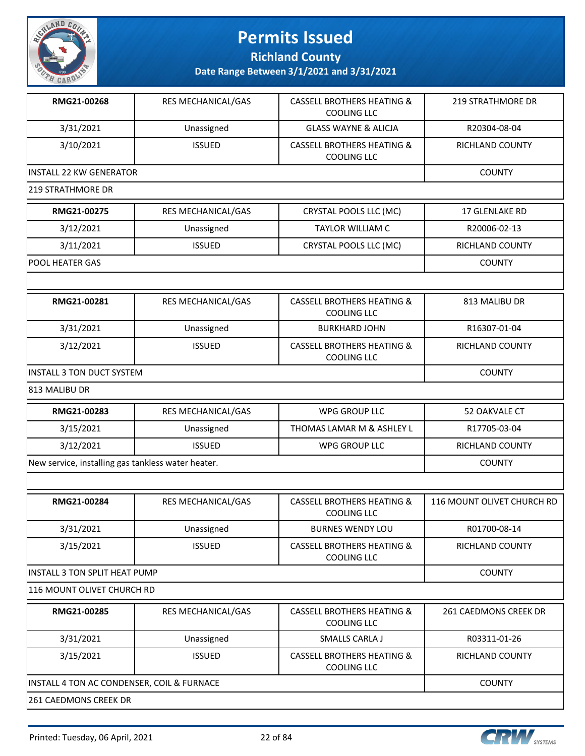# Permits Issued

**Richland County**

**Date Range Between 3/1/2021 and 3/31/2021**

| | | | |
|---|---|---|---|
| **RMG21-00268** | RES MECHANICAL/GAS | CASSELL BROTHERS HEATING & COOLING LLC | 219 STRATHMORE DR |
| 3/31/2021 | Unassigned | GLASS WAYNE & ALICJA | R20304-08-04 |
| 3/10/2021 | ISSUED | CASSELL BROTHERS HEATING & COOLING LLC | RICHLAND COUNTY |
| INSTALL 22 KW GENERATOR | | | COUNTY |
| 219 STRATHMORE DR | | | |

| | | | |
|---|---|---|---|
| **RMG21-00275** | RES MECHANICAL/GAS | CRYSTAL POOLS LLC (MC) | 17 GLENLAKE RD |
| 3/12/2021 | Unassigned | TAYLOR WILLIAM C | R20006-02-13 |
| 3/11/2021 | ISSUED | CRYSTAL POOLS LLC (MC) | RICHLAND COUNTY |
| POOL HEATER GAS | | | COUNTY |
| | | | |

| | | | |
|---|---|---|---|
| **RMG21-00281** | RES MECHANICAL/GAS | CASSELL BROTHERS HEATING & COOLING LLC | 813 MALIBU DR |
| 3/31/2021 | Unassigned | BURKHARD JOHN | R16307-01-04 |
| 3/12/2021 | ISSUED | CASSELL BROTHERS HEATING & COOLING LLC | RICHLAND COUNTY |
| INSTALL 3 TON DUCT SYSTEM | | | COUNTY |
| 813 MALIBU DR | | | |

| | | | |
|---|---|---|---|
| **RMG21-00283** | RES MECHANICAL/GAS | WPG GROUP LLC | 52 OAKVALE CT |
| 3/15/2021 | Unassigned | THOMAS LAMAR M & ASHLEY L | R17705-03-04 |
| 3/12/2021 | ISSUED | WPG GROUP LLC | RICHLAND COUNTY |
| New service, installing gas tankless water heater. | | | COUNTY |
| | | | |

| | | | |
|---|---|---|---|
| **RMG21-00284** | RES MECHANICAL/GAS | CASSELL BROTHERS HEATING & COOLING LLC | 116 MOUNT OLIVET CHURCH RD |
| 3/31/2021 | Unassigned | BURNES WENDY LOU | R01700-08-14 |
| 3/15/2021 | ISSUED | CASSELL BROTHERS HEATING & COOLING LLC | RICHLAND COUNTY |
| INSTALL 3 TON SPLIT HEAT PUMP | | | COUNTY |
| 116 MOUNT OLIVET CHURCH RD | | | |

| | | | |
|---|---|---|---|
| **RMG21-00285** | RES MECHANICAL/GAS | CASSELL BROTHERS HEATING & COOLING LLC | 261 CAEDMONS CREEK DR |
| 3/31/2021 | Unassigned | SMALLS CARLA J | R03311-01-26 |
| 3/15/2021 | ISSUED | CASSELL BROTHERS HEATING & COOLING LLC | RICHLAND COUNTY |
| INSTALL 4 TON AC CONDENSER, COIL & FURNACE | | | COUNTY |
| 261 CAEDMONS CREEK DR | | | |

Printed: Tuesday, 06 April, 2021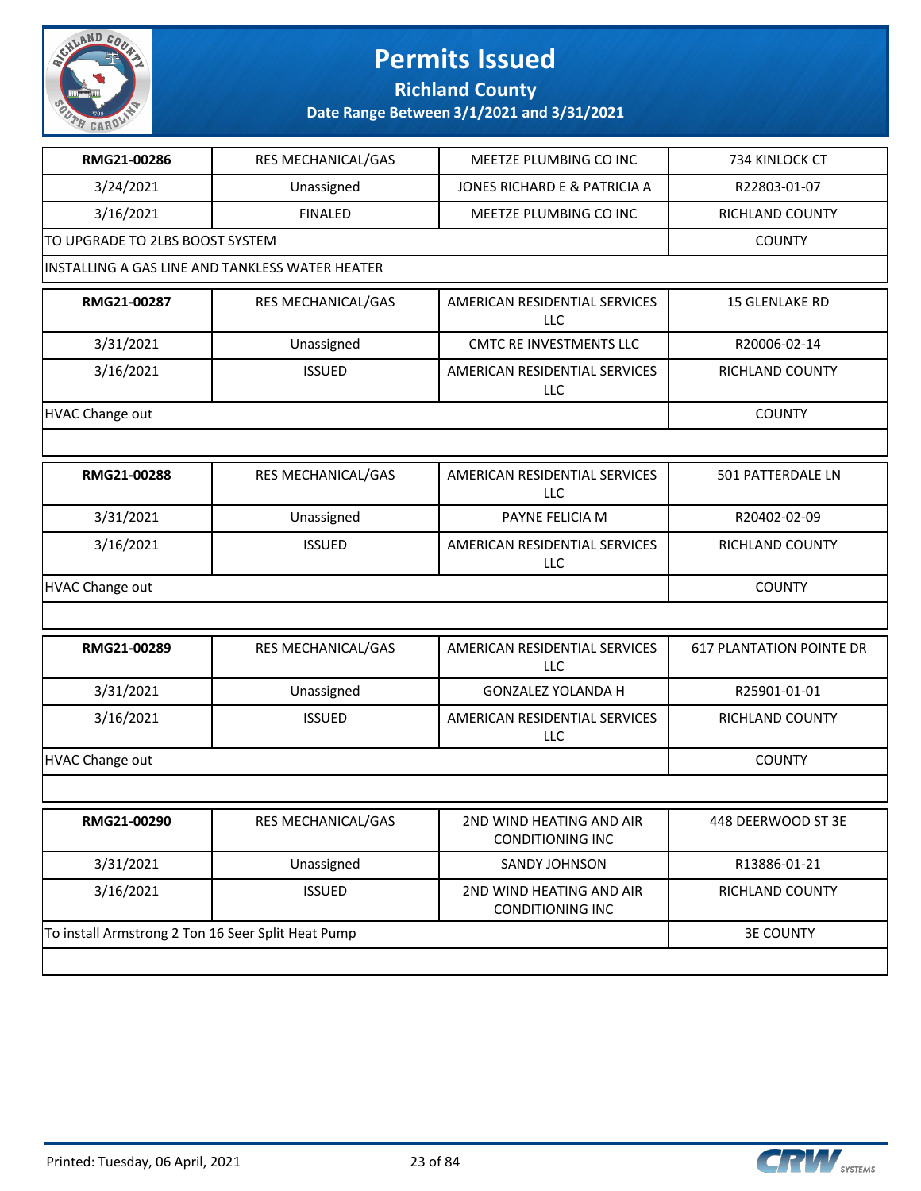# Permits Issued

## Richland County

### Date Range Between 3/1/2021 and 3/31/2021

| RMG21-00286 | RES MECHANICAL/GAS | MEETZE PLUMBING CO INC | 734 KINLOCK CT |
|---|---|---|---|
| 3/24/2021 | Unassigned | JONES RICHARD E & PATRICIA A | R22803-01-07 |
| 3/16/2021 | FINALED | MEETZE PLUMBING CO INC | RICHLAND COUNTY |
| TO UPGRADE TO 2LBS BOOST SYSTEM | | | COUNTY |
| INSTALLING A GAS LINE AND TANKLESS WATER HEATER | | | |

| RMG21-00287 | RES MECHANICAL/GAS | AMERICAN RESIDENTIAL SERVICES LLC | 15 GLENLAKE RD |
|---|---|---|---|
| 3/31/2021 | Unassigned | CMTC RE INVESTMENTS LLC | R20006-02-14 |
| 3/16/2021 | ISSUED | AMERICAN RESIDENTIAL SERVICES LLC | RICHLAND COUNTY |
| HVAC Change out | | | COUNTY |
| | | | |

| RMG21-00288 | RES MECHANICAL/GAS | AMERICAN RESIDENTIAL SERVICES LLC | 501 PATTERDALE LN |
|---|---|---|---|
| 3/31/2021 | Unassigned | PAYNE FELICIA M | R20402-02-09 |
| 3/16/2021 | ISSUED | AMERICAN RESIDENTIAL SERVICES LLC | RICHLAND COUNTY |
| HVAC Change out | | | COUNTY |
| | | | |

| RMG21-00289 | RES MECHANICAL/GAS | AMERICAN RESIDENTIAL SERVICES LLC | 617 PLANTATION POINTE DR |
|---|---|---|---|
| 3/31/2021 | Unassigned | GONZALEZ YOLANDA H | R25901-01-01 |
| 3/16/2021 | ISSUED | AMERICAN RESIDENTIAL SERVICES LLC | RICHLAND COUNTY |
| HVAC Change out | | | COUNTY |
| | | | |

| RMG21-00290 | RES MECHANICAL/GAS | 2ND WIND HEATING AND AIR CONDITIONING INC | 448 DEERWOOD ST 3E |
|---|---|---|---|
| 3/31/2021 | Unassigned | SANDY JOHNSON | R13886-01-21 |
| 3/16/2021 | ISSUED | 2ND WIND HEATING AND AIR CONDITIONING INC | RICHLAND COUNTY |
| To install Armstrong 2 Ton 16 Seer Split Heat Pump | | | 3E COUNTY |
| | | | |

Printed: Tuesday, 06 April, 2021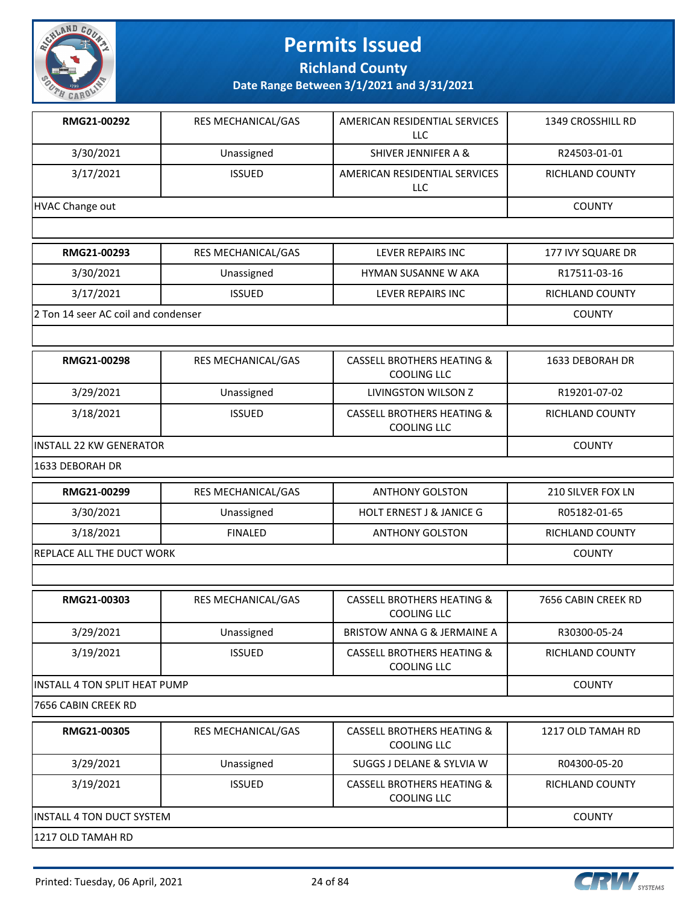# Permits Issued

## Richland County

### Date Range Between 3/1/2021 and 3/31/2021

| | | | |
|---|---|---|---|
| **RMG21-00292** | RES MECHANICAL/GAS | AMERICAN RESIDENTIAL SERVICES LLC | 1349 CROSSHILL RD |
| 3/30/2021 | Unassigned | SHIVER JENNIFER A & | R24503-01-01 |
| 3/17/2021 | ISSUED | AMERICAN RESIDENTIAL SERVICES LLC | RICHLAND COUNTY |
| HVAC Change out | | | COUNTY |

| | | | |
|---|---|---|---|
| **RMG21-00293** | RES MECHANICAL/GAS | LEVER REPAIRS INC | 177 IVY SQUARE DR |
| 3/30/2021 | Unassigned | HYMAN SUSANNE W AKA | R17511-03-16 |
| 3/17/2021 | ISSUED | LEVER REPAIRS INC | RICHLAND COUNTY |
| 2 Ton 14 seer AC coil and condenser | | | COUNTY |

| | | | |
|---|---|---|---|
| **RMG21-00298** | RES MECHANICAL/GAS | CASSELL BROTHERS HEATING & COOLING LLC | 1633 DEBORAH DR |
| 3/29/2021 | Unassigned | LIVINGSTON WILSON Z | R19201-07-02 |
| 3/18/2021 | ISSUED | CASSELL BROTHERS HEATING & COOLING LLC | RICHLAND COUNTY |
| INSTALL 22 KW GENERATOR | | | COUNTY |
| 1633 DEBORAH DR | | | |

| | | | |
|---|---|---|---|
| **RMG21-00299** | RES MECHANICAL/GAS | ANTHONY GOLSTON | 210 SILVER FOX LN |
| 3/30/2021 | Unassigned | HOLT ERNEST J & JANICE G | R05182-01-65 |
| 3/18/2021 | FINALED | ANTHONY GOLSTON | RICHLAND COUNTY |
| REPLACE ALL THE DUCT WORK | | | COUNTY |

| | | | |
|---|---|---|---|
| **RMG21-00303** | RES MECHANICAL/GAS | CASSELL BROTHERS HEATING & COOLING LLC | 7656 CABIN CREEK RD |
| 3/29/2021 | Unassigned | BRISTOW ANNA G & JERMAINE A | R30300-05-24 |
| 3/19/2021 | ISSUED | CASSELL BROTHERS HEATING & COOLING LLC | RICHLAND COUNTY |
| INSTALL 4 TON SPLIT HEAT PUMP | | | COUNTY |
| 7656 CABIN CREEK RD | | | |

| | | | |
|---|---|---|---|
| **RMG21-00305** | RES MECHANICAL/GAS | CASSELL BROTHERS HEATING & COOLING LLC | 1217 OLD TAMAH RD |
| 3/29/2021 | Unassigned | SUGGS J DELANE & SYLVIA W | R04300-05-20 |
| 3/19/2021 | ISSUED | CASSELL BROTHERS HEATING & COOLING LLC | RICHLAND COUNTY |
| INSTALL 4 TON DUCT SYSTEM | | | COUNTY |
| 1217 OLD TAMAH RD | | | |

Printed: Tuesday, 06 April, 2021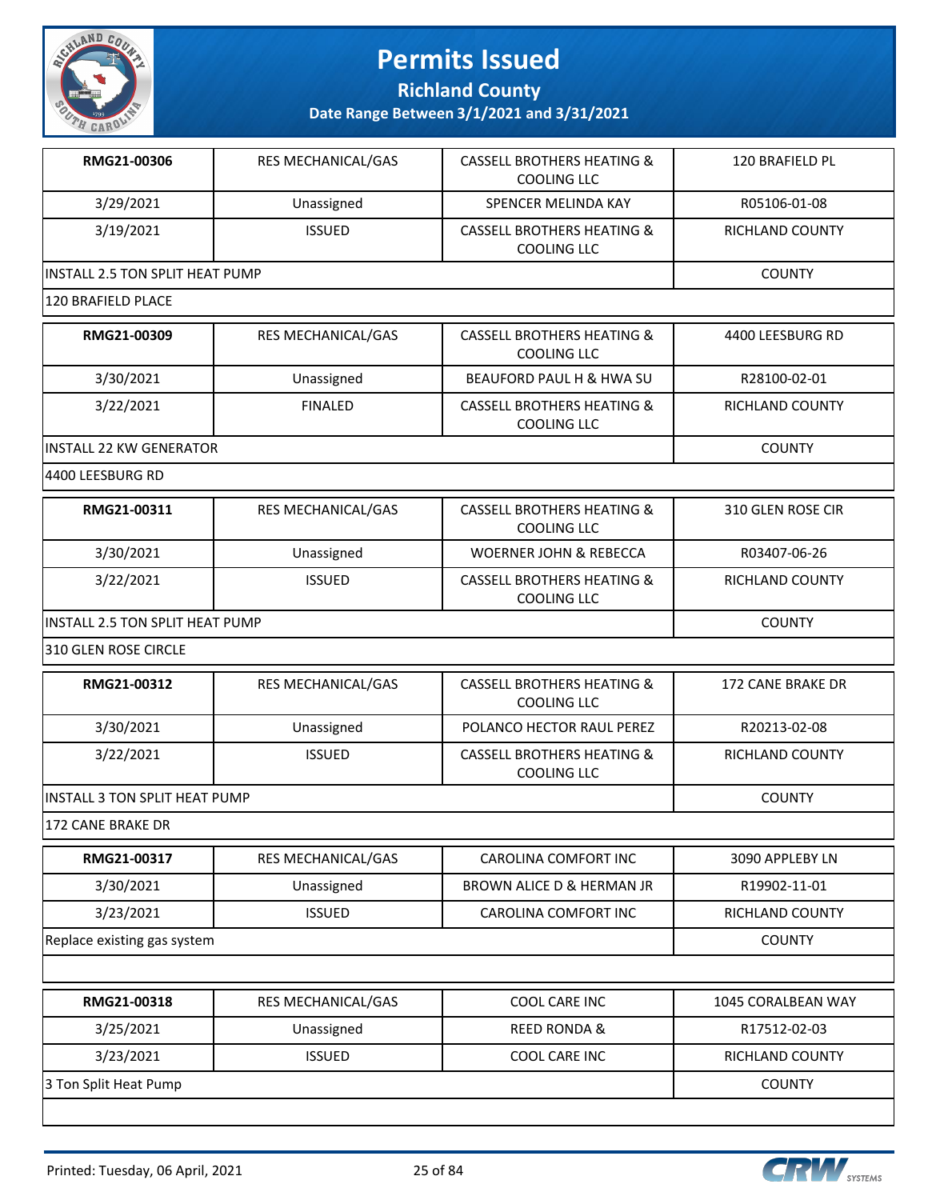# Permits Issued

**Richland County**

**Date Range Between 3/1/2021 and 3/31/2021**

| RMG21-00306 | RES MECHANICAL/GAS | CASSELL BROTHERS HEATING & COOLING LLC | 120 BRAFIELD PL |
|---|---|---|---|
| 3/29/2021 | Unassigned | SPENCER MELINDA KAY | R05106-01-08 |
| 3/19/2021 | ISSUED | CASSELL BROTHERS HEATING & COOLING LLC | RICHLAND COUNTY |
| INSTALL 2.5 TON SPLIT HEAT PUMP | | | COUNTY |
| 120 BRAFIELD PLACE | | | |

| RMG21-00309 | RES MECHANICAL/GAS | CASSELL BROTHERS HEATING & COOLING LLC | 4400 LEESBURG RD |
|---|---|---|---|
| 3/30/2021 | Unassigned | BEAUFORD PAUL H & HWA SU | R28100-02-01 |
| 3/22/2021 | FINALED | CASSELL BROTHERS HEATING & COOLING LLC | RICHLAND COUNTY |
| INSTALL 22 KW GENERATOR | | | COUNTY |
| 4400 LEESBURG RD | | | |

| RMG21-00311 | RES MECHANICAL/GAS | CASSELL BROTHERS HEATING & COOLING LLC | 310 GLEN ROSE CIR |
|---|---|---|---|
| 3/30/2021 | Unassigned | WOERNER JOHN & REBECCA | R03407-06-26 |
| 3/22/2021 | ISSUED | CASSELL BROTHERS HEATING & COOLING LLC | RICHLAND COUNTY |
| INSTALL 2.5 TON SPLIT HEAT PUMP | | | COUNTY |
| 310 GLEN ROSE CIRCLE | | | |

| RMG21-00312 | RES MECHANICAL/GAS | CASSELL BROTHERS HEATING & COOLING LLC | 172 CANE BRAKE DR |
|---|---|---|---|
| 3/30/2021 | Unassigned | POLANCO HECTOR RAUL PEREZ | R20213-02-08 |
| 3/22/2021 | ISSUED | CASSELL BROTHERS HEATING & COOLING LLC | RICHLAND COUNTY |
| INSTALL 3 TON SPLIT HEAT PUMP | | | COUNTY |
| 172 CANE BRAKE DR | | | |

| RMG21-00317 | RES MECHANICAL/GAS | CAROLINA COMFORT INC | 3090 APPLEBY LN |
|---|---|---|---|
| 3/30/2021 | Unassigned | BROWN ALICE D & HERMAN JR | R19902-11-01 |
| 3/23/2021 | ISSUED | CAROLINA COMFORT INC | RICHLAND COUNTY |
| Replace existing gas system | | | COUNTY |
| | | | |

| RMG21-00318 | RES MECHANICAL/GAS | COOL CARE INC | 1045 CORALBEAN WAY |
|---|---|---|---|
| 3/25/2021 | Unassigned | REED RONDA & | R17512-02-03 |
| 3/23/2021 | ISSUED | COOL CARE INC | RICHLAND COUNTY |
| 3 Ton Split Heat Pump | | | COUNTY |
| | | | |

Printed: Tuesday, 06 April, 2021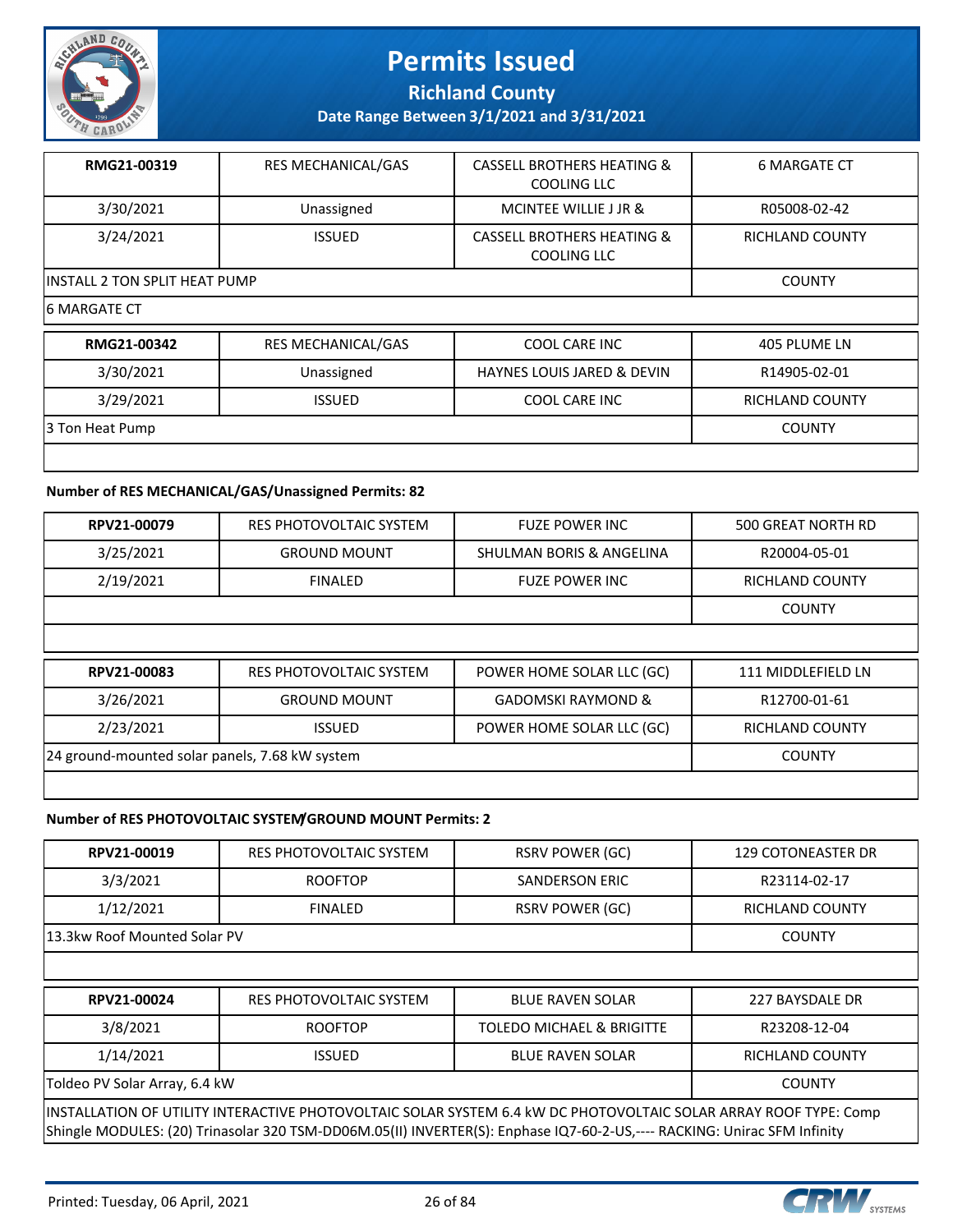| RMG21-00319 | RES MECHANICAL/GAS | CASSELL BROTHERS HEATING & COOLING LLC | 6 MARGATE CT |
|---|---|---|---|
| 3/30/2021 | Unassigned | MCINTEE WILLIE J JR & | R05008-02-42 |
| 3/24/2021 | ISSUED | CASSELL BROTHERS HEATING & COOLING LLC | RICHLAND COUNTY |
| INSTALL 2 TON SPLIT HEAT PUMP | | | COUNTY |
| 6 MARGATE CT | | | |

| RMG21-00342 | RES MECHANICAL/GAS | COOL CARE INC | 405 PLUME LN |
|---|---|---|---|
| 3/30/2021 | Unassigned | HAYNES LOUIS JARED & DEVIN | R14905-02-01 |
| 3/29/2021 | ISSUED | COOL CARE INC | RICHLAND COUNTY |
| 3 Ton Heat Pump | | | COUNTY |
| | | | |

**Number of RES MECHANICAL/GAS/Unassigned Permits: 82**

| RPV21-00079 | RES PHOTOVOLTAIC SYSTEM | FUZE POWER INC | 500 GREAT NORTH RD |
|---|---|---|---|
| 3/25/2021 | GROUND MOUNT | SHULMAN BORIS & ANGELINA | R20004-05-01 |
| 2/19/2021 | FINALED | FUZE POWER INC | RICHLAND COUNTY |
| | | | COUNTY |
| | | | |

| RPV21-00083 | RES PHOTOVOLTAIC SYSTEM | POWER HOME SOLAR LLC (GC) | 111 MIDDLEFIELD LN |
|---|---|---|---|
| 3/26/2021 | GROUND MOUNT | GADOMSKI RAYMOND & | R12700-01-61 |
| 2/23/2021 | ISSUED | POWER HOME SOLAR LLC (GC) | RICHLAND COUNTY |
| 24 ground-mounted solar panels, 7.68 kW system | | | COUNTY |
| | | | |

**Number of RES PHOTOVOLTAIC SYSTEM/GROUND MOUNT Permits: 2**

| RPV21-00019 | RES PHOTOVOLTAIC SYSTEM | RSRV POWER (GC) | 129 COTONEASTER DR |
|---|---|---|---|
| 3/3/2021 | ROOFTOP | SANDERSON ERIC | R23114-02-17 |
| 1/12/2021 | FINALED | RSRV POWER (GC) | RICHLAND COUNTY |
| 13.3kw Roof Mounted Solar PV | | | COUNTY |
| | | | |

| RPV21-00024 | RES PHOTOVOLTAIC SYSTEM | BLUE RAVEN SOLAR | 227 BAYSDALE DR |
|---|---|---|---|
| 3/8/2021 | ROOFTOP | TOLEDO MICHAEL & BRIGITTE | R23208-12-04 |
| 1/14/2021 | ISSUED | BLUE RAVEN SOLAR | RICHLAND COUNTY |
| Toldeo PV Solar Array, 6.4 kW | | | COUNTY |
| INSTALLATION OF UTILITY INTERACTIVE PHOTOVOLTAIC SOLAR SYSTEM 6.4 kW DC PHOTOVOLTAIC SOLAR ARRAY ROOF TYPE: Comp Shingle MODULES: (20) Trinasolar 320 TSM-DD06M.05(II) INVERTER(S): Enphase IQ7-60-2-US,---- RACKING: Unirac SFM Infinity | | | |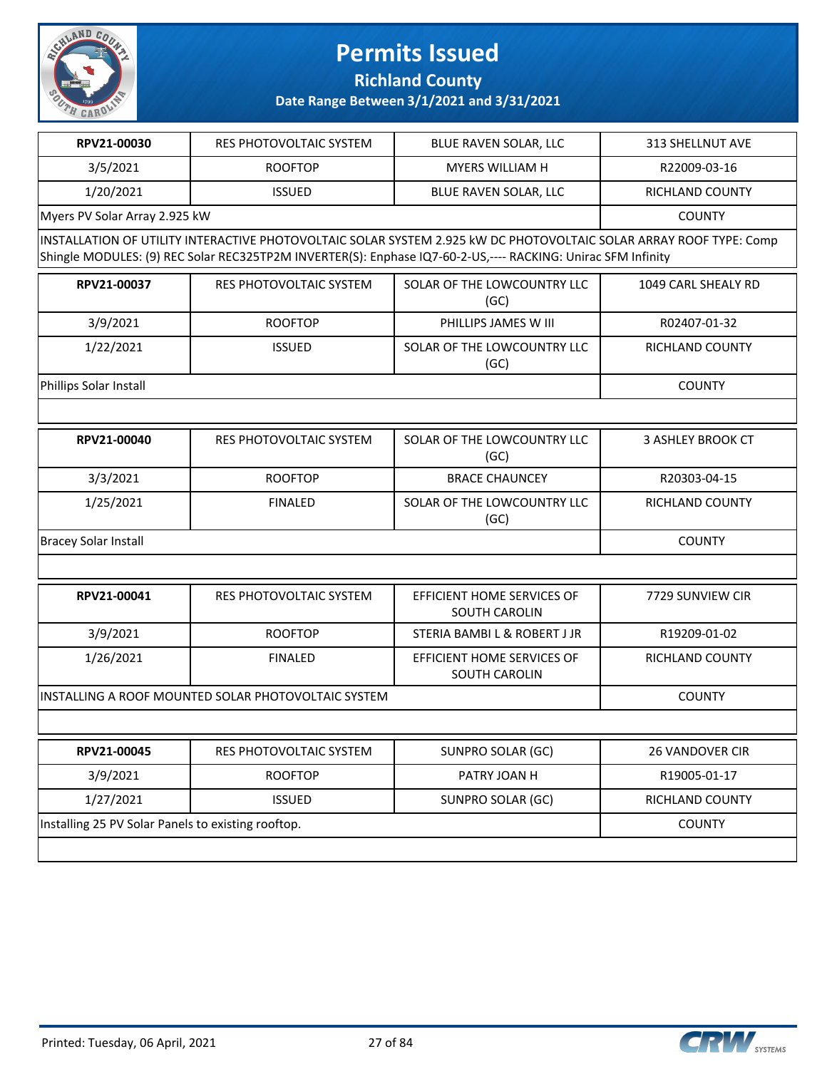# Permits Issued

## Richland County

### Date Range Between 3/1/2021 and 3/31/2021

| RPV21-00030 | RES PHOTOVOLTAIC SYSTEM | BLUE RAVEN SOLAR, LLC | 313 SHELLNUT AVE |
|---|---|---|---|
| 3/5/2021 | ROOFTOP | MYERS WILLIAM H | R22009-03-16 |
| 1/20/2021 | ISSUED | BLUE RAVEN SOLAR, LLC | RICHLAND COUNTY |
| Myers PV Solar Array 2.925 kW | | | COUNTY |
| INSTALLATION OF UTILITY INTERACTIVE PHOTOVOLTAIC SOLAR SYSTEM 2.925 kW DC PHOTOVOLTAIC SOLAR ARRAY ROOF TYPE: Comp Shingle MODULES: (9) REC Solar REC325TP2M INVERTER(S): Enphase IQ7-60-2-US,---- RACKING: Unirac SFM Infinity | | | |

| RPV21-00037 | RES PHOTOVOLTAIC SYSTEM | SOLAR OF THE LOWCOUNTRY LLC (GC) | 1049 CARL SHEALY RD |
|---|---|---|---|
| 3/9/2021 | ROOFTOP | PHILLIPS JAMES W III | R02407-01-32 |
| 1/22/2021 | ISSUED | SOLAR OF THE LOWCOUNTRY LLC (GC) | RICHLAND COUNTY |
| Phillips Solar Install | | | COUNTY |

| RPV21-00040 | RES PHOTOVOLTAIC SYSTEM | SOLAR OF THE LOWCOUNTRY LLC (GC) | 3 ASHLEY BROOK CT |
|---|---|---|---|
| 3/3/2021 | ROOFTOP | BRACE CHAUNCEY | R20303-04-15 |
| 1/25/2021 | FINALED | SOLAR OF THE LOWCOUNTRY LLC (GC) | RICHLAND COUNTY |
| Bracey Solar Install | | | COUNTY |

| RPV21-00041 | RES PHOTOVOLTAIC SYSTEM | EFFICIENT HOME SERVICES OF SOUTH CAROLIN | 7729 SUNVIEW CIR |
|---|---|---|---|
| 3/9/2021 | ROOFTOP | STERIA BAMBI L & ROBERT J JR | R19209-01-02 |
| 1/26/2021 | FINALED | EFFICIENT HOME SERVICES OF SOUTH CAROLIN | RICHLAND COUNTY |
| INSTALLING A ROOF MOUNTED SOLAR PHOTOVOLTAIC SYSTEM | | | COUNTY |

| RPV21-00045 | RES PHOTOVOLTAIC SYSTEM | SUNPRO SOLAR (GC) | 26 VANDOVER CIR |
|---|---|---|---|
| 3/9/2021 | ROOFTOP | PATRY JOAN H | R19005-01-17 |
| 1/27/2021 | ISSUED | SUNPRO SOLAR (GC) | RICHLAND COUNTY |
| Installing 25 PV Solar Panels to existing rooftop. | | | COUNTY |

Printed: Tuesday, 06 April, 2021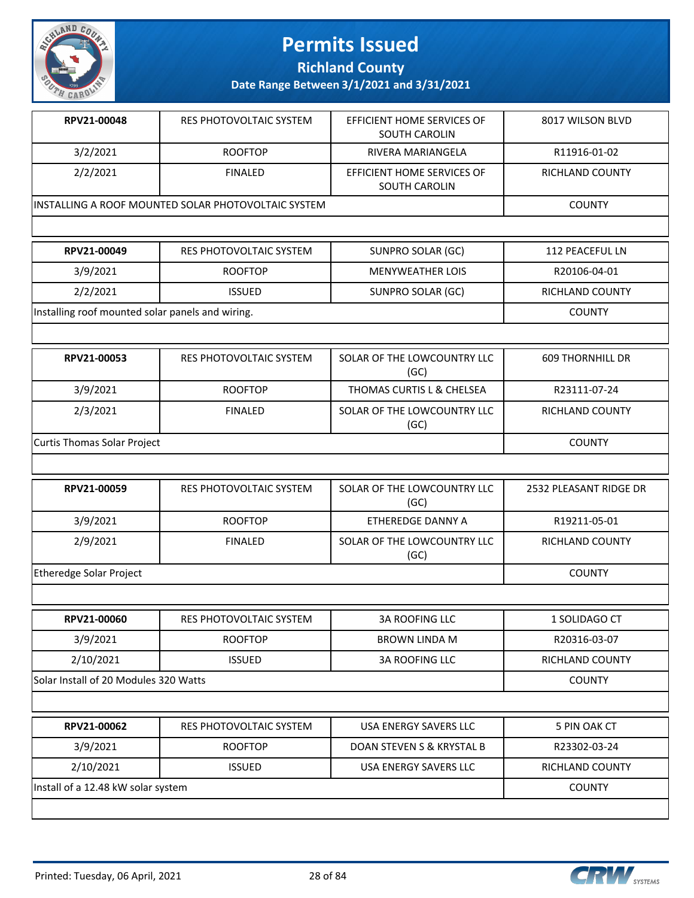# Permits Issued

**Richland County**

**Date Range Between 3/1/2021 and 3/31/2021**

| **RPV21-00048** | RES PHOTOVOLTAIC SYSTEM | EFFICIENT HOME SERVICES OF SOUTH CAROLIN | 8017 WILSON BLVD |
|---|---|---|---|
| 3/2/2021 | ROOFTOP | RIVERA MARIANGELA | R11916-01-02 |
| 2/2/2021 | FINALED | EFFICIENT HOME SERVICES OF SOUTH CAROLIN | RICHLAND COUNTY |
| INSTALLING A ROOF MOUNTED SOLAR PHOTOVOLTAIC SYSTEM | | | COUNTY |

| **RPV21-00049** | RES PHOTOVOLTAIC SYSTEM | SUNPRO SOLAR (GC) | 112 PEACEFUL LN |
|---|---|---|---|
| 3/9/2021 | ROOFTOP | MENYWEATHER LOIS | R20106-04-01 |
| 2/2/2021 | ISSUED | SUNPRO SOLAR (GC) | RICHLAND COUNTY |
| Installing roof mounted solar panels and wiring. | | | COUNTY |

| **RPV21-00053** | RES PHOTOVOLTAIC SYSTEM | SOLAR OF THE LOWCOUNTRY LLC (GC) | 609 THORNHILL DR |
|---|---|---|---|
| 3/9/2021 | ROOFTOP | THOMAS CURTIS L & CHELSEA | R23111-07-24 |
| 2/3/2021 | FINALED | SOLAR OF THE LOWCOUNTRY LLC (GC) | RICHLAND COUNTY |
| Curtis Thomas Solar Project | | | COUNTY |

| **RPV21-00059** | RES PHOTOVOLTAIC SYSTEM | SOLAR OF THE LOWCOUNTRY LLC (GC) | 2532 PLEASANT RIDGE DR |
|---|---|---|---|
| 3/9/2021 | ROOFTOP | ETHEREDGE DANNY A | R19211-05-01 |
| 2/9/2021 | FINALED | SOLAR OF THE LOWCOUNTRY LLC (GC) | RICHLAND COUNTY |
| Etheredge Solar Project | | | COUNTY |

| **RPV21-00060** | RES PHOTOVOLTAIC SYSTEM | 3A ROOFING LLC | 1 SOLIDAGO CT |
|---|---|---|---|
| 3/9/2021 | ROOFTOP | BROWN LINDA M | R20316-03-07 |
| 2/10/2021 | ISSUED | 3A ROOFING LLC | RICHLAND COUNTY |
| Solar Install of 20 Modules 320 Watts | | | COUNTY |

| **RPV21-00062** | RES PHOTOVOLTAIC SYSTEM | USA ENERGY SAVERS LLC | 5 PIN OAK CT |
|---|---|---|---|
| 3/9/2021 | ROOFTOP | DOAN STEVEN S & KRYSTAL B | R23302-03-24 |
| 2/10/2021 | ISSUED | USA ENERGY SAVERS LLC | RICHLAND COUNTY |
| Install of a 12.48 kW solar system | | | COUNTY |

Printed: Tuesday, 06 April, 2021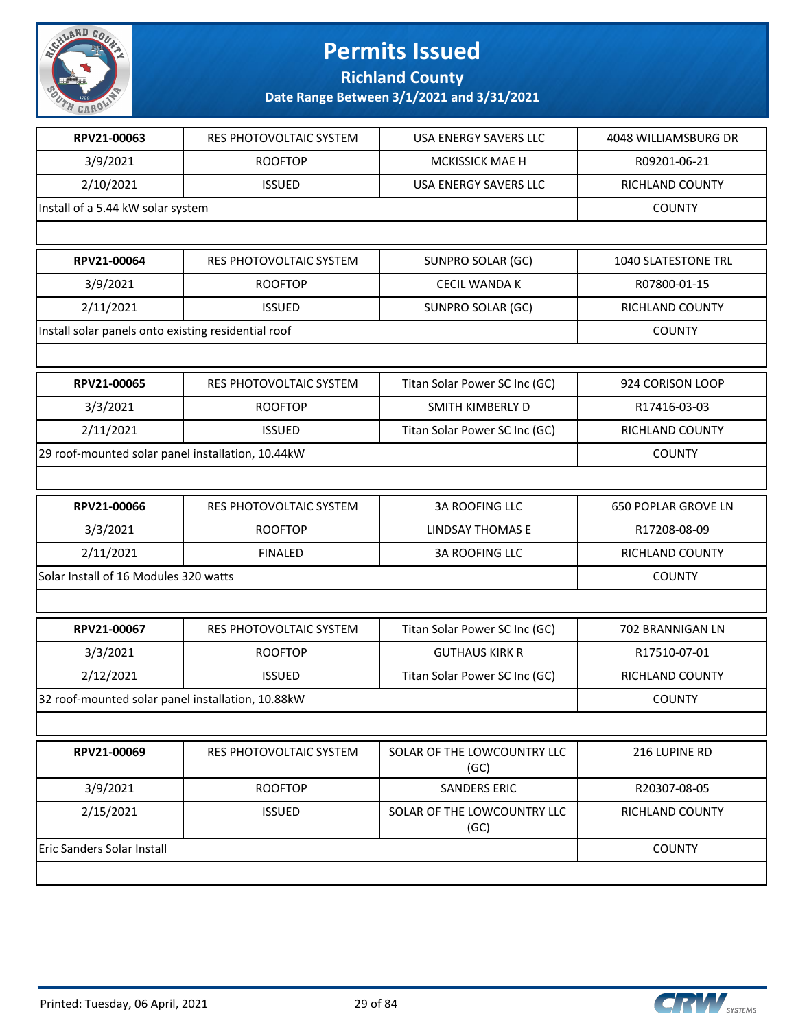# Permits Issued

## Richland County

### Date Range Between 3/1/2021 and 3/31/2021

| RPV21-00063 | RES PHOTOVOLTAIC SYSTEM | USA ENERGY SAVERS LLC | 4048 WILLIAMSBURG DR |
|---|---|---|---|
| 3/9/2021 | ROOFTOP | MCKISSICK MAE H | R09201-06-21 |
| 2/10/2021 | ISSUED | USA ENERGY SAVERS LLC | RICHLAND COUNTY |
| Install of a 5.44 kW solar system | | | COUNTY |

| RPV21-00064 | RES PHOTOVOLTAIC SYSTEM | SUNPRO SOLAR (GC) | 1040 SLATESTONE TRL |
|---|---|---|---|
| 3/9/2021 | ROOFTOP | CECIL WANDA K | R07800-01-15 |
| 2/11/2021 | ISSUED | SUNPRO SOLAR (GC) | RICHLAND COUNTY |
| Install solar panels onto existing residential roof | | | COUNTY |

| RPV21-00065 | RES PHOTOVOLTAIC SYSTEM | Titan Solar Power SC Inc (GC) | 924 CORISON LOOP |
|---|---|---|---|
| 3/3/2021 | ROOFTOP | SMITH KIMBERLY D | R17416-03-03 |
| 2/11/2021 | ISSUED | Titan Solar Power SC Inc (GC) | RICHLAND COUNTY |
| 29 roof-mounted solar panel installation, 10.44kW | | | COUNTY |

| RPV21-00066 | RES PHOTOVOLTAIC SYSTEM | 3A ROOFING LLC | 650 POPLAR GROVE LN |
|---|---|---|---|
| 3/3/2021 | ROOFTOP | LINDSAY THOMAS E | R17208-08-09 |
| 2/11/2021 | FINALED | 3A ROOFING LLC | RICHLAND COUNTY |
| Solar Install of 16 Modules 320 watts | | | COUNTY |

| RPV21-00067 | RES PHOTOVOLTAIC SYSTEM | Titan Solar Power SC Inc (GC) | 702 BRANNIGAN LN |
|---|---|---|---|
| 3/3/2021 | ROOFTOP | GUTHAUS KIRK R | R17510-07-01 |
| 2/12/2021 | ISSUED | Titan Solar Power SC Inc (GC) | RICHLAND COUNTY |
| 32 roof-mounted solar panel installation, 10.88kW | | | COUNTY |

| RPV21-00069 | RES PHOTOVOLTAIC SYSTEM | SOLAR OF THE LOWCOUNTRY LLC (GC) | 216 LUPINE RD |
|---|---|---|---|
| 3/9/2021 | ROOFTOP | SANDERS ERIC | R20307-08-05 |
| 2/15/2021 | ISSUED | SOLAR OF THE LOWCOUNTRY LLC (GC) | RICHLAND COUNTY |
| Eric Sanders Solar Install | | | COUNTY |

Printed: Tuesday, 06 April, 2021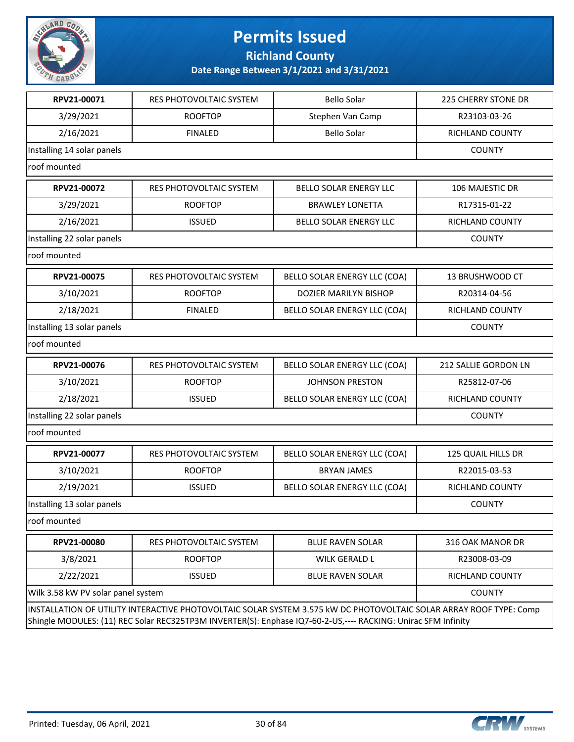# Permits Issued

## Richland County

### Date Range Between 3/1/2021 and 3/31/2021

| | | | |
|---|---|---|---|
| **RPV21-00071** | RES PHOTOVOLTAIC SYSTEM | Bello Solar | 225 CHERRY STONE DR |
| 3/29/2021 | ROOFTOP | Stephen Van Camp | R23103-03-26 |
| 2/16/2021 | FINALED | Bello Solar | RICHLAND COUNTY |
| Installing 14 solar panels | | | COUNTY |
| roof mounted | | | |

| | | | |
|---|---|---|---|
| **RPV21-00072** | RES PHOTOVOLTAIC SYSTEM | BELLO SOLAR ENERGY LLC | 106 MAJESTIC DR |
| 3/29/2021 | ROOFTOP | BRAWLEY LONETTA | R17315-01-22 |
| 2/16/2021 | ISSUED | BELLO SOLAR ENERGY LLC | RICHLAND COUNTY |
| Installing 22 solar panels | | | COUNTY |
| roof mounted | | | |

| | | | |
|---|---|---|---|
| **RPV21-00075** | RES PHOTOVOLTAIC SYSTEM | BELLO SOLAR ENERGY LLC (COA) | 13 BRUSHWOOD CT |
| 3/10/2021 | ROOFTOP | DOZIER MARILYN BISHOP | R20314-04-56 |
| 2/18/2021 | FINALED | BELLO SOLAR ENERGY LLC (COA) | RICHLAND COUNTY |
| Installing 13 solar panels | | | COUNTY |
| roof mounted | | | |

| | | | |
|---|---|---|---|
| **RPV21-00076** | RES PHOTOVOLTAIC SYSTEM | BELLO SOLAR ENERGY LLC (COA) | 212 SALLIE GORDON LN |
| 3/10/2021 | ROOFTOP | JOHNSON PRESTON | R25812-07-06 |
| 2/18/2021 | ISSUED | BELLO SOLAR ENERGY LLC (COA) | RICHLAND COUNTY |
| Installing 22 solar panels | | | COUNTY |
| roof mounted | | | |

| | | | |
|---|---|---|---|
| **RPV21-00077** | RES PHOTOVOLTAIC SYSTEM | BELLO SOLAR ENERGY LLC (COA) | 125 QUAIL HILLS DR |
| 3/10/2021 | ROOFTOP | BRYAN JAMES | R22015-03-53 |
| 2/19/2021 | ISSUED | BELLO SOLAR ENERGY LLC (COA) | RICHLAND COUNTY |
| Installing 13 solar panels | | | COUNTY |
| roof mounted | | | |

| | | | |
|---|---|---|---|
| **RPV21-00080** | RES PHOTOVOLTAIC SYSTEM | BLUE RAVEN SOLAR | 316 OAK MANOR DR |
| 3/8/2021 | ROOFTOP | WILK GERALD L | R23008-03-09 |
| 2/22/2021 | ISSUED | BLUE RAVEN SOLAR | RICHLAND COUNTY |
| Wilk 3.58 kW PV solar panel system | | | COUNTY |
| INSTALLATION OF UTILITY INTERACTIVE PHOTOVOLTAIC SOLAR SYSTEM 3.575 kW DC PHOTOVOLTAIC SOLAR ARRAY ROOF TYPE: Comp Shingle MODULES: (11) REC Solar REC325TP3M INVERTER(S): Enphase IQ7-60-2-US,---- RACKING: Unirac SFM Infinity | | | |

Printed: Tuesday, 06 April, 2021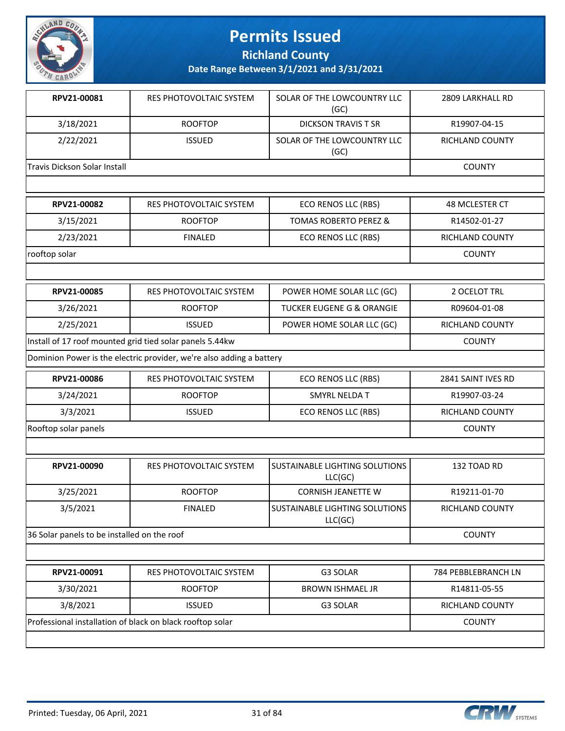# Permits Issued

## Richland County

### Date Range Between 3/1/2021 and 3/31/2021

| **RPV21-00081** | RES PHOTOVOLTAIC SYSTEM | SOLAR OF THE LOWCOUNTRY LLC (GC) | 2809 LARKHALL RD |
|---|---|---|---|
| 3/18/2021 | ROOFTOP | DICKSON TRAVIS T SR | R19907-04-15 |
| 2/22/2021 | ISSUED | SOLAR OF THE LOWCOUNTRY LLC (GC) | RICHLAND COUNTY |
| Travis Dickson Solar Install | | | COUNTY |

| **RPV21-00082** | RES PHOTOVOLTAIC SYSTEM | ECO RENOS LLC (RBS) | 48 MCLESTER CT |
|---|---|---|---|
| 3/15/2021 | ROOFTOP | TOMAS ROBERTO PEREZ & | R14502-01-27 |
| 2/23/2021 | FINALED | ECO RENOS LLC (RBS) | RICHLAND COUNTY |
| rooftop solar | | | COUNTY |

| **RPV21-00085** | RES PHOTOVOLTAIC SYSTEM | POWER HOME SOLAR LLC (GC) | 2 OCELOT TRL |
|---|---|---|---|
| 3/26/2021 | ROOFTOP | TUCKER EUGENE G & ORANGIE | R09604-01-08 |
| 2/25/2021 | ISSUED | POWER HOME SOLAR LLC (GC) | RICHLAND COUNTY |
| Install of 17 roof mounted grid tied solar panels 5.44kw | | | COUNTY |
| Dominion Power is the electric provider, we're also adding a battery | | | |

| **RPV21-00086** | RES PHOTOVOLTAIC SYSTEM | ECO RENOS LLC (RBS) | 2841 SAINT IVES RD |
|---|---|---|---|
| 3/24/2021 | ROOFTOP | SMYRL NELDA T | R19907-03-24 |
| 3/3/2021 | ISSUED | ECO RENOS LLC (RBS) | RICHLAND COUNTY |
| Rooftop solar panels | | | COUNTY |

| **RPV21-00090** | RES PHOTOVOLTAIC SYSTEM | SUSTAINABLE LIGHTING SOLUTIONS LLC(GC) | 132 TOAD RD |
|---|---|---|---|
| 3/25/2021 | ROOFTOP | CORNISH JEANETTE W | R19211-01-70 |
| 3/5/2021 | FINALED | SUSTAINABLE LIGHTING SOLUTIONS LLC(GC) | RICHLAND COUNTY |
| 36 Solar panels to be installed on the roof | | | COUNTY |

| **RPV21-00091** | RES PHOTOVOLTAIC SYSTEM | G3 SOLAR | 784 PEBBLEBRANCH LN |
|---|---|---|---|
| 3/30/2021 | ROOFTOP | BROWN ISHMAEL JR | R14811-05-55 |
| 3/8/2021 | ISSUED | G3 SOLAR | RICHLAND COUNTY |
| Professional installation of black on black rooftop solar | | | COUNTY |

Printed: Tuesday, 06 April, 2021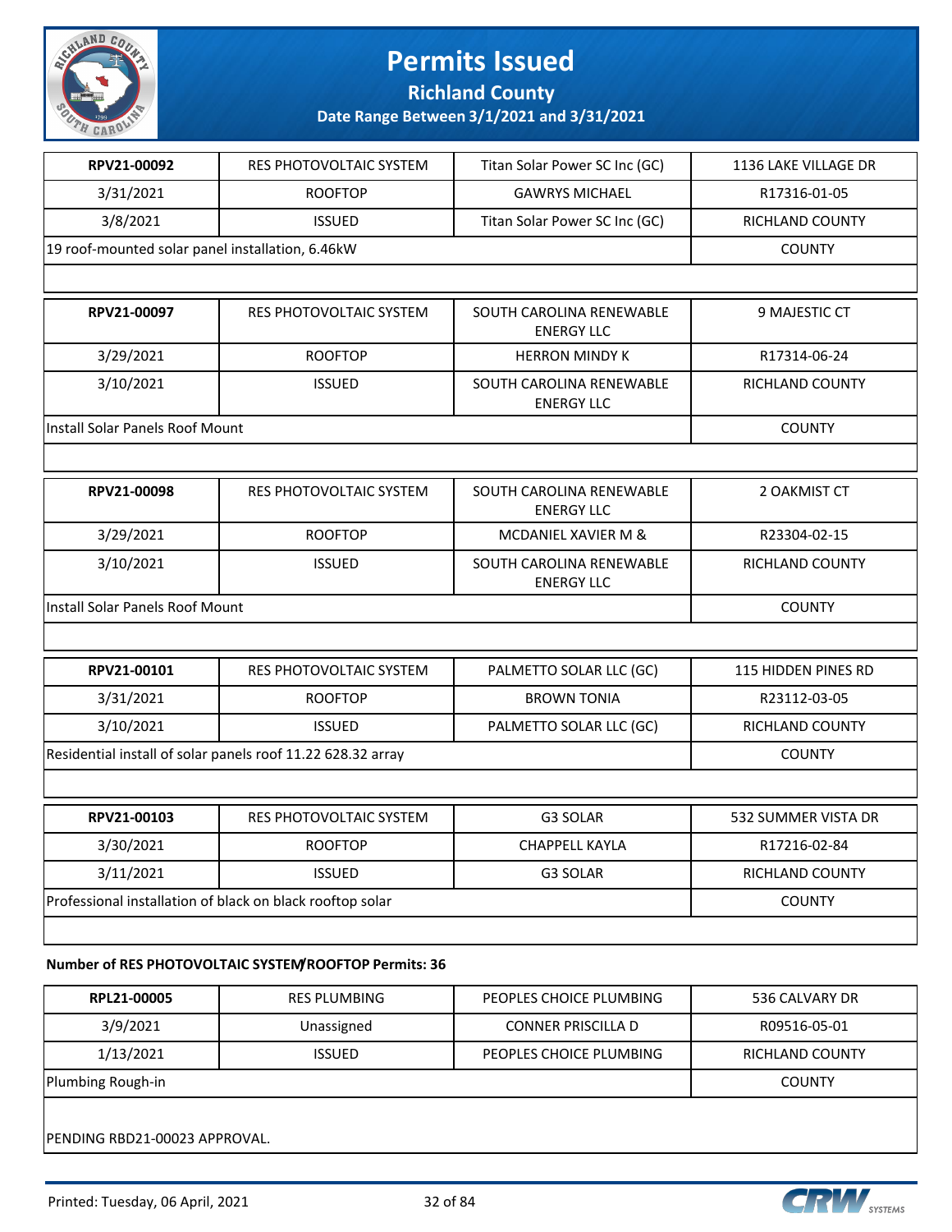# Permits Issued

## Richland County

### Date Range Between 3/1/2021 and 3/31/2021

| RPV21-00092 | RES PHOTOVOLTAIC SYSTEM | Titan Solar Power SC Inc (GC) | 1136 LAKE VILLAGE DR |
|---|---|---|---|
| 3/31/2021 | ROOFTOP | GAWRYS MICHAEL | R17316-01-05 |
| 3/8/2021 | ISSUED | Titan Solar Power SC Inc (GC) | RICHLAND COUNTY |
| 19 roof-mounted solar panel installation, 6.46kW | | | COUNTY |

| RPV21-00097 | RES PHOTOVOLTAIC SYSTEM | SOUTH CAROLINA RENEWABLE ENERGY LLC | 9 MAJESTIC CT |
|---|---|---|---|
| 3/29/2021 | ROOFTOP | HERRON MINDY K | R17314-06-24 |
| 3/10/2021 | ISSUED | SOUTH CAROLINA RENEWABLE ENERGY LLC | RICHLAND COUNTY |
| Install Solar Panels Roof Mount | | | COUNTY |

| RPV21-00098 | RES PHOTOVOLTAIC SYSTEM | SOUTH CAROLINA RENEWABLE ENERGY LLC | 2 OAKMIST CT |
|---|---|---|---|
| 3/29/2021 | ROOFTOP | MCDANIEL XAVIER M & | R23304-02-15 |
| 3/10/2021 | ISSUED | SOUTH CAROLINA RENEWABLE ENERGY LLC | RICHLAND COUNTY |
| Install Solar Panels Roof Mount | | | COUNTY |

| RPV21-00101 | RES PHOTOVOLTAIC SYSTEM | PALMETTO SOLAR LLC (GC) | 115 HIDDEN PINES RD |
|---|---|---|---|
| 3/31/2021 | ROOFTOP | BROWN TONIA | R23112-03-05 |
| 3/10/2021 | ISSUED | PALMETTO SOLAR LLC (GC) | RICHLAND COUNTY |
| Residential install of solar panels roof 11.22 628.32 array | | | COUNTY |

| RPV21-00103 | RES PHOTOVOLTAIC SYSTEM | G3 SOLAR | 532 SUMMER VISTA DR |
|---|---|---|---|
| 3/30/2021 | ROOFTOP | CHAPPELL KAYLA | R17216-02-84 |
| 3/11/2021 | ISSUED | G3 SOLAR | RICHLAND COUNTY |
| Professional installation of black on black rooftop solar | | | COUNTY |

**Number of RES PHOTOVOLTAIC SYSTEM/ROOFTOP Permits: 36**

| RPL21-00005 | RES PLUMBING | PEOPLES CHOICE PLUMBING | 536 CALVARY DR |
|---|---|---|---|
| 3/9/2021 | Unassigned | CONNER PRISCILLA D | R09516-05-01 |
| 1/13/2021 | ISSUED | PEOPLES CHOICE PLUMBING | RICHLAND COUNTY |
| Plumbing Rough-in | | | COUNTY |
| PENDING RBD21-00023 APPROVAL. | | | |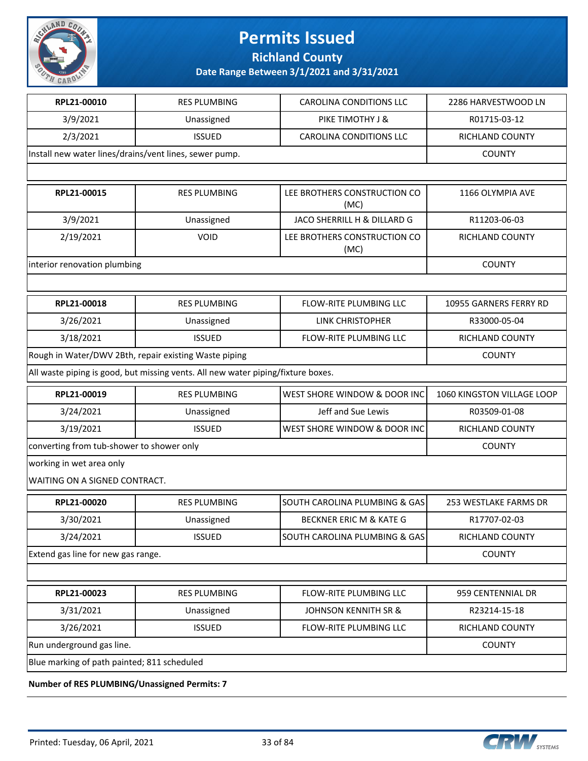# Permits Issued

## Richland County

### Date Range Between 3/1/2021 and 3/31/2021

| RPL21-00010 | RES PLUMBING | CAROLINA CONDITIONS LLC | 2286 HARVESTWOOD LN |
|---|---|---|---|
| 3/9/2021 | Unassigned | PIKE TIMOTHY J & | R01715-03-12 |
| 2/3/2021 | ISSUED | CAROLINA CONDITIONS LLC | RICHLAND COUNTY |
| Install new water lines/drains/vent lines, sewer pump. | | | COUNTY |

| RPL21-00015 | RES PLUMBING | LEE BROTHERS CONSTRUCTION CO (MC) | 1166 OLYMPIA AVE |
|---|---|---|---|
| 3/9/2021 | Unassigned | JACO SHERRILL H & DILLARD G | R11203-06-03 |
| 2/19/2021 | VOID | LEE BROTHERS CONSTRUCTION CO (MC) | RICHLAND COUNTY |
| interior renovation plumbing | | | COUNTY |

| RPL21-00018 | RES PLUMBING | FLOW-RITE PLUMBING LLC | 10955 GARNERS FERRY RD |
|---|---|---|---|
| 3/26/2021 | Unassigned | LINK CHRISTOPHER | R33000-05-04 |
| 3/18/2021 | ISSUED | FLOW-RITE PLUMBING LLC | RICHLAND COUNTY |
| Rough in Water/DWV 2Bth, repair existing Waste piping | | | COUNTY |

All waste piping is good, but missing vents. All new water piping/fixture boxes.

| RPL21-00019 | RES PLUMBING | WEST SHORE WINDOW & DOOR INC | 1060 KINGSTON VILLAGE LOOP |
|---|---|---|---|
| 3/24/2021 | Unassigned | Jeff and Sue Lewis | R03509-01-08 |
| 3/19/2021 | ISSUED | WEST SHORE WINDOW & DOOR INC | RICHLAND COUNTY |
| converting from tub-shower to shower only | | | COUNTY |

working in wet area only

WAITING ON A SIGNED CONTRACT.

| RPL21-00020 | RES PLUMBING | SOUTH CAROLINA PLUMBING & GAS | 253 WESTLAKE FARMS DR |
|---|---|---|---|
| 3/30/2021 | Unassigned | BECKNER ERIC M & KATE G | R17707-02-03 |
| 3/24/2021 | ISSUED | SOUTH CAROLINA PLUMBING & GAS | RICHLAND COUNTY |
| Extend gas line for new gas range. | | | COUNTY |

| RPL21-00023 | RES PLUMBING | FLOW-RITE PLUMBING LLC | 959 CENTENNIAL DR |
|---|---|---|---|
| 3/31/2021 | Unassigned | JOHNSON KENNITH SR & | R23214-15-18 |
| 3/26/2021 | ISSUED | FLOW-RITE PLUMBING LLC | RICHLAND COUNTY |
| Run underground gas line. | | | COUNTY |

Blue marking of path painted; 811 scheduled

**Number of RES PLUMBING/Unassigned Permits: 7**

Printed: Tuesday, 06 April, 2021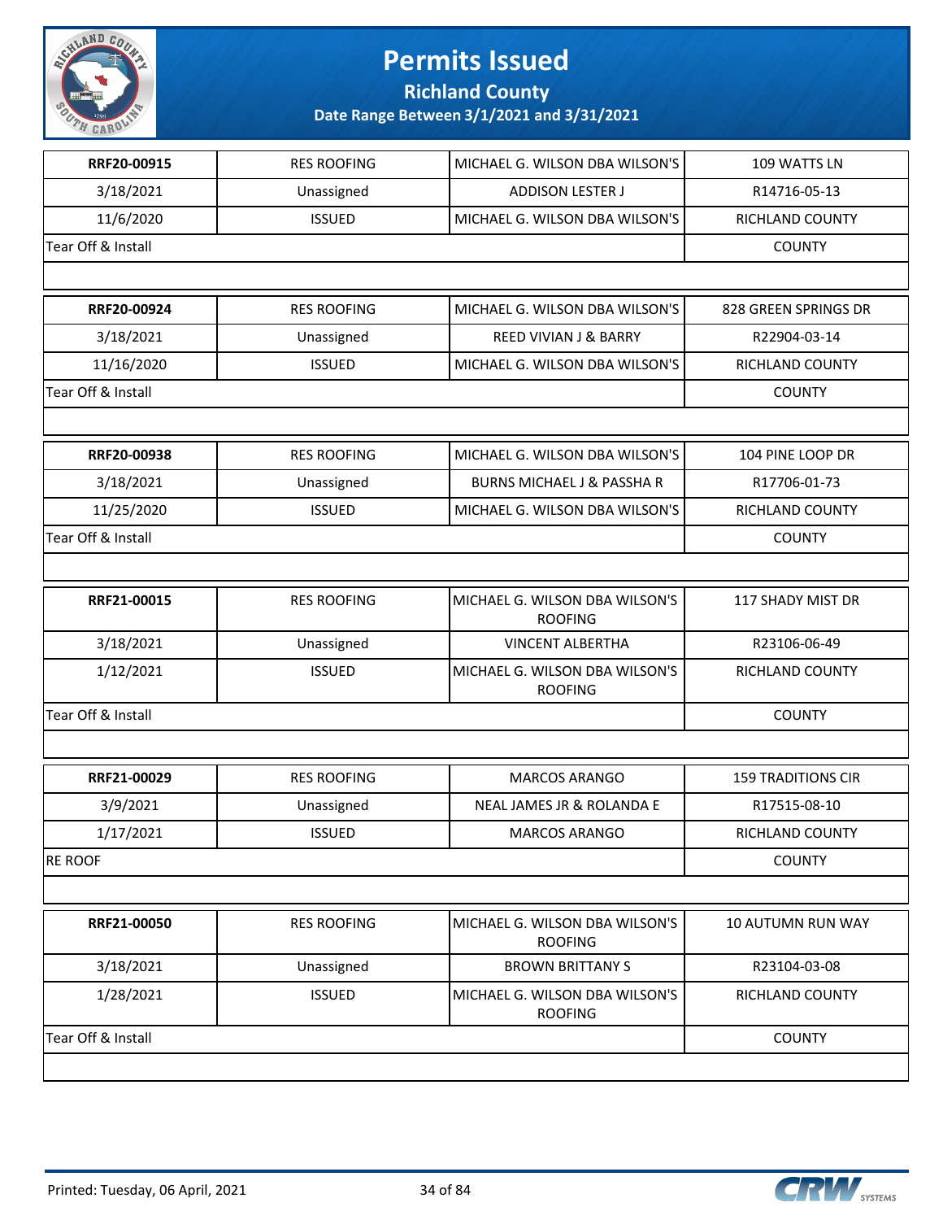# Permits Issued

**Richland County**

**Date Range Between 3/1/2021 and 3/31/2021**

| | | | |
|---|---|---|---|
| **RRF20-00915** | RES ROOFING | MICHAEL G. WILSON DBA WILSON'S | 109 WATTS LN |
| 3/18/2021 | Unassigned | ADDISON LESTER J | R14716-05-13 |
| 11/6/2020 | ISSUED | MICHAEL G. WILSON DBA WILSON'S | RICHLAND COUNTY |
| Tear Off & Install | | | COUNTY |

| | | | |
|---|---|---|---|
| **RRF20-00924** | RES ROOFING | MICHAEL G. WILSON DBA WILSON'S | 828 GREEN SPRINGS DR |
| 3/18/2021 | Unassigned | REED VIVIAN J & BARRY | R22904-03-14 |
| 11/16/2020 | ISSUED | MICHAEL G. WILSON DBA WILSON'S | RICHLAND COUNTY |
| Tear Off & Install | | | COUNTY |

| | | | |
|---|---|---|---|
| **RRF20-00938** | RES ROOFING | MICHAEL G. WILSON DBA WILSON'S | 104 PINE LOOP DR |
| 3/18/2021 | Unassigned | BURNS MICHAEL J & PASSHA R | R17706-01-73 |
| 11/25/2020 | ISSUED | MICHAEL G. WILSON DBA WILSON'S | RICHLAND COUNTY |
| Tear Off & Install | | | COUNTY |

| | | | |
|---|---|---|---|
| **RRF21-00015** | RES ROOFING | MICHAEL G. WILSON DBA WILSON'S ROOFING | 117 SHADY MIST DR |
| 3/18/2021 | Unassigned | VINCENT ALBERTHA | R23106-06-49 |
| 1/12/2021 | ISSUED | MICHAEL G. WILSON DBA WILSON'S ROOFING | RICHLAND COUNTY |
| Tear Off & Install | | | COUNTY |

| | | | |
|---|---|---|---|
| **RRF21-00029** | RES ROOFING | MARCOS ARANGO | 159 TRADITIONS CIR |
| 3/9/2021 | Unassigned | NEAL JAMES JR & ROLANDA E | R17515-08-10 |
| 1/17/2021 | ISSUED | MARCOS ARANGO | RICHLAND COUNTY |
| RE ROOF | | | COUNTY |

| | | | |
|---|---|---|---|
| **RRF21-00050** | RES ROOFING | MICHAEL G. WILSON DBA WILSON'S ROOFING | 10 AUTUMN RUN WAY |
| 3/18/2021 | Unassigned | BROWN BRITTANY S | R23104-03-08 |
| 1/28/2021 | ISSUED | MICHAEL G. WILSON DBA WILSON'S ROOFING | RICHLAND COUNTY |
| Tear Off & Install | | | COUNTY |

Printed: Tuesday, 06 April, 2021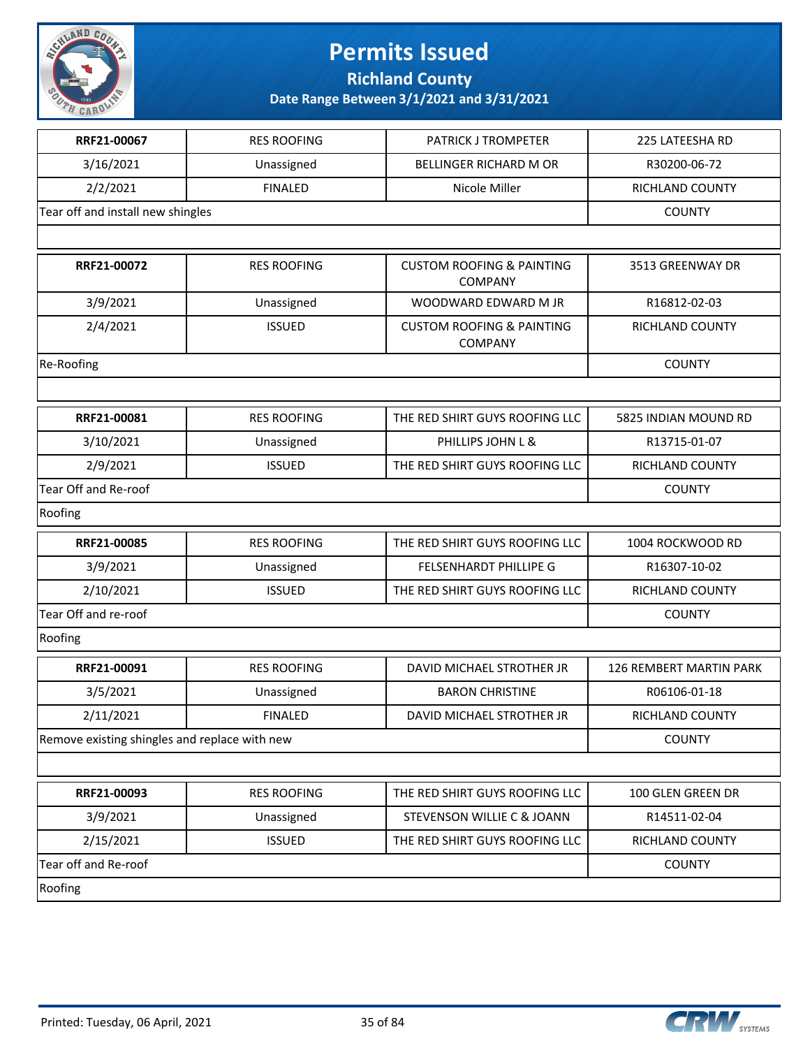# Permits Issued

## Richland County

### Date Range Between 3/1/2021 and 3/31/2021

| | | | |
|---|---|---|---|
| **RRF21-00067** | RES ROOFING | PATRICK J TROMPETER | 225 LATEESHA RD |
| 3/16/2021 | Unassigned | BELLINGER RICHARD M OR | R30200-06-72 |
| 2/2/2021 | FINALED | Nicole Miller | RICHLAND COUNTY |
| Tear off and install new shingles | | | COUNTY |
| | | | |

| | | | |
|---|---|---|---|
| **RRF21-00072** | RES ROOFING | CUSTOM ROOFING & PAINTING COMPANY | 3513 GREENWAY DR |
| 3/9/2021 | Unassigned | WOODWARD EDWARD M JR | R16812-02-03 |
| 2/4/2021 | ISSUED | CUSTOM ROOFING & PAINTING COMPANY | RICHLAND COUNTY |
| Re-Roofing | | | COUNTY |
| | | | |

| | | | |
|---|---|---|---|
| **RRF21-00081** | RES ROOFING | THE RED SHIRT GUYS ROOFING LLC | 5825 INDIAN MOUND RD |
| 3/10/2021 | Unassigned | PHILLIPS JOHN L & | R13715-01-07 |
| 2/9/2021 | ISSUED | THE RED SHIRT GUYS ROOFING LLC | RICHLAND COUNTY |
| Tear Off and Re-roof | | | COUNTY |
| Roofing | | | |

| | | | |
|---|---|---|---|
| **RRF21-00085** | RES ROOFING | THE RED SHIRT GUYS ROOFING LLC | 1004 ROCKWOOD RD |
| 3/9/2021 | Unassigned | FELSENHARDT PHILLIPE G | R16307-10-02 |
| 2/10/2021 | ISSUED | THE RED SHIRT GUYS ROOFING LLC | RICHLAND COUNTY |
| Tear Off and re-roof | | | COUNTY |
| Roofing | | | |

| | | | |
|---|---|---|---|
| **RRF21-00091** | RES ROOFING | DAVID MICHAEL STROTHER JR | 126 REMBERT MARTIN PARK |
| 3/5/2021 | Unassigned | BARON CHRISTINE | R06106-01-18 |
| 2/11/2021 | FINALED | DAVID MICHAEL STROTHER JR | RICHLAND COUNTY |
| Remove existing shingles and replace with new | | | COUNTY |
| | | | |

| | | | |
|---|---|---|---|
| **RRF21-00093** | RES ROOFING | THE RED SHIRT GUYS ROOFING LLC | 100 GLEN GREEN DR |
| 3/9/2021 | Unassigned | STEVENSON WILLIE C & JOANN | R14511-02-04 |
| 2/15/2021 | ISSUED | THE RED SHIRT GUYS ROOFING LLC | RICHLAND COUNTY |
| Tear off and Re-roof | | | COUNTY |
| Roofing | | | |

Printed: Tuesday, 06 April, 2021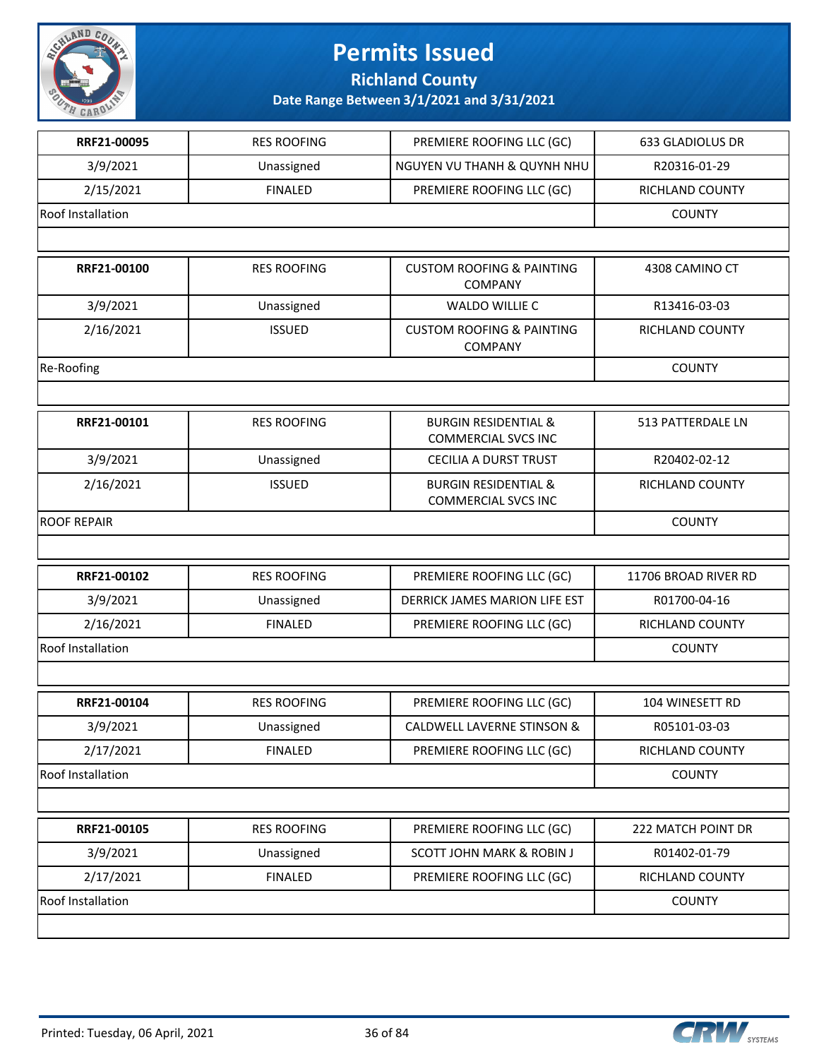# Permits Issued

## Richland County

### Date Range Between 3/1/2021 and 3/31/2021

| | | | |
|---|---|---|---|
| **RRF21-00095** | RES ROOFING | PREMIERE ROOFING LLC (GC) | 633 GLADIOLUS DR |
| 3/9/2021 | Unassigned | NGUYEN VU THANH & QUYNH NHU | R20316-01-29 |
| 2/15/2021 | FINALED | PREMIERE ROOFING LLC (GC) | RICHLAND COUNTY |
| Roof Installation | | | COUNTY |

| | | | |
|---|---|---|---|
| **RRF21-00100** | RES ROOFING | CUSTOM ROOFING & PAINTING COMPANY | 4308 CAMINO CT |
| 3/9/2021 | Unassigned | WALDO WILLIE C | R13416-03-03 |
| 2/16/2021 | ISSUED | CUSTOM ROOFING & PAINTING COMPANY | RICHLAND COUNTY |
| Re-Roofing | | | COUNTY |

| | | | |
|---|---|---|---|
| **RRF21-00101** | RES ROOFING | BURGIN RESIDENTIAL & COMMERCIAL SVCS INC | 513 PATTERDALE LN |
| 3/9/2021 | Unassigned | CECILIA A DURST TRUST | R20402-02-12 |
| 2/16/2021 | ISSUED | BURGIN RESIDENTIAL & COMMERCIAL SVCS INC | RICHLAND COUNTY |
| ROOF REPAIR | | | COUNTY |

| | | | |
|---|---|---|---|
| **RRF21-00102** | RES ROOFING | PREMIERE ROOFING LLC (GC) | 11706 BROAD RIVER RD |
| 3/9/2021 | Unassigned | DERRICK JAMES MARION LIFE EST | R01700-04-16 |
| 2/16/2021 | FINALED | PREMIERE ROOFING LLC (GC) | RICHLAND COUNTY |
| Roof Installation | | | COUNTY |

| | | | |
|---|---|---|---|
| **RRF21-00104** | RES ROOFING | PREMIERE ROOFING LLC (GC) | 104 WINESETT RD |
| 3/9/2021 | Unassigned | CALDWELL LAVERNE STINSON & | R05101-03-03 |
| 2/17/2021 | FINALED | PREMIERE ROOFING LLC (GC) | RICHLAND COUNTY |
| Roof Installation | | | COUNTY |

| | | | |
|---|---|---|---|
| **RRF21-00105** | RES ROOFING | PREMIERE ROOFING LLC (GC) | 222 MATCH POINT DR |
| 3/9/2021 | Unassigned | SCOTT JOHN MARK & ROBIN J | R01402-01-79 |
| 2/17/2021 | FINALED | PREMIERE ROOFING LLC (GC) | RICHLAND COUNTY |
| Roof Installation | | | COUNTY |

Printed: Tuesday, 06 April, 2021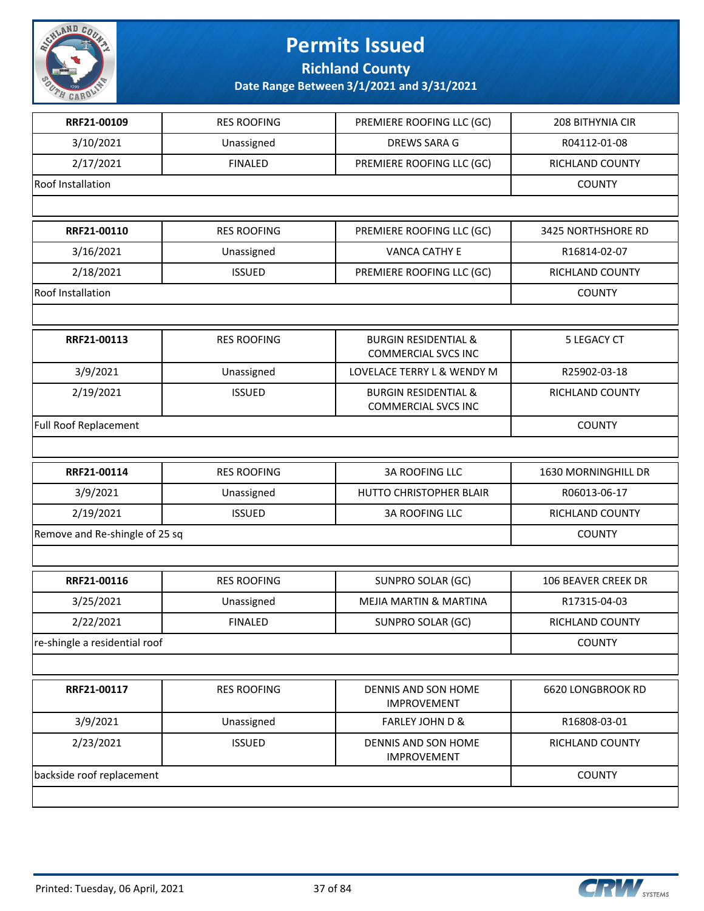# Permits Issued

## Richland County

### Date Range Between 3/1/2021 and 3/31/2021

| | | | |
|---|---|---|---|
| **RRF21-00109** | RES ROOFING | PREMIERE ROOFING LLC (GC) | 208 BITHYNIA CIR |
| 3/10/2021 | Unassigned | DREWS SARA G | R04112-01-08 |
| 2/17/2021 | FINALED | PREMIERE ROOFING LLC (GC) | RICHLAND COUNTY |
| Roof Installation | | | COUNTY |

| | | | |
|---|---|---|---|
| **RRF21-00110** | RES ROOFING | PREMIERE ROOFING LLC (GC) | 3425 NORTHSHORE RD |
| 3/16/2021 | Unassigned | VANCA CATHY E | R16814-02-07 |
| 2/18/2021 | ISSUED | PREMIERE ROOFING LLC (GC) | RICHLAND COUNTY |
| Roof Installation | | | COUNTY |

| | | | |
|---|---|---|---|
| **RRF21-00113** | RES ROOFING | BURGIN RESIDENTIAL & COMMERCIAL SVCS INC | 5 LEGACY CT |
| 3/9/2021 | Unassigned | LOVELACE TERRY L & WENDY M | R25902-03-18 |
| 2/19/2021 | ISSUED | BURGIN RESIDENTIAL & COMMERCIAL SVCS INC | RICHLAND COUNTY |
| Full Roof Replacement | | | COUNTY |

| | | | |
|---|---|---|---|
| **RRF21-00114** | RES ROOFING | 3A ROOFING LLC | 1630 MORNINGHILL DR |
| 3/9/2021 | Unassigned | HUTTO CHRISTOPHER BLAIR | R06013-06-17 |
| 2/19/2021 | ISSUED | 3A ROOFING LLC | RICHLAND COUNTY |
| Remove and Re-shingle of 25 sq | | | COUNTY |

| | | | |
|---|---|---|---|
| **RRF21-00116** | RES ROOFING | SUNPRO SOLAR (GC) | 106 BEAVER CREEK DR |
| 3/25/2021 | Unassigned | MEJIA MARTIN & MARTINA | R17315-04-03 |
| 2/22/2021 | FINALED | SUNPRO SOLAR (GC) | RICHLAND COUNTY |
| re-shingle a residential roof | | | COUNTY |

| | | | |
|---|---|---|---|
| **RRF21-00117** | RES ROOFING | DENNIS AND SON HOME IMPROVEMENT | 6620 LONGBROOK RD |
| 3/9/2021 | Unassigned | FARLEY JOHN D & | R16808-03-01 |
| 2/23/2021 | ISSUED | DENNIS AND SON HOME IMPROVEMENT | RICHLAND COUNTY |
| backside roof replacement | | | COUNTY |

Printed: Tuesday, 06 April, 2021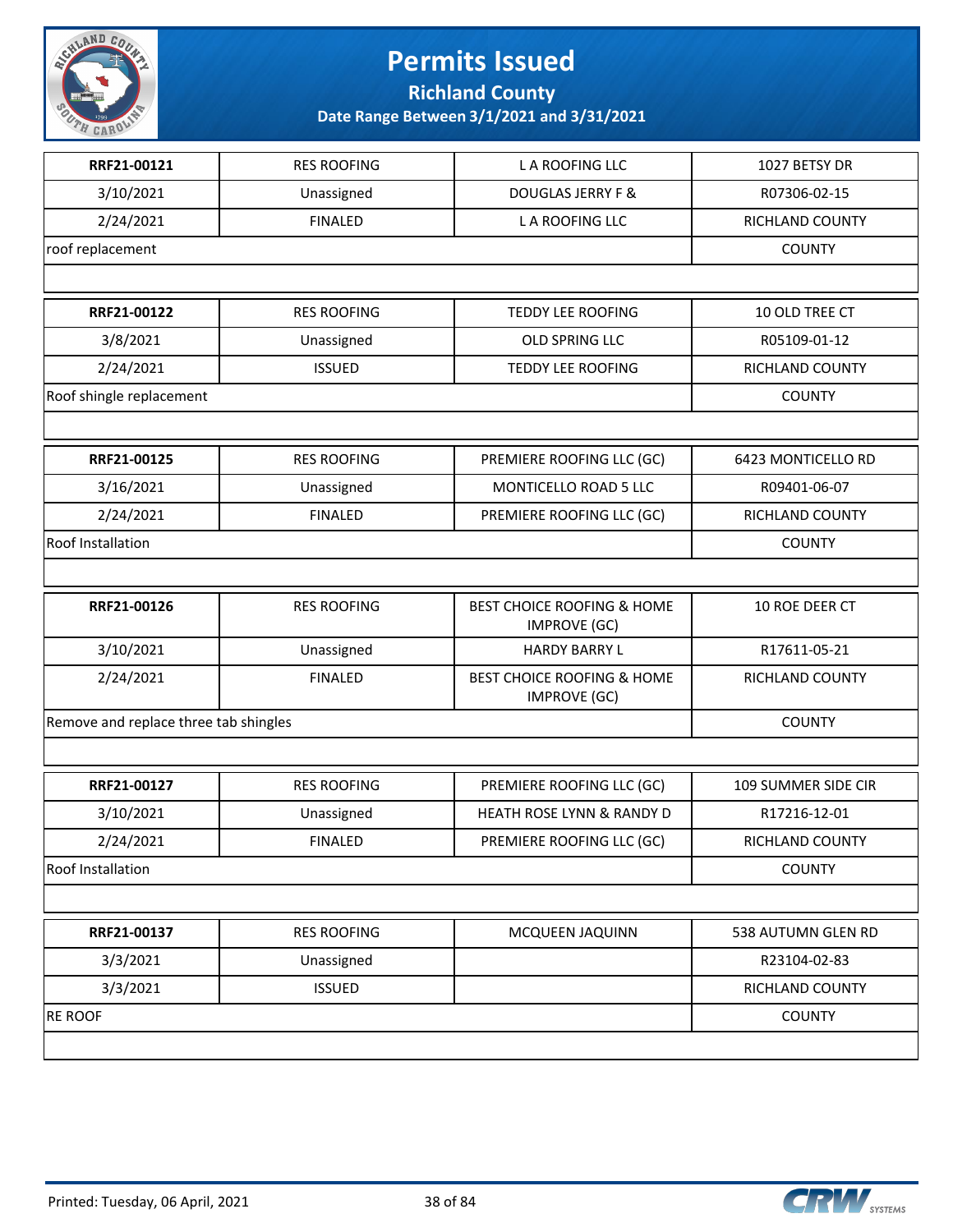# Permits Issued

## Richland County

### Date Range Between 3/1/2021 and 3/31/2021

| | | | |
|---|---|---|---|
| **RRF21-00121** | RES ROOFING | L A ROOFING LLC | 1027 BETSY DR |
| 3/10/2021 | Unassigned | DOUGLAS JERRY F & | R07306-02-15 |
| 2/24/2021 | FINALED | L A ROOFING LLC | RICHLAND COUNTY |
| roof replacement | | | COUNTY |

| | | | |
|---|---|---|---|
| **RRF21-00122** | RES ROOFING | TEDDY LEE ROOFING | 10 OLD TREE CT |
| 3/8/2021 | Unassigned | OLD SPRING LLC | R05109-01-12 |
| 2/24/2021 | ISSUED | TEDDY LEE ROOFING | RICHLAND COUNTY |
| Roof shingle replacement | | | COUNTY |

| | | | |
|---|---|---|---|
| **RRF21-00125** | RES ROOFING | PREMIERE ROOFING LLC (GC) | 6423 MONTICELLO RD |
| 3/16/2021 | Unassigned | MONTICELLO ROAD 5 LLC | R09401-06-07 |
| 2/24/2021 | FINALED | PREMIERE ROOFING LLC (GC) | RICHLAND COUNTY |
| Roof Installation | | | COUNTY |

| | | | |
|---|---|---|---|
| **RRF21-00126** | RES ROOFING | BEST CHOICE ROOFING & HOME IMPROVE (GC) | 10 ROE DEER CT |
| 3/10/2021 | Unassigned | HARDY BARRY L | R17611-05-21 |
| 2/24/2021 | FINALED | BEST CHOICE ROOFING & HOME IMPROVE (GC) | RICHLAND COUNTY |
| Remove and replace three tab shingles | | | COUNTY |

| | | | |
|---|---|---|---|
| **RRF21-00127** | RES ROOFING | PREMIERE ROOFING LLC (GC) | 109 SUMMER SIDE CIR |
| 3/10/2021 | Unassigned | HEATH ROSE LYNN & RANDY D | R17216-12-01 |
| 2/24/2021 | FINALED | PREMIERE ROOFING LLC (GC) | RICHLAND COUNTY |
| Roof Installation | | | COUNTY |

| | | | |
|---|---|---|---|
| **RRF21-00137** | RES ROOFING | MCQUEEN JAQUINN | 538 AUTUMN GLEN RD |
| 3/3/2021 | Unassigned | | R23104-02-83 |
| 3/3/2021 | ISSUED | | RICHLAND COUNTY |
| RE ROOF | | | COUNTY |

Printed: Tuesday, 06 April, 2021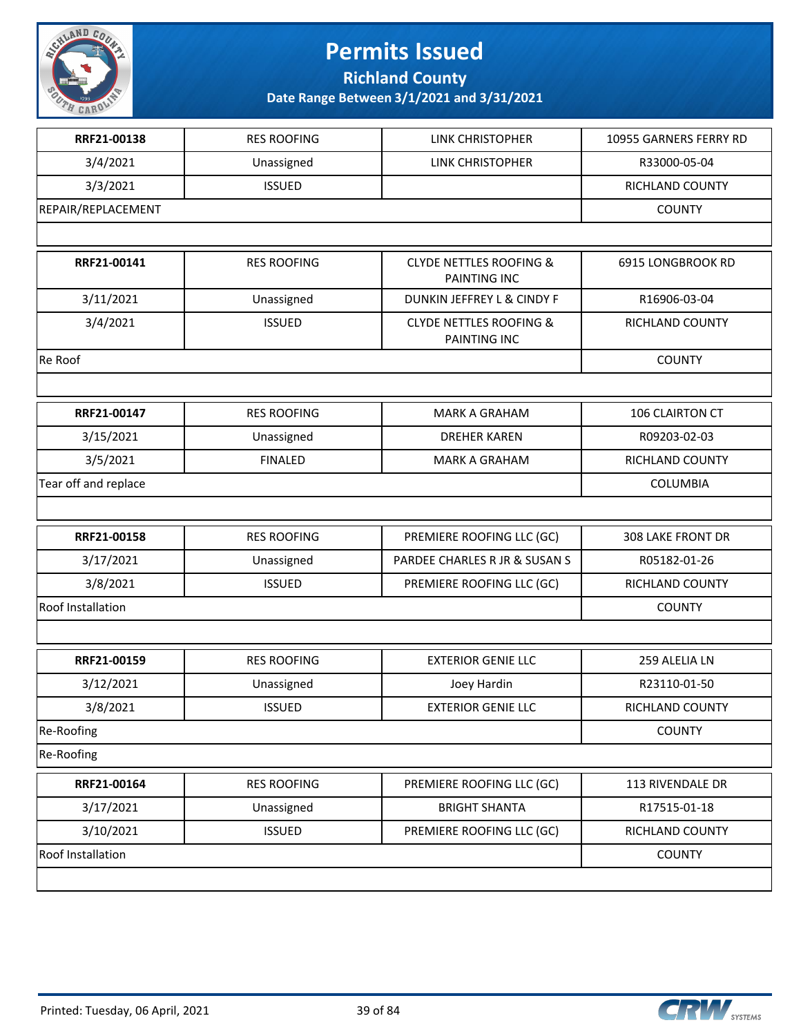# Permits Issued

**Richland County**

**Date Range Between 3/1/2021 and 3/31/2021**

| | | | |
|---|---|---|---|
| **RRF21-00138** | RES ROOFING | LINK CHRISTOPHER | 10955 GARNERS FERRY RD |
| 3/4/2021 | Unassigned | LINK CHRISTOPHER | R33000-05-04 |
| 3/3/2021 | ISSUED | | RICHLAND COUNTY |
| REPAIR/REPLACEMENT | | | COUNTY |
| | | | |

| | | | |
|---|---|---|---|
| **RRF21-00141** | RES ROOFING | CLYDE NETTLES ROOFING & PAINTING INC | 6915 LONGBROOK RD |
| 3/11/2021 | Unassigned | DUNKIN JEFFREY L & CINDY F | R16906-03-04 |
| 3/4/2021 | ISSUED | CLYDE NETTLES ROOFING & PAINTING INC | RICHLAND COUNTY |
| Re Roof | | | COUNTY |
| | | | |

| | | | |
|---|---|---|---|
| **RRF21-00147** | RES ROOFING | MARK A GRAHAM | 106 CLAIRTON CT |
| 3/15/2021 | Unassigned | DREHER KAREN | R09203-02-03 |
| 3/5/2021 | FINALED | MARK A GRAHAM | RICHLAND COUNTY |
| Tear off and replace | | | COLUMBIA |
| | | | |

| | | | |
|---|---|---|---|
| **RRF21-00158** | RES ROOFING | PREMIERE ROOFING LLC (GC) | 308 LAKE FRONT DR |
| 3/17/2021 | Unassigned | PARDEE CHARLES R JR & SUSAN S | R05182-01-26 |
| 3/8/2021 | ISSUED | PREMIERE ROOFING LLC (GC) | RICHLAND COUNTY |
| Roof Installation | | | COUNTY |
| | | | |

| | | | |
|---|---|---|---|
| **RRF21-00159** | RES ROOFING | EXTERIOR GENIE LLC | 259 ALELIA LN |
| 3/12/2021 | Unassigned | Joey Hardin | R23110-01-50 |
| 3/8/2021 | ISSUED | EXTERIOR GENIE LLC | RICHLAND COUNTY |
| Re-Roofing | | | COUNTY |
| Re-Roofing | | | |

| | | | |
|---|---|---|---|
| **RRF21-00164** | RES ROOFING | PREMIERE ROOFING LLC (GC) | 113 RIVENDALE DR |
| 3/17/2021 | Unassigned | BRIGHT SHANTA | R17515-01-18 |
| 3/10/2021 | ISSUED | PREMIERE ROOFING LLC (GC) | RICHLAND COUNTY |
| Roof Installation | | | COUNTY |
| | | | |

Printed: Tuesday, 06 April, 2021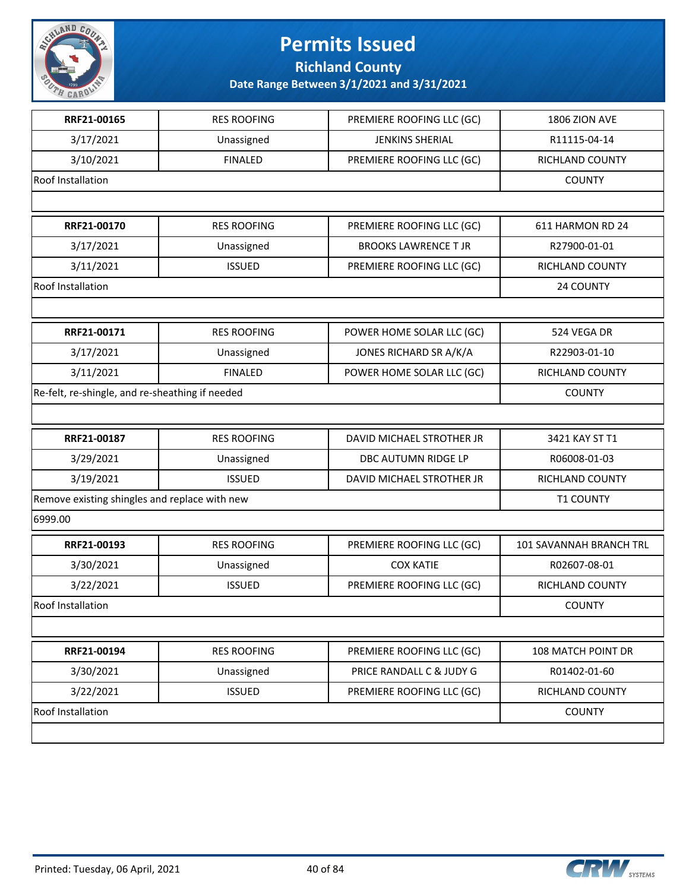# Permits Issued

## Richland County

### Date Range Between 3/1/2021 and 3/31/2021

| | | | |
|---|---|---|---|
| **RRF21-00165** | RES ROOFING | PREMIERE ROOFING LLC (GC) | 1806 ZION AVE |
| 3/17/2021 | Unassigned | JENKINS SHERIAL | R11115-04-14 |
| 3/10/2021 | FINALED | PREMIERE ROOFING LLC (GC) | RICHLAND COUNTY |
| Roof Installation | | | COUNTY |
| | | | |

| | | | |
|---|---|---|---|
| **RRF21-00170** | RES ROOFING | PREMIERE ROOFING LLC (GC) | 611 HARMON RD 24 |
| 3/17/2021 | Unassigned | BROOKS LAWRENCE T JR | R27900-01-01 |
| 3/11/2021 | ISSUED | PREMIERE ROOFING LLC (GC) | RICHLAND COUNTY |
| Roof Installation | | | 24 COUNTY |
| | | | |

| | | | |
|---|---|---|---|
| **RRF21-00171** | RES ROOFING | POWER HOME SOLAR LLC (GC) | 524 VEGA DR |
| 3/17/2021 | Unassigned | JONES RICHARD SR A/K/A | R22903-01-10 |
| 3/11/2021 | FINALED | POWER HOME SOLAR LLC (GC) | RICHLAND COUNTY |
| Re-felt, re-shingle, and re-sheathing if needed | | | COUNTY |
| | | | |

| | | | |
|---|---|---|---|
| **RRF21-00187** | RES ROOFING | DAVID MICHAEL STROTHER JR | 3421 KAY ST T1 |
| 3/29/2021 | Unassigned | DBC AUTUMN RIDGE LP | R06008-01-03 |
| 3/19/2021 | ISSUED | DAVID MICHAEL STROTHER JR | RICHLAND COUNTY |
| Remove existing shingles and replace with new | | | T1 COUNTY |
| 6999.00 | | | |

| | | | |
|---|---|---|---|
| **RRF21-00193** | RES ROOFING | PREMIERE ROOFING LLC (GC) | 101 SAVANNAH BRANCH TRL |
| 3/30/2021 | Unassigned | COX KATIE | R02607-08-01 |
| 3/22/2021 | ISSUED | PREMIERE ROOFING LLC (GC) | RICHLAND COUNTY |
| Roof Installation | | | COUNTY |
| | | | |

| | | | |
|---|---|---|---|
| **RRF21-00194** | RES ROOFING | PREMIERE ROOFING LLC (GC) | 108 MATCH POINT DR |
| 3/30/2021 | Unassigned | PRICE RANDALL C & JUDY G | R01402-01-60 |
| 3/22/2021 | ISSUED | PREMIERE ROOFING LLC (GC) | RICHLAND COUNTY |
| Roof Installation | | | COUNTY |
| | | | |

Printed: Tuesday, 06 April, 2021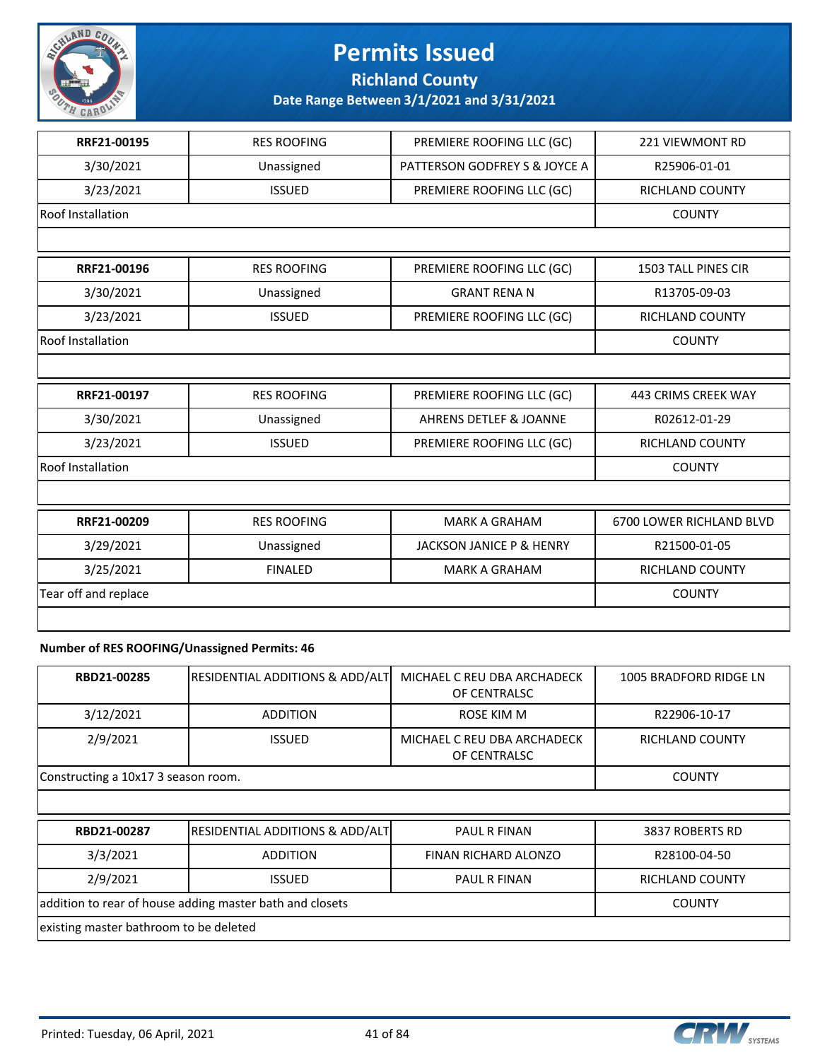# Permits Issued

## Richland County

### Date Range Between 3/1/2021 and 3/31/2021

| **RRF21-00195** | RES ROOFING | PREMIERE ROOFING LLC (GC) | 221 VIEWMONT RD |
|---|---|---|---|
| 3/30/2021 | Unassigned | PATTERSON GODFREY S & JOYCE A | R25906-01-01 |
| 3/23/2021 | ISSUED | PREMIERE ROOFING LLC (GC) | RICHLAND COUNTY |
| Roof Installation | | | COUNTY |

| **RRF21-00196** | RES ROOFING | PREMIERE ROOFING LLC (GC) | 1503 TALL PINES CIR |
|---|---|---|---|
| 3/30/2021 | Unassigned | GRANT RENA N | R13705-09-03 |
| 3/23/2021 | ISSUED | PREMIERE ROOFING LLC (GC) | RICHLAND COUNTY |
| Roof Installation | | | COUNTY |

| **RRF21-00197** | RES ROOFING | PREMIERE ROOFING LLC (GC) | 443 CRIMS CREEK WAY |
|---|---|---|---|
| 3/30/2021 | Unassigned | AHRENS DETLEF & JOANNE | R02612-01-29 |
| 3/23/2021 | ISSUED | PREMIERE ROOFING LLC (GC) | RICHLAND COUNTY |
| Roof Installation | | | COUNTY |

| **RRF21-00209** | RES ROOFING | MARK A GRAHAM | 6700 LOWER RICHLAND BLVD |
|---|---|---|---|
| 3/29/2021 | Unassigned | JACKSON JANICE P & HENRY | R21500-01-05 |
| 3/25/2021 | FINALED | MARK A GRAHAM | RICHLAND COUNTY |
| Tear off and replace | | | COUNTY |

**Number of RES ROOFING/Unassigned Permits: 46**

| **RBD21-00285** | RESIDENTIAL ADDITIONS & ADD/ALT | MICHAEL C REU DBA ARCHADECK OF CENTRALSC | 1005 BRADFORD RIDGE LN |
|---|---|---|---|
| 3/12/2021 | ADDITION | ROSE KIM M | R22906-10-17 |
| 2/9/2021 | ISSUED | MICHAEL C REU DBA ARCHADECK OF CENTRALSC | RICHLAND COUNTY |
| Constructing a 10x17 3 season room. | | | COUNTY |

| **RBD21-00287** | RESIDENTIAL ADDITIONS & ADD/ALT | PAUL R FINAN | 3837 ROBERTS RD |
|---|---|---|---|
| 3/3/2021 | ADDITION | FINAN RICHARD ALONZO | R28100-04-50 |
| 2/9/2021 | ISSUED | PAUL R FINAN | RICHLAND COUNTY |
| addition to rear of house adding master bath and closets | | | COUNTY |
| existing master bathroom to be deleted | | | |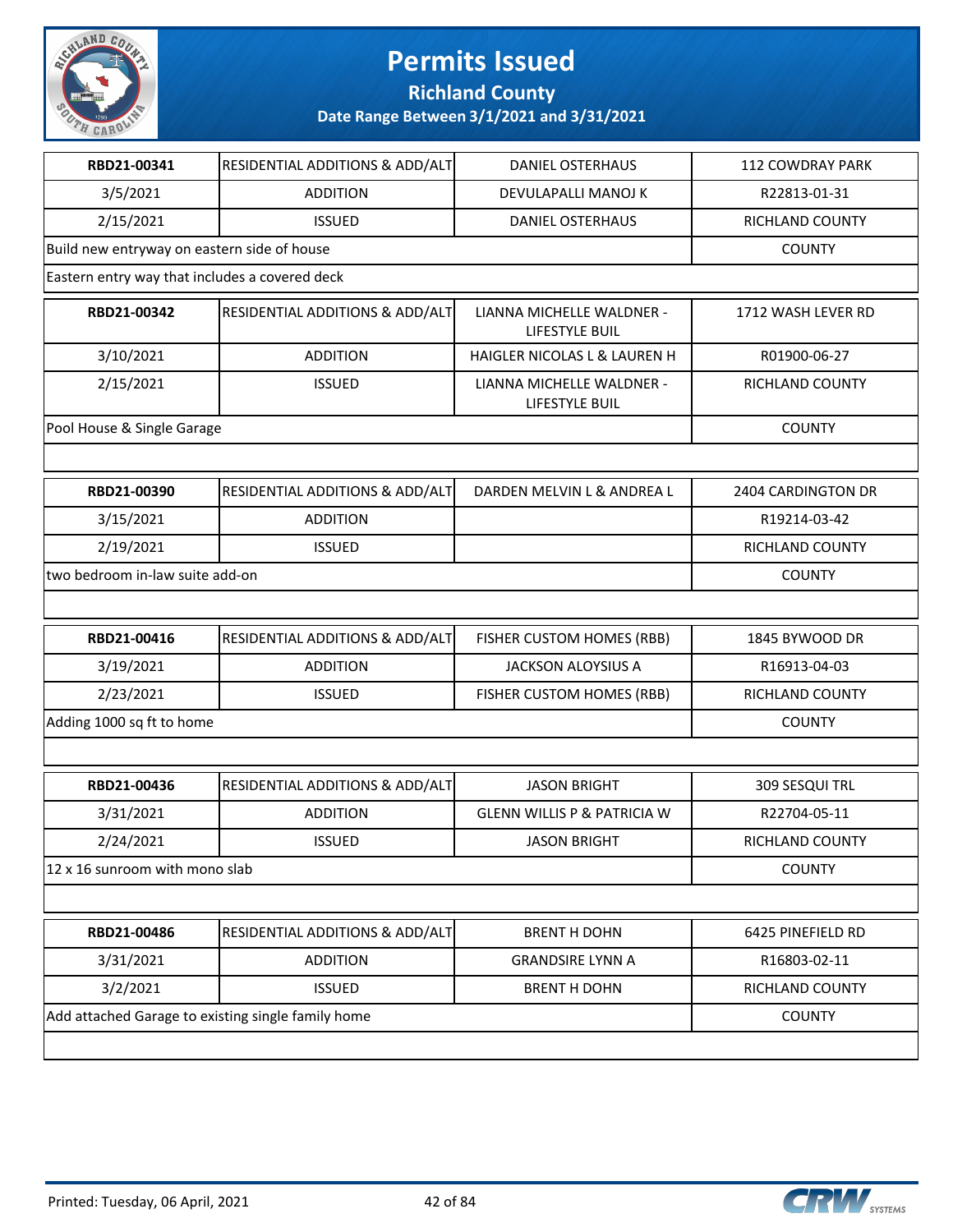# Permits Issued

## Richland County

### Date Range Between 3/1/2021 and 3/31/2021

| RBD21-00341 | RESIDENTIAL ADDITIONS & ADD/ALT | DANIEL OSTERHAUS | 112 COWDRAY PARK |
|---|---|---|---|
| 3/5/2021 | ADDITION | DEVULAPALLI MANOJ K | R22813-01-31 |
| 2/15/2021 | ISSUED | DANIEL OSTERHAUS | RICHLAND COUNTY |
| Build new entryway on eastern side of house | | | COUNTY |
| Eastern entry way that includes a covered deck | | | |

| RBD21-00342 | RESIDENTIAL ADDITIONS & ADD/ALT | LIANNA MICHELLE WALDNER - LIFESTYLE BUIL | 1712 WASH LEVER RD |
|---|---|---|---|
| 3/10/2021 | ADDITION | HAIGLER NICOLAS L & LAUREN H | R01900-06-27 |
| 2/15/2021 | ISSUED | LIANNA MICHELLE WALDNER - LIFESTYLE BUIL | RICHLAND COUNTY |
| Pool House & Single Garage | | | COUNTY |
| | | | |

| RBD21-00390 | RESIDENTIAL ADDITIONS & ADD/ALT | DARDEN MELVIN L & ANDREA L | 2404 CARDINGTON DR |
|---|---|---|---|
| 3/15/2021 | ADDITION | | R19214-03-42 |
| 2/19/2021 | ISSUED | | RICHLAND COUNTY |
| two bedroom in-law suite add-on | | | COUNTY |
| | | | |

| RBD21-00416 | RESIDENTIAL ADDITIONS & ADD/ALT | FISHER CUSTOM HOMES (RBB) | 1845 BYWOOD DR |
|---|---|---|---|
| 3/19/2021 | ADDITION | JACKSON ALOYSIUS A | R16913-04-03 |
| 2/23/2021 | ISSUED | FISHER CUSTOM HOMES (RBB) | RICHLAND COUNTY |
| Adding 1000 sq ft to home | | | COUNTY |
| | | | |

| RBD21-00436 | RESIDENTIAL ADDITIONS & ADD/ALT | JASON BRIGHT | 309 SESQUI TRL |
|---|---|---|---|
| 3/31/2021 | ADDITION | GLENN WILLIS P & PATRICIA W | R22704-05-11 |
| 2/24/2021 | ISSUED | JASON BRIGHT | RICHLAND COUNTY |
| 12 x 16 sunroom with mono slab | | | COUNTY |
| | | | |

| RBD21-00486 | RESIDENTIAL ADDITIONS & ADD/ALT | BRENT H DOHN | 6425 PINEFIELD RD |
|---|---|---|---|
| 3/31/2021 | ADDITION | GRANDSIRE LYNN A | R16803-02-11 |
| 3/2/2021 | ISSUED | BRENT H DOHN | RICHLAND COUNTY |
| Add attached Garage to existing single family home | | | COUNTY |
| | | | |

Printed: Tuesday, 06 April, 2021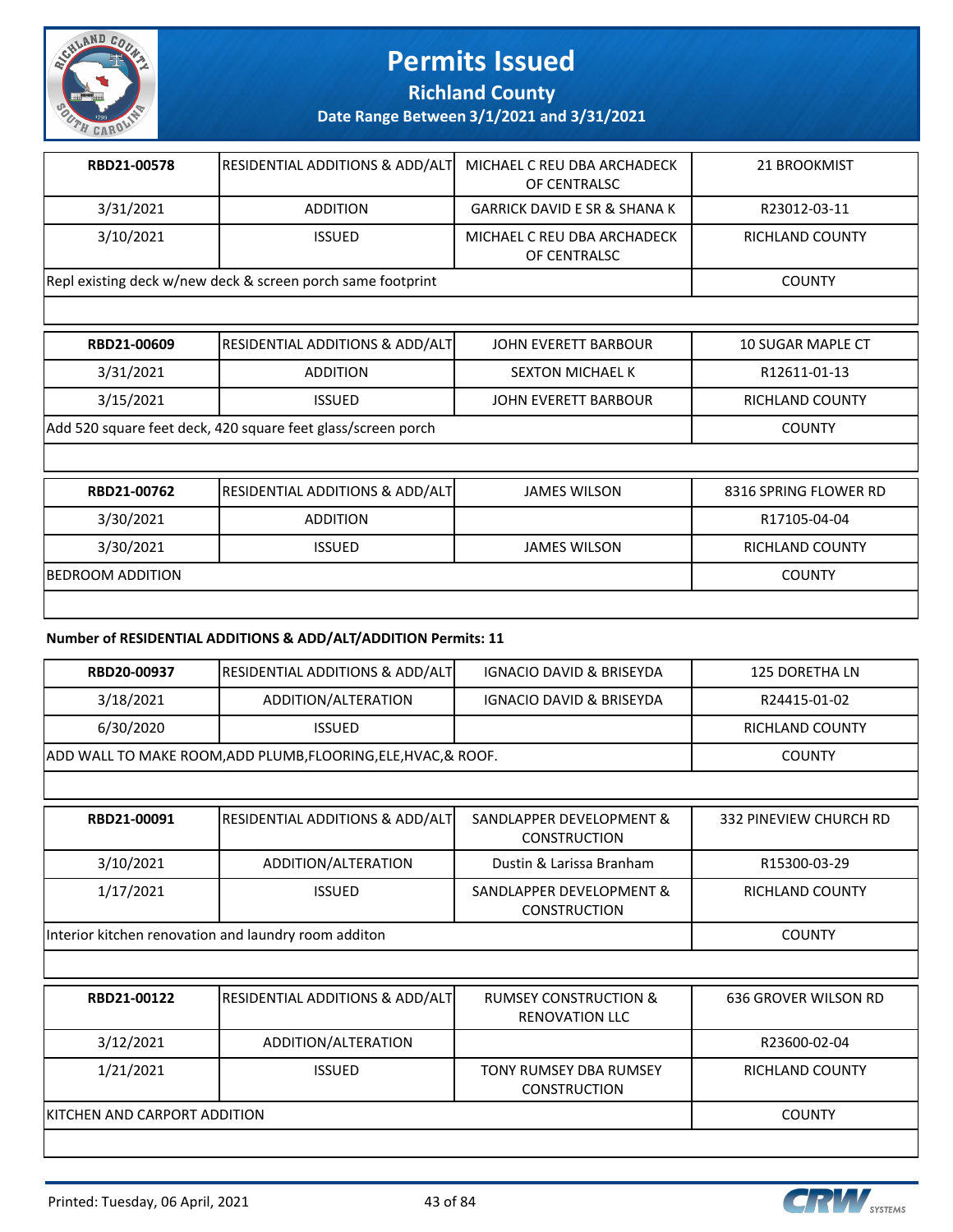# Permits Issued

## Richland County

### Date Range Between 3/1/2021 and 3/31/2021

| RBD21-00578 | RESIDENTIAL ADDITIONS & ADD/ALT | MICHAEL C REU DBA ARCHADECK OF CENTRALSC | 21 BROOKMIST |
|---|---|---|---|
| 3/31/2021 | ADDITION | GARRICK DAVID E SR & SHANA K | R23012-03-11 |
| 3/10/2021 | ISSUED | MICHAEL C REU DBA ARCHADECK OF CENTRALSC | RICHLAND COUNTY |
| Repl existing deck w/new deck & screen porch same footprint | | | COUNTY |

| RBD21-00609 | RESIDENTIAL ADDITIONS & ADD/ALT | JOHN EVERETT BARBOUR | 10 SUGAR MAPLE CT |
|---|---|---|---|
| 3/31/2021 | ADDITION | SEXTON MICHAEL K | R12611-01-13 |
| 3/15/2021 | ISSUED | JOHN EVERETT BARBOUR | RICHLAND COUNTY |
| Add 520 square feet deck, 420 square feet glass/screen porch | | | COUNTY |

| RBD21-00762 | RESIDENTIAL ADDITIONS & ADD/ALT | JAMES WILSON | 8316 SPRING FLOWER RD |
|---|---|---|---|
| 3/30/2021 | ADDITION | | R17105-04-04 |
| 3/30/2021 | ISSUED | JAMES WILSON | RICHLAND COUNTY |
| BEDROOM ADDITION | | | COUNTY |

**Number of RESIDENTIAL ADDITIONS & ADD/ALT/ADDITION Permits: 11**

| RBD20-00937 | RESIDENTIAL ADDITIONS & ADD/ALT | IGNACIO DAVID & BRISEYDA | 125 DORETHA LN |
|---|---|---|---|
| 3/18/2021 | ADDITION/ALTERATION | IGNACIO DAVID & BRISEYDA | R24415-01-02 |
| 6/30/2020 | ISSUED | | RICHLAND COUNTY |
| ADD WALL TO MAKE ROOM,ADD PLUMB,FLOORING,ELE,HVAC,& ROOF. | | | COUNTY |

| RBD21-00091 | RESIDENTIAL ADDITIONS & ADD/ALT | SANDLAPPER DEVELOPMENT & CONSTRUCTION | 332 PINEVIEW CHURCH RD |
|---|---|---|---|
| 3/10/2021 | ADDITION/ALTERATION | Dustin & Larissa Branham | R15300-03-29 |
| 1/17/2021 | ISSUED | SANDLAPPER DEVELOPMENT & CONSTRUCTION | RICHLAND COUNTY |
| Interior kitchen renovation and laundry room additon | | | COUNTY |

| RBD21-00122 | RESIDENTIAL ADDITIONS & ADD/ALT | RUMSEY CONSTRUCTION & RENOVATION LLC | 636 GROVER WILSON RD |
|---|---|---|---|
| 3/12/2021 | ADDITION/ALTERATION | | R23600-02-04 |
| 1/21/2021 | ISSUED | TONY RUMSEY DBA RUMSEY CONSTRUCTION | RICHLAND COUNTY |
| KITCHEN AND CARPORT ADDITION | | | COUNTY |

Printed: Tuesday, 06 April, 2021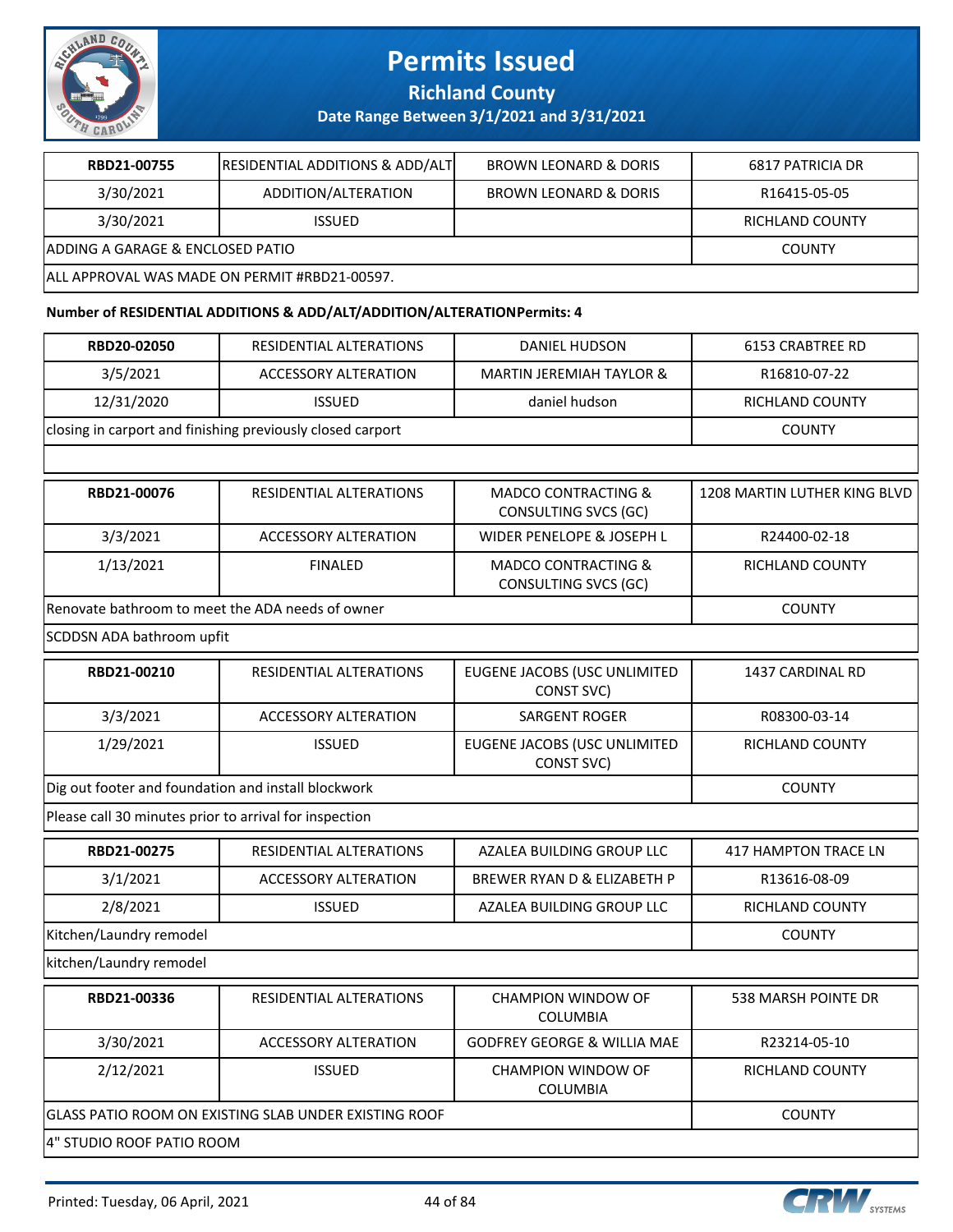# Permits Issued

**Richland County**

**Date Range Between 3/1/2021 and 3/31/2021**

| RBD21-00755 | RESIDENTIAL ADDITIONS & ADD/ALT | BROWN LEONARD & DORIS | 6817 PATRICIA DR |
|---|---|---|---|
| 3/30/2021 | ADDITION/ALTERATION | BROWN LEONARD & DORIS | R16415-05-05 |
| 3/30/2021 | ISSUED | | RICHLAND COUNTY |
| ADDING A GARAGE & ENCLOSED PATIO | | | COUNTY |
| ALL APPROVAL WAS MADE ON PERMIT #RBD21-00597. | | | |

**Number of RESIDENTIAL ADDITIONS & ADD/ALT/ADDITION/ALTERATIONPermits: 4**

| RBD20-02050 | RESIDENTIAL ALTERATIONS | DANIEL HUDSON | 6153 CRABTREE RD |
|---|---|---|---|
| 3/5/2021 | ACCESSORY ALTERATION | MARTIN JEREMIAH TAYLOR & | R16810-07-22 |
| 12/31/2020 | ISSUED | daniel hudson | RICHLAND COUNTY |
| closing in carport and finishing previously closed carport | | | COUNTY |
| | | | |

| RBD21-00076 | RESIDENTIAL ALTERATIONS | MADCO CONTRACTING & CONSULTING SVCS (GC) | 1208 MARTIN LUTHER KING BLVD |
|---|---|---|---|
| 3/3/2021 | ACCESSORY ALTERATION | WIDER PENELOPE & JOSEPH L | R24400-02-18 |
| 1/13/2021 | FINALED | MADCO CONTRACTING & CONSULTING SVCS (GC) | RICHLAND COUNTY |
| Renovate bathroom to meet the ADA needs of owner | | | COUNTY |
| SCDDSN ADA bathroom upfit | | | |

| RBD21-00210 | RESIDENTIAL ALTERATIONS | EUGENE JACOBS (USC UNLIMITED CONST SVC) | 1437 CARDINAL RD |
|---|---|---|---|
| 3/3/2021 | ACCESSORY ALTERATION | SARGENT ROGER | R08300-03-14 |
| 1/29/2021 | ISSUED | EUGENE JACOBS (USC UNLIMITED CONST SVC) | RICHLAND COUNTY |
| Dig out footer and foundation and install blockwork | | | COUNTY |
| Please call 30 minutes prior to arrival for inspection | | | |

| RBD21-00275 | RESIDENTIAL ALTERATIONS | AZALEA BUILDING GROUP LLC | 417 HAMPTON TRACE LN |
|---|---|---|---|
| 3/1/2021 | ACCESSORY ALTERATION | BREWER RYAN D & ELIZABETH P | R13616-08-09 |
| 2/8/2021 | ISSUED | AZALEA BUILDING GROUP LLC | RICHLAND COUNTY |
| Kitchen/Laundry remodel | | | COUNTY |
| kitchen/Laundry remodel | | | |

| RBD21-00336 | RESIDENTIAL ALTERATIONS | CHAMPION WINDOW OF COLUMBIA | 538 MARSH POINTE DR |
|---|---|---|---|
| 3/30/2021 | ACCESSORY ALTERATION | GODFREY GEORGE & WILLIA MAE | R23214-05-10 |
| 2/12/2021 | ISSUED | CHAMPION WINDOW OF COLUMBIA | RICHLAND COUNTY |
| GLASS PATIO ROOM ON EXISTING SLAB UNDER EXISTING ROOF | | | COUNTY |
| 4" STUDIO ROOF PATIO ROOM | | | |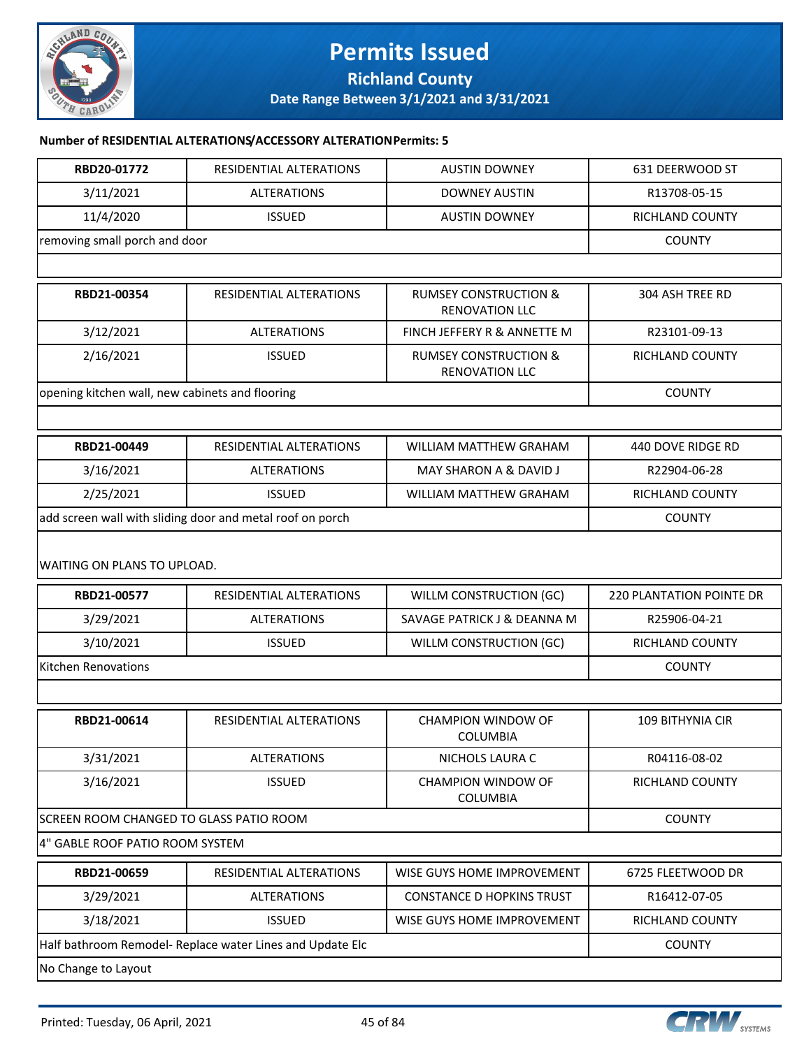# Permits Issued

## Richland County

**Date Range Between 3/1/2021 and 3/31/2021**

**Number of RESIDENTIAL ALTERATIONS/ACCESSORY ALTERATION Permits: 5**

| RBD20-01772 | RESIDENTIAL ALTERATIONS | AUSTIN DOWNEY | 631 DEERWOOD ST |
|---|---|---|---|
| 3/11/2021 | ALTERATIONS | DOWNEY AUSTIN | R13708-05-15 |
| 11/4/2020 | ISSUED | AUSTIN DOWNEY | RICHLAND COUNTY |
| removing small porch and door | | | COUNTY |

| RBD21-00354 | RESIDENTIAL ALTERATIONS | RUMSEY CONSTRUCTION & RENOVATION LLC | 304 ASH TREE RD |
|---|---|---|---|
| 3/12/2021 | ALTERATIONS | FINCH JEFFERY R & ANNETTE M | R23101-09-13 |
| 2/16/2021 | ISSUED | RUMSEY CONSTRUCTION & RENOVATION LLC | RICHLAND COUNTY |
| opening kitchen wall, new cabinets and flooring | | | COUNTY |

| RBD21-00449 | RESIDENTIAL ALTERATIONS | WILLIAM MATTHEW GRAHAM | 440 DOVE RIDGE RD |
|---|---|---|---|
| 3/16/2021 | ALTERATIONS | MAY SHARON A & DAVID J | R22904-06-28 |
| 2/25/2021 | ISSUED | WILLIAM MATTHEW GRAHAM | RICHLAND COUNTY |
| add screen wall with sliding door and metal roof on porch | | | COUNTY |
| WAITING ON PLANS TO UPLOAD. | | | |

| RBD21-00577 | RESIDENTIAL ALTERATIONS | WILLM CONSTRUCTION (GC) | 220 PLANTATION POINTE DR |
|---|---|---|---|
| 3/29/2021 | ALTERATIONS | SAVAGE PATRICK J & DEANNA M | R25906-04-21 |
| 3/10/2021 | ISSUED | WILLM CONSTRUCTION (GC) | RICHLAND COUNTY |
| Kitchen Renovations | | | COUNTY |

| RBD21-00614 | RESIDENTIAL ALTERATIONS | CHAMPION WINDOW OF COLUMBIA | 109 BITHYNIA CIR |
|---|---|---|---|
| 3/31/2021 | ALTERATIONS | NICHOLS LAURA C | R04116-08-02 |
| 3/16/2021 | ISSUED | CHAMPION WINDOW OF COLUMBIA | RICHLAND COUNTY |
| SCREEN ROOM CHANGED TO GLASS PATIO ROOM | | | COUNTY |
| 4" GABLE ROOF PATIO ROOM SYSTEM | | | |

| RBD21-00659 | RESIDENTIAL ALTERATIONS | WISE GUYS HOME IMPROVEMENT | 6725 FLEETWOOD DR |
|---|---|---|---|
| 3/29/2021 | ALTERATIONS | CONSTANCE D HOPKINS TRUST | R16412-07-05 |
| 3/18/2021 | ISSUED | WISE GUYS HOME IMPROVEMENT | RICHLAND COUNTY |
| Half bathroom Remodel- Replace water Lines and Update Elc | | | COUNTY |
| No Change to Layout | | | |

Printed: Tuesday, 06 April, 2021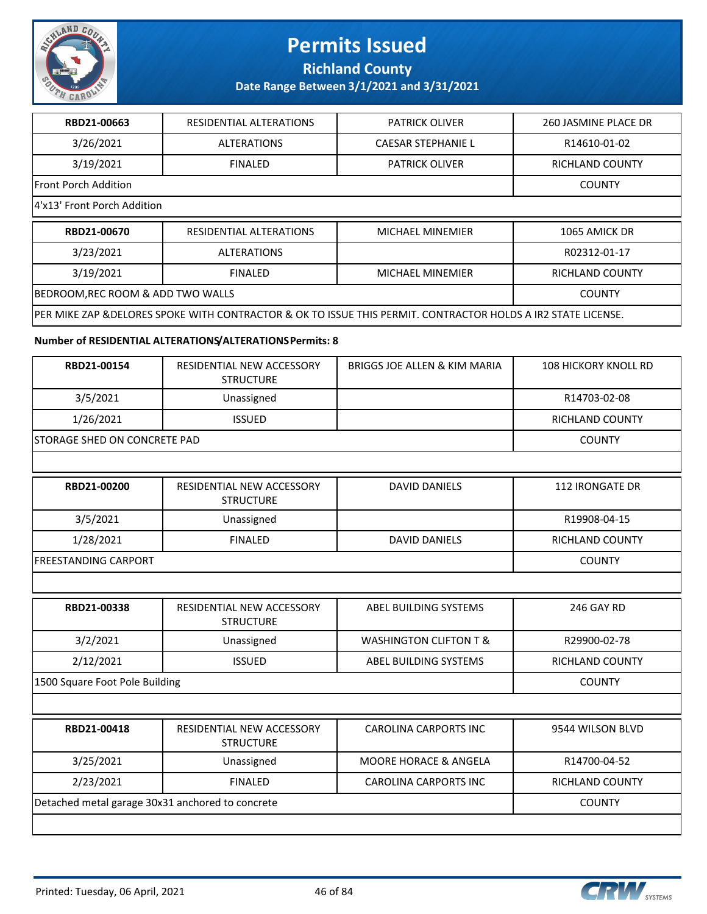# Permits Issued

## Richland County

### Date Range Between 3/1/2021 and 3/31/2021

| RBD21-00663 | RESIDENTIAL ALTERATIONS | PATRICK OLIVER | 260 JASMINE PLACE DR |
|---|---|---|---|
| 3/26/2021 | ALTERATIONS | CAESAR STEPHANIE L | R14610-01-02 |
| 3/19/2021 | FINALED | PATRICK OLIVER | RICHLAND COUNTY |
| Front Porch Addition | | | COUNTY |
| 4'x13' Front Porch Addition | | | |

| RBD21-00670 | RESIDENTIAL ALTERATIONS | MICHAEL MINEMIER | 1065 AMICK DR |
|---|---|---|---|
| 3/23/2021 | ALTERATIONS | | R02312-01-17 |
| 3/19/2021 | FINALED | MICHAEL MINEMIER | RICHLAND COUNTY |
| BEDROOM,REC ROOM & ADD TWO WALLS | | | COUNTY |
| PER MIKE ZAP &DELORES SPOKE WITH CONTRACTOR & OK TO ISSUE THIS PERMIT. CONTRACTOR HOLDS A IR2 STATE LICENSE. | | | |

**Number of RESIDENTIAL ALTERATIONS/ALTERATIONS Permits: 8**

| RBD21-00154 | RESIDENTIAL NEW ACCESSORY STRUCTURE | BRIGGS JOE ALLEN & KIM MARIA | 108 HICKORY KNOLL RD |
|---|---|---|---|
| 3/5/2021 | Unassigned | | R14703-02-08 |
| 1/26/2021 | ISSUED | | RICHLAND COUNTY |
| STORAGE SHED ON CONCRETE PAD | | | COUNTY |

| RBD21-00200 | RESIDENTIAL NEW ACCESSORY STRUCTURE | DAVID DANIELS | 112 IRONGATE DR |
|---|---|---|---|
| 3/5/2021 | Unassigned | | R19908-04-15 |
| 1/28/2021 | FINALED | DAVID DANIELS | RICHLAND COUNTY |
| FREESTANDING CARPORT | | | COUNTY |

| RBD21-00338 | RESIDENTIAL NEW ACCESSORY STRUCTURE | ABEL BUILDING SYSTEMS | 246 GAY RD |
|---|---|---|---|
| 3/2/2021 | Unassigned | WASHINGTON CLIFTON T & | R29900-02-78 |
| 2/12/2021 | ISSUED | ABEL BUILDING SYSTEMS | RICHLAND COUNTY |
| 1500 Square Foot Pole Building | | | COUNTY |

| RBD21-00418 | RESIDENTIAL NEW ACCESSORY STRUCTURE | CAROLINA CARPORTS INC | 9544 WILSON BLVD |
|---|---|---|---|
| 3/25/2021 | Unassigned | MOORE HORACE & ANGELA | R14700-04-52 |
| 2/23/2021 | FINALED | CAROLINA CARPORTS INC | RICHLAND COUNTY |
| Detached metal garage 30x31 anchored to concrete | | | COUNTY |

Printed: Tuesday, 06 April, 2021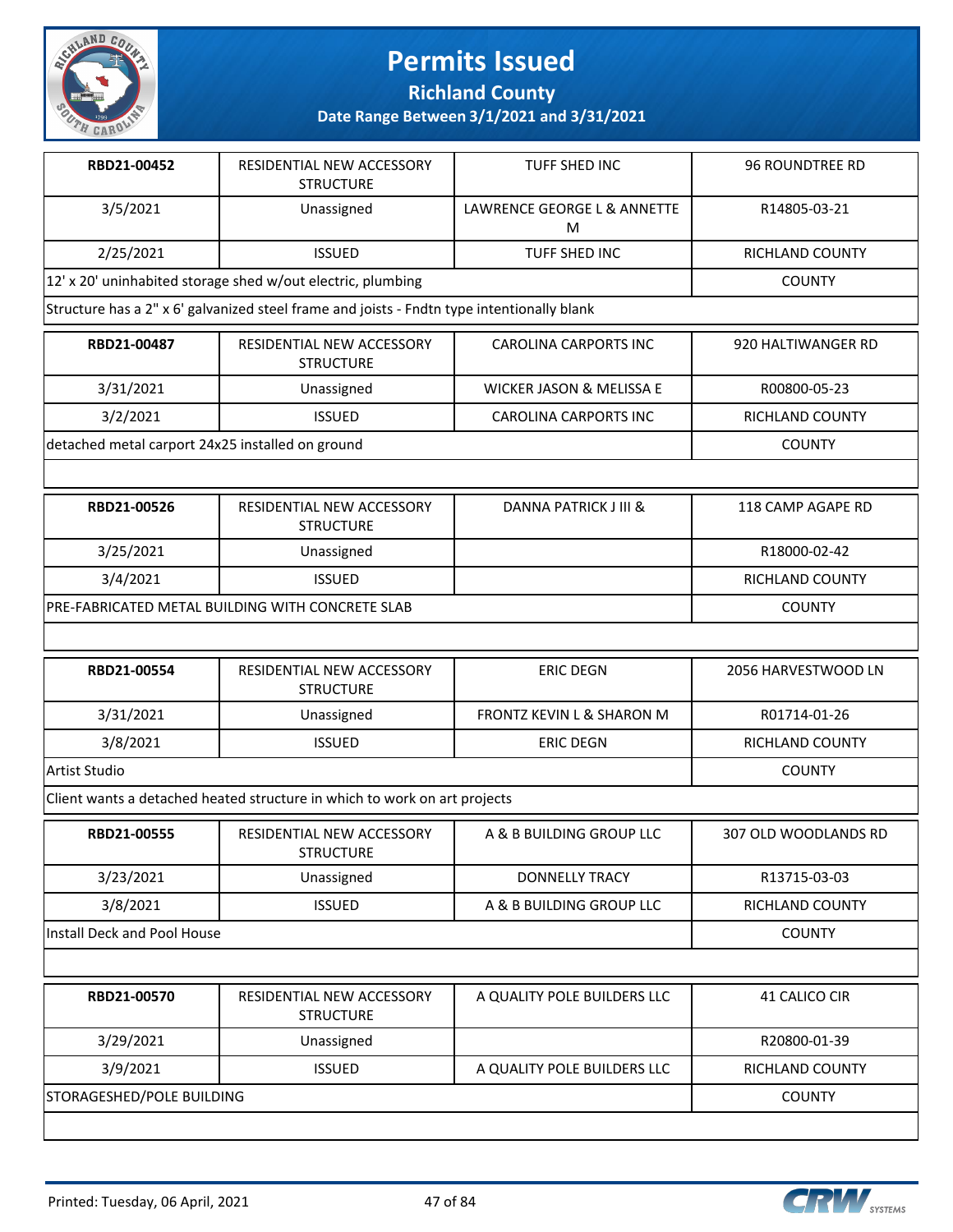# Permits Issued

## Richland County

### Date Range Between 3/1/2021 and 3/31/2021

| | | | |
|---|---|---|---|
| RBD21-00452 | RESIDENTIAL NEW ACCESSORY STRUCTURE | TUFF SHED INC | 96 ROUNDTREE RD |
| 3/5/2021 | Unassigned | LAWRENCE GEORGE L & ANNETTE M | R14805-03-21 |
| 2/25/2021 | ISSUED | TUFF SHED INC | RICHLAND COUNTY |
| 12' x 20' uninhabited storage shed w/out electric, plumbing | | | COUNTY |
| Structure has a 2" x 6' galvanized steel frame and joists - Fndtn type intentionally blank | | | |

| | | | |
|---|---|---|---|
| RBD21-00487 | RESIDENTIAL NEW ACCESSORY STRUCTURE | CAROLINA CARPORTS INC | 920 HALTIWANGER RD |
| 3/31/2021 | Unassigned | WICKER JASON & MELISSA E | R00800-05-23 |
| 3/2/2021 | ISSUED | CAROLINA CARPORTS INC | RICHLAND COUNTY |
| detached metal carport 24x25 installed on ground | | | COUNTY |

| | | | |
|---|---|---|---|
| RBD21-00526 | RESIDENTIAL NEW ACCESSORY STRUCTURE | DANNA PATRICK J III & | 118 CAMP AGAPE RD |
| 3/25/2021 | Unassigned | | R18000-02-42 |
| 3/4/2021 | ISSUED | | RICHLAND COUNTY |
| PRE-FABRICATED METAL BUILDING WITH CONCRETE SLAB | | | COUNTY |

| | | | |
|---|---|---|---|
| RBD21-00554 | RESIDENTIAL NEW ACCESSORY STRUCTURE | ERIC DEGN | 2056 HARVESTWOOD LN |
| 3/31/2021 | Unassigned | FRONTZ KEVIN L & SHARON M | R01714-01-26 |
| 3/8/2021 | ISSUED | ERIC DEGN | RICHLAND COUNTY |
| Artist Studio | | | COUNTY |
| Client wants a detached heated structure in which to work on art projects | | | |

| | | | |
|---|---|---|---|
| RBD21-00555 | RESIDENTIAL NEW ACCESSORY STRUCTURE | A & B BUILDING GROUP LLC | 307 OLD WOODLANDS RD |
| 3/23/2021 | Unassigned | DONNELLY TRACY | R13715-03-03 |
| 3/8/2021 | ISSUED | A & B BUILDING GROUP LLC | RICHLAND COUNTY |
| Install Deck and Pool House | | | COUNTY |

| | | | |
|---|---|---|---|
| RBD21-00570 | RESIDENTIAL NEW ACCESSORY STRUCTURE | A QUALITY POLE BUILDERS LLC | 41 CALICO CIR |
| 3/29/2021 | Unassigned | | R20800-01-39 |
| 3/9/2021 | ISSUED | A QUALITY POLE BUILDERS LLC | RICHLAND COUNTY |
| STORAGESHED/POLE BUILDING | | | COUNTY |

Printed: Tuesday, 06 April, 2021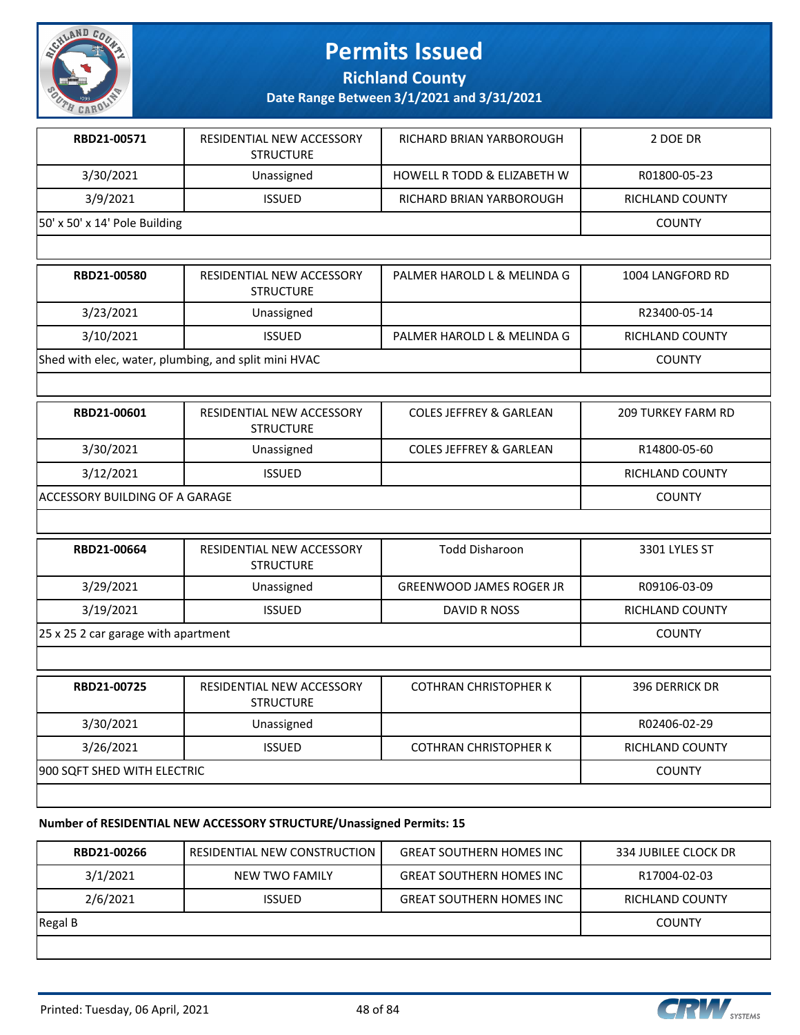# Permits Issued

**Richland County**

**Date Range Between 3/1/2021 and 3/31/2021**

| | | | |
|---|---|---|---|
| **RBD21-00571** | RESIDENTIAL NEW ACCESSORY STRUCTURE | RICHARD BRIAN YARBOROUGH | 2 DOE DR |
| 3/30/2021 | Unassigned | HOWELL R TODD & ELIZABETH W | R01800-05-23 |
| 3/9/2021 | ISSUED | RICHARD BRIAN YARBOROUGH | RICHLAND COUNTY |
| 50' x 50' x 14' Pole Building | | | COUNTY |

| | | | |
|---|---|---|---|
| **RBD21-00580** | RESIDENTIAL NEW ACCESSORY STRUCTURE | PALMER HAROLD L & MELINDA G | 1004 LANGFORD RD |
| 3/23/2021 | Unassigned | | R23400-05-14 |
| 3/10/2021 | ISSUED | PALMER HAROLD L & MELINDA G | RICHLAND COUNTY |
| Shed with elec, water, plumbing, and split mini HVAC | | | COUNTY |

| | | | |
|---|---|---|---|
| **RBD21-00601** | RESIDENTIAL NEW ACCESSORY STRUCTURE | COLES JEFFREY & GARLEAN | 209 TURKEY FARM RD |
| 3/30/2021 | Unassigned | COLES JEFFREY & GARLEAN | R14800-05-60 |
| 3/12/2021 | ISSUED | | RICHLAND COUNTY |
| ACCESSORY BUILDING OF A GARAGE | | | COUNTY |

| | | | |
|---|---|---|---|
| **RBD21-00664** | RESIDENTIAL NEW ACCESSORY STRUCTURE | Todd Disharoon | 3301 LYLES ST |
| 3/29/2021 | Unassigned | GREENWOOD JAMES ROGER JR | R09106-03-09 |
| 3/19/2021 | ISSUED | DAVID R NOSS | RICHLAND COUNTY |
| 25 x 25 2 car garage with apartment | | | COUNTY |

| | | | |
|---|---|---|---|
| **RBD21-00725** | RESIDENTIAL NEW ACCESSORY STRUCTURE | COTHRAN CHRISTOPHER K | 396 DERRICK DR |
| 3/30/2021 | Unassigned | | R02406-02-29 |
| 3/26/2021 | ISSUED | COTHRAN CHRISTOPHER K | RICHLAND COUNTY |
| 900 SQFT SHED WITH ELECTRIC | | | COUNTY |

**Number of RESIDENTIAL NEW ACCESSORY STRUCTURE/Unassigned Permits: 15**

| | | | |
|---|---|---|---|
| **RBD21-00266** | RESIDENTIAL NEW CONSTRUCTION | GREAT SOUTHERN HOMES INC | 334 JUBILEE CLOCK DR |
| 3/1/2021 | NEW TWO FAMILY | GREAT SOUTHERN HOMES INC | R17004-02-03 |
| 2/6/2021 | ISSUED | GREAT SOUTHERN HOMES INC | RICHLAND COUNTY |
| Regal B | | | COUNTY |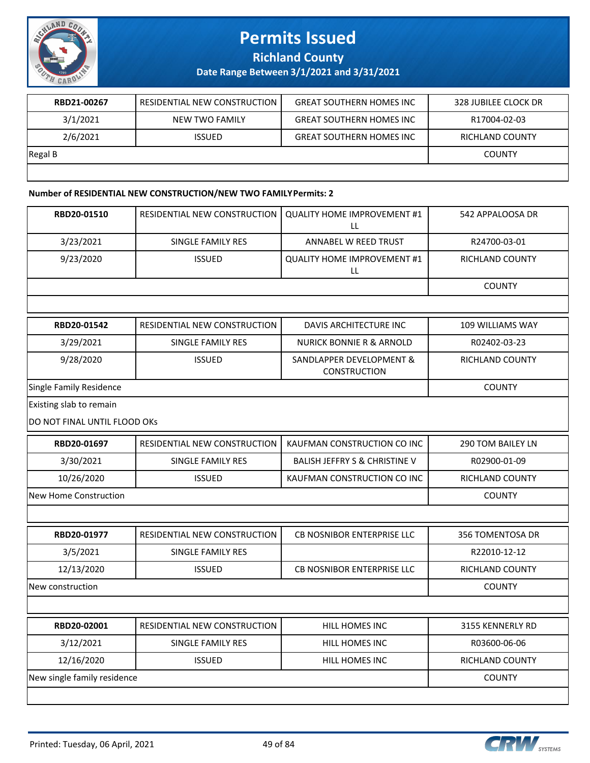# Permits Issued

## Richland County

### Date Range Between 3/1/2021 and 3/31/2021

| | | | |
|---|---|---|---|
| **RBD21-00267** | RESIDENTIAL NEW CONSTRUCTION | GREAT SOUTHERN HOMES INC | 328 JUBILEE CLOCK DR |
| 3/1/2021 | NEW TWO FAMILY | GREAT SOUTHERN HOMES INC | R17004-02-03 |
| 2/6/2021 | ISSUED | GREAT SOUTHERN HOMES INC | RICHLAND COUNTY |
| Regal B | | | COUNTY |

**Number of RESIDENTIAL NEW CONSTRUCTION/NEW TWO FAMILY Permits: 2**

| | | | |
|---|---|---|---|
| **RBD20-01510** | RESIDENTIAL NEW CONSTRUCTION | QUALITY HOME IMPROVEMENT #1 LL | 542 APPALOOSA DR |
| 3/23/2021 | SINGLE FAMILY RES | ANNABEL W REED TRUST | R24700-03-01 |
| 9/23/2020 | ISSUED | QUALITY HOME IMPROVEMENT #1 LL | RICHLAND COUNTY |
| | | | COUNTY |

| | | | |
|---|---|---|---|
| **RBD20-01542** | RESIDENTIAL NEW CONSTRUCTION | DAVIS ARCHITECTURE INC | 109 WILLIAMS WAY |
| 3/29/2021 | SINGLE FAMILY RES | NURICK BONNIE R & ARNOLD | R02402-03-23 |
| 9/28/2020 | ISSUED | SANDLAPPER DEVELOPMENT & CONSTRUCTION | RICHLAND COUNTY |
| Single Family Residence | | | COUNTY |

Existing slab to remain

DO NOT FINAL UNTIL FLOOD OKs

| | | | |
|---|---|---|---|
| **RBD20-01697** | RESIDENTIAL NEW CONSTRUCTION | KAUFMAN CONSTRUCTION CO INC | 290 TOM BAILEY LN |
| 3/30/2021 | SINGLE FAMILY RES | BALISH JEFFRY S & CHRISTINE V | R02900-01-09 |
| 10/26/2020 | ISSUED | KAUFMAN CONSTRUCTION CO INC | RICHLAND COUNTY |
| New Home Construction | | | COUNTY |

| | | | |
|---|---|---|---|
| **RBD20-01977** | RESIDENTIAL NEW CONSTRUCTION | CB NOSNIBOR ENTERPRISE LLC | 356 TOMENTOSA DR |
| 3/5/2021 | SINGLE FAMILY RES | | R22010-12-12 |
| 12/13/2020 | ISSUED | CB NOSNIBOR ENTERPRISE LLC | RICHLAND COUNTY |
| New construction | | | COUNTY |

| | | | |
|---|---|---|---|
| **RBD20-02001** | RESIDENTIAL NEW CONSTRUCTION | HILL HOMES INC | 3155 KENNERLY RD |
| 3/12/2021 | SINGLE FAMILY RES | HILL HOMES INC | R03600-06-06 |
| 12/16/2020 | ISSUED | HILL HOMES INC | RICHLAND COUNTY |
| New single family residence | | | COUNTY |

Printed: Tuesday, 06 April, 2021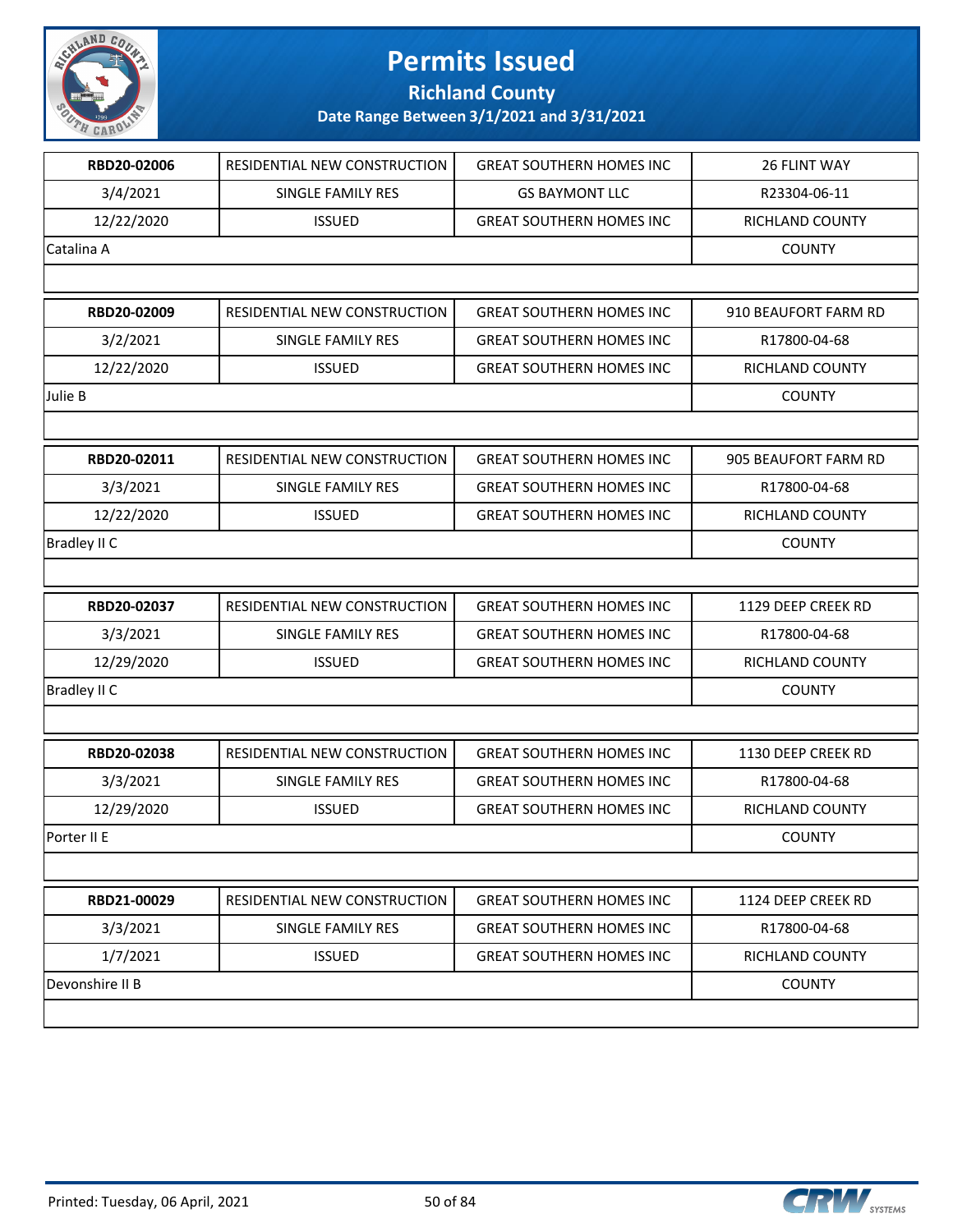# Permits Issued

## Richland County

### Date Range Between 3/1/2021 and 3/31/2021

| RBD20-02006 | RESIDENTIAL NEW CONSTRUCTION | GREAT SOUTHERN HOMES INC | 26 FLINT WAY |
|---|---|---|---|
| 3/4/2021 | SINGLE FAMILY RES | GS BAYMONT LLC | R23304-06-11 |
| 12/22/2020 | ISSUED | GREAT SOUTHERN HOMES INC | RICHLAND COUNTY |
| Catalina A | | | COUNTY |

| RBD20-02009 | RESIDENTIAL NEW CONSTRUCTION | GREAT SOUTHERN HOMES INC | 910 BEAUFORT FARM RD |
|---|---|---|---|
| 3/2/2021 | SINGLE FAMILY RES | GREAT SOUTHERN HOMES INC | R17800-04-68 |
| 12/22/2020 | ISSUED | GREAT SOUTHERN HOMES INC | RICHLAND COUNTY |
| Julie B | | | COUNTY |

| RBD20-02011 | RESIDENTIAL NEW CONSTRUCTION | GREAT SOUTHERN HOMES INC | 905 BEAUFORT FARM RD |
|---|---|---|---|
| 3/3/2021 | SINGLE FAMILY RES | GREAT SOUTHERN HOMES INC | R17800-04-68 |
| 12/22/2020 | ISSUED | GREAT SOUTHERN HOMES INC | RICHLAND COUNTY |
| Bradley II C | | | COUNTY |

| RBD20-02037 | RESIDENTIAL NEW CONSTRUCTION | GREAT SOUTHERN HOMES INC | 1129 DEEP CREEK RD |
|---|---|---|---|
| 3/3/2021 | SINGLE FAMILY RES | GREAT SOUTHERN HOMES INC | R17800-04-68 |
| 12/29/2020 | ISSUED | GREAT SOUTHERN HOMES INC | RICHLAND COUNTY |
| Bradley II C | | | COUNTY |

| RBD20-02038 | RESIDENTIAL NEW CONSTRUCTION | GREAT SOUTHERN HOMES INC | 1130 DEEP CREEK RD |
|---|---|---|---|
| 3/3/2021 | SINGLE FAMILY RES | GREAT SOUTHERN HOMES INC | R17800-04-68 |
| 12/29/2020 | ISSUED | GREAT SOUTHERN HOMES INC | RICHLAND COUNTY |
| Porter II E | | | COUNTY |

| RBD21-00029 | RESIDENTIAL NEW CONSTRUCTION | GREAT SOUTHERN HOMES INC | 1124 DEEP CREEK RD |
|---|---|---|---|
| 3/3/2021 | SINGLE FAMILY RES | GREAT SOUTHERN HOMES INC | R17800-04-68 |
| 1/7/2021 | ISSUED | GREAT SOUTHERN HOMES INC | RICHLAND COUNTY |
| Devonshire II B | | | COUNTY |

Printed: Tuesday, 06 April, 2021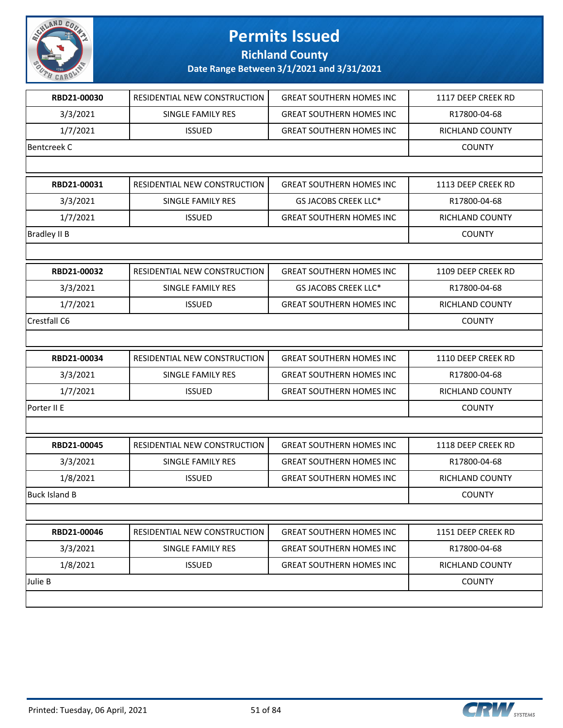# Permits Issued

## Richland County

### Date Range Between 3/1/2021 and 3/31/2021

| RBD21-00030 | RESIDENTIAL NEW CONSTRUCTION | GREAT SOUTHERN HOMES INC | 1117 DEEP CREEK RD |
|---|---|---|---|
| 3/3/2021 | SINGLE FAMILY RES | GREAT SOUTHERN HOMES INC | R17800-04-68 |
| 1/7/2021 | ISSUED | GREAT SOUTHERN HOMES INC | RICHLAND COUNTY |
| Bentcreek C | | | COUNTY |

| RBD21-00031 | RESIDENTIAL NEW CONSTRUCTION | GREAT SOUTHERN HOMES INC | 1113 DEEP CREEK RD |
|---|---|---|---|
| 3/3/2021 | SINGLE FAMILY RES | GS JACOBS CREEK LLC* | R17800-04-68 |
| 1/7/2021 | ISSUED | GREAT SOUTHERN HOMES INC | RICHLAND COUNTY |
| Bradley II B | | | COUNTY |

| RBD21-00032 | RESIDENTIAL NEW CONSTRUCTION | GREAT SOUTHERN HOMES INC | 1109 DEEP CREEK RD |
|---|---|---|---|
| 3/3/2021 | SINGLE FAMILY RES | GS JACOBS CREEK LLC* | R17800-04-68 |
| 1/7/2021 | ISSUED | GREAT SOUTHERN HOMES INC | RICHLAND COUNTY |
| Crestfall C6 | | | COUNTY |

| RBD21-00034 | RESIDENTIAL NEW CONSTRUCTION | GREAT SOUTHERN HOMES INC | 1110 DEEP CREEK RD |
|---|---|---|---|
| 3/3/2021 | SINGLE FAMILY RES | GREAT SOUTHERN HOMES INC | R17800-04-68 |
| 1/7/2021 | ISSUED | GREAT SOUTHERN HOMES INC | RICHLAND COUNTY |
| Porter II E | | | COUNTY |

| RBD21-00045 | RESIDENTIAL NEW CONSTRUCTION | GREAT SOUTHERN HOMES INC | 1118 DEEP CREEK RD |
|---|---|---|---|
| 3/3/2021 | SINGLE FAMILY RES | GREAT SOUTHERN HOMES INC | R17800-04-68 |
| 1/8/2021 | ISSUED | GREAT SOUTHERN HOMES INC | RICHLAND COUNTY |
| Buck Island B | | | COUNTY |

| RBD21-00046 | RESIDENTIAL NEW CONSTRUCTION | GREAT SOUTHERN HOMES INC | 1151 DEEP CREEK RD |
|---|---|---|---|
| 3/3/2021 | SINGLE FAMILY RES | GREAT SOUTHERN HOMES INC | R17800-04-68 |
| 1/8/2021 | ISSUED | GREAT SOUTHERN HOMES INC | RICHLAND COUNTY |
| Julie B | | | COUNTY |

Printed: Tuesday, 06 April, 2021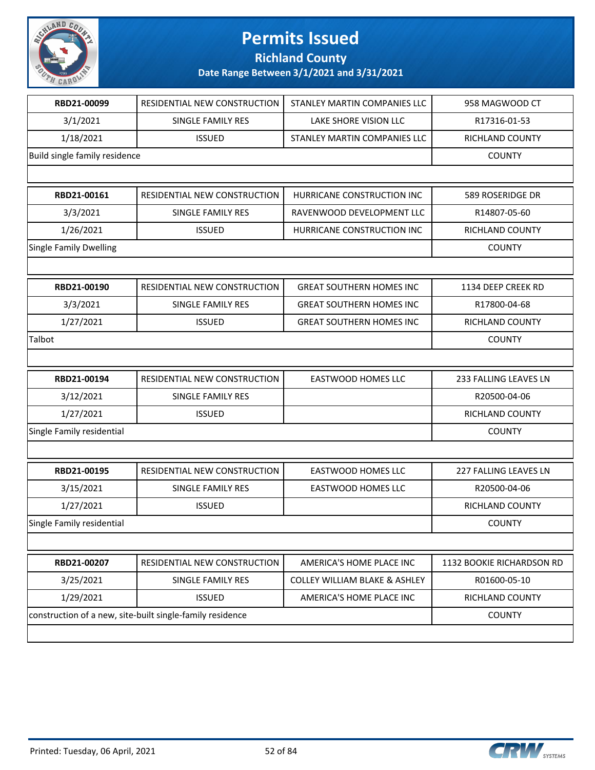# Permits Issued

## Richland County

### Date Range Between 3/1/2021 and 3/31/2021

| | | | |
|---|---|---|---|
| **RBD21-00099** | RESIDENTIAL NEW CONSTRUCTION | STANLEY MARTIN COMPANIES LLC | 958 MAGWOOD CT |
| 3/1/2021 | SINGLE FAMILY RES | LAKE SHORE VISION LLC | R17316-01-53 |
| 1/18/2021 | ISSUED | STANLEY MARTIN COMPANIES LLC | RICHLAND COUNTY |
| Build single family residence | | | COUNTY |

| | | | |
|---|---|---|---|
| **RBD21-00161** | RESIDENTIAL NEW CONSTRUCTION | HURRICANE CONSTRUCTION INC | 589 ROSERIDGE DR |
| 3/3/2021 | SINGLE FAMILY RES | RAVENWOOD DEVELOPMENT LLC | R14807-05-60 |
| 1/26/2021 | ISSUED | HURRICANE CONSTRUCTION INC | RICHLAND COUNTY |
| Single Family Dwelling | | | COUNTY |

| | | | |
|---|---|---|---|
| **RBD21-00190** | RESIDENTIAL NEW CONSTRUCTION | GREAT SOUTHERN HOMES INC | 1134 DEEP CREEK RD |
| 3/3/2021 | SINGLE FAMILY RES | GREAT SOUTHERN HOMES INC | R17800-04-68 |
| 1/27/2021 | ISSUED | GREAT SOUTHERN HOMES INC | RICHLAND COUNTY |
| Talbot | | | COUNTY |

| | | | |
|---|---|---|---|
| **RBD21-00194** | RESIDENTIAL NEW CONSTRUCTION | EASTWOOD HOMES LLC | 233 FALLING LEAVES LN |
| 3/12/2021 | SINGLE FAMILY RES | | R20500-04-06 |
| 1/27/2021 | ISSUED | | RICHLAND COUNTY |
| Single Family residential | | | COUNTY |

| | | | |
|---|---|---|---|
| **RBD21-00195** | RESIDENTIAL NEW CONSTRUCTION | EASTWOOD HOMES LLC | 227 FALLING LEAVES LN |
| 3/15/2021 | SINGLE FAMILY RES | EASTWOOD HOMES LLC | R20500-04-06 |
| 1/27/2021 | ISSUED | | RICHLAND COUNTY |
| Single Family residential | | | COUNTY |

| | | | |
|---|---|---|---|
| **RBD21-00207** | RESIDENTIAL NEW CONSTRUCTION | AMERICA'S HOME PLACE INC | 1132 BOOKIE RICHARDSON RD |
| 3/25/2021 | SINGLE FAMILY RES | COLLEY WILLIAM BLAKE & ASHLEY | R01600-05-10 |
| 1/29/2021 | ISSUED | AMERICA'S HOME PLACE INC | RICHLAND COUNTY |
| construction of a new, site-built single-family residence | | | COUNTY |

Printed: Tuesday, 06 April, 2021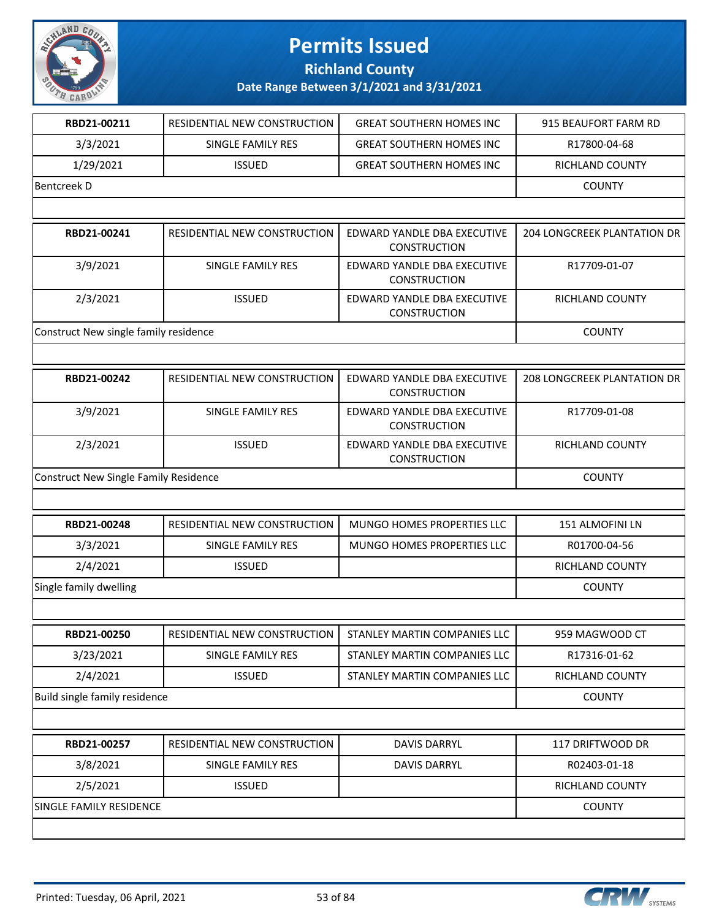# Permits Issued

## Richland County

### Date Range Between 3/1/2021 and 3/31/2021

| | | | |
|---|---|---|---|
| **RBD21-00211** | RESIDENTIAL NEW CONSTRUCTION | GREAT SOUTHERN HOMES INC | 915 BEAUFORT FARM RD |
| 3/3/2021 | SINGLE FAMILY RES | GREAT SOUTHERN HOMES INC | R17800-04-68 |
| 1/29/2021 | ISSUED | GREAT SOUTHERN HOMES INC | RICHLAND COUNTY |
| Bentcreek D | | | COUNTY |

| | | | |
|---|---|---|---|
| **RBD21-00241** | RESIDENTIAL NEW CONSTRUCTION | EDWARD YANDLE DBA EXECUTIVE CONSTRUCTION | 204 LONGCREEK PLANTATION DR |
| 3/9/2021 | SINGLE FAMILY RES | EDWARD YANDLE DBA EXECUTIVE CONSTRUCTION | R17709-01-07 |
| 2/3/2021 | ISSUED | EDWARD YANDLE DBA EXECUTIVE CONSTRUCTION | RICHLAND COUNTY |
| Construct New single family residence | | | COUNTY |

| | | | |
|---|---|---|---|
| **RBD21-00242** | RESIDENTIAL NEW CONSTRUCTION | EDWARD YANDLE DBA EXECUTIVE CONSTRUCTION | 208 LONGCREEK PLANTATION DR |
| 3/9/2021 | SINGLE FAMILY RES | EDWARD YANDLE DBA EXECUTIVE CONSTRUCTION | R17709-01-08 |
| 2/3/2021 | ISSUED | EDWARD YANDLE DBA EXECUTIVE CONSTRUCTION | RICHLAND COUNTY |
| Construct New Single Family Residence | | | COUNTY |

| | | | |
|---|---|---|---|
| **RBD21-00248** | RESIDENTIAL NEW CONSTRUCTION | MUNGO HOMES PROPERTIES LLC | 151 ALMOFINI LN |
| 3/3/2021 | SINGLE FAMILY RES | MUNGO HOMES PROPERTIES LLC | R01700-04-56 |
| 2/4/2021 | ISSUED | | RICHLAND COUNTY |
| Single family dwelling | | | COUNTY |

| | | | |
|---|---|---|---|
| **RBD21-00250** | RESIDENTIAL NEW CONSTRUCTION | STANLEY MARTIN COMPANIES LLC | 959 MAGWOOD CT |
| 3/23/2021 | SINGLE FAMILY RES | STANLEY MARTIN COMPANIES LLC | R17316-01-62 |
| 2/4/2021 | ISSUED | STANLEY MARTIN COMPANIES LLC | RICHLAND COUNTY |
| Build single family residence | | | COUNTY |

| | | | |
|---|---|---|---|
| **RBD21-00257** | RESIDENTIAL NEW CONSTRUCTION | DAVIS DARRYL | 117 DRIFTWOOD DR |
| 3/8/2021 | SINGLE FAMILY RES | DAVIS DARRYL | R02403-01-18 |
| 2/5/2021 | ISSUED | | RICHLAND COUNTY |
| SINGLE FAMILY RESIDENCE | | | COUNTY |

Printed: Tuesday, 06 April, 2021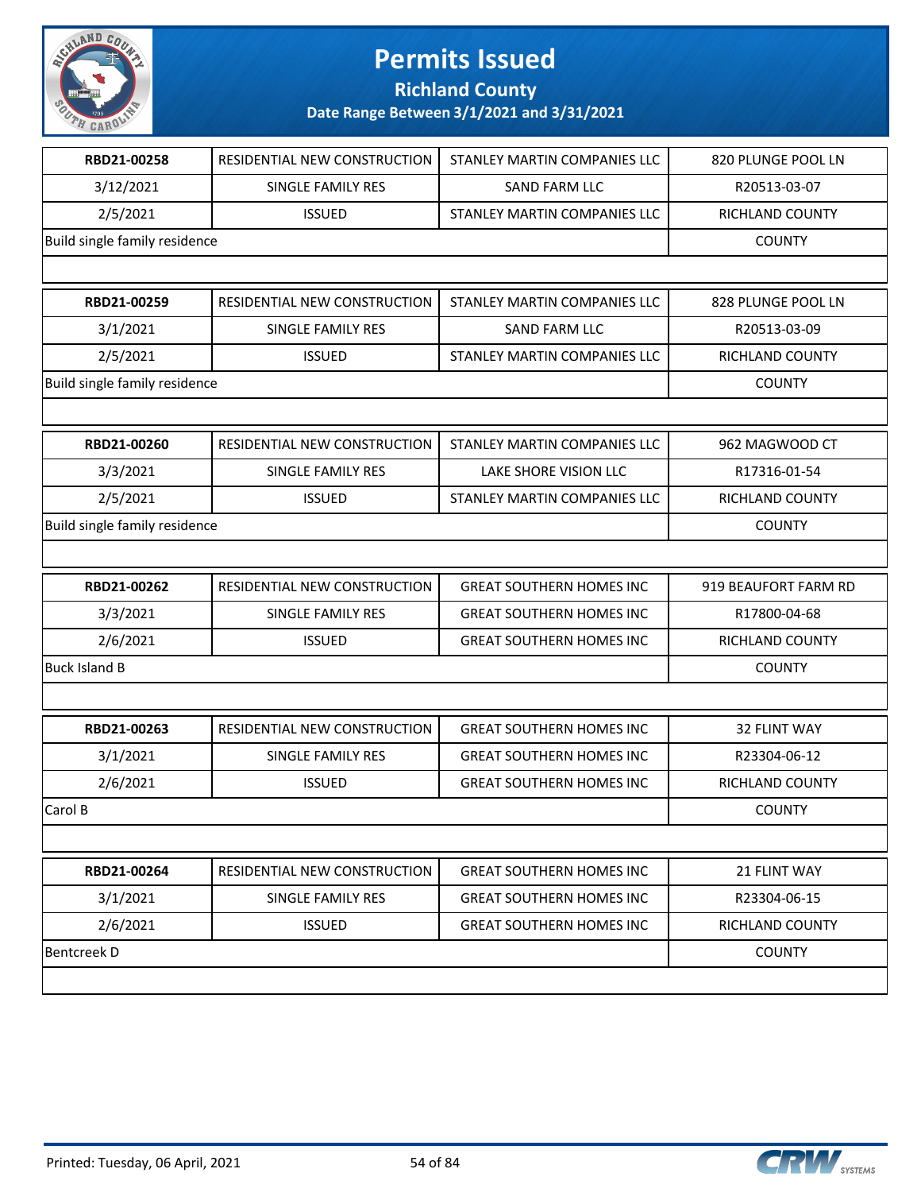# Permits Issued

## Richland County

### Date Range Between 3/1/2021 and 3/31/2021

| RBD21-00258 | RESIDENTIAL NEW CONSTRUCTION | STANLEY MARTIN COMPANIES LLC | 820 PLUNGE POOL LN |
|---|---|---|---|
| 3/12/2021 | SINGLE FAMILY RES | SAND FARM LLC | R20513-03-07 |
| 2/5/2021 | ISSUED | STANLEY MARTIN COMPANIES LLC | RICHLAND COUNTY |
| Build single family residence | | | COUNTY |

| RBD21-00259 | RESIDENTIAL NEW CONSTRUCTION | STANLEY MARTIN COMPANIES LLC | 828 PLUNGE POOL LN |
|---|---|---|---|
| 3/1/2021 | SINGLE FAMILY RES | SAND FARM LLC | R20513-03-09 |
| 2/5/2021 | ISSUED | STANLEY MARTIN COMPANIES LLC | RICHLAND COUNTY |
| Build single family residence | | | COUNTY |

| RBD21-00260 | RESIDENTIAL NEW CONSTRUCTION | STANLEY MARTIN COMPANIES LLC | 962 MAGWOOD CT |
|---|---|---|---|
| 3/3/2021 | SINGLE FAMILY RES | LAKE SHORE VISION LLC | R17316-01-54 |
| 2/5/2021 | ISSUED | STANLEY MARTIN COMPANIES LLC | RICHLAND COUNTY |
| Build single family residence | | | COUNTY |

| RBD21-00262 | RESIDENTIAL NEW CONSTRUCTION | GREAT SOUTHERN HOMES INC | 919 BEAUFORT FARM RD |
|---|---|---|---|
| 3/3/2021 | SINGLE FAMILY RES | GREAT SOUTHERN HOMES INC | R17800-04-68 |
| 2/6/2021 | ISSUED | GREAT SOUTHERN HOMES INC | RICHLAND COUNTY |
| Buck Island B | | | COUNTY |

| RBD21-00263 | RESIDENTIAL NEW CONSTRUCTION | GREAT SOUTHERN HOMES INC | 32 FLINT WAY |
|---|---|---|---|
| 3/1/2021 | SINGLE FAMILY RES | GREAT SOUTHERN HOMES INC | R23304-06-12 |
| 2/6/2021 | ISSUED | GREAT SOUTHERN HOMES INC | RICHLAND COUNTY |
| Carol B | | | COUNTY |

| RBD21-00264 | RESIDENTIAL NEW CONSTRUCTION | GREAT SOUTHERN HOMES INC | 21 FLINT WAY |
|---|---|---|---|
| 3/1/2021 | SINGLE FAMILY RES | GREAT SOUTHERN HOMES INC | R23304-06-15 |
| 2/6/2021 | ISSUED | GREAT SOUTHERN HOMES INC | RICHLAND COUNTY |
| Bentcreek D | | | COUNTY |

Printed: Tuesday, 06 April, 2021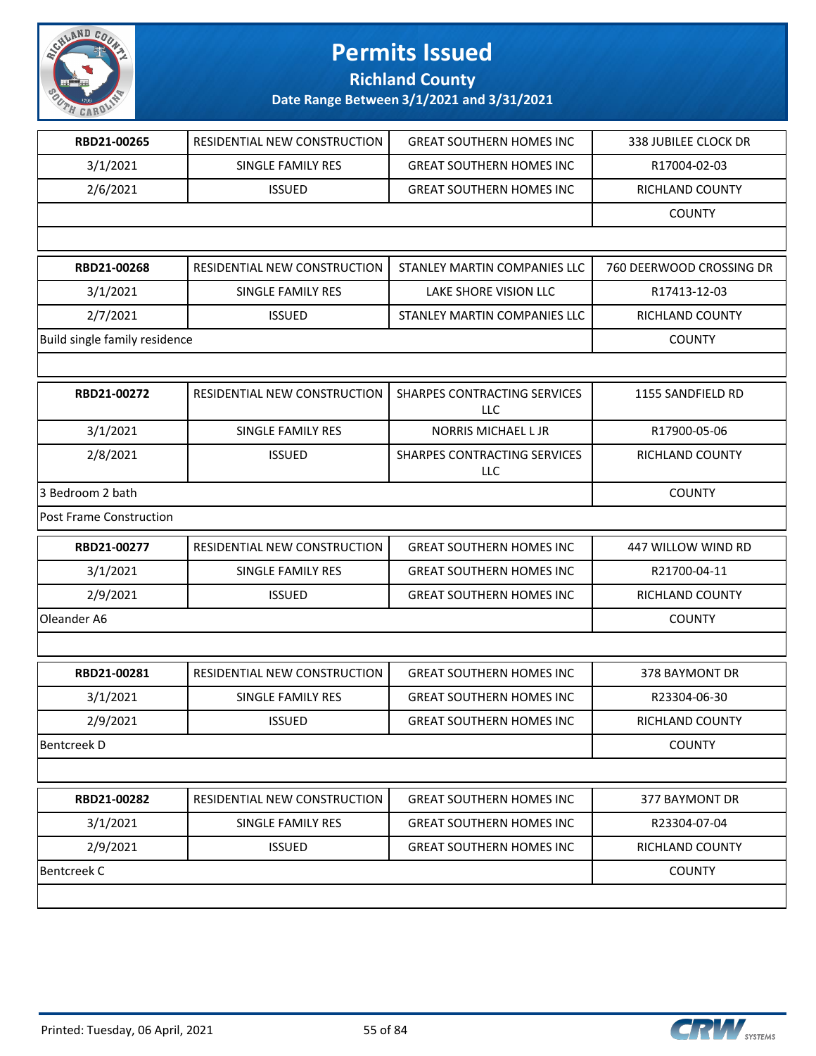# Permits Issued

## Richland County

### Date Range Between 3/1/2021 and 3/31/2021

| | | | |
|---|---|---|---|
| **RBD21-00265** | RESIDENTIAL NEW CONSTRUCTION | GREAT SOUTHERN HOMES INC | 338 JUBILEE CLOCK DR |
| 3/1/2021 | SINGLE FAMILY RES | GREAT SOUTHERN HOMES INC | R17004-02-03 |
| 2/6/2021 | ISSUED | GREAT SOUTHERN HOMES INC | RICHLAND COUNTY |
| | | | COUNTY |

| | | | |
|---|---|---|---|
| **RBD21-00268** | RESIDENTIAL NEW CONSTRUCTION | STANLEY MARTIN COMPANIES LLC | 760 DEERWOOD CROSSING DR |
| 3/1/2021 | SINGLE FAMILY RES | LAKE SHORE VISION LLC | R17413-12-03 |
| 2/7/2021 | ISSUED | STANLEY MARTIN COMPANIES LLC | RICHLAND COUNTY |
| Build single family residence | | | COUNTY |

| | | | |
|---|---|---|---|
| **RBD21-00272** | RESIDENTIAL NEW CONSTRUCTION | SHARPES CONTRACTING SERVICES LLC | 1155 SANDFIELD RD |
| 3/1/2021 | SINGLE FAMILY RES | NORRIS MICHAEL L JR | R17900-05-06 |
| 2/8/2021 | ISSUED | SHARPES CONTRACTING SERVICES LLC | RICHLAND COUNTY |
| 3 Bedroom 2 bath | | | COUNTY |
| Post Frame Construction | | | |

| | | | |
|---|---|---|---|
| **RBD21-00277** | RESIDENTIAL NEW CONSTRUCTION | GREAT SOUTHERN HOMES INC | 447 WILLOW WIND RD |
| 3/1/2021 | SINGLE FAMILY RES | GREAT SOUTHERN HOMES INC | R21700-04-11 |
| 2/9/2021 | ISSUED | GREAT SOUTHERN HOMES INC | RICHLAND COUNTY |
| Oleander A6 | | | COUNTY |

| | | | |
|---|---|---|---|
| **RBD21-00281** | RESIDENTIAL NEW CONSTRUCTION | GREAT SOUTHERN HOMES INC | 378 BAYMONT DR |
| 3/1/2021 | SINGLE FAMILY RES | GREAT SOUTHERN HOMES INC | R23304-06-30 |
| 2/9/2021 | ISSUED | GREAT SOUTHERN HOMES INC | RICHLAND COUNTY |
| Bentcreek D | | | COUNTY |

| | | | |
|---|---|---|---|
| **RBD21-00282** | RESIDENTIAL NEW CONSTRUCTION | GREAT SOUTHERN HOMES INC | 377 BAYMONT DR |
| 3/1/2021 | SINGLE FAMILY RES | GREAT SOUTHERN HOMES INC | R23304-07-04 |
| 2/9/2021 | ISSUED | GREAT SOUTHERN HOMES INC | RICHLAND COUNTY |
| Bentcreek C | | | COUNTY |

Printed: Tuesday, 06 April, 2021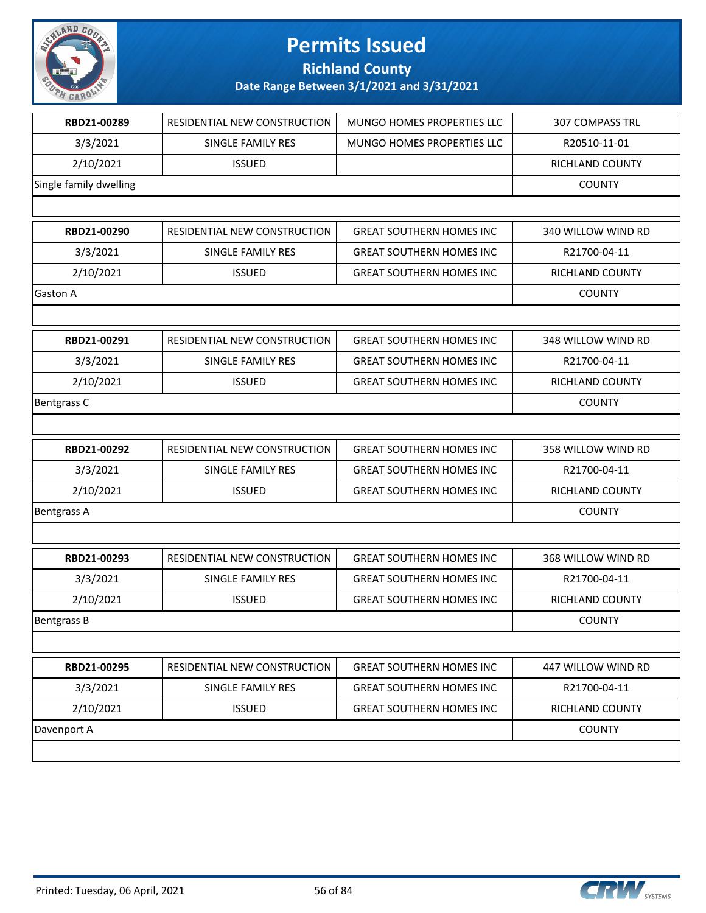# Permits Issued

## Richland County

### Date Range Between 3/1/2021 and 3/31/2021

| RBD21-00289 | RESIDENTIAL NEW CONSTRUCTION | MUNGO HOMES PROPERTIES LLC | 307 COMPASS TRL |
|---|---|---|---|
| 3/3/2021 | SINGLE FAMILY RES | MUNGO HOMES PROPERTIES LLC | R20510-11-01 |
| 2/10/2021 | ISSUED | | RICHLAND COUNTY |
| Single family dwelling | | | COUNTY |

| RBD21-00290 | RESIDENTIAL NEW CONSTRUCTION | GREAT SOUTHERN HOMES INC | 340 WILLOW WIND RD |
|---|---|---|---|
| 3/3/2021 | SINGLE FAMILY RES | GREAT SOUTHERN HOMES INC | R21700-04-11 |
| 2/10/2021 | ISSUED | GREAT SOUTHERN HOMES INC | RICHLAND COUNTY |
| Gaston A | | | COUNTY |

| RBD21-00291 | RESIDENTIAL NEW CONSTRUCTION | GREAT SOUTHERN HOMES INC | 348 WILLOW WIND RD |
|---|---|---|---|
| 3/3/2021 | SINGLE FAMILY RES | GREAT SOUTHERN HOMES INC | R21700-04-11 |
| 2/10/2021 | ISSUED | GREAT SOUTHERN HOMES INC | RICHLAND COUNTY |
| Bentgrass C | | | COUNTY |

| RBD21-00292 | RESIDENTIAL NEW CONSTRUCTION | GREAT SOUTHERN HOMES INC | 358 WILLOW WIND RD |
|---|---|---|---|
| 3/3/2021 | SINGLE FAMILY RES | GREAT SOUTHERN HOMES INC | R21700-04-11 |
| 2/10/2021 | ISSUED | GREAT SOUTHERN HOMES INC | RICHLAND COUNTY |
| Bentgrass A | | | COUNTY |

| RBD21-00293 | RESIDENTIAL NEW CONSTRUCTION | GREAT SOUTHERN HOMES INC | 368 WILLOW WIND RD |
|---|---|---|---|
| 3/3/2021 | SINGLE FAMILY RES | GREAT SOUTHERN HOMES INC | R21700-04-11 |
| 2/10/2021 | ISSUED | GREAT SOUTHERN HOMES INC | RICHLAND COUNTY |
| Bentgrass B | | | COUNTY |

| RBD21-00295 | RESIDENTIAL NEW CONSTRUCTION | GREAT SOUTHERN HOMES INC | 447 WILLOW WIND RD |
|---|---|---|---|
| 3/3/2021 | SINGLE FAMILY RES | GREAT SOUTHERN HOMES INC | R21700-04-11 |
| 2/10/2021 | ISSUED | GREAT SOUTHERN HOMES INC | RICHLAND COUNTY |
| Davenport A | | | COUNTY |

Printed: Tuesday, 06 April, 2021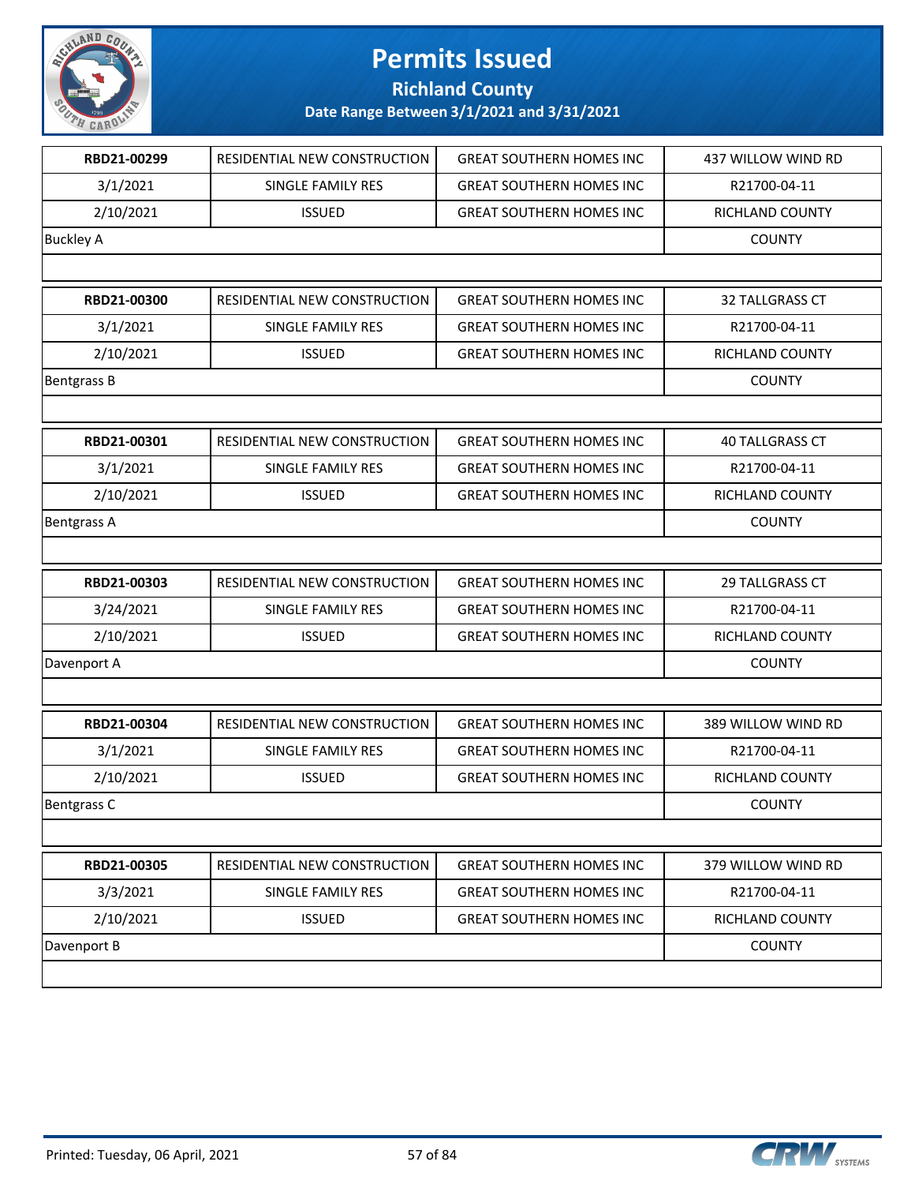# Permits Issued

## Richland County

### Date Range Between 3/1/2021 and 3/31/2021

| RBD21-00299 | RESIDENTIAL NEW CONSTRUCTION | GREAT SOUTHERN HOMES INC | 437 WILLOW WIND RD |
|---|---|---|---|
| 3/1/2021 | SINGLE FAMILY RES | GREAT SOUTHERN HOMES INC | R21700-04-11 |
| 2/10/2021 | ISSUED | GREAT SOUTHERN HOMES INC | RICHLAND COUNTY |
| Buckley A | | | COUNTY |

| RBD21-00300 | RESIDENTIAL NEW CONSTRUCTION | GREAT SOUTHERN HOMES INC | 32 TALLGRASS CT |
|---|---|---|---|
| 3/1/2021 | SINGLE FAMILY RES | GREAT SOUTHERN HOMES INC | R21700-04-11 |
| 2/10/2021 | ISSUED | GREAT SOUTHERN HOMES INC | RICHLAND COUNTY |
| Bentgrass B | | | COUNTY |

| RBD21-00301 | RESIDENTIAL NEW CONSTRUCTION | GREAT SOUTHERN HOMES INC | 40 TALLGRASS CT |
|---|---|---|---|
| 3/1/2021 | SINGLE FAMILY RES | GREAT SOUTHERN HOMES INC | R21700-04-11 |
| 2/10/2021 | ISSUED | GREAT SOUTHERN HOMES INC | RICHLAND COUNTY |
| Bentgrass A | | | COUNTY |

| RBD21-00303 | RESIDENTIAL NEW CONSTRUCTION | GREAT SOUTHERN HOMES INC | 29 TALLGRASS CT |
|---|---|---|---|
| 3/24/2021 | SINGLE FAMILY RES | GREAT SOUTHERN HOMES INC | R21700-04-11 |
| 2/10/2021 | ISSUED | GREAT SOUTHERN HOMES INC | RICHLAND COUNTY |
| Davenport A | | | COUNTY |

| RBD21-00304 | RESIDENTIAL NEW CONSTRUCTION | GREAT SOUTHERN HOMES INC | 389 WILLOW WIND RD |
|---|---|---|---|
| 3/1/2021 | SINGLE FAMILY RES | GREAT SOUTHERN HOMES INC | R21700-04-11 |
| 2/10/2021 | ISSUED | GREAT SOUTHERN HOMES INC | RICHLAND COUNTY |
| Bentgrass C | | | COUNTY |

| RBD21-00305 | RESIDENTIAL NEW CONSTRUCTION | GREAT SOUTHERN HOMES INC | 379 WILLOW WIND RD |
|---|---|---|---|
| 3/3/2021 | SINGLE FAMILY RES | GREAT SOUTHERN HOMES INC | R21700-04-11 |
| 2/10/2021 | ISSUED | GREAT SOUTHERN HOMES INC | RICHLAND COUNTY |
| Davenport B | | | COUNTY |

Printed: Tuesday, 06 April, 2021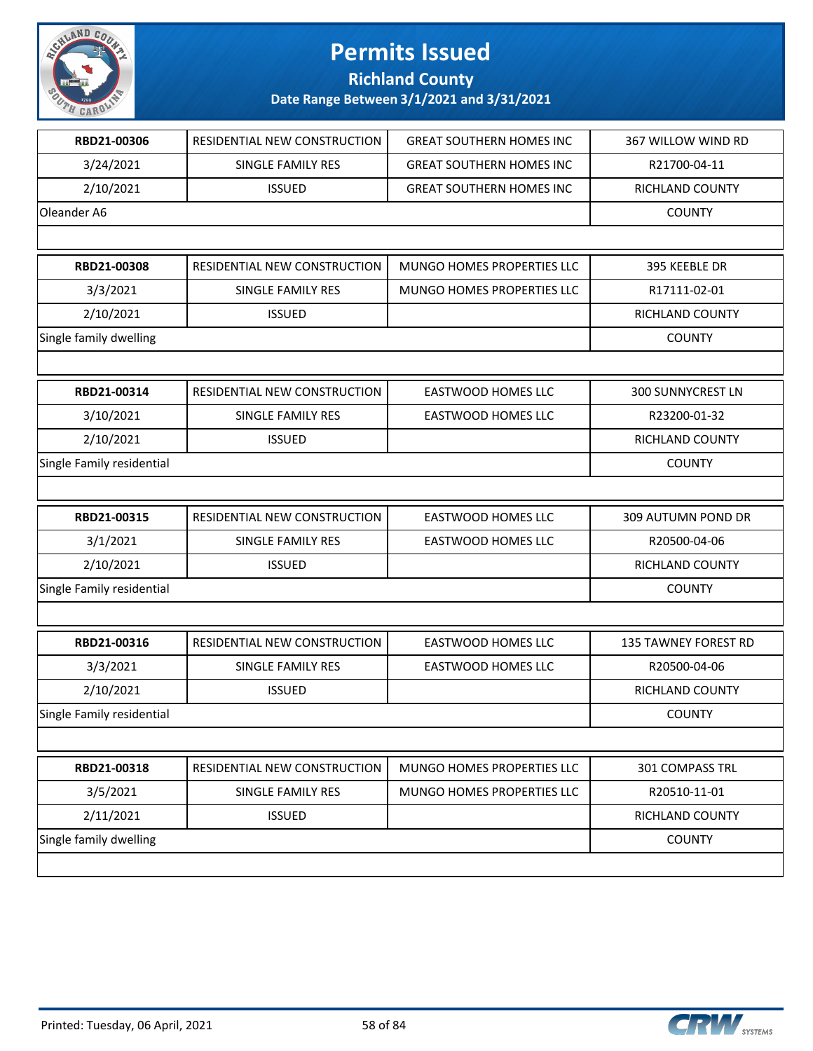# Permits Issued

## Richland County

### Date Range Between 3/1/2021 and 3/31/2021

| | | | |
|---|---|---|---|
| **RBD21-00306** | RESIDENTIAL NEW CONSTRUCTION | GREAT SOUTHERN HOMES INC | 367 WILLOW WIND RD |
| 3/24/2021 | SINGLE FAMILY RES | GREAT SOUTHERN HOMES INC | R21700-04-11 |
| 2/10/2021 | ISSUED | GREAT SOUTHERN HOMES INC | RICHLAND COUNTY |
| Oleander A6 | | | COUNTY |

| | | | |
|---|---|---|---|
| **RBD21-00308** | RESIDENTIAL NEW CONSTRUCTION | MUNGO HOMES PROPERTIES LLC | 395 KEEBLE DR |
| 3/3/2021 | SINGLE FAMILY RES | MUNGO HOMES PROPERTIES LLC | R17111-02-01 |
| 2/10/2021 | ISSUED | | RICHLAND COUNTY |
| Single family dwelling | | | COUNTY |

| | | | |
|---|---|---|---|
| **RBD21-00314** | RESIDENTIAL NEW CONSTRUCTION | EASTWOOD HOMES LLC | 300 SUNNYCREST LN |
| 3/10/2021 | SINGLE FAMILY RES | EASTWOOD HOMES LLC | R23200-01-32 |
| 2/10/2021 | ISSUED | | RICHLAND COUNTY |
| Single Family residential | | | COUNTY |

| | | | |
|---|---|---|---|
| **RBD21-00315** | RESIDENTIAL NEW CONSTRUCTION | EASTWOOD HOMES LLC | 309 AUTUMN POND DR |
| 3/1/2021 | SINGLE FAMILY RES | EASTWOOD HOMES LLC | R20500-04-06 |
| 2/10/2021 | ISSUED | | RICHLAND COUNTY |
| Single Family residential | | | COUNTY |

| | | | |
|---|---|---|---|
| **RBD21-00316** | RESIDENTIAL NEW CONSTRUCTION | EASTWOOD HOMES LLC | 135 TAWNEY FOREST RD |
| 3/3/2021 | SINGLE FAMILY RES | EASTWOOD HOMES LLC | R20500-04-06 |
| 2/10/2021 | ISSUED | | RICHLAND COUNTY |
| Single Family residential | | | COUNTY |

| | | | |
|---|---|---|---|
| **RBD21-00318** | RESIDENTIAL NEW CONSTRUCTION | MUNGO HOMES PROPERTIES LLC | 301 COMPASS TRL |
| 3/5/2021 | SINGLE FAMILY RES | MUNGO HOMES PROPERTIES LLC | R20510-11-01 |
| 2/11/2021 | ISSUED | | RICHLAND COUNTY |
| Single family dwelling | | | COUNTY |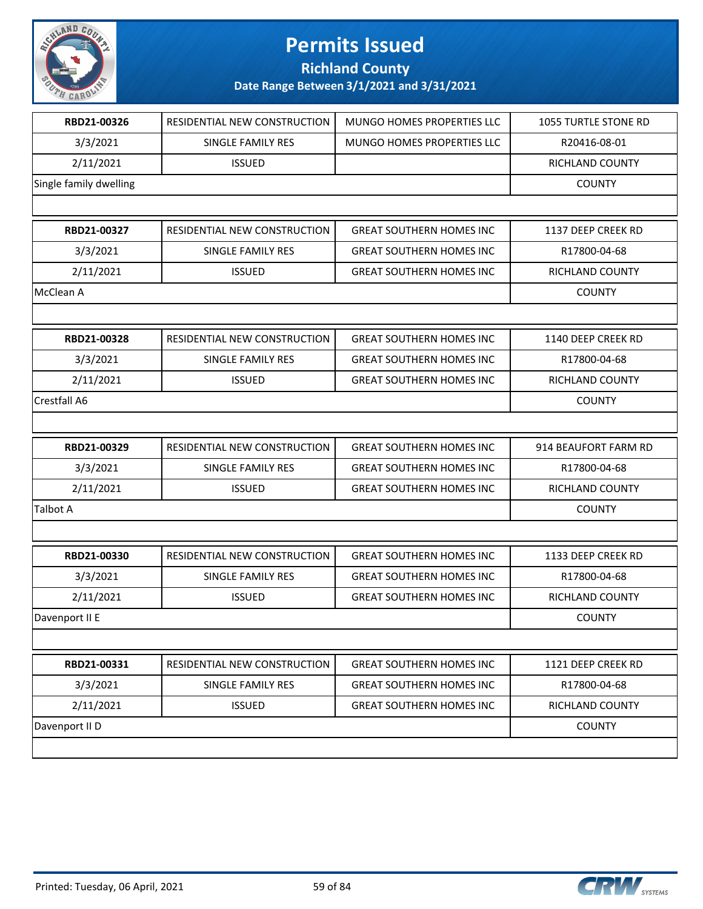# Permits Issued

## Richland County

### Date Range Between 3/1/2021 and 3/31/2021

| RBD21-00326 | RESIDENTIAL NEW CONSTRUCTION | MUNGO HOMES PROPERTIES LLC | 1055 TURTLE STONE RD |
|---|---|---|---|
| 3/3/2021 | SINGLE FAMILY RES | MUNGO HOMES PROPERTIES LLC | R20416-08-01 |
| 2/11/2021 | ISSUED | | RICHLAND COUNTY |
| Single family dwelling | | | COUNTY |

| RBD21-00327 | RESIDENTIAL NEW CONSTRUCTION | GREAT SOUTHERN HOMES INC | 1137 DEEP CREEK RD |
|---|---|---|---|
| 3/3/2021 | SINGLE FAMILY RES | GREAT SOUTHERN HOMES INC | R17800-04-68 |
| 2/11/2021 | ISSUED | GREAT SOUTHERN HOMES INC | RICHLAND COUNTY |
| McClean A | | | COUNTY |

| RBD21-00328 | RESIDENTIAL NEW CONSTRUCTION | GREAT SOUTHERN HOMES INC | 1140 DEEP CREEK RD |
|---|---|---|---|
| 3/3/2021 | SINGLE FAMILY RES | GREAT SOUTHERN HOMES INC | R17800-04-68 |
| 2/11/2021 | ISSUED | GREAT SOUTHERN HOMES INC | RICHLAND COUNTY |
| Crestfall A6 | | | COUNTY |

| RBD21-00329 | RESIDENTIAL NEW CONSTRUCTION | GREAT SOUTHERN HOMES INC | 914 BEAUFORT FARM RD |
|---|---|---|---|
| 3/3/2021 | SINGLE FAMILY RES | GREAT SOUTHERN HOMES INC | R17800-04-68 |
| 2/11/2021 | ISSUED | GREAT SOUTHERN HOMES INC | RICHLAND COUNTY |
| Talbot A | | | COUNTY |

| RBD21-00330 | RESIDENTIAL NEW CONSTRUCTION | GREAT SOUTHERN HOMES INC | 1133 DEEP CREEK RD |
|---|---|---|---|
| 3/3/2021 | SINGLE FAMILY RES | GREAT SOUTHERN HOMES INC | R17800-04-68 |
| 2/11/2021 | ISSUED | GREAT SOUTHERN HOMES INC | RICHLAND COUNTY |
| Davenport II E | | | COUNTY |

| RBD21-00331 | RESIDENTIAL NEW CONSTRUCTION | GREAT SOUTHERN HOMES INC | 1121 DEEP CREEK RD |
|---|---|---|---|
| 3/3/2021 | SINGLE FAMILY RES | GREAT SOUTHERN HOMES INC | R17800-04-68 |
| 2/11/2021 | ISSUED | GREAT SOUTHERN HOMES INC | RICHLAND COUNTY |
| Davenport II D | | | COUNTY |

Printed: Tuesday, 06 April, 2021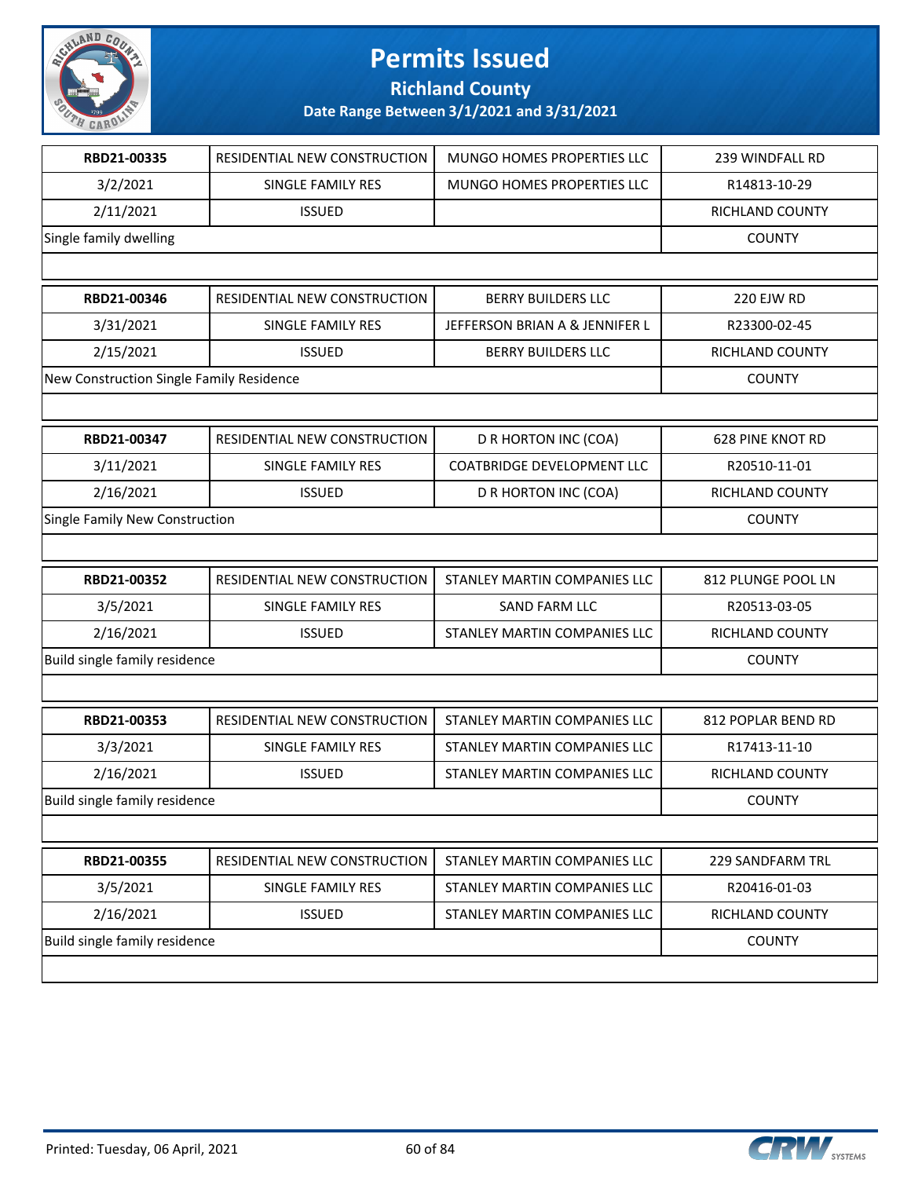# Permits Issued

## Richland County

### Date Range Between 3/1/2021 and 3/31/2021

| RBD21-00335 | RESIDENTIAL NEW CONSTRUCTION | MUNGO HOMES PROPERTIES LLC | 239 WINDFALL RD |
|---|---|---|---|
| 3/2/2021 | SINGLE FAMILY RES | MUNGO HOMES PROPERTIES LLC | R14813-10-29 |
| 2/11/2021 | ISSUED | | RICHLAND COUNTY |
| Single family dwelling | | | COUNTY |

| RBD21-00346 | RESIDENTIAL NEW CONSTRUCTION | BERRY BUILDERS LLC | 220 EJW RD |
|---|---|---|---|
| 3/31/2021 | SINGLE FAMILY RES | JEFFERSON BRIAN A & JENNIFER L | R23300-02-45 |
| 2/15/2021 | ISSUED | BERRY BUILDERS LLC | RICHLAND COUNTY |
| New Construction Single Family Residence | | | COUNTY |

| RBD21-00347 | RESIDENTIAL NEW CONSTRUCTION | D R HORTON INC (COA) | 628 PINE KNOT RD |
|---|---|---|---|
| 3/11/2021 | SINGLE FAMILY RES | COATBRIDGE DEVELOPMENT LLC | R20510-11-01 |
| 2/16/2021 | ISSUED | D R HORTON INC (COA) | RICHLAND COUNTY |
| Single Family New Construction | | | COUNTY |

| RBD21-00352 | RESIDENTIAL NEW CONSTRUCTION | STANLEY MARTIN COMPANIES LLC | 812 PLUNGE POOL LN |
|---|---|---|---|
| 3/5/2021 | SINGLE FAMILY RES | SAND FARM LLC | R20513-03-05 |
| 2/16/2021 | ISSUED | STANLEY MARTIN COMPANIES LLC | RICHLAND COUNTY |
| Build single family residence | | | COUNTY |

| RBD21-00353 | RESIDENTIAL NEW CONSTRUCTION | STANLEY MARTIN COMPANIES LLC | 812 POPLAR BEND RD |
|---|---|---|---|
| 3/3/2021 | SINGLE FAMILY RES | STANLEY MARTIN COMPANIES LLC | R17413-11-10 |
| 2/16/2021 | ISSUED | STANLEY MARTIN COMPANIES LLC | RICHLAND COUNTY |
| Build single family residence | | | COUNTY |

| RBD21-00355 | RESIDENTIAL NEW CONSTRUCTION | STANLEY MARTIN COMPANIES LLC | 229 SANDFARM TRL |
|---|---|---|---|
| 3/5/2021 | SINGLE FAMILY RES | STANLEY MARTIN COMPANIES LLC | R20416-01-03 |
| 2/16/2021 | ISSUED | STANLEY MARTIN COMPANIES LLC | RICHLAND COUNTY |
| Build single family residence | | | COUNTY |

Printed: Tuesday, 06 April, 2021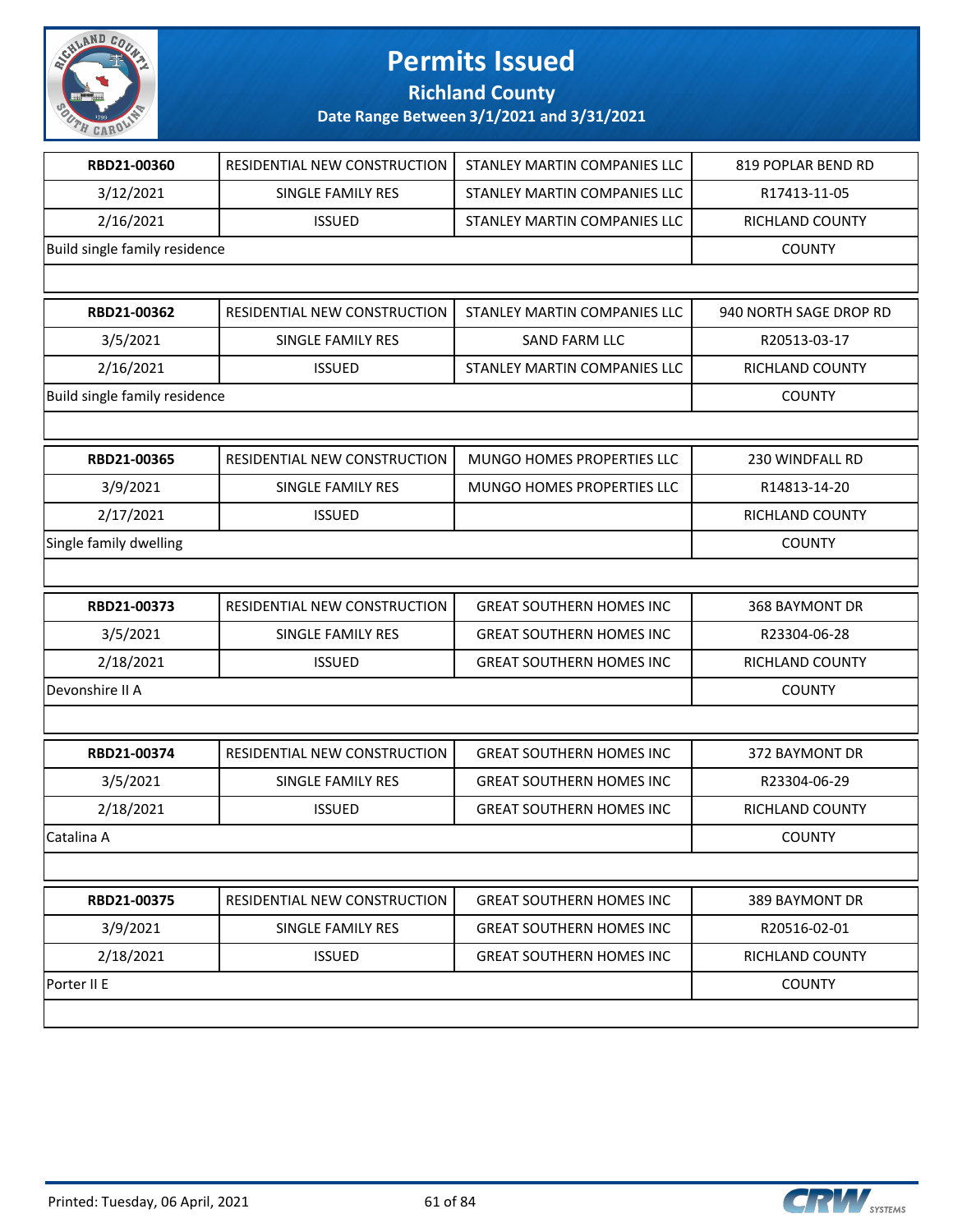# Permits Issued

## Richland County

### Date Range Between 3/1/2021 and 3/31/2021

| | | | |
|---|---|---|---|
| **RBD21-00360** | RESIDENTIAL NEW CONSTRUCTION | STANLEY MARTIN COMPANIES LLC | 819 POPLAR BEND RD |
| 3/12/2021 | SINGLE FAMILY RES | STANLEY MARTIN COMPANIES LLC | R17413-11-05 |
| 2/16/2021 | ISSUED | STANLEY MARTIN COMPANIES LLC | RICHLAND COUNTY |
| Build single family residence | | | COUNTY |

| | | | |
|---|---|---|---|
| **RBD21-00362** | RESIDENTIAL NEW CONSTRUCTION | STANLEY MARTIN COMPANIES LLC | 940 NORTH SAGE DROP RD |
| 3/5/2021 | SINGLE FAMILY RES | SAND FARM LLC | R20513-03-17 |
| 2/16/2021 | ISSUED | STANLEY MARTIN COMPANIES LLC | RICHLAND COUNTY |
| Build single family residence | | | COUNTY |

| | | | |
|---|---|---|---|
| **RBD21-00365** | RESIDENTIAL NEW CONSTRUCTION | MUNGO HOMES PROPERTIES LLC | 230 WINDFALL RD |
| 3/9/2021 | SINGLE FAMILY RES | MUNGO HOMES PROPERTIES LLC | R14813-14-20 |
| 2/17/2021 | ISSUED | | RICHLAND COUNTY |
| Single family dwelling | | | COUNTY |

| | | | |
|---|---|---|---|
| **RBD21-00373** | RESIDENTIAL NEW CONSTRUCTION | GREAT SOUTHERN HOMES INC | 368 BAYMONT DR |
| 3/5/2021 | SINGLE FAMILY RES | GREAT SOUTHERN HOMES INC | R23304-06-28 |
| 2/18/2021 | ISSUED | GREAT SOUTHERN HOMES INC | RICHLAND COUNTY |
| Devonshire II A | | | COUNTY |

| | | | |
|---|---|---|---|
| **RBD21-00374** | RESIDENTIAL NEW CONSTRUCTION | GREAT SOUTHERN HOMES INC | 372 BAYMONT DR |
| 3/5/2021 | SINGLE FAMILY RES | GREAT SOUTHERN HOMES INC | R23304-06-29 |
| 2/18/2021 | ISSUED | GREAT SOUTHERN HOMES INC | RICHLAND COUNTY |
| Catalina A | | | COUNTY |

| | | | |
|---|---|---|---|
| **RBD21-00375** | RESIDENTIAL NEW CONSTRUCTION | GREAT SOUTHERN HOMES INC | 389 BAYMONT DR |
| 3/9/2021 | SINGLE FAMILY RES | GREAT SOUTHERN HOMES INC | R20516-02-01 |
| 2/18/2021 | ISSUED | GREAT SOUTHERN HOMES INC | RICHLAND COUNTY |
| Porter II E | | | COUNTY |

Printed: Tuesday, 06 April, 2021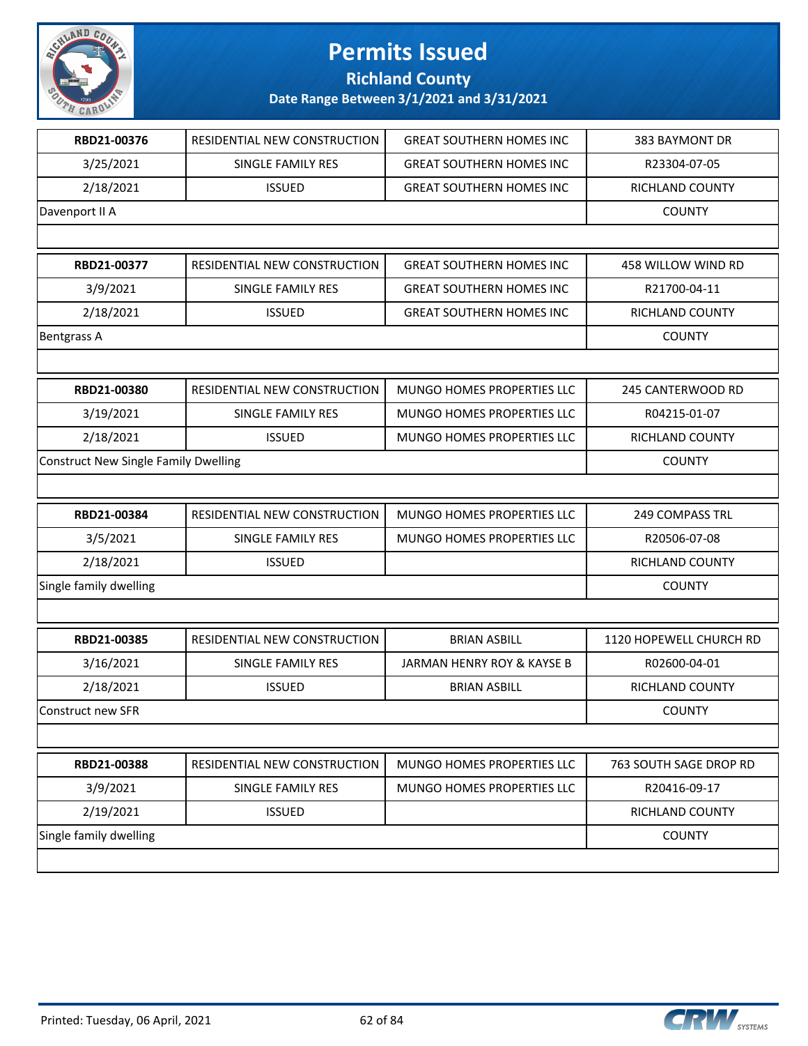# Permits Issued

## Richland County

### Date Range Between 3/1/2021 and 3/31/2021

| RBD21-00376 | RESIDENTIAL NEW CONSTRUCTION | GREAT SOUTHERN HOMES INC | 383 BAYMONT DR |
|---|---|---|---|
| 3/25/2021 | SINGLE FAMILY RES | GREAT SOUTHERN HOMES INC | R23304-07-05 |
| 2/18/2021 | ISSUED | GREAT SOUTHERN HOMES INC | RICHLAND COUNTY |
| Davenport II A | | | COUNTY |

| RBD21-00377 | RESIDENTIAL NEW CONSTRUCTION | GREAT SOUTHERN HOMES INC | 458 WILLOW WIND RD |
|---|---|---|---|
| 3/9/2021 | SINGLE FAMILY RES | GREAT SOUTHERN HOMES INC | R21700-04-11 |
| 2/18/2021 | ISSUED | GREAT SOUTHERN HOMES INC | RICHLAND COUNTY |
| Bentgrass A | | | COUNTY |

| RBD21-00380 | RESIDENTIAL NEW CONSTRUCTION | MUNGO HOMES PROPERTIES LLC | 245 CANTERWOOD RD |
|---|---|---|---|
| 3/19/2021 | SINGLE FAMILY RES | MUNGO HOMES PROPERTIES LLC | R04215-01-07 |
| 2/18/2021 | ISSUED | MUNGO HOMES PROPERTIES LLC | RICHLAND COUNTY |
| Construct New Single Family Dwelling | | | COUNTY |

| RBD21-00384 | RESIDENTIAL NEW CONSTRUCTION | MUNGO HOMES PROPERTIES LLC | 249 COMPASS TRL |
|---|---|---|---|
| 3/5/2021 | SINGLE FAMILY RES | MUNGO HOMES PROPERTIES LLC | R20506-07-08 |
| 2/18/2021 | ISSUED | | RICHLAND COUNTY |
| Single family dwelling | | | COUNTY |

| RBD21-00385 | RESIDENTIAL NEW CONSTRUCTION | BRIAN ASBILL | 1120 HOPEWELL CHURCH RD |
|---|---|---|---|
| 3/16/2021 | SINGLE FAMILY RES | JARMAN HENRY ROY & KAYSE B | R02600-04-01 |
| 2/18/2021 | ISSUED | BRIAN ASBILL | RICHLAND COUNTY |
| Construct new SFR | | | COUNTY |

| RBD21-00388 | RESIDENTIAL NEW CONSTRUCTION | MUNGO HOMES PROPERTIES LLC | 763 SOUTH SAGE DROP RD |
|---|---|---|---|
| 3/9/2021 | SINGLE FAMILY RES | MUNGO HOMES PROPERTIES LLC | R20416-09-17 |
| 2/19/2021 | ISSUED | | RICHLAND COUNTY |
| Single family dwelling | | | COUNTY |

Printed: Tuesday, 06 April, 2021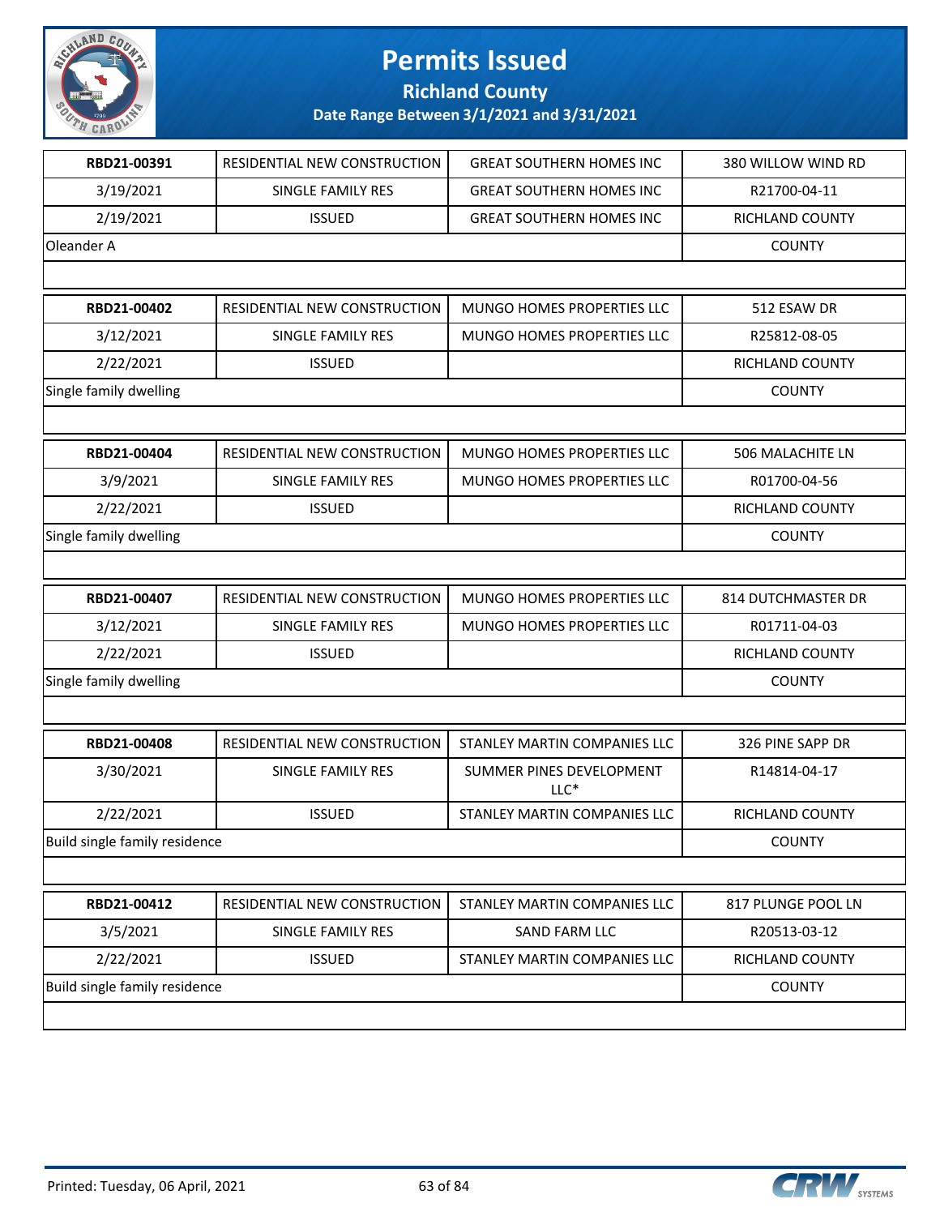# Permits Issued

## Richland County

### Date Range Between 3/1/2021 and 3/31/2021

| | | | |
|---|---|---|---|
| **RBD21-00391** | RESIDENTIAL NEW CONSTRUCTION | GREAT SOUTHERN HOMES INC | 380 WILLOW WIND RD |
| 3/19/2021 | SINGLE FAMILY RES | GREAT SOUTHERN HOMES INC | R21700-04-11 |
| 2/19/2021 | ISSUED | GREAT SOUTHERN HOMES INC | RICHLAND COUNTY |
| Oleander A | | | COUNTY |

| | | | |
|---|---|---|---|
| **RBD21-00402** | RESIDENTIAL NEW CONSTRUCTION | MUNGO HOMES PROPERTIES LLC | 512 ESAW DR |
| 3/12/2021 | SINGLE FAMILY RES | MUNGO HOMES PROPERTIES LLC | R25812-08-05 |
| 2/22/2021 | ISSUED | | RICHLAND COUNTY |
| Single family dwelling | | | COUNTY |

| | | | |
|---|---|---|---|
| **RBD21-00404** | RESIDENTIAL NEW CONSTRUCTION | MUNGO HOMES PROPERTIES LLC | 506 MALACHITE LN |
| 3/9/2021 | SINGLE FAMILY RES | MUNGO HOMES PROPERTIES LLC | R01700-04-56 |
| 2/22/2021 | ISSUED | | RICHLAND COUNTY |
| Single family dwelling | | | COUNTY |

| | | | |
|---|---|---|---|
| **RBD21-00407** | RESIDENTIAL NEW CONSTRUCTION | MUNGO HOMES PROPERTIES LLC | 814 DUTCHMASTER DR |
| 3/12/2021 | SINGLE FAMILY RES | MUNGO HOMES PROPERTIES LLC | R01711-04-03 |
| 2/22/2021 | ISSUED | | RICHLAND COUNTY |
| Single family dwelling | | | COUNTY |

| | | | |
|---|---|---|---|
| **RBD21-00408** | RESIDENTIAL NEW CONSTRUCTION | STANLEY MARTIN COMPANIES LLC | 326 PINE SAPP DR |
| 3/30/2021 | SINGLE FAMILY RES | SUMMER PINES DEVELOPMENT LLC* | R14814-04-17 |
| 2/22/2021 | ISSUED | STANLEY MARTIN COMPANIES LLC | RICHLAND COUNTY |
| Build single family residence | | | COUNTY |

| | | | |
|---|---|---|---|
| **RBD21-00412** | RESIDENTIAL NEW CONSTRUCTION | STANLEY MARTIN COMPANIES LLC | 817 PLUNGE POOL LN |
| 3/5/2021 | SINGLE FAMILY RES | SAND FARM LLC | R20513-03-12 |
| 2/22/2021 | ISSUED | STANLEY MARTIN COMPANIES LLC | RICHLAND COUNTY |
| Build single family residence | | | COUNTY |

Printed: Tuesday, 06 April, 2021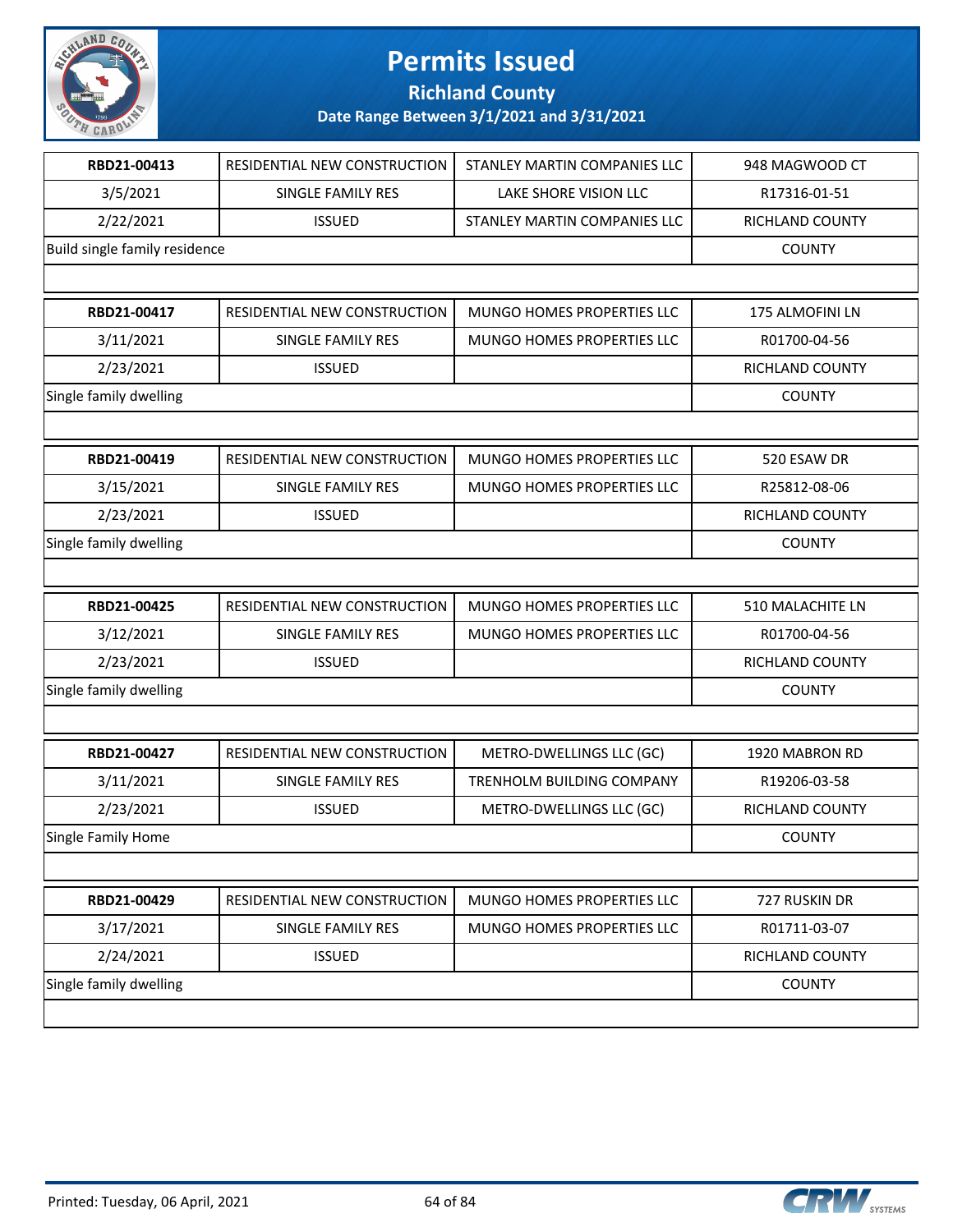# Permits Issued

## Richland County

### Date Range Between 3/1/2021 and 3/31/2021

| RBD21-00413 | RESIDENTIAL NEW CONSTRUCTION | STANLEY MARTIN COMPANIES LLC | 948 MAGWOOD CT |
|---|---|---|---|
| 3/5/2021 | SINGLE FAMILY RES | LAKE SHORE VISION LLC | R17316-01-51 |
| 2/22/2021 | ISSUED | STANLEY MARTIN COMPANIES LLC | RICHLAND COUNTY |
| Build single family residence | | | COUNTY |

| RBD21-00417 | RESIDENTIAL NEW CONSTRUCTION | MUNGO HOMES PROPERTIES LLC | 175 ALMOFINI LN |
|---|---|---|---|
| 3/11/2021 | SINGLE FAMILY RES | MUNGO HOMES PROPERTIES LLC | R01700-04-56 |
| 2/23/2021 | ISSUED | | RICHLAND COUNTY |
| Single family dwelling | | | COUNTY |

| RBD21-00419 | RESIDENTIAL NEW CONSTRUCTION | MUNGO HOMES PROPERTIES LLC | 520 ESAW DR |
|---|---|---|---|
| 3/15/2021 | SINGLE FAMILY RES | MUNGO HOMES PROPERTIES LLC | R25812-08-06 |
| 2/23/2021 | ISSUED | | RICHLAND COUNTY |
| Single family dwelling | | | COUNTY |

| RBD21-00425 | RESIDENTIAL NEW CONSTRUCTION | MUNGO HOMES PROPERTIES LLC | 510 MALACHITE LN |
|---|---|---|---|
| 3/12/2021 | SINGLE FAMILY RES | MUNGO HOMES PROPERTIES LLC | R01700-04-56 |
| 2/23/2021 | ISSUED | | RICHLAND COUNTY |
| Single family dwelling | | | COUNTY |

| RBD21-00427 | RESIDENTIAL NEW CONSTRUCTION | METRO-DWELLINGS LLC (GC) | 1920 MABRON RD |
|---|---|---|---|
| 3/11/2021 | SINGLE FAMILY RES | TRENHOLM BUILDING COMPANY | R19206-03-58 |
| 2/23/2021 | ISSUED | METRO-DWELLINGS LLC (GC) | RICHLAND COUNTY |
| Single Family Home | | | COUNTY |

| RBD21-00429 | RESIDENTIAL NEW CONSTRUCTION | MUNGO HOMES PROPERTIES LLC | 727 RUSKIN DR |
|---|---|---|---|
| 3/17/2021 | SINGLE FAMILY RES | MUNGO HOMES PROPERTIES LLC | R01711-03-07 |
| 2/24/2021 | ISSUED | | RICHLAND COUNTY |
| Single family dwelling | | | COUNTY |

Printed: Tuesday, 06 April, 2021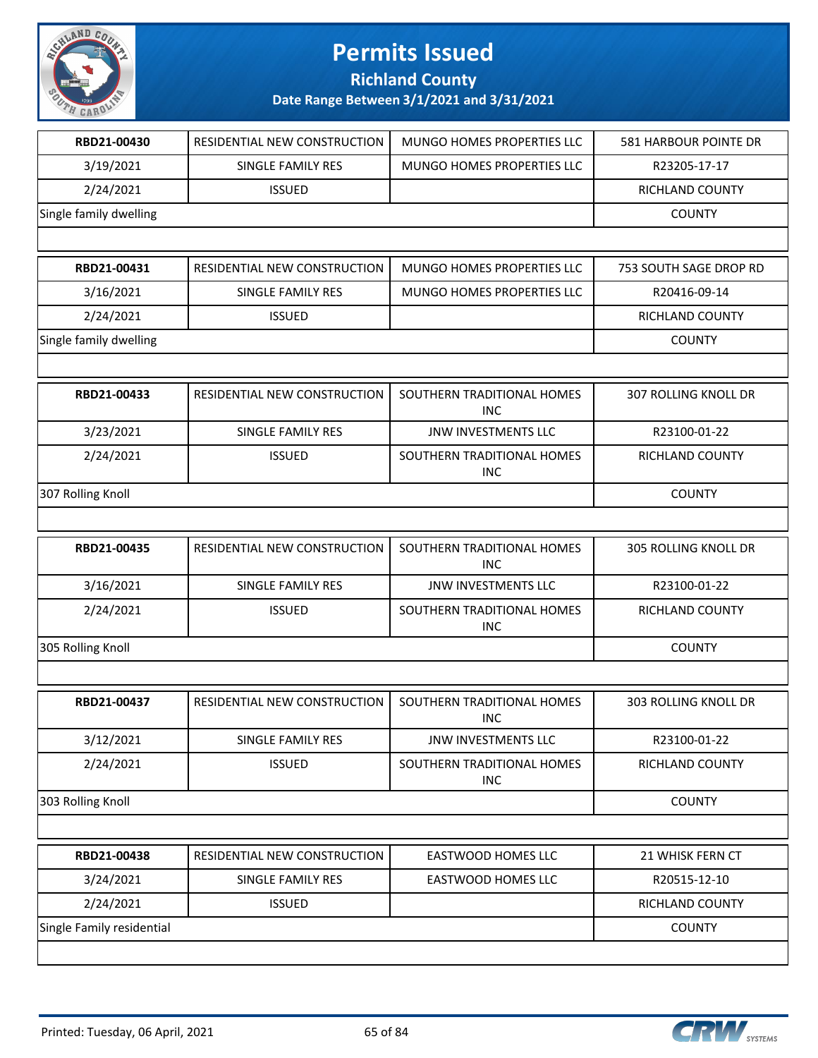# Permits Issued

## Richland County

**Date Range Between 3/1/2021 and 3/31/2021**

| | | | |
|---|---|---|---|
| **RBD21-00430** | RESIDENTIAL NEW CONSTRUCTION | MUNGO HOMES PROPERTIES LLC | 581 HARBOUR POINTE DR |
| 3/19/2021 | SINGLE FAMILY RES | MUNGO HOMES PROPERTIES LLC | R23205-17-17 |
| 2/24/2021 | ISSUED | | RICHLAND COUNTY |
| Single family dwelling | | | COUNTY |

| | | | |
|---|---|---|---|
| **RBD21-00431** | RESIDENTIAL NEW CONSTRUCTION | MUNGO HOMES PROPERTIES LLC | 753 SOUTH SAGE DROP RD |
| 3/16/2021 | SINGLE FAMILY RES | MUNGO HOMES PROPERTIES LLC | R20416-09-14 |
| 2/24/2021 | ISSUED | | RICHLAND COUNTY |
| Single family dwelling | | | COUNTY |

| | | | |
|---|---|---|---|
| **RBD21-00433** | RESIDENTIAL NEW CONSTRUCTION | SOUTHERN TRADITIONAL HOMES INC | 307 ROLLING KNOLL DR |
| 3/23/2021 | SINGLE FAMILY RES | JNW INVESTMENTS LLC | R23100-01-22 |
| 2/24/2021 | ISSUED | SOUTHERN TRADITIONAL HOMES INC | RICHLAND COUNTY |
| 307 Rolling Knoll | | | COUNTY |

| | | | |
|---|---|---|---|
| **RBD21-00435** | RESIDENTIAL NEW CONSTRUCTION | SOUTHERN TRADITIONAL HOMES INC | 305 ROLLING KNOLL DR |
| 3/16/2021 | SINGLE FAMILY RES | JNW INVESTMENTS LLC | R23100-01-22 |
| 2/24/2021 | ISSUED | SOUTHERN TRADITIONAL HOMES INC | RICHLAND COUNTY |
| 305 Rolling Knoll | | | COUNTY |

| | | | |
|---|---|---|---|
| **RBD21-00437** | RESIDENTIAL NEW CONSTRUCTION | SOUTHERN TRADITIONAL HOMES INC | 303 ROLLING KNOLL DR |
| 3/12/2021 | SINGLE FAMILY RES | JNW INVESTMENTS LLC | R23100-01-22 |
| 2/24/2021 | ISSUED | SOUTHERN TRADITIONAL HOMES INC | RICHLAND COUNTY |
| 303 Rolling Knoll | | | COUNTY |

| | | | |
|---|---|---|---|
| **RBD21-00438** | RESIDENTIAL NEW CONSTRUCTION | EASTWOOD HOMES LLC | 21 WHISK FERN CT |
| 3/24/2021 | SINGLE FAMILY RES | EASTWOOD HOMES LLC | R20515-12-10 |
| 2/24/2021 | ISSUED | | RICHLAND COUNTY |
| Single Family residential | | | COUNTY |

Printed: Tuesday, 06 April, 2021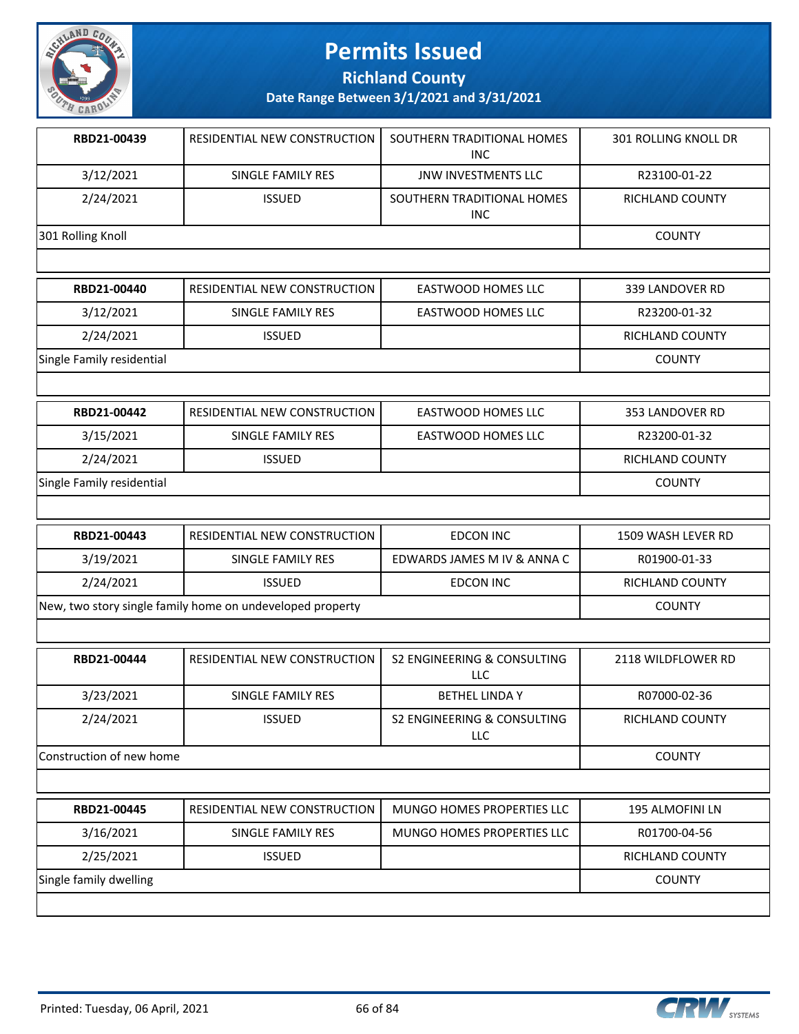# Permits Issued

## Richland County

### Date Range Between 3/1/2021 and 3/31/2021

| RBD21-00439 | RESIDENTIAL NEW CONSTRUCTION | SOUTHERN TRADITIONAL HOMES INC | 301 ROLLING KNOLL DR |
|---|---|---|---|
| 3/12/2021 | SINGLE FAMILY RES | JNW INVESTMENTS LLC | R23100-01-22 |
| 2/24/2021 | ISSUED | SOUTHERN TRADITIONAL HOMES INC | RICHLAND COUNTY |
| 301 Rolling Knoll | | | COUNTY |

| RBD21-00440 | RESIDENTIAL NEW CONSTRUCTION | EASTWOOD HOMES LLC | 339 LANDOVER RD |
|---|---|---|---|
| 3/12/2021 | SINGLE FAMILY RES | EASTWOOD HOMES LLC | R23200-01-32 |
| 2/24/2021 | ISSUED | | RICHLAND COUNTY |
| Single Family residential | | | COUNTY |

| RBD21-00442 | RESIDENTIAL NEW CONSTRUCTION | EASTWOOD HOMES LLC | 353 LANDOVER RD |
|---|---|---|---|
| 3/15/2021 | SINGLE FAMILY RES | EASTWOOD HOMES LLC | R23200-01-32 |
| 2/24/2021 | ISSUED | | RICHLAND COUNTY |
| Single Family residential | | | COUNTY |

| RBD21-00443 | RESIDENTIAL NEW CONSTRUCTION | EDCON INC | 1509 WASH LEVER RD |
|---|---|---|---|
| 3/19/2021 | SINGLE FAMILY RES | EDWARDS JAMES M IV & ANNA C | R01900-01-33 |
| 2/24/2021 | ISSUED | EDCON INC | RICHLAND COUNTY |
| New, two story single family home on undeveloped property | | | COUNTY |

| RBD21-00444 | RESIDENTIAL NEW CONSTRUCTION | S2 ENGINEERING & CONSULTING LLC | 2118 WILDFLOWER RD |
|---|---|---|---|
| 3/23/2021 | SINGLE FAMILY RES | BETHEL LINDA Y | R07000-02-36 |
| 2/24/2021 | ISSUED | S2 ENGINEERING & CONSULTING LLC | RICHLAND COUNTY |
| Construction of new home | | | COUNTY |

| RBD21-00445 | RESIDENTIAL NEW CONSTRUCTION | MUNGO HOMES PROPERTIES LLC | 195 ALMOFINI LN |
|---|---|---|---|
| 3/16/2021 | SINGLE FAMILY RES | MUNGO HOMES PROPERTIES LLC | R01700-04-56 |
| 2/25/2021 | ISSUED | | RICHLAND COUNTY |
| Single family dwelling | | | COUNTY |

Printed: Tuesday, 06 April, 2021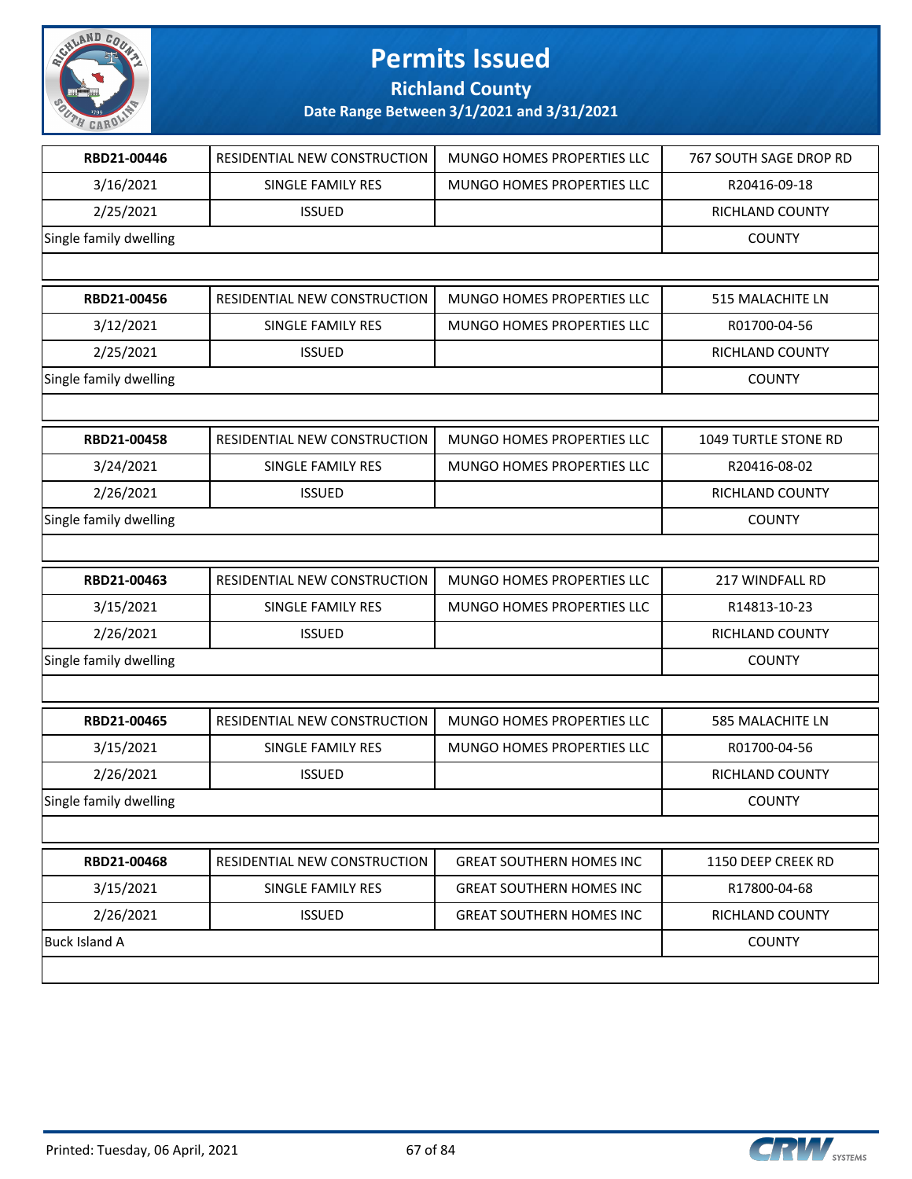# Permits Issued

**Richland County**

**Date Range Between 3/1/2021 and 3/31/2021**

| **RBD21-00446** | RESIDENTIAL NEW CONSTRUCTION | MUNGO HOMES PROPERTIES LLC | 767 SOUTH SAGE DROP RD |
|---|---|---|---|
| 3/16/2021 | SINGLE FAMILY RES | MUNGO HOMES PROPERTIES LLC | R20416-09-18 |
| 2/25/2021 | ISSUED | | RICHLAND COUNTY |
| Single family dwelling | | | COUNTY |

| **RBD21-00456** | RESIDENTIAL NEW CONSTRUCTION | MUNGO HOMES PROPERTIES LLC | 515 MALACHITE LN |
|---|---|---|---|
| 3/12/2021 | SINGLE FAMILY RES | MUNGO HOMES PROPERTIES LLC | R01700-04-56 |
| 2/25/2021 | ISSUED | | RICHLAND COUNTY |
| Single family dwelling | | | COUNTY |

| **RBD21-00458** | RESIDENTIAL NEW CONSTRUCTION | MUNGO HOMES PROPERTIES LLC | 1049 TURTLE STONE RD |
|---|---|---|---|
| 3/24/2021 | SINGLE FAMILY RES | MUNGO HOMES PROPERTIES LLC | R20416-08-02 |
| 2/26/2021 | ISSUED | | RICHLAND COUNTY |
| Single family dwelling | | | COUNTY |

| **RBD21-00463** | RESIDENTIAL NEW CONSTRUCTION | MUNGO HOMES PROPERTIES LLC | 217 WINDFALL RD |
|---|---|---|---|
| 3/15/2021 | SINGLE FAMILY RES | MUNGO HOMES PROPERTIES LLC | R14813-10-23 |
| 2/26/2021 | ISSUED | | RICHLAND COUNTY |
| Single family dwelling | | | COUNTY |

| **RBD21-00465** | RESIDENTIAL NEW CONSTRUCTION | MUNGO HOMES PROPERTIES LLC | 585 MALACHITE LN |
|---|---|---|---|
| 3/15/2021 | SINGLE FAMILY RES | MUNGO HOMES PROPERTIES LLC | R01700-04-56 |
| 2/26/2021 | ISSUED | | RICHLAND COUNTY |
| Single family dwelling | | | COUNTY |

| **RBD21-00468** | RESIDENTIAL NEW CONSTRUCTION | GREAT SOUTHERN HOMES INC | 1150 DEEP CREEK RD |
|---|---|---|---|
| 3/15/2021 | SINGLE FAMILY RES | GREAT SOUTHERN HOMES INC | R17800-04-68 |
| 2/26/2021 | ISSUED | GREAT SOUTHERN HOMES INC | RICHLAND COUNTY |
| Buck Island A | | | COUNTY |

Printed: Tuesday, 06 April, 2021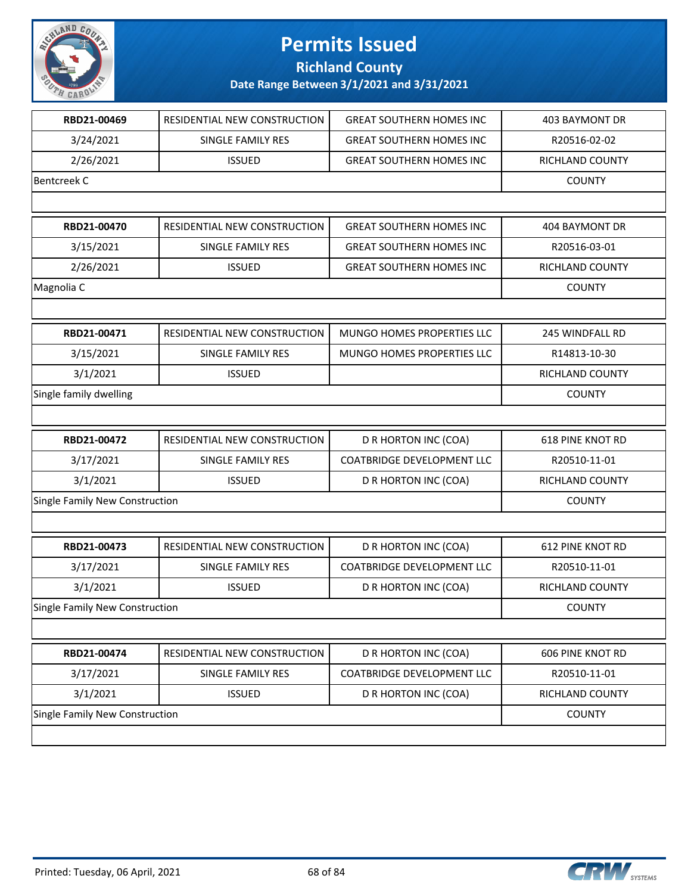# Permits Issued

## Richland County

### Date Range Between 3/1/2021 and 3/31/2021

| | | | |
|---|---|---|---|
| **RBD21-00469** | RESIDENTIAL NEW CONSTRUCTION | GREAT SOUTHERN HOMES INC | 403 BAYMONT DR |
| 3/24/2021 | SINGLE FAMILY RES | GREAT SOUTHERN HOMES INC | R20516-02-02 |
| 2/26/2021 | ISSUED | GREAT SOUTHERN HOMES INC | RICHLAND COUNTY |
| Bentcreek C | | | COUNTY |

| | | | |
|---|---|---|---|
| **RBD21-00470** | RESIDENTIAL NEW CONSTRUCTION | GREAT SOUTHERN HOMES INC | 404 BAYMONT DR |
| 3/15/2021 | SINGLE FAMILY RES | GREAT SOUTHERN HOMES INC | R20516-03-01 |
| 2/26/2021 | ISSUED | GREAT SOUTHERN HOMES INC | RICHLAND COUNTY |
| Magnolia C | | | COUNTY |

| | | | |
|---|---|---|---|
| **RBD21-00471** | RESIDENTIAL NEW CONSTRUCTION | MUNGO HOMES PROPERTIES LLC | 245 WINDFALL RD |
| 3/15/2021 | SINGLE FAMILY RES | MUNGO HOMES PROPERTIES LLC | R14813-10-30 |
| 3/1/2021 | ISSUED | | RICHLAND COUNTY |
| Single family dwelling | | | COUNTY |

| | | | |
|---|---|---|---|
| **RBD21-00472** | RESIDENTIAL NEW CONSTRUCTION | D R HORTON INC (COA) | 618 PINE KNOT RD |
| 3/17/2021 | SINGLE FAMILY RES | COATBRIDGE DEVELOPMENT LLC | R20510-11-01 |
| 3/1/2021 | ISSUED | D R HORTON INC (COA) | RICHLAND COUNTY |
| Single Family New Construction | | | COUNTY |

| | | | |
|---|---|---|---|
| **RBD21-00473** | RESIDENTIAL NEW CONSTRUCTION | D R HORTON INC (COA) | 612 PINE KNOT RD |
| 3/17/2021 | SINGLE FAMILY RES | COATBRIDGE DEVELOPMENT LLC | R20510-11-01 |
| 3/1/2021 | ISSUED | D R HORTON INC (COA) | RICHLAND COUNTY |
| Single Family New Construction | | | COUNTY |

| | | | |
|---|---|---|---|
| **RBD21-00474** | RESIDENTIAL NEW CONSTRUCTION | D R HORTON INC (COA) | 606 PINE KNOT RD |
| 3/17/2021 | SINGLE FAMILY RES | COATBRIDGE DEVELOPMENT LLC | R20510-11-01 |
| 3/1/2021 | ISSUED | D R HORTON INC (COA) | RICHLAND COUNTY |
| Single Family New Construction | | | COUNTY |

Printed: Tuesday, 06 April, 2021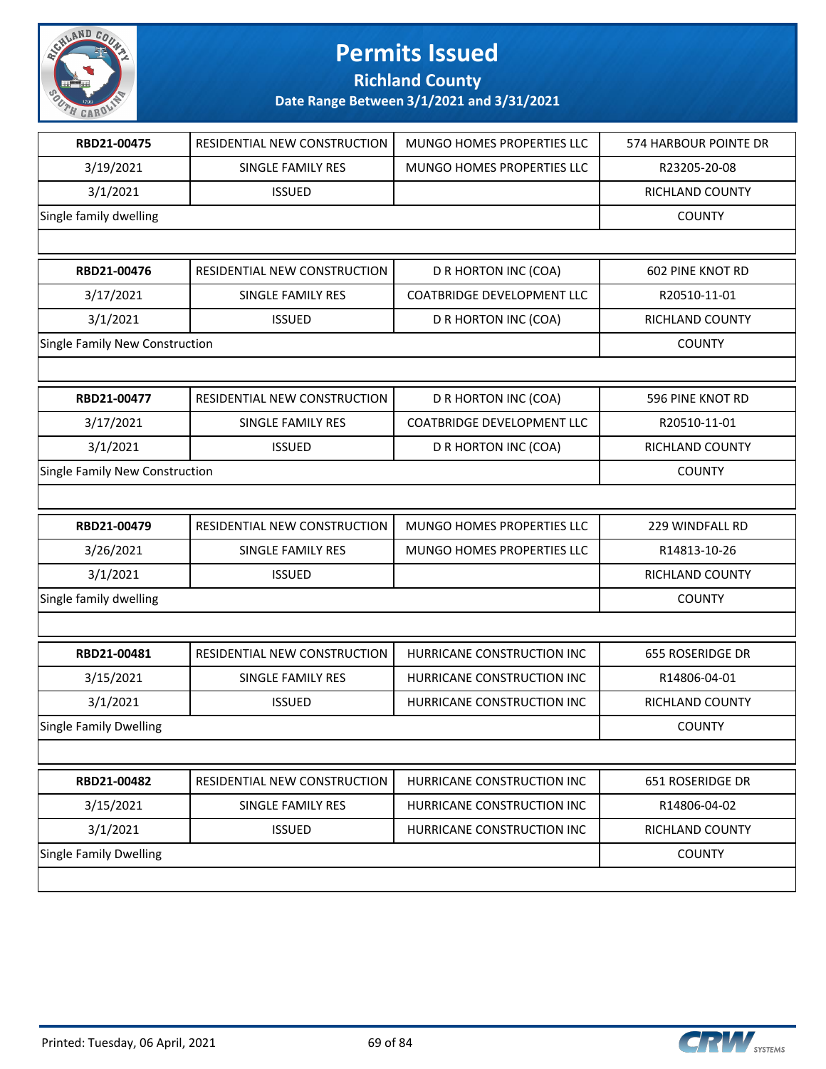# Permits Issued

## Richland County

### Date Range Between 3/1/2021 and 3/31/2021

| | | | |
|---|---|---|---|
| **RBD21-00475** | RESIDENTIAL NEW CONSTRUCTION | MUNGO HOMES PROPERTIES LLC | 574 HARBOUR POINTE DR |
| 3/19/2021 | SINGLE FAMILY RES | MUNGO HOMES PROPERTIES LLC | R23205-20-08 |
| 3/1/2021 | ISSUED | | RICHLAND COUNTY |
| Single family dwelling | | | COUNTY |

| | | | |
|---|---|---|---|
| **RBD21-00476** | RESIDENTIAL NEW CONSTRUCTION | D R HORTON INC (COA) | 602 PINE KNOT RD |
| 3/17/2021 | SINGLE FAMILY RES | COATBRIDGE DEVELOPMENT LLC | R20510-11-01 |
| 3/1/2021 | ISSUED | D R HORTON INC (COA) | RICHLAND COUNTY |
| Single Family New Construction | | | COUNTY |

| | | | |
|---|---|---|---|
| **RBD21-00477** | RESIDENTIAL NEW CONSTRUCTION | D R HORTON INC (COA) | 596 PINE KNOT RD |
| 3/17/2021 | SINGLE FAMILY RES | COATBRIDGE DEVELOPMENT LLC | R20510-11-01 |
| 3/1/2021 | ISSUED | D R HORTON INC (COA) | RICHLAND COUNTY |
| Single Family New Construction | | | COUNTY |

| | | | |
|---|---|---|---|
| **RBD21-00479** | RESIDENTIAL NEW CONSTRUCTION | MUNGO HOMES PROPERTIES LLC | 229 WINDFALL RD |
| 3/26/2021 | SINGLE FAMILY RES | MUNGO HOMES PROPERTIES LLC | R14813-10-26 |
| 3/1/2021 | ISSUED | | RICHLAND COUNTY |
| Single family dwelling | | | COUNTY |

| | | | |
|---|---|---|---|
| **RBD21-00481** | RESIDENTIAL NEW CONSTRUCTION | HURRICANE CONSTRUCTION INC | 655 ROSERIDGE DR |
| 3/15/2021 | SINGLE FAMILY RES | HURRICANE CONSTRUCTION INC | R14806-04-01 |
| 3/1/2021 | ISSUED | HURRICANE CONSTRUCTION INC | RICHLAND COUNTY |
| Single Family Dwelling | | | COUNTY |

| | | | |
|---|---|---|---|
| **RBD21-00482** | RESIDENTIAL NEW CONSTRUCTION | HURRICANE CONSTRUCTION INC | 651 ROSERIDGE DR |
| 3/15/2021 | SINGLE FAMILY RES | HURRICANE CONSTRUCTION INC | R14806-04-02 |
| 3/1/2021 | ISSUED | HURRICANE CONSTRUCTION INC | RICHLAND COUNTY |
| Single Family Dwelling | | | COUNTY |

Printed: Tuesday, 06 April, 2021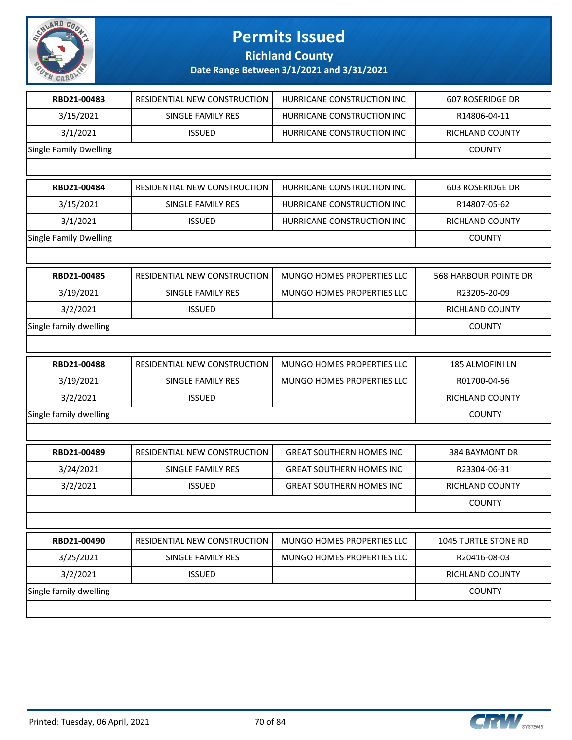# Permits Issued

## Richland County

### Date Range Between 3/1/2021 and 3/31/2021

| RBD21-00483 | RESIDENTIAL NEW CONSTRUCTION | HURRICANE CONSTRUCTION INC | 607 ROSERIDGE DR |
|---|---|---|---|
| 3/15/2021 | SINGLE FAMILY RES | HURRICANE CONSTRUCTION INC | R14806-04-11 |
| 3/1/2021 | ISSUED | HURRICANE CONSTRUCTION INC | RICHLAND COUNTY |
| Single Family Dwelling | | | COUNTY |

| RBD21-00484 | RESIDENTIAL NEW CONSTRUCTION | HURRICANE CONSTRUCTION INC | 603 ROSERIDGE DR |
|---|---|---|---|
| 3/15/2021 | SINGLE FAMILY RES | HURRICANE CONSTRUCTION INC | R14807-05-62 |
| 3/1/2021 | ISSUED | HURRICANE CONSTRUCTION INC | RICHLAND COUNTY |
| Single Family Dwelling | | | COUNTY |

| RBD21-00485 | RESIDENTIAL NEW CONSTRUCTION | MUNGO HOMES PROPERTIES LLC | 568 HARBOUR POINTE DR |
|---|---|---|---|
| 3/19/2021 | SINGLE FAMILY RES | MUNGO HOMES PROPERTIES LLC | R23205-20-09 |
| 3/2/2021 | ISSUED | | RICHLAND COUNTY |
| Single family dwelling | | | COUNTY |

| RBD21-00488 | RESIDENTIAL NEW CONSTRUCTION | MUNGO HOMES PROPERTIES LLC | 185 ALMOFINI LN |
|---|---|---|---|
| 3/19/2021 | SINGLE FAMILY RES | MUNGO HOMES PROPERTIES LLC | R01700-04-56 |
| 3/2/2021 | ISSUED | | RICHLAND COUNTY |
| Single family dwelling | | | COUNTY |

| RBD21-00489 | RESIDENTIAL NEW CONSTRUCTION | GREAT SOUTHERN HOMES INC | 384 BAYMONT DR |
|---|---|---|---|
| 3/24/2021 | SINGLE FAMILY RES | GREAT SOUTHERN HOMES INC | R23304-06-31 |
| 3/2/2021 | ISSUED | GREAT SOUTHERN HOMES INC | RICHLAND COUNTY |
| | | | COUNTY |

| RBD21-00490 | RESIDENTIAL NEW CONSTRUCTION | MUNGO HOMES PROPERTIES LLC | 1045 TURTLE STONE RD |
|---|---|---|---|
| 3/25/2021 | SINGLE FAMILY RES | MUNGO HOMES PROPERTIES LLC | R20416-08-03 |
| 3/2/2021 | ISSUED | | RICHLAND COUNTY |
| Single family dwelling | | | COUNTY |

Printed: Tuesday, 06 April, 2021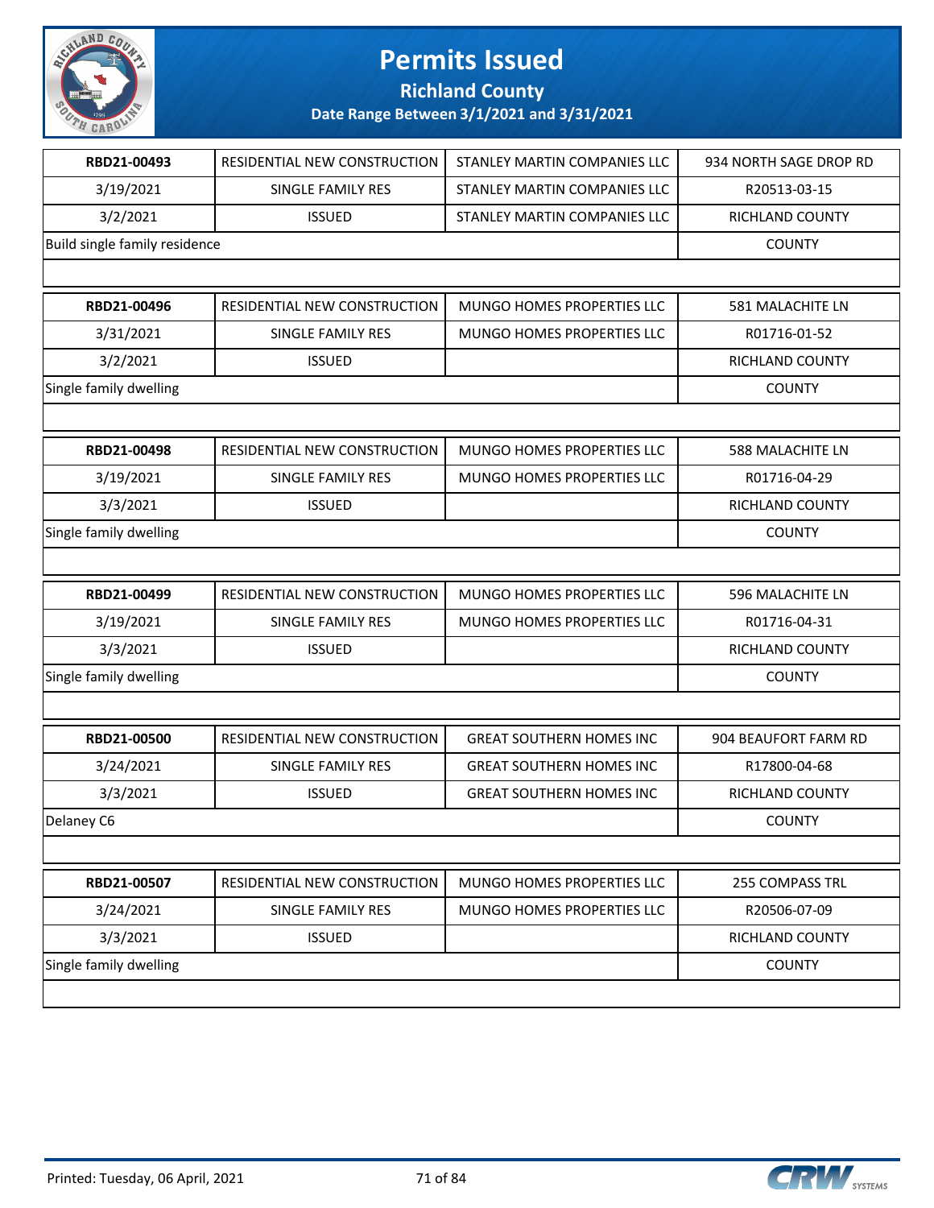# Permits Issued

## Richland County

### Date Range Between 3/1/2021 and 3/31/2021

| RBD21-00493 | RESIDENTIAL NEW CONSTRUCTION | STANLEY MARTIN COMPANIES LLC | 934 NORTH SAGE DROP RD |
|---|---|---|---|
| 3/19/2021 | SINGLE FAMILY RES | STANLEY MARTIN COMPANIES LLC | R20513-03-15 |
| 3/2/2021 | ISSUED | STANLEY MARTIN COMPANIES LLC | RICHLAND COUNTY |
| Build single family residence | | | COUNTY |

| RBD21-00496 | RESIDENTIAL NEW CONSTRUCTION | MUNGO HOMES PROPERTIES LLC | 581 MALACHITE LN |
|---|---|---|---|
| 3/31/2021 | SINGLE FAMILY RES | MUNGO HOMES PROPERTIES LLC | R01716-01-52 |
| 3/2/2021 | ISSUED | | RICHLAND COUNTY |
| Single family dwelling | | | COUNTY |

| RBD21-00498 | RESIDENTIAL NEW CONSTRUCTION | MUNGO HOMES PROPERTIES LLC | 588 MALACHITE LN |
|---|---|---|---|
| 3/19/2021 | SINGLE FAMILY RES | MUNGO HOMES PROPERTIES LLC | R01716-04-29 |
| 3/3/2021 | ISSUED | | RICHLAND COUNTY |
| Single family dwelling | | | COUNTY |

| RBD21-00499 | RESIDENTIAL NEW CONSTRUCTION | MUNGO HOMES PROPERTIES LLC | 596 MALACHITE LN |
|---|---|---|---|
| 3/19/2021 | SINGLE FAMILY RES | MUNGO HOMES PROPERTIES LLC | R01716-04-31 |
| 3/3/2021 | ISSUED | | RICHLAND COUNTY |
| Single family dwelling | | | COUNTY |

| RBD21-00500 | RESIDENTIAL NEW CONSTRUCTION | GREAT SOUTHERN HOMES INC | 904 BEAUFORT FARM RD |
|---|---|---|---|
| 3/24/2021 | SINGLE FAMILY RES | GREAT SOUTHERN HOMES INC | R17800-04-68 |
| 3/3/2021 | ISSUED | GREAT SOUTHERN HOMES INC | RICHLAND COUNTY |
| Delaney C6 | | | COUNTY |

| RBD21-00507 | RESIDENTIAL NEW CONSTRUCTION | MUNGO HOMES PROPERTIES LLC | 255 COMPASS TRL |
|---|---|---|---|
| 3/24/2021 | SINGLE FAMILY RES | MUNGO HOMES PROPERTIES LLC | R20506-07-09 |
| 3/3/2021 | ISSUED | | RICHLAND COUNTY |
| Single family dwelling | | | COUNTY |

Printed: Tuesday, 06 April, 2021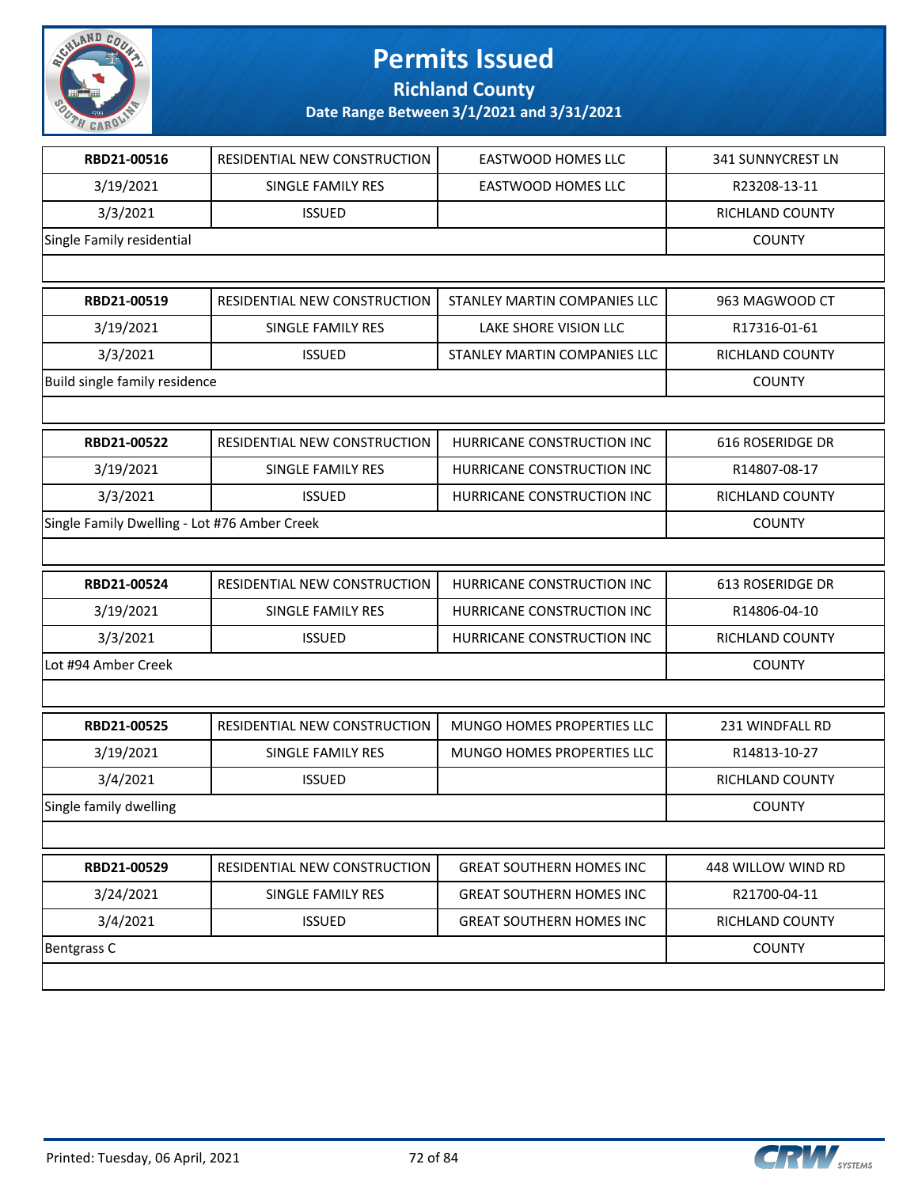# Permits Issued

## Richland County

### Date Range Between 3/1/2021 and 3/31/2021

| | | | |
|---|---|---|---|
| **RBD21-00516** | RESIDENTIAL NEW CONSTRUCTION | EASTWOOD HOMES LLC | 341 SUNNYCREST LN |
| 3/19/2021 | SINGLE FAMILY RES | EASTWOOD HOMES LLC | R23208-13-11 |
| 3/3/2021 | ISSUED | | RICHLAND COUNTY |
| Single Family residential | | | COUNTY |

| | | | |
|---|---|---|---|
| **RBD21-00519** | RESIDENTIAL NEW CONSTRUCTION | STANLEY MARTIN COMPANIES LLC | 963 MAGWOOD CT |
| 3/19/2021 | SINGLE FAMILY RES | LAKE SHORE VISION LLC | R17316-01-61 |
| 3/3/2021 | ISSUED | STANLEY MARTIN COMPANIES LLC | RICHLAND COUNTY |
| Build single family residence | | | COUNTY |

| | | | |
|---|---|---|---|
| **RBD21-00522** | RESIDENTIAL NEW CONSTRUCTION | HURRICANE CONSTRUCTION INC | 616 ROSERIDGE DR |
| 3/19/2021 | SINGLE FAMILY RES | HURRICANE CONSTRUCTION INC | R14807-08-17 |
| 3/3/2021 | ISSUED | HURRICANE CONSTRUCTION INC | RICHLAND COUNTY |
| Single Family Dwelling - Lot #76 Amber Creek | | | COUNTY |

| | | | |
|---|---|---|---|
| **RBD21-00524** | RESIDENTIAL NEW CONSTRUCTION | HURRICANE CONSTRUCTION INC | 613 ROSERIDGE DR |
| 3/19/2021 | SINGLE FAMILY RES | HURRICANE CONSTRUCTION INC | R14806-04-10 |
| 3/3/2021 | ISSUED | HURRICANE CONSTRUCTION INC | RICHLAND COUNTY |
| Lot #94 Amber Creek | | | COUNTY |

| | | | |
|---|---|---|---|
| **RBD21-00525** | RESIDENTIAL NEW CONSTRUCTION | MUNGO HOMES PROPERTIES LLC | 231 WINDFALL RD |
| 3/19/2021 | SINGLE FAMILY RES | MUNGO HOMES PROPERTIES LLC | R14813-10-27 |
| 3/4/2021 | ISSUED | | RICHLAND COUNTY |
| Single family dwelling | | | COUNTY |

| | | | |
|---|---|---|---|
| **RBD21-00529** | RESIDENTIAL NEW CONSTRUCTION | GREAT SOUTHERN HOMES INC | 448 WILLOW WIND RD |
| 3/24/2021 | SINGLE FAMILY RES | GREAT SOUTHERN HOMES INC | R21700-04-11 |
| 3/4/2021 | ISSUED | GREAT SOUTHERN HOMES INC | RICHLAND COUNTY |
| Bentgrass C | | | COUNTY |

Printed: Tuesday, 06 April, 2021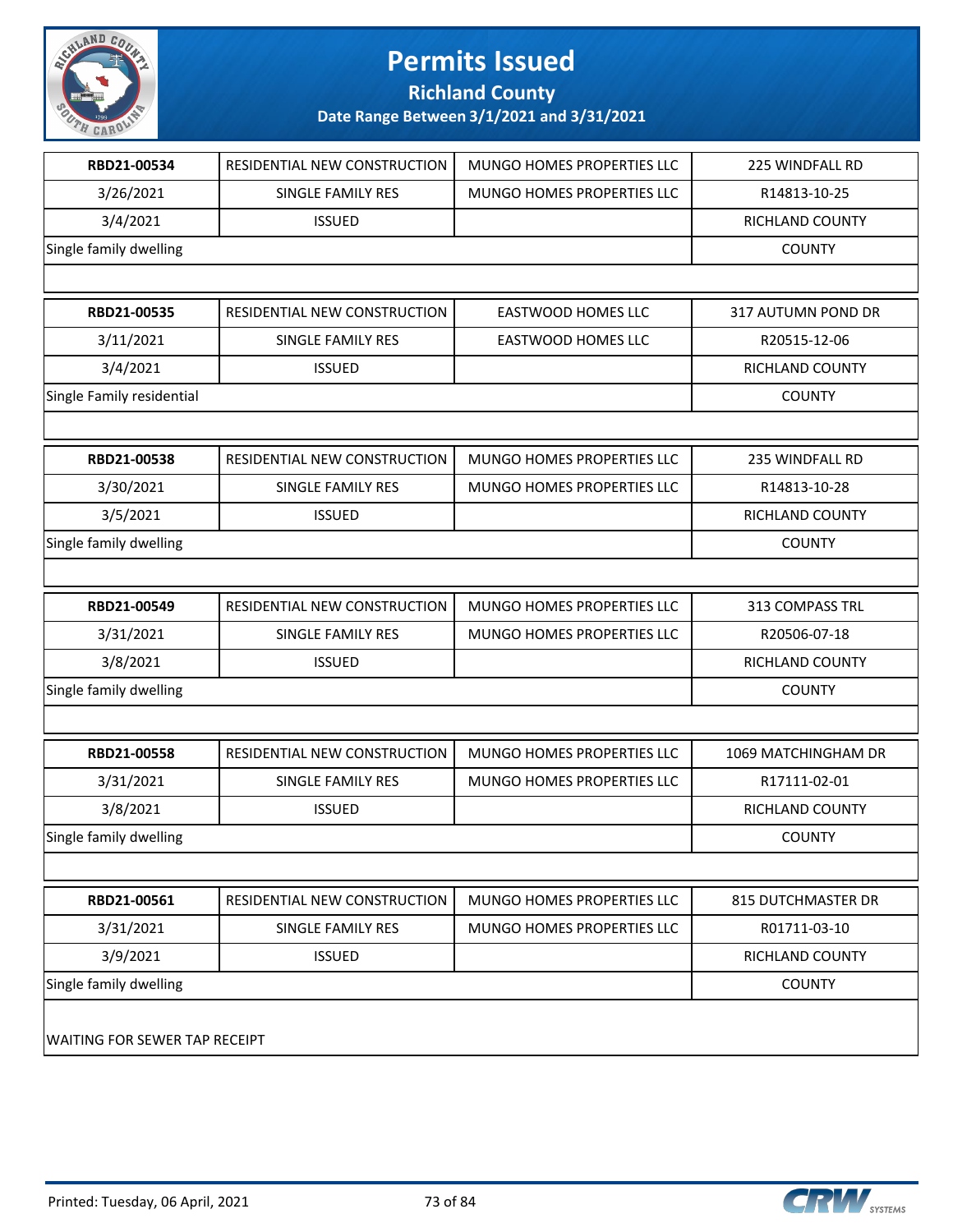# Permits Issued

## Richland County

### Date Range Between 3/1/2021 and 3/31/2021

| RBD21-00534 | RESIDENTIAL NEW CONSTRUCTION | MUNGO HOMES PROPERTIES LLC | 225 WINDFALL RD |
|---|---|---|---|
| 3/26/2021 | SINGLE FAMILY RES | MUNGO HOMES PROPERTIES LLC | R14813-10-25 |
| 3/4/2021 | ISSUED | | RICHLAND COUNTY |
| Single family dwelling | | | COUNTY |

| RBD21-00535 | RESIDENTIAL NEW CONSTRUCTION | EASTWOOD HOMES LLC | 317 AUTUMN POND DR |
|---|---|---|---|
| 3/11/2021 | SINGLE FAMILY RES | EASTWOOD HOMES LLC | R20515-12-06 |
| 3/4/2021 | ISSUED | | RICHLAND COUNTY |
| Single Family residential | | | COUNTY |

| RBD21-00538 | RESIDENTIAL NEW CONSTRUCTION | MUNGO HOMES PROPERTIES LLC | 235 WINDFALL RD |
|---|---|---|---|
| 3/30/2021 | SINGLE FAMILY RES | MUNGO HOMES PROPERTIES LLC | R14813-10-28 |
| 3/5/2021 | ISSUED | | RICHLAND COUNTY |
| Single family dwelling | | | COUNTY |

| RBD21-00549 | RESIDENTIAL NEW CONSTRUCTION | MUNGO HOMES PROPERTIES LLC | 313 COMPASS TRL |
|---|---|---|---|
| 3/31/2021 | SINGLE FAMILY RES | MUNGO HOMES PROPERTIES LLC | R20506-07-18 |
| 3/8/2021 | ISSUED | | RICHLAND COUNTY |
| Single family dwelling | | | COUNTY |

| RBD21-00558 | RESIDENTIAL NEW CONSTRUCTION | MUNGO HOMES PROPERTIES LLC | 1069 MATCHINGHAM DR |
|---|---|---|---|
| 3/31/2021 | SINGLE FAMILY RES | MUNGO HOMES PROPERTIES LLC | R17111-02-01 |
| 3/8/2021 | ISSUED | | RICHLAND COUNTY |
| Single family dwelling | | | COUNTY |

| RBD21-00561 | RESIDENTIAL NEW CONSTRUCTION | MUNGO HOMES PROPERTIES LLC | 815 DUTCHMASTER DR |
|---|---|---|---|
| 3/31/2021 | SINGLE FAMILY RES | MUNGO HOMES PROPERTIES LLC | R01711-03-10 |
| 3/9/2021 | ISSUED | | RICHLAND COUNTY |
| Single family dwelling | | | COUNTY |

WAITING FOR SEWER TAP RECEIPT

Printed: Tuesday, 06 April, 2021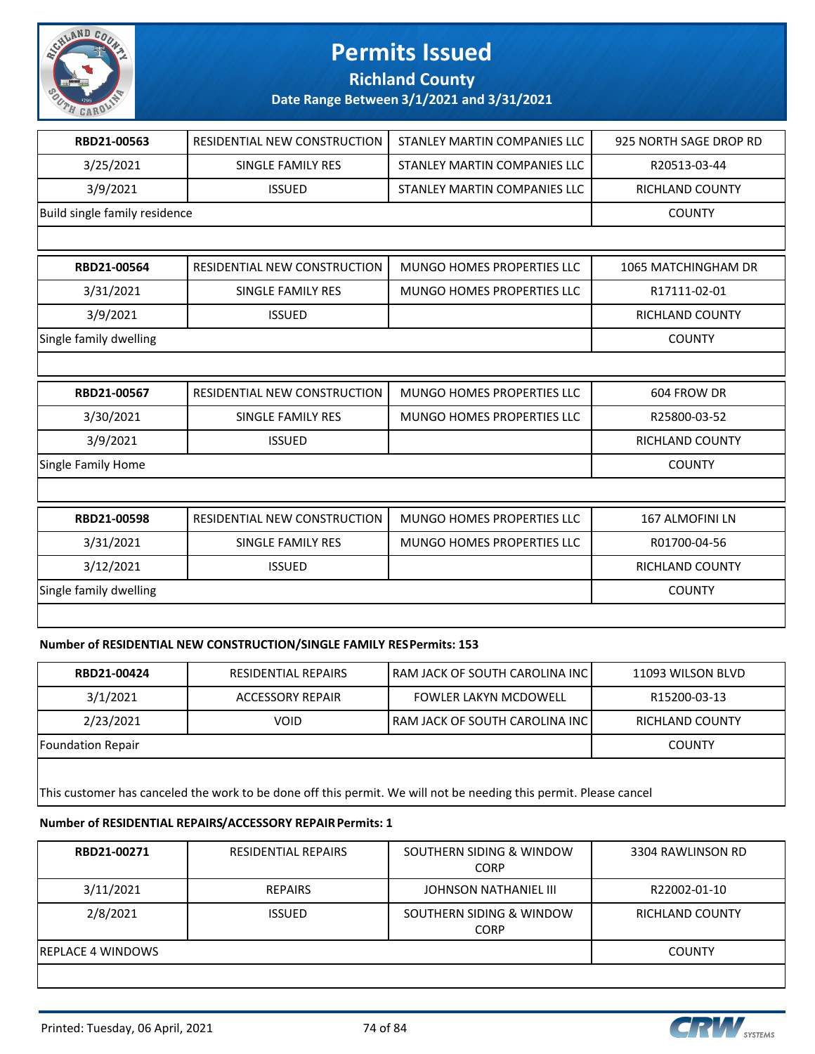# Permits Issued

**Richland County**

**Date Range Between 3/1/2021 and 3/31/2021**

| RBD21-00563 | RESIDENTIAL NEW CONSTRUCTION | STANLEY MARTIN COMPANIES LLC | 925 NORTH SAGE DROP RD |
|---|---|---|---|
| 3/25/2021 | SINGLE FAMILY RES | STANLEY MARTIN COMPANIES LLC | R20513-03-44 |
| 3/9/2021 | ISSUED | STANLEY MARTIN COMPANIES LLC | RICHLAND COUNTY |
| Build single family residence | | | COUNTY |

| RBD21-00564 | RESIDENTIAL NEW CONSTRUCTION | MUNGO HOMES PROPERTIES LLC | 1065 MATCHINGHAM DR |
|---|---|---|---|
| 3/31/2021 | SINGLE FAMILY RES | MUNGO HOMES PROPERTIES LLC | R17111-02-01 |
| 3/9/2021 | ISSUED | | RICHLAND COUNTY |
| Single family dwelling | | | COUNTY |

| RBD21-00567 | RESIDENTIAL NEW CONSTRUCTION | MUNGO HOMES PROPERTIES LLC | 604 FROW DR |
|---|---|---|---|
| 3/30/2021 | SINGLE FAMILY RES | MUNGO HOMES PROPERTIES LLC | R25800-03-52 |
| 3/9/2021 | ISSUED | | RICHLAND COUNTY |
| Single Family Home | | | COUNTY |

| RBD21-00598 | RESIDENTIAL NEW CONSTRUCTION | MUNGO HOMES PROPERTIES LLC | 167 ALMOFINI LN |
|---|---|---|---|
| 3/31/2021 | SINGLE FAMILY RES | MUNGO HOMES PROPERTIES LLC | R01700-04-56 |
| 3/12/2021 | ISSUED | | RICHLAND COUNTY |
| Single family dwelling | | | COUNTY |

**Number of RESIDENTIAL NEW CONSTRUCTION/SINGLE FAMILY RES Permits: 153**

| RBD21-00424 | RESIDENTIAL REPAIRS | RAM JACK OF SOUTH CAROLINA INC | 11093 WILSON BLVD |
|---|---|---|---|
| 3/1/2021 | ACCESSORY REPAIR | FOWLER LAKYN MCDOWELL | R15200-03-13 |
| 2/23/2021 | VOID | RAM JACK OF SOUTH CAROLINA INC | RICHLAND COUNTY |
| Foundation Repair | | | COUNTY |

This customer has canceled the work to be done off this permit. We will not be needing this permit. Please cancel

**Number of RESIDENTIAL REPAIRS/ACCESSORY REPAIR Permits: 1**

| RBD21-00271 | RESIDENTIAL REPAIRS | SOUTHERN SIDING & WINDOW CORP | 3304 RAWLINSON RD |
|---|---|---|---|
| 3/11/2021 | REPAIRS | JOHNSON NATHANIEL III | R22002-01-10 |
| 2/8/2021 | ISSUED | SOUTHERN SIDING & WINDOW CORP | RICHLAND COUNTY |
| REPLACE 4 WINDOWS | | | COUNTY |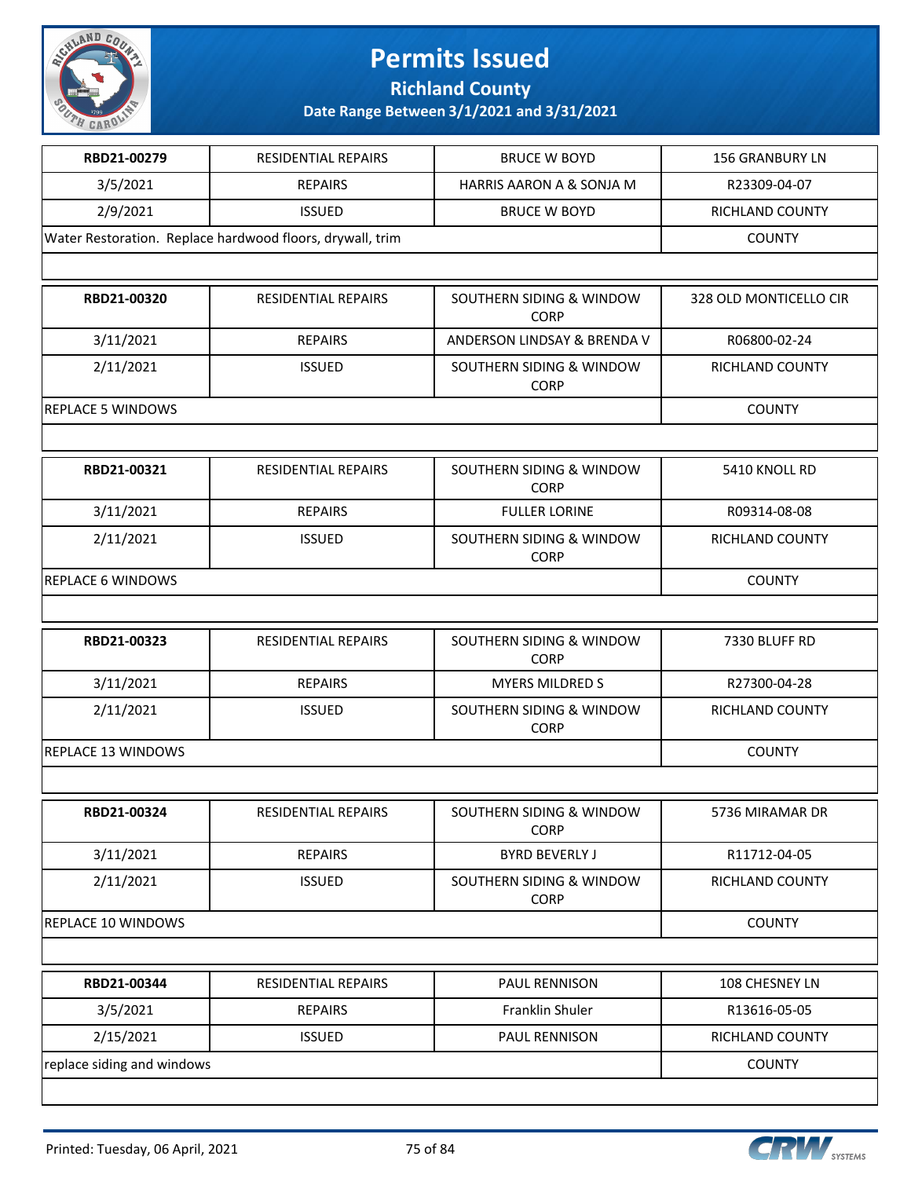# Permits Issued

**Richland County**

**Date Range Between 3/1/2021 and 3/31/2021**

| RBD21-00279 | RESIDENTIAL REPAIRS | BRUCE W BOYD | 156 GRANBURY LN |
|---|---|---|---|
| 3/5/2021 | REPAIRS | HARRIS AARON A & SONJA M | R23309-04-07 |
| 2/9/2021 | ISSUED | BRUCE W BOYD | RICHLAND COUNTY |
| Water Restoration. Replace hardwood floors, drywall, trim | | | COUNTY |

| RBD21-00320 | RESIDENTIAL REPAIRS | SOUTHERN SIDING & WINDOW CORP | 328 OLD MONTICELLO CIR |
|---|---|---|---|
| 3/11/2021 | REPAIRS | ANDERSON LINDSAY & BRENDA V | R06800-02-24 |
| 2/11/2021 | ISSUED | SOUTHERN SIDING & WINDOW CORP | RICHLAND COUNTY |
| REPLACE 5 WINDOWS | | | COUNTY |

| RBD21-00321 | RESIDENTIAL REPAIRS | SOUTHERN SIDING & WINDOW CORP | 5410 KNOLL RD |
|---|---|---|---|
| 3/11/2021 | REPAIRS | FULLER LORINE | R09314-08-08 |
| 2/11/2021 | ISSUED | SOUTHERN SIDING & WINDOW CORP | RICHLAND COUNTY |
| REPLACE 6 WINDOWS | | | COUNTY |

| RBD21-00323 | RESIDENTIAL REPAIRS | SOUTHERN SIDING & WINDOW CORP | 7330 BLUFF RD |
|---|---|---|---|
| 3/11/2021 | REPAIRS | MYERS MILDRED S | R27300-04-28 |
| 2/11/2021 | ISSUED | SOUTHERN SIDING & WINDOW CORP | RICHLAND COUNTY |
| REPLACE 13 WINDOWS | | | COUNTY |

| RBD21-00324 | RESIDENTIAL REPAIRS | SOUTHERN SIDING & WINDOW CORP | 5736 MIRAMAR DR |
|---|---|---|---|
| 3/11/2021 | REPAIRS | BYRD BEVERLY J | R11712-04-05 |
| 2/11/2021 | ISSUED | SOUTHERN SIDING & WINDOW CORP | RICHLAND COUNTY |
| REPLACE 10 WINDOWS | | | COUNTY |

| RBD21-00344 | RESIDENTIAL REPAIRS | PAUL RENNISON | 108 CHESNEY LN |
|---|---|---|---|
| 3/5/2021 | REPAIRS | Franklin Shuler | R13616-05-05 |
| 2/15/2021 | ISSUED | PAUL RENNISON | RICHLAND COUNTY |
| replace siding and windows | | | COUNTY |

Printed: Tuesday, 06 April, 2021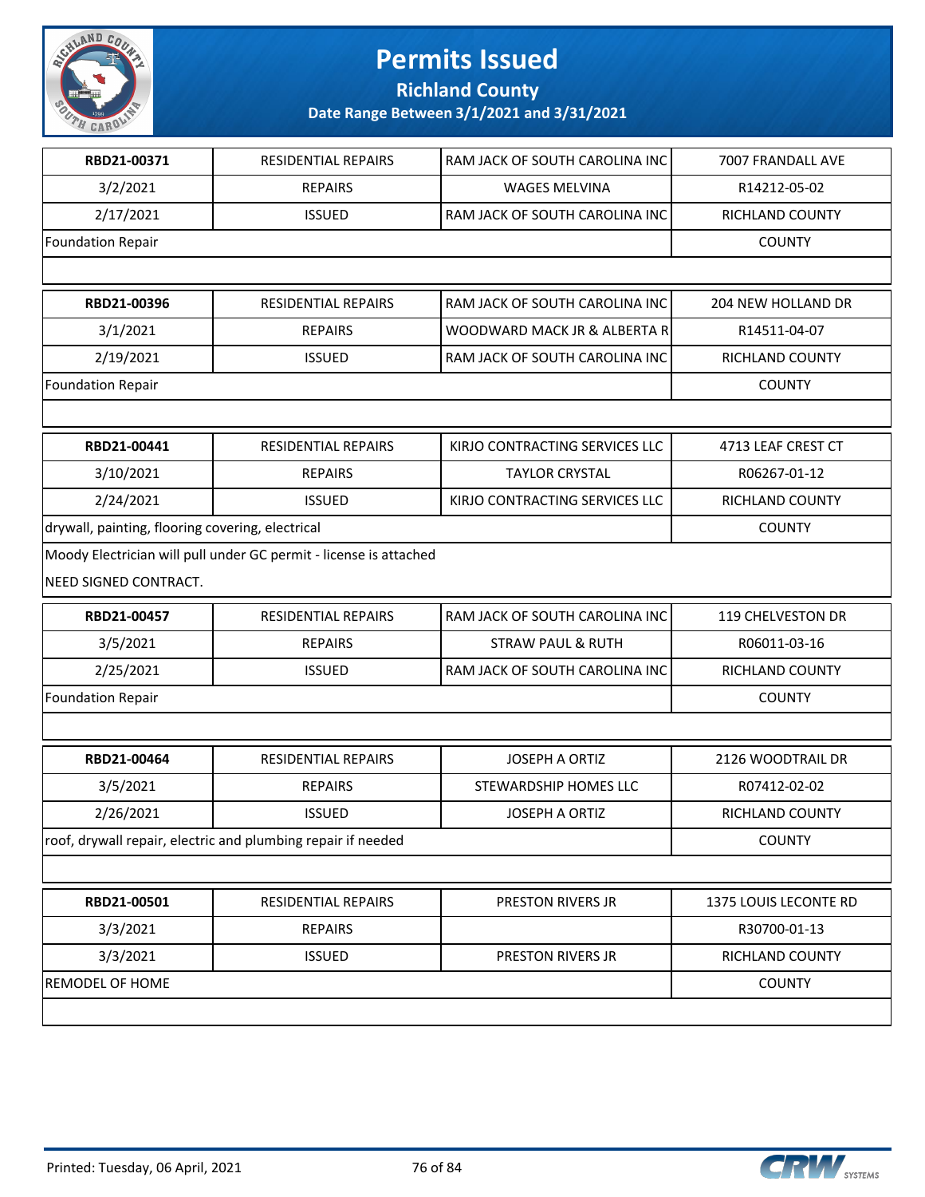# Permits Issued

## Richland County

### Date Range Between 3/1/2021 and 3/31/2021

| RBD21-00371 | RESIDENTIAL REPAIRS | RAM JACK OF SOUTH CAROLINA INC | 7007 FRANDALL AVE |
|---|---|---|---|
| 3/2/2021 | REPAIRS | WAGES MELVINA | R14212-05-02 |
| 2/17/2021 | ISSUED | RAM JACK OF SOUTH CAROLINA INC | RICHLAND COUNTY |
| Foundation Repair | | | COUNTY |

| RBD21-00396 | RESIDENTIAL REPAIRS | RAM JACK OF SOUTH CAROLINA INC | 204 NEW HOLLAND DR |
|---|---|---|---|
| 3/1/2021 | REPAIRS | WOODWARD MACK JR & ALBERTA R | R14511-04-07 |
| 2/19/2021 | ISSUED | RAM JACK OF SOUTH CAROLINA INC | RICHLAND COUNTY |
| Foundation Repair | | | COUNTY |

| RBD21-00441 | RESIDENTIAL REPAIRS | KIRJO CONTRACTING SERVICES LLC | 4713 LEAF CREST CT |
|---|---|---|---|
| 3/10/2021 | REPAIRS | TAYLOR CRYSTAL | R06267-01-12 |
| 2/24/2021 | ISSUED | KIRJO CONTRACTING SERVICES LLC | RICHLAND COUNTY |
| drywall, painting, flooring covering, electrical | | | COUNTY |

Moody Electrician will pull under GC permit - license is attached

NEED SIGNED CONTRACT.

| RBD21-00457 | RESIDENTIAL REPAIRS | RAM JACK OF SOUTH CAROLINA INC | 119 CHELVESTON DR |
|---|---|---|---|
| 3/5/2021 | REPAIRS | STRAW PAUL & RUTH | R06011-03-16 |
| 2/25/2021 | ISSUED | RAM JACK OF SOUTH CAROLINA INC | RICHLAND COUNTY |
| Foundation Repair | | | COUNTY |

| RBD21-00464 | RESIDENTIAL REPAIRS | JOSEPH A ORTIZ | 2126 WOODTRAIL DR |
|---|---|---|---|
| 3/5/2021 | REPAIRS | STEWARDSHIP HOMES LLC | R07412-02-02 |
| 2/26/2021 | ISSUED | JOSEPH A ORTIZ | RICHLAND COUNTY |
| roof, drywall repair, electric and plumbing repair if needed | | | COUNTY |

| RBD21-00501 | RESIDENTIAL REPAIRS | PRESTON RIVERS JR | 1375 LOUIS LECONTE RD |
|---|---|---|---|
| 3/3/2021 | REPAIRS | | R30700-01-13 |
| 3/3/2021 | ISSUED | PRESTON RIVERS JR | RICHLAND COUNTY |
| REMODEL OF HOME | | | COUNTY |

Printed: Tuesday, 06 April, 2021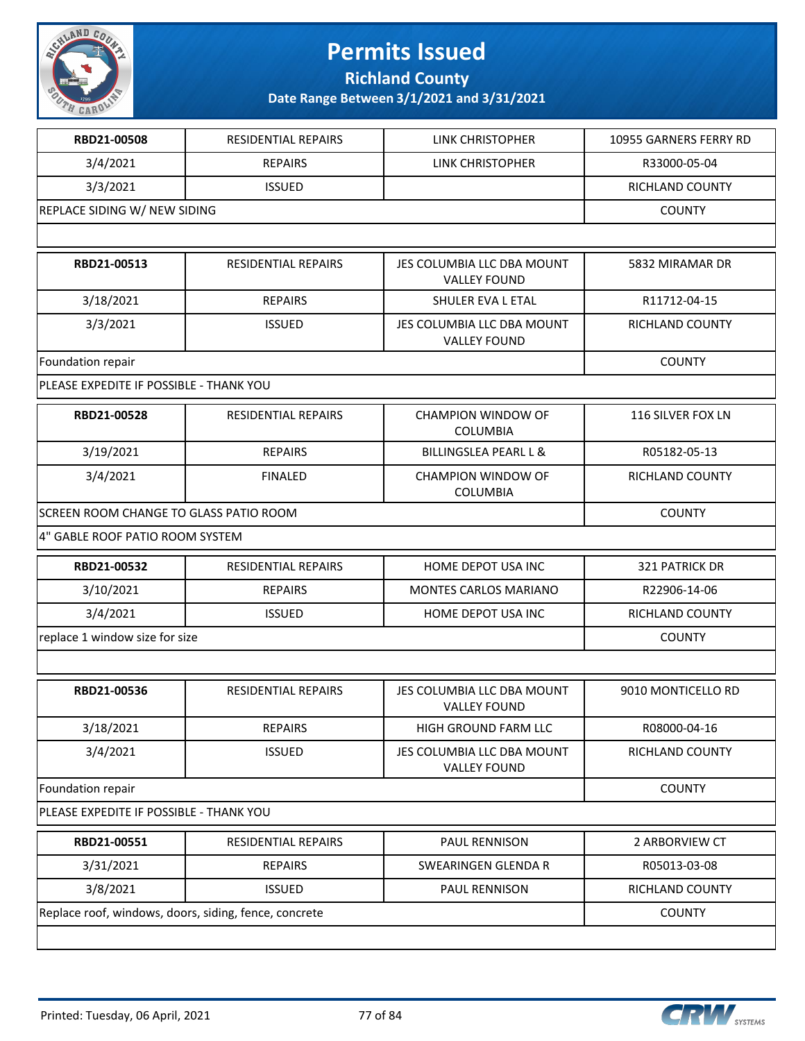# Permits Issued

## Richland County

### Date Range Between 3/1/2021 and 3/31/2021

| RBD21-00508 | RESIDENTIAL REPAIRS | LINK CHRISTOPHER | 10955 GARNERS FERRY RD |
|---|---|---|---|
| 3/4/2021 | REPAIRS | LINK CHRISTOPHER | R33000-05-04 |
| 3/3/2021 | ISSUED | | RICHLAND COUNTY |
| REPLACE SIDING W/ NEW SIDING | | | COUNTY |
| | | | |

| RBD21-00513 | RESIDENTIAL REPAIRS | JES COLUMBIA LLC DBA MOUNT VALLEY FOUND | 5832 MIRAMAR DR |
|---|---|---|---|
| 3/18/2021 | REPAIRS | SHULER EVA L ETAL | R11712-04-15 |
| 3/3/2021 | ISSUED | JES COLUMBIA LLC DBA MOUNT VALLEY FOUND | RICHLAND COUNTY |
| Foundation repair | | | COUNTY |
| PLEASE EXPEDITE IF POSSIBLE - THANK YOU | | | |

| RBD21-00528 | RESIDENTIAL REPAIRS | CHAMPION WINDOW OF COLUMBIA | 116 SILVER FOX LN |
|---|---|---|---|
| 3/19/2021 | REPAIRS | BILLINGSLEA PEARL L & | R05182-05-13 |
| 3/4/2021 | FINALED | CHAMPION WINDOW OF COLUMBIA | RICHLAND COUNTY |
| SCREEN ROOM CHANGE TO GLASS PATIO ROOM | | | COUNTY |
| 4" GABLE ROOF PATIO ROOM SYSTEM | | | |

| RBD21-00532 | RESIDENTIAL REPAIRS | HOME DEPOT USA INC | 321 PATRICK DR |
|---|---|---|---|
| 3/10/2021 | REPAIRS | MONTES CARLOS MARIANO | R22906-14-06 |
| 3/4/2021 | ISSUED | HOME DEPOT USA INC | RICHLAND COUNTY |
| replace 1 window size for size | | | COUNTY |
| | | | |

| RBD21-00536 | RESIDENTIAL REPAIRS | JES COLUMBIA LLC DBA MOUNT VALLEY FOUND | 9010 MONTICELLO RD |
|---|---|---|---|
| 3/18/2021 | REPAIRS | HIGH GROUND FARM LLC | R08000-04-16 |
| 3/4/2021 | ISSUED | JES COLUMBIA LLC DBA MOUNT VALLEY FOUND | RICHLAND COUNTY |
| Foundation repair | | | COUNTY |
| PLEASE EXPEDITE IF POSSIBLE - THANK YOU | | | |

| RBD21-00551 | RESIDENTIAL REPAIRS | PAUL RENNISON | 2 ARBORVIEW CT |
|---|---|---|---|
| 3/31/2021 | REPAIRS | SWEARINGEN GLENDA R | R05013-03-08 |
| 3/8/2021 | ISSUED | PAUL RENNISON | RICHLAND COUNTY |
| Replace roof, windows, doors, siding, fence, concrete | | | COUNTY |
| | | | |

Printed: Tuesday, 06 April, 2021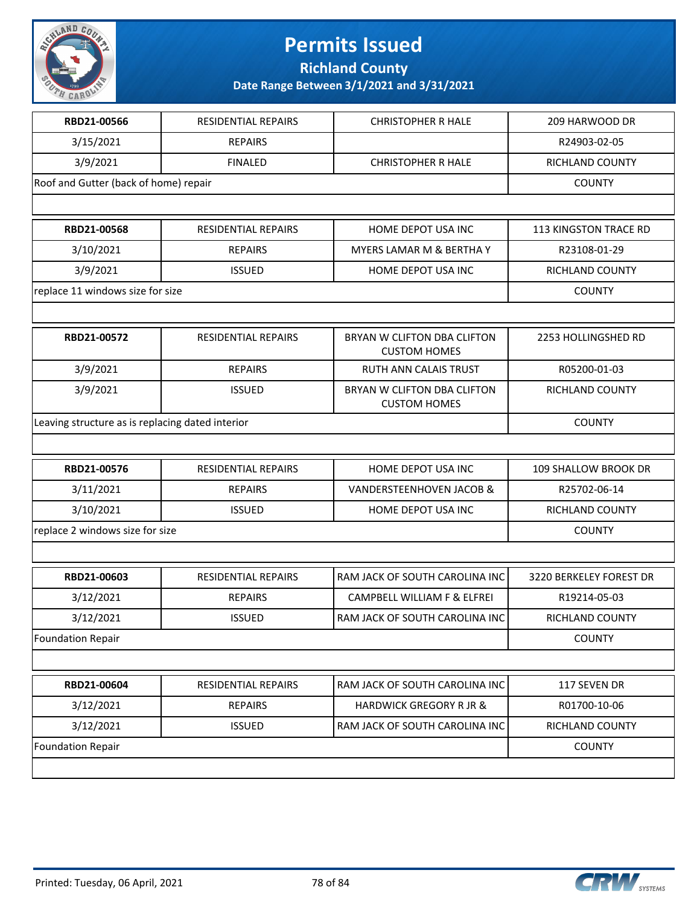# Permits Issued

## Richland County

### Date Range Between 3/1/2021 and 3/31/2021

| RBD21-00566 | RESIDENTIAL REPAIRS | CHRISTOPHER R HALE | 209 HARWOOD DR |
|---|---|---|---|
| 3/15/2021 | REPAIRS | | R24903-02-05 |
| 3/9/2021 | FINALED | CHRISTOPHER R HALE | RICHLAND COUNTY |
| Roof and Gutter (back of home) repair | | | COUNTY |

| RBD21-00568 | RESIDENTIAL REPAIRS | HOME DEPOT USA INC | 113 KINGSTON TRACE RD |
|---|---|---|---|
| 3/10/2021 | REPAIRS | MYERS LAMAR M & BERTHA Y | R23108-01-29 |
| 3/9/2021 | ISSUED | HOME DEPOT USA INC | RICHLAND COUNTY |
| replace 11 windows size for size | | | COUNTY |

| RBD21-00572 | RESIDENTIAL REPAIRS | BRYAN W CLIFTON DBA CLIFTON CUSTOM HOMES | 2253 HOLLINGSHED RD |
|---|---|---|---|
| 3/9/2021 | REPAIRS | RUTH ANN CALAIS TRUST | R05200-01-03 |
| 3/9/2021 | ISSUED | BRYAN W CLIFTON DBA CLIFTON CUSTOM HOMES | RICHLAND COUNTY |
| Leaving structure as is replacing dated interior | | | COUNTY |

| RBD21-00576 | RESIDENTIAL REPAIRS | HOME DEPOT USA INC | 109 SHALLOW BROOK DR |
|---|---|---|---|
| 3/11/2021 | REPAIRS | VANDERSTEENHOVEN JACOB & | R25702-06-14 |
| 3/10/2021 | ISSUED | HOME DEPOT USA INC | RICHLAND COUNTY |
| replace 2 windows size for size | | | COUNTY |

| RBD21-00603 | RESIDENTIAL REPAIRS | RAM JACK OF SOUTH CAROLINA INC | 3220 BERKELEY FOREST DR |
|---|---|---|---|
| 3/12/2021 | REPAIRS | CAMPBELL WILLIAM F & ELFREI | R19214-05-03 |
| 3/12/2021 | ISSUED | RAM JACK OF SOUTH CAROLINA INC | RICHLAND COUNTY |
| Foundation Repair | | | COUNTY |

| RBD21-00604 | RESIDENTIAL REPAIRS | RAM JACK OF SOUTH CAROLINA INC | 117 SEVEN DR |
|---|---|---|---|
| 3/12/2021 | REPAIRS | HARDWICK GREGORY R JR & | R01700-10-06 |
| 3/12/2021 | ISSUED | RAM JACK OF SOUTH CAROLINA INC | RICHLAND COUNTY |
| Foundation Repair | | | COUNTY |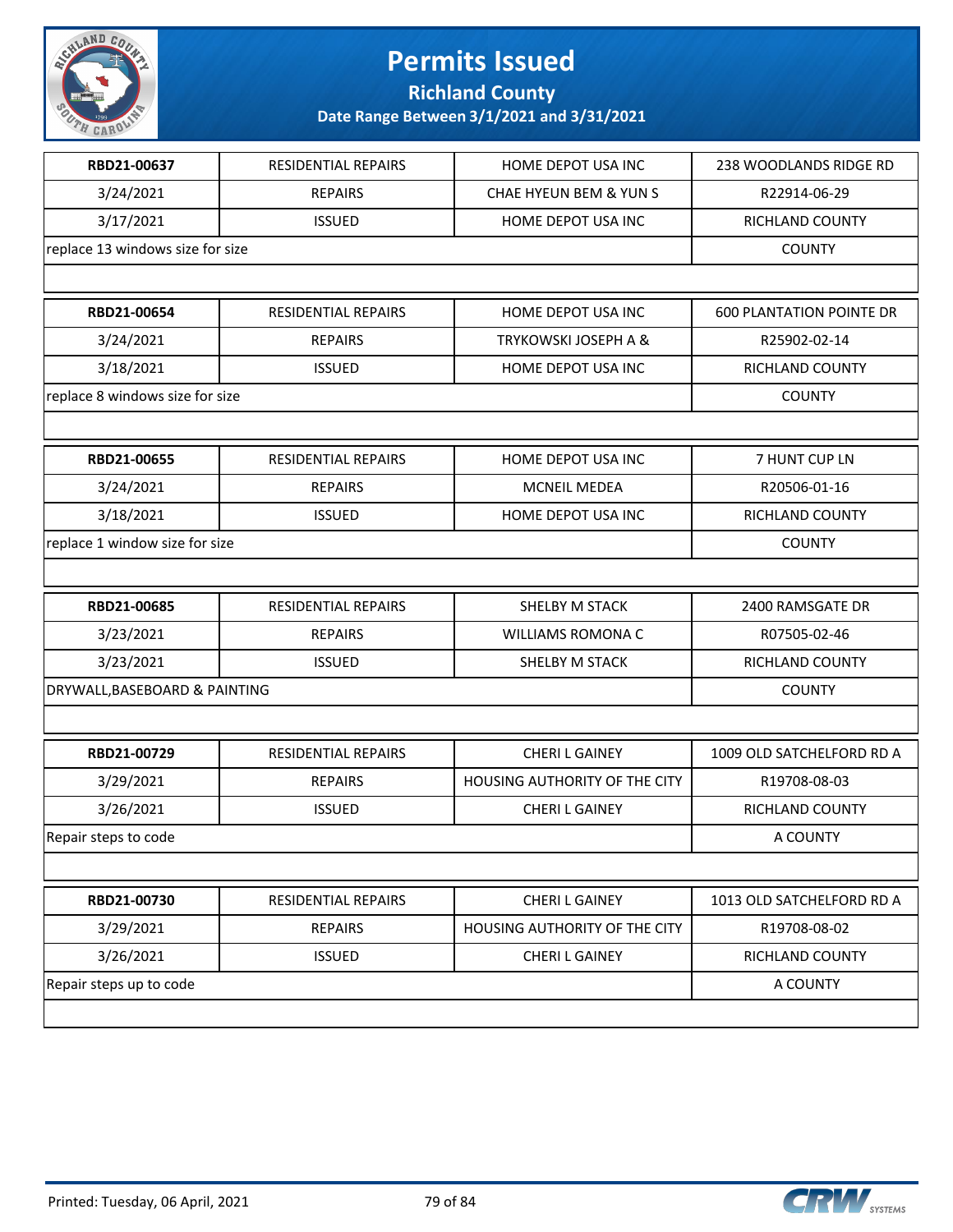# Permits Issued

## Richland County

### Date Range Between 3/1/2021 and 3/31/2021

| | | | |
|---|---|---|---|
| **RBD21-00637** | RESIDENTIAL REPAIRS | HOME DEPOT USA INC | 238 WOODLANDS RIDGE RD |
| 3/24/2021 | REPAIRS | CHAE HYEUN BEM & YUN S | R22914-06-29 |
| 3/17/2021 | ISSUED | HOME DEPOT USA INC | RICHLAND COUNTY |
| replace 13 windows size for size | | | COUNTY |

| | | | |
|---|---|---|---|
| **RBD21-00654** | RESIDENTIAL REPAIRS | HOME DEPOT USA INC | 600 PLANTATION POINTE DR |
| 3/24/2021 | REPAIRS | TRYKOWSKI JOSEPH A & | R25902-02-14 |
| 3/18/2021 | ISSUED | HOME DEPOT USA INC | RICHLAND COUNTY |
| replace 8 windows size for size | | | COUNTY |

| | | | |
|---|---|---|---|
| **RBD21-00655** | RESIDENTIAL REPAIRS | HOME DEPOT USA INC | 7 HUNT CUP LN |
| 3/24/2021 | REPAIRS | MCNEIL MEDEA | R20506-01-16 |
| 3/18/2021 | ISSUED | HOME DEPOT USA INC | RICHLAND COUNTY |
| replace 1 window size for size | | | COUNTY |

| | | | |
|---|---|---|---|
| **RBD21-00685** | RESIDENTIAL REPAIRS | SHELBY M STACK | 2400 RAMSGATE DR |
| 3/23/2021 | REPAIRS | WILLIAMS ROMONA C | R07505-02-46 |
| 3/23/2021 | ISSUED | SHELBY M STACK | RICHLAND COUNTY |
| DRYWALL,BASEBOARD & PAINTING | | | COUNTY |

| | | | |
|---|---|---|---|
| **RBD21-00729** | RESIDENTIAL REPAIRS | CHERI L GAINEY | 1009 OLD SATCHELFORD RD A |
| 3/29/2021 | REPAIRS | HOUSING AUTHORITY OF THE CITY | R19708-08-03 |
| 3/26/2021 | ISSUED | CHERI L GAINEY | RICHLAND COUNTY |
| Repair steps to code | | | A COUNTY |

| | | | |
|---|---|---|---|
| **RBD21-00730** | RESIDENTIAL REPAIRS | CHERI L GAINEY | 1013 OLD SATCHELFORD RD A |
| 3/29/2021 | REPAIRS | HOUSING AUTHORITY OF THE CITY | R19708-08-02 |
| 3/26/2021 | ISSUED | CHERI L GAINEY | RICHLAND COUNTY |
| Repair steps up to code | | | A COUNTY |

Printed: Tuesday, 06 April, 2021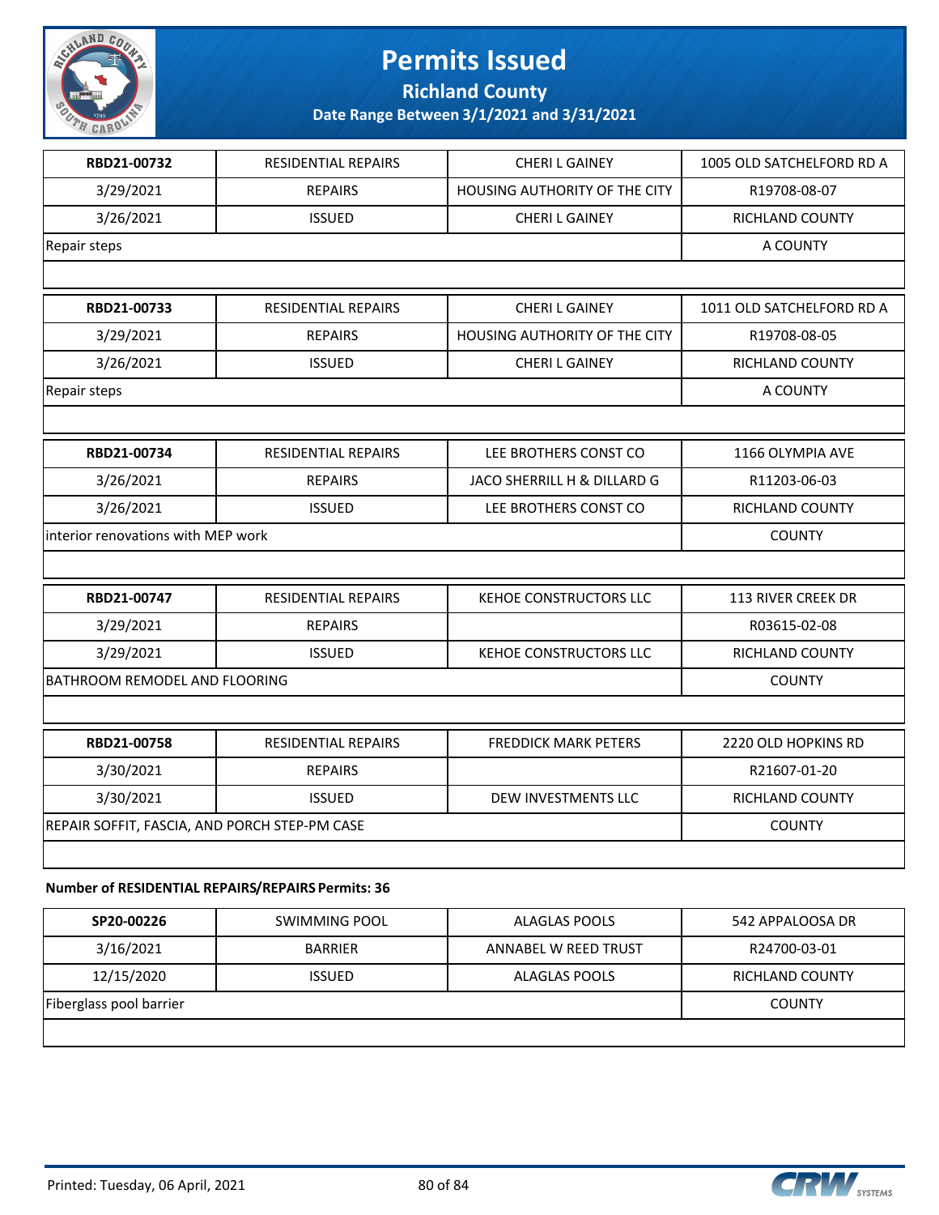# Permits Issued

## Richland County

### Date Range Between 3/1/2021 and 3/31/2021

| RBD21-00732 | RESIDENTIAL REPAIRS | CHERI L GAINEY | 1005 OLD SATCHELFORD RD A |
|---|---|---|---|
| 3/29/2021 | REPAIRS | HOUSING AUTHORITY OF THE CITY | R19708-08-07 |
| 3/26/2021 | ISSUED | CHERI L GAINEY | RICHLAND COUNTY |
| Repair steps | | | A COUNTY |

| RBD21-00733 | RESIDENTIAL REPAIRS | CHERI L GAINEY | 1011 OLD SATCHELFORD RD A |
|---|---|---|---|
| 3/29/2021 | REPAIRS | HOUSING AUTHORITY OF THE CITY | R19708-08-05 |
| 3/26/2021 | ISSUED | CHERI L GAINEY | RICHLAND COUNTY |
| Repair steps | | | A COUNTY |

| RBD21-00734 | RESIDENTIAL REPAIRS | LEE BROTHERS CONST CO | 1166 OLYMPIA AVE |
|---|---|---|---|
| 3/26/2021 | REPAIRS | JACO SHERRILL H & DILLARD G | R11203-06-03 |
| 3/26/2021 | ISSUED | LEE BROTHERS CONST CO | RICHLAND COUNTY |
| interior renovations with MEP work | | | COUNTY |

| RBD21-00747 | RESIDENTIAL REPAIRS | KEHOE CONSTRUCTORS LLC | 113 RIVER CREEK DR |
|---|---|---|---|
| 3/29/2021 | REPAIRS | | R03615-02-08 |
| 3/29/2021 | ISSUED | KEHOE CONSTRUCTORS LLC | RICHLAND COUNTY |
| BATHROOM REMODEL AND FLOORING | | | COUNTY |

| RBD21-00758 | RESIDENTIAL REPAIRS | FREDDICK MARK PETERS | 2220 OLD HOPKINS RD |
|---|---|---|---|
| 3/30/2021 | REPAIRS | | R21607-01-20 |
| 3/30/2021 | ISSUED | DEW INVESTMENTS LLC | RICHLAND COUNTY |
| REPAIR SOFFIT, FASCIA, AND PORCH STEP-PM CASE | | | COUNTY |

**Number of RESIDENTIAL REPAIRS/REPAIRS Permits: 36**

| SP20-00226 | SWIMMING POOL | ALAGLAS POOLS | 542 APPALOOSA DR |
|---|---|---|---|
| 3/16/2021 | BARRIER | ANNABEL W REED TRUST | R24700-03-01 |
| 12/15/2020 | ISSUED | ALAGLAS POOLS | RICHLAND COUNTY |
| Fiberglass pool barrier | | | COUNTY |

Printed: Tuesday, 06 April, 2021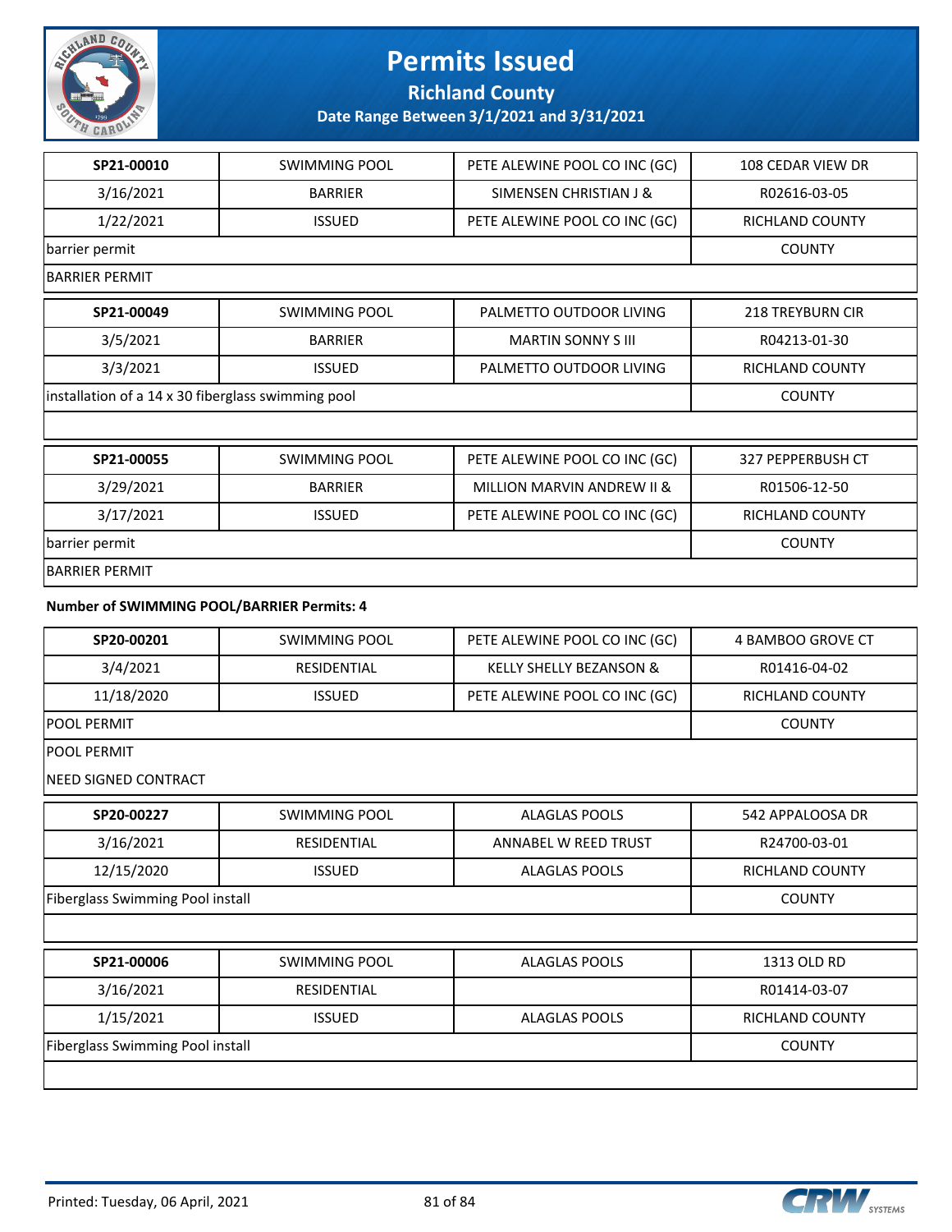# Permits Issued

**Richland County**

**Date Range Between 3/1/2021 and 3/31/2021**

| SP21-00010 | SWIMMING POOL | PETE ALEWINE POOL CO INC (GC) | 108 CEDAR VIEW DR |
|---|---|---|---|
| 3/16/2021 | BARRIER | SIMENSEN CHRISTIAN J & | R02616-03-05 |
| 1/22/2021 | ISSUED | PETE ALEWINE POOL CO INC (GC) | RICHLAND COUNTY |
| barrier permit | | | COUNTY |
| BARRIER PERMIT | | | |

| SP21-00049 | SWIMMING POOL | PALMETTO OUTDOOR LIVING | 218 TREYBURN CIR |
|---|---|---|---|
| 3/5/2021 | BARRIER | MARTIN SONNY S III | R04213-01-30 |
| 3/3/2021 | ISSUED | PALMETTO OUTDOOR LIVING | RICHLAND COUNTY |
| installation of a 14 x 30 fiberglass swimming pool | | | COUNTY |

| SP21-00055 | SWIMMING POOL | PETE ALEWINE POOL CO INC (GC) | 327 PEPPERBUSH CT |
|---|---|---|---|
| 3/29/2021 | BARRIER | MILLION MARVIN ANDREW II & | R01506-12-50 |
| 3/17/2021 | ISSUED | PETE ALEWINE POOL CO INC (GC) | RICHLAND COUNTY |
| barrier permit | | | COUNTY |
| BARRIER PERMIT | | | |

**Number of SWIMMING POOL/BARRIER Permits: 4**

| SP20-00201 | SWIMMING POOL | PETE ALEWINE POOL CO INC (GC) | 4 BAMBOO GROVE CT |
|---|---|---|---|
| 3/4/2021 | RESIDENTIAL | KELLY SHELLY BEZANSON & | R01416-04-02 |
| 11/18/2020 | ISSUED | PETE ALEWINE POOL CO INC (GC) | RICHLAND COUNTY |
| POOL PERMIT | | | COUNTY |
| POOL PERMIT<br>NEED SIGNED CONTRACT | | | |

| SP20-00227 | SWIMMING POOL | ALAGLAS POOLS | 542 APPALOOSA DR |
|---|---|---|---|
| 3/16/2021 | RESIDENTIAL | ANNABEL W REED TRUST | R24700-03-01 |
| 12/15/2020 | ISSUED | ALAGLAS POOLS | RICHLAND COUNTY |
| Fiberglass Swimming Pool install | | | COUNTY |

| SP21-00006 | SWIMMING POOL | ALAGLAS POOLS | 1313 OLD RD |
|---|---|---|---|
| 3/16/2021 | RESIDENTIAL | | R01414-03-07 |
| 1/15/2021 | ISSUED | ALAGLAS POOLS | RICHLAND COUNTY |
| Fiberglass Swimming Pool install | | | COUNTY |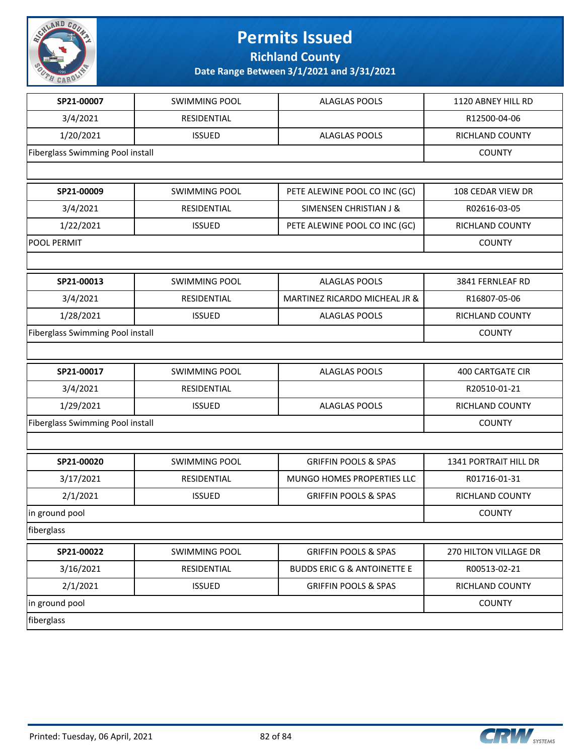# Permits Issued

## Richland County

### Date Range Between 3/1/2021 and 3/31/2021

| | | | |
|---|---|---|---|
| **SP21-00007** | SWIMMING POOL | ALAGLAS POOLS | 1120 ABNEY HILL RD |
| 3/4/2021 | RESIDENTIAL | | R12500-04-06 |
| 1/20/2021 | ISSUED | ALAGLAS POOLS | RICHLAND COUNTY |
| Fiberglass Swimming Pool install | | | COUNTY |
| | | | |
| **SP21-00009** | SWIMMING POOL | PETE ALEWINE POOL CO INC (GC) | 108 CEDAR VIEW DR |
| 3/4/2021 | RESIDENTIAL | SIMENSEN CHRISTIAN J & | R02616-03-05 |
| 1/22/2021 | ISSUED | PETE ALEWINE POOL CO INC (GC) | RICHLAND COUNTY |
| POOL PERMIT | | | COUNTY |
| | | | |
| **SP21-00013** | SWIMMING POOL | ALAGLAS POOLS | 3841 FERNLEAF RD |
| 3/4/2021 | RESIDENTIAL | MARTINEZ RICARDO MICHEAL JR & | R16807-05-06 |
| 1/28/2021 | ISSUED | ALAGLAS POOLS | RICHLAND COUNTY |
| Fiberglass Swimming Pool install | | | COUNTY |
| | | | |
| **SP21-00017** | SWIMMING POOL | ALAGLAS POOLS | 400 CARTGATE CIR |
| 3/4/2021 | RESIDENTIAL | | R20510-01-21 |
| 1/29/2021 | ISSUED | ALAGLAS POOLS | RICHLAND COUNTY |
| Fiberglass Swimming Pool install | | | COUNTY |
| | | | |
| **SP21-00020** | SWIMMING POOL | GRIFFIN POOLS & SPAS | 1341 PORTRAIT HILL DR |
| 3/17/2021 | RESIDENTIAL | MUNGO HOMES PROPERTIES LLC | R01716-01-31 |
| 2/1/2021 | ISSUED | GRIFFIN POOLS & SPAS | RICHLAND COUNTY |
| in ground pool | | | COUNTY |
| fiberglass | | | |
| **SP21-00022** | SWIMMING POOL | GRIFFIN POOLS & SPAS | 270 HILTON VILLAGE DR |
| 3/16/2021 | RESIDENTIAL | BUDDS ERIC G & ANTOINETTE E | R00513-02-21 |
| 2/1/2021 | ISSUED | GRIFFIN POOLS & SPAS | RICHLAND COUNTY |
| in ground pool | | | COUNTY |
| fiberglass | | | |

Printed: Tuesday, 06 April, 2021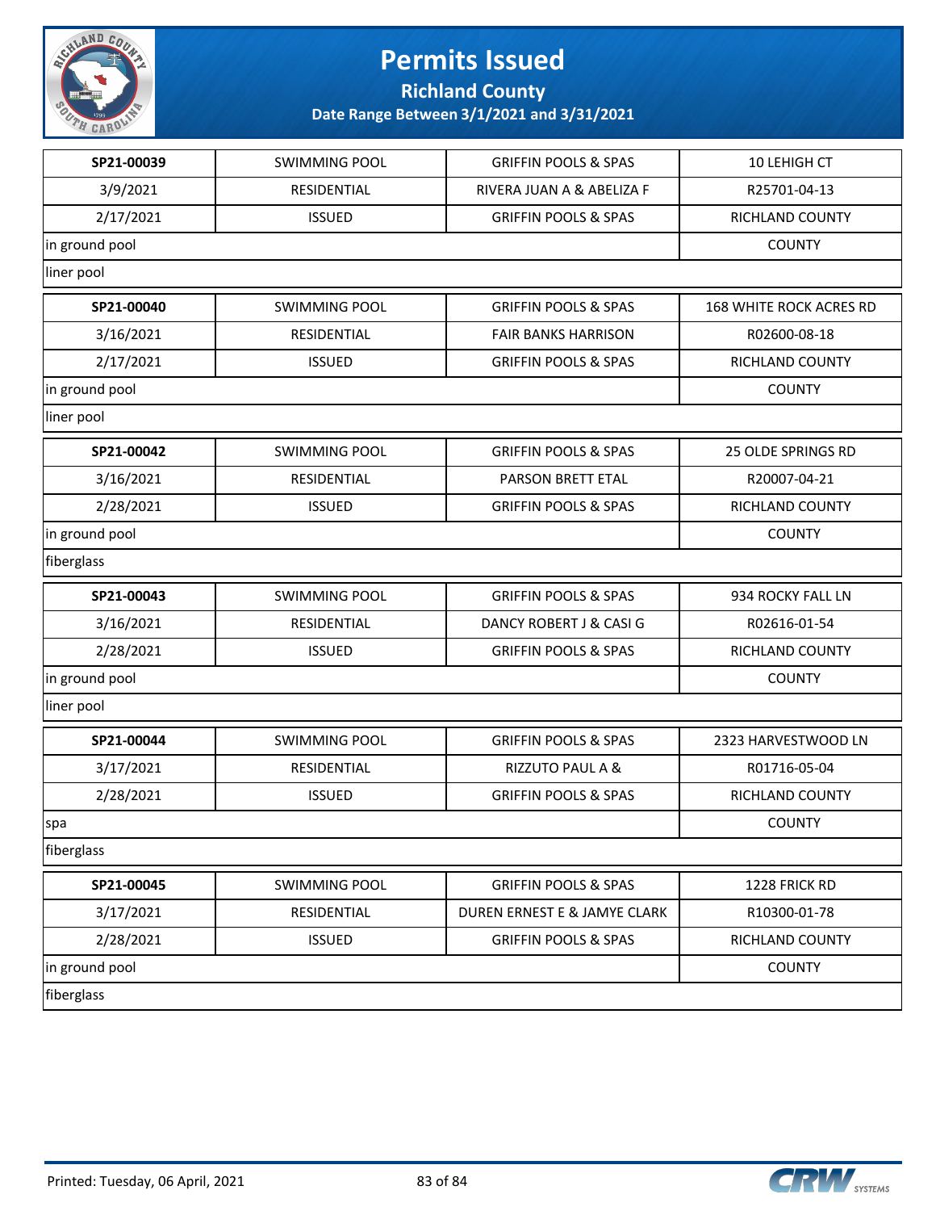# Permits Issued

## Richland County

### Date Range Between 3/1/2021 and 3/31/2021

| SP21-00039 | SWIMMING POOL | GRIFFIN POOLS & SPAS | 10 LEHIGH CT |
|---|---|---|---|
| 3/9/2021 | RESIDENTIAL | RIVERA JUAN A & ABELIZA F | R25701-04-13 |
| 2/17/2021 | ISSUED | GRIFFIN POOLS & SPAS | RICHLAND COUNTY |
| in ground pool | | | COUNTY |
| liner pool | | | |

| SP21-00040 | SWIMMING POOL | GRIFFIN POOLS & SPAS | 168 WHITE ROCK ACRES RD |
|---|---|---|---|
| 3/16/2021 | RESIDENTIAL | FAIR BANKS HARRISON | R02600-08-18 |
| 2/17/2021 | ISSUED | GRIFFIN POOLS & SPAS | RICHLAND COUNTY |
| in ground pool | | | COUNTY |
| liner pool | | | |

| SP21-00042 | SWIMMING POOL | GRIFFIN POOLS & SPAS | 25 OLDE SPRINGS RD |
|---|---|---|---|
| 3/16/2021 | RESIDENTIAL | PARSON BRETT ETAL | R20007-04-21 |
| 2/28/2021 | ISSUED | GRIFFIN POOLS & SPAS | RICHLAND COUNTY |
| in ground pool | | | COUNTY |
| fiberglass | | | |

| SP21-00043 | SWIMMING POOL | GRIFFIN POOLS & SPAS | 934 ROCKY FALL LN |
|---|---|---|---|
| 3/16/2021 | RESIDENTIAL | DANCY ROBERT J & CASI G | R02616-01-54 |
| 2/28/2021 | ISSUED | GRIFFIN POOLS & SPAS | RICHLAND COUNTY |
| in ground pool | | | COUNTY |
| liner pool | | | |

| SP21-00044 | SWIMMING POOL | GRIFFIN POOLS & SPAS | 2323 HARVESTWOOD LN |
|---|---|---|---|
| 3/17/2021 | RESIDENTIAL | RIZZUTO PAUL A & | R01716-05-04 |
| 2/28/2021 | ISSUED | GRIFFIN POOLS & SPAS | RICHLAND COUNTY |
| spa | | | COUNTY |
| fiberglass | | | |

| SP21-00045 | SWIMMING POOL | GRIFFIN POOLS & SPAS | 1228 FRICK RD |
|---|---|---|---|
| 3/17/2021 | RESIDENTIAL | DUREN ERNEST E & JAMYE CLARK | R10300-01-78 |
| 2/28/2021 | ISSUED | GRIFFIN POOLS & SPAS | RICHLAND COUNTY |
| in ground pool | | | COUNTY |
| fiberglass | | | |

Printed: Tuesday, 06 April, 2021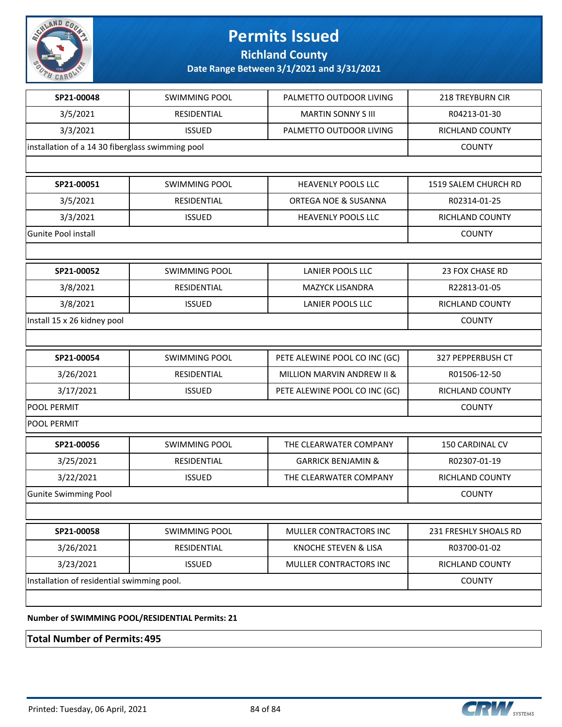# Permits Issued

## Richland County

### Date Range Between 3/1/2021 and 3/31/2021

| | | | |
|---|---|---|---|
| SP21-00048 | SWIMMING POOL | PALMETTO OUTDOOR LIVING | 218 TREYBURN CIR |
| 3/5/2021 | RESIDENTIAL | MARTIN SONNY S III | R04213-01-30 |
| 3/3/2021 | ISSUED | PALMETTO OUTDOOR LIVING | RICHLAND COUNTY |
| installation of a 14 30 fiberglass swimming pool | | | COUNTY |
| | | | |
| SP21-00051 | SWIMMING POOL | HEAVENLY POOLS LLC | 1519 SALEM CHURCH RD |
| 3/5/2021 | RESIDENTIAL | ORTEGA NOE & SUSANNA | R02314-01-25 |
| 3/3/2021 | ISSUED | HEAVENLY POOLS LLC | RICHLAND COUNTY |
| Gunite Pool install | | | COUNTY |
| | | | |
| SP21-00052 | SWIMMING POOL | LANIER POOLS LLC | 23 FOX CHASE RD |
| 3/8/2021 | RESIDENTIAL | MAZYCK LISANDRA | R22813-01-05 |
| 3/8/2021 | ISSUED | LANIER POOLS LLC | RICHLAND COUNTY |
| Install 15 x 26 kidney pool | | | COUNTY |
| | | | |
| SP21-00054 | SWIMMING POOL | PETE ALEWINE POOL CO INC (GC) | 327 PEPPERBUSH CT |
| 3/26/2021 | RESIDENTIAL | MILLION MARVIN ANDREW II & | R01506-12-50 |
| 3/17/2021 | ISSUED | PETE ALEWINE POOL CO INC (GC) | RICHLAND COUNTY |
| POOL PERMIT | | | COUNTY |
| POOL PERMIT | | | |
| SP21-00056 | SWIMMING POOL | THE CLEARWATER COMPANY | 150 CARDINAL CV |
| 3/25/2021 | RESIDENTIAL | GARRICK BENJAMIN & | R02307-01-19 |
| 3/22/2021 | ISSUED | THE CLEARWATER COMPANY | RICHLAND COUNTY |
| Gunite Swimming Pool | | | COUNTY |
| | | | |
| SP21-00058 | SWIMMING POOL | MULLER CONTRACTORS INC | 231 FRESHLY SHOALS RD |
| 3/26/2021 | RESIDENTIAL | KNOCHE STEVEN & LISA | R03700-01-02 |
| 3/23/2021 | ISSUED | MULLER CONTRACTORS INC | RICHLAND COUNTY |
| Installation of residential swimming pool. | | | COUNTY |
| | | | |

**Number of SWIMMING POOL/RESIDENTIAL Permits: 21**

**Total Number of Permits: 495**

Printed: Tuesday, 06 April, 2021